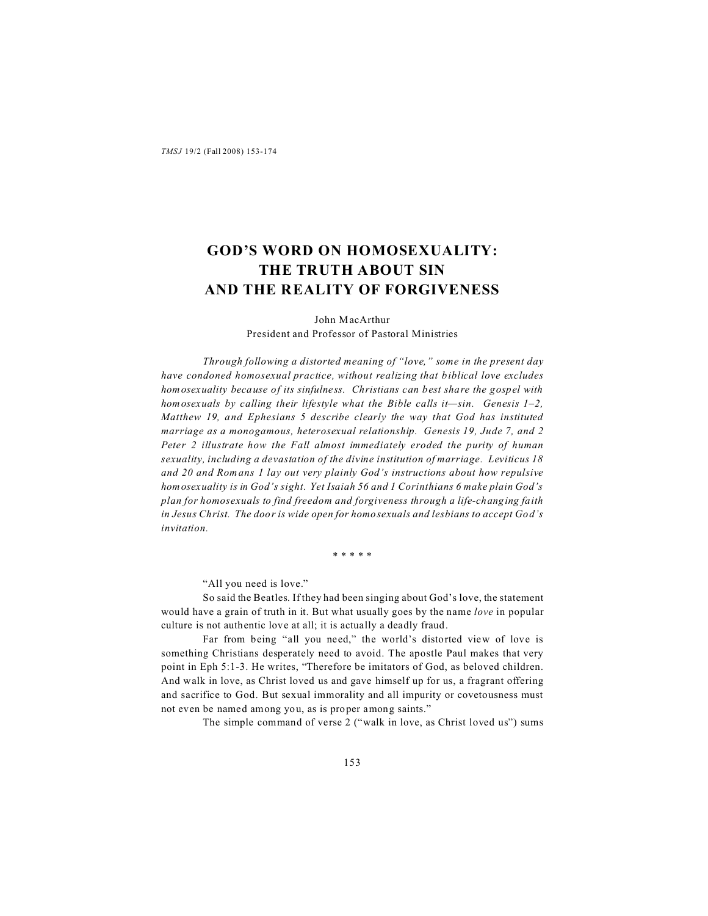# GOD'S WORD ON HOMOSEXUALITY: THE TRUTH ABOUT SIN AND THE REALITY OF FORGIVENESS

John MacArthur
President and Professor of Pastoral Ministries

*Through following a distorted meaning of "love," some in the present day have condoned homosexual practice, without realizing that biblical love excludes homosexuality because of its sinfulness. Christians can best share the gospel with homosexuals by calling their lifestyle what the Bible calls it—sin. Genesis 1–2, Matthew 19, and Ephesians 5 describe clearly the way that God has instituted marriage as a monogamous, heterosexual relationship. Genesis 19, Jude 7, and 2 Peter 2 illustrate how the Fall almost immediately eroded the purity of human sexuality, including a devastation of the divine institution of marriage. Leviticus 18 and 20 and Romans 1 lay out very plainly God's instructions about how repulsive homosexuality is in God's sight. Yet Isaiah 56 and 1 Corinthians 6 make plain God's plan for homosexuals to find freedom and forgiveness through a life-changing faith in Jesus Christ. The door is wide open for homosexuals and lesbians to accept God's invitation.*

\* \* \* \* \*

"All you need is love."

So said the Beatles. If they had been singing about God's love, the statement would have a grain of truth in it. But what usually goes by the name *love* in popular culture is not authentic love at all; it is actually a deadly fraud.

Far from being "all you need," the world's distorted view of love is something Christians desperately need to avoid. The apostle Paul makes that very point in Eph 5:1-3. He writes, "Therefore be imitators of God, as beloved children. And walk in love, as Christ loved us and gave himself up for us, a fragrant offering and sacrifice to God. But sexual immorality and all impurity or covetousness must not even be named among you, as is proper among saints."

The simple command of verse 2 ("walk in love, as Christ loved us") sums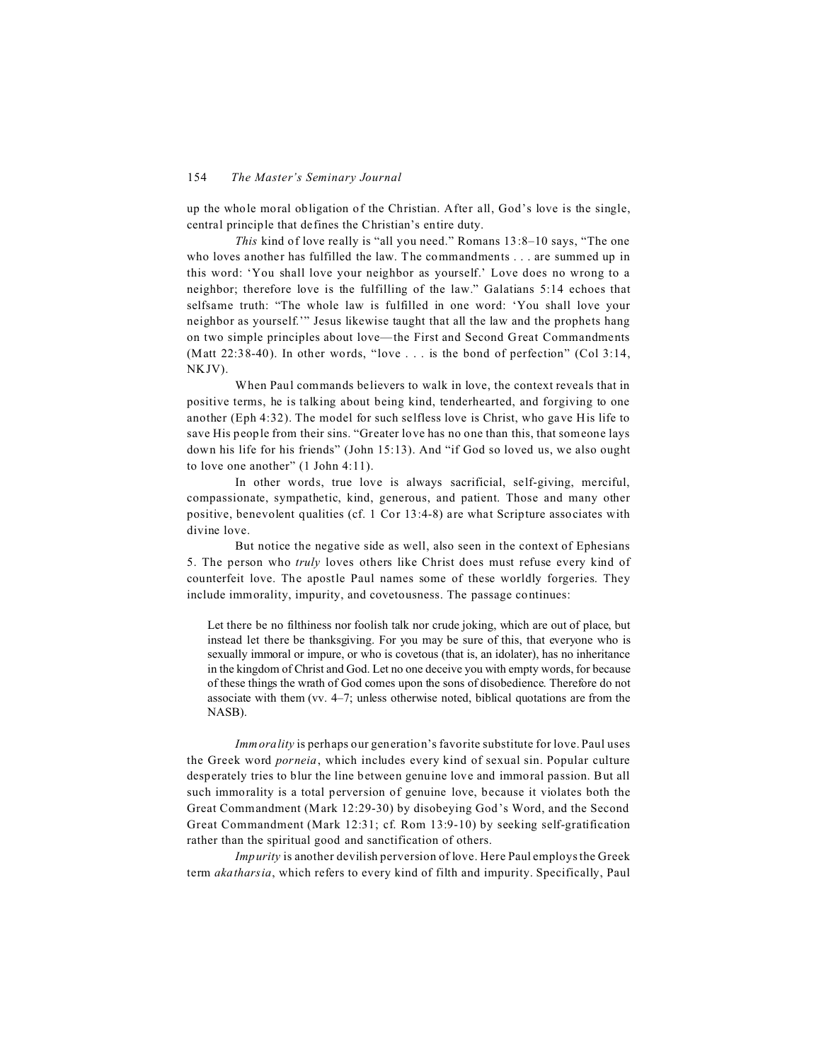up the whole moral obligation of the Christian. After all, God's love is the single, central principle that defines the Christian's entire duty.

*This* kind of love really is "all you need." Romans 13:8–10 says, "The one who loves another has fulfilled the law. The commandments . . . are summed up in this word: 'You shall love your neighbor as yourself.' Love does no wrong to a neighbor; therefore love is the fulfilling of the law." Galatians 5:14 echoes that selfsame truth: "The whole law is fulfilled in one word: 'You shall love your neighbor as yourself.'" Jesus likewise taught that all the law and the prophets hang on two simple principles about love—the First and Second Great Commandments (Matt 22:38-40). In other words, "love . . . is the bond of perfection" (Col 3:14, NKJV).

When Paul commands believers to walk in love, the context reveals that in positive terms, he is talking about being kind, tenderhearted, and forgiving to one another (Eph 4:32). The model for such selfless love is Christ, who gave His life to save His people from their sins. "Greater love has no one than this, that someone lays down his life for his friends" (John 15:13). And "if God so loved us, we also ought to love one another" (1 John 4:11).

In other words, true love is always sacrificial, self-giving, merciful, compassionate, sympathetic, kind, generous, and patient. Those and many other positive, benevolent qualities (cf. 1 Cor 13:4-8) are what Scripture associates with divine love.

But notice the negative side as well, also seen in the context of Ephesians 5. The person who *truly* loves others like Christ does must refuse every kind of counterfeit love. The apostle Paul names some of these worldly forgeries. They include immorality, impurity, and covetousness. The passage continues:

> Let there be no filthiness nor foolish talk nor crude joking, which are out of place, but instead let there be thanksgiving. For you may be sure of this, that everyone who is sexually immoral or impure, or who is covetous (that is, an idolater), has no inheritance in the kingdom of Christ and God. Let no one deceive you with empty words, for because of these things the wrath of God comes upon the sons of disobedience. Therefore do not associate with them (vv. 4–7; unless otherwise noted, biblical quotations are from the NASB).

*Immorality* is perhaps our generation's favorite substitute for love. Paul uses the Greek word *porneia*, which includes every kind of sexual sin. Popular culture desperately tries to blur the line between genuine love and immoral passion. But all such immorality is a total perversion of genuine love, because it violates both the Great Commandment (Mark 12:29-30) by disobeying God's Word, and the Second Great Commandment (Mark 12:31; cf. Rom 13:9-10) by seeking self-gratification rather than the spiritual good and sanctification of others.

*Impurity* is another devilish perversion of love. Here Paul employs the Greek term *akatharsia*, which refers to every kind of filth and impurity. Specifically, Paul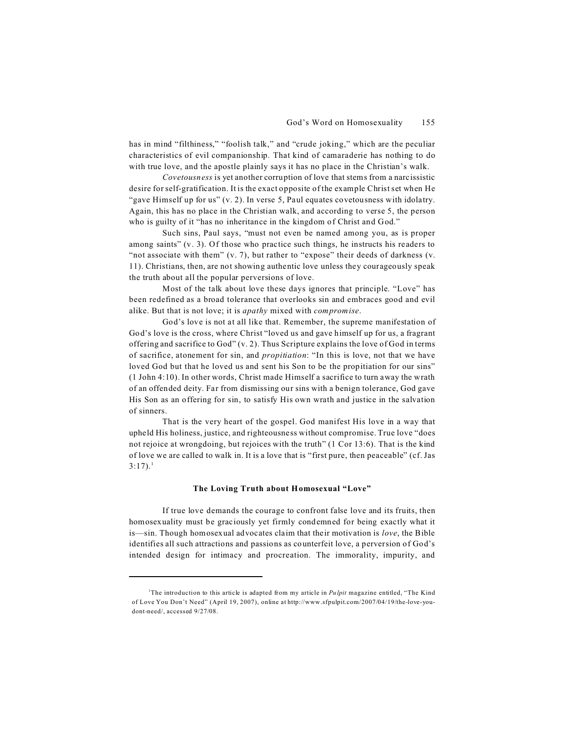has in mind "filthiness," "foolish talk," and "crude joking," which are the peculiar characteristics of evil companionship. That kind of camaraderie has nothing to do with true love, and the apostle plainly says it has no place in the Christian's walk.

*Covetousness* is yet another corruption of love that stems from a narcissistic desire for self-gratification. It is the exact opposite of the example Christ set when He "gave Himself up for us" (v. 2). In verse 5, Paul equates covetousness with idolatry. Again, this has no place in the Christian walk, and according to verse 5, the person who is guilty of it "has no inheritance in the kingdom of Christ and God."

Such sins, Paul says, "must not even be named among you, as is proper among saints" (v. 3). Of those who practice such things, he instructs his readers to "not associate with them" (v. 7), but rather to "expose" their deeds of darkness (v. 11). Christians, then, are not showing authentic love unless they courageously speak the truth about all the popular perversions of love.

Most of the talk about love these days ignores that principle. "Love" has been redefined as a broad tolerance that overlooks sin and embraces good and evil alike. But that is not love; it is *apathy* mixed with *compromise*.

God's love is not at all like that. Remember, the supreme manifestation of God's love is the cross, where Christ "loved us and gave himself up for us, a fragrant offering and sacrifice to God" (v. 2). Thus Scripture explains the love of God in terms of sacrifice, atonement for sin, and *propitiation*: "In this is love, not that we have loved God but that he loved us and sent his Son to be the propitiation for our sins" (1 John 4:10). In other words, Christ made Himself a sacrifice to turn away the wrath of an offended deity. Far from dismissing our sins with a benign tolerance, God gave His Son as an offering for sin, to satisfy His own wrath and justice in the salvation of sinners.

That is the very heart of the gospel. God manifest His love in a way that upheld His holiness, justice, and righteousness without compromise. True love "does not rejoice at wrongdoing, but rejoices with the truth" (1 Cor 13:6). That is the kind of love we are called to walk in. It is a love that is "first pure, then peaceable" (cf. Jas 3:17).[1]

### The Loving Truth about Homosexual "Love"

If true love demands the courage to confront false love and its fruits, then homosexuality must be graciously yet firmly condemned for being exactly what it is—sin. Though homosexual advocates claim that their motivation is *love*, the Bible identifies all such attractions and passions as counterfeit love, a perversion of God's intended design for intimacy and procreation. The immorality, impurity, and

---

[1]The introduction to this article is adapted from my article in *Pulpit* magazine entitled, "The Kind of Love You Don't Need" (April 19, 2007), online at http://www.sfpulpit.com/2007/04/19/the-love-you-dont-need/, accessed 9/27/08.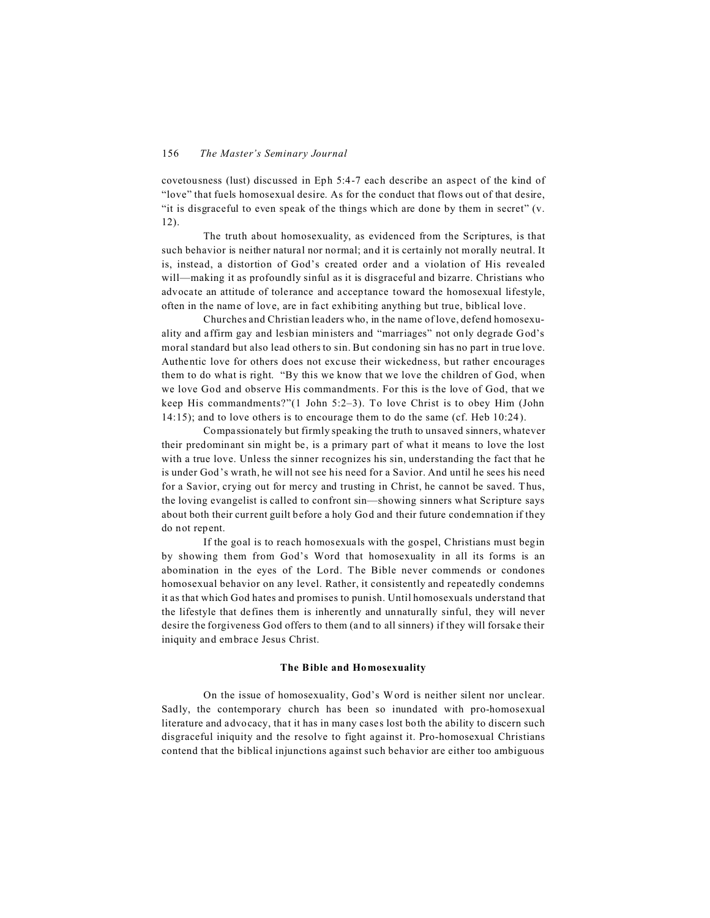covetousness (lust) discussed in Eph 5:4-7 each describe an aspect of the kind of "love" that fuels homosexual desire. As for the conduct that flows out of that desire, "it is disgraceful to even speak of the things which are done by them in secret" (v. 12).

The truth about homosexuality, as evidenced from the Scriptures, is that such behavior is neither natural nor normal; and it is certainly not morally neutral. It is, instead, a distortion of God's created order and a violation of His revealed will—making it as profoundly sinful as it is disgraceful and bizarre. Christians who advocate an attitude of tolerance and acceptance toward the homosexual lifestyle, often in the name of love, are in fact exhibiting anything but true, biblical love.

Churches and Christian leaders who, in the name of love, defend homosexuality and affirm gay and lesbian ministers and "marriages" not only degrade God's moral standard but also lead others to sin. But condoning sin has no part in true love. Authentic love for others does not excuse their wickedness, but rather encourages them to do what is right. "By this we know that we love the children of God, when we love God and observe His commandments. For this is the love of God, that we keep His commandments?"(1 John 5:2–3). To love Christ is to obey Him (John 14:15); and to love others is to encourage them to do the same (cf. Heb 10:24).

Compassionately but firmly speaking the truth to unsaved sinners, whatever their predominant sin might be, is a primary part of what it means to love the lost with a true love. Unless the sinner recognizes his sin, understanding the fact that he is under God's wrath, he will not see his need for a Savior. And until he sees his need for a Savior, crying out for mercy and trusting in Christ, he cannot be saved. Thus, the loving evangelist is called to confront sin—showing sinners what Scripture says about both their current guilt before a holy God and their future condemnation if they do not repent.

If the goal is to reach homosexuals with the gospel, Christians must begin by showing them from God's Word that homosexuality in all its forms is an abomination in the eyes of the Lord. The Bible never commends or condones homosexual behavior on any level. Rather, it consistently and repeatedly condemns it as that which God hates and promises to punish. Until homosexuals understand that the lifestyle that defines them is inherently and unnaturally sinful, they will never desire the forgiveness God offers to them (and to all sinners) if they will forsake their iniquity and embrace Jesus Christ.

## The Bible and Homosexuality

On the issue of homosexuality, God's Word is neither silent nor unclear. Sadly, the contemporary church has been so inundated with pro-homosexual literature and advocacy, that it has in many cases lost both the ability to discern such disgraceful iniquity and the resolve to fight against it. Pro-homosexual Christians contend that the biblical injunctions against such behavior are either too ambiguous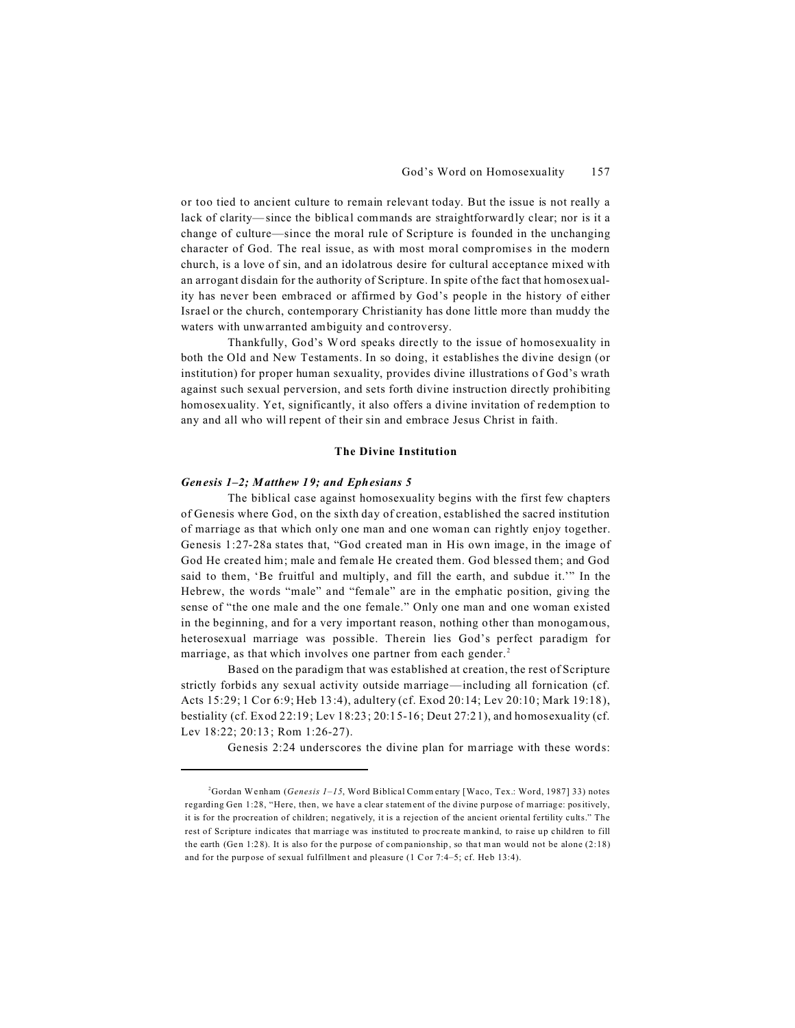or too tied to ancient culture to remain relevant today. But the issue is not really a lack of clarity—since the biblical commands are straightforwardly clear; nor is it a change of culture—since the moral rule of Scripture is founded in the unchanging character of God. The real issue, as with most moral compromises in the modern church, is a love of sin, and an idolatrous desire for cultural acceptance mixed with an arrogant disdain for the authority of Scripture. In spite of the fact that homosexuality has never been embraced or affirmed by God's people in the history of either Israel or the church, contemporary Christianity has done little more than muddy the waters with unwarranted ambiguity and controversy.

Thankfully, God's Word speaks directly to the issue of homosexuality in both the Old and New Testaments. In so doing, it establishes the divine design (or institution) for proper human sexuality, provides divine illustrations of God's wrath against such sexual perversion, and sets forth divine instruction directly prohibiting homosexuality. Yet, significantly, it also offers a divine invitation of redemption to any and all who will repent of their sin and embrace Jesus Christ in faith.

## The Divine Institution

### *Genesis 1–2; Matthew 19; and Ephesians 5*

The biblical case against homosexuality begins with the first few chapters of Genesis where God, on the sixth day of creation, established the sacred institution of marriage as that which only one man and one woman can rightly enjoy together. Genesis 1:27-28a states that, "God created man in His own image, in the image of God He created him; male and female He created them. God blessed them; and God said to them, 'Be fruitful and multiply, and fill the earth, and subdue it.'" In the Hebrew, the words "male" and "female" are in the emphatic position, giving the sense of "the one male and the one female." Only one man and one woman existed in the beginning, and for a very important reason, nothing other than monogamous, heterosexual marriage was possible. Therein lies God's perfect paradigm for marriage, as that which involves one partner from each gender.[2]

Based on the paradigm that was established at creation, the rest of Scripture strictly forbids any sexual activity outside marriage—including all fornication (cf. Acts 15:29; 1 Cor 6:9; Heb 13:4), adultery (cf. Exod 20:14; Lev 20:10; Mark 19:18), bestiality (cf. Exod 22:19; Lev 18:23; 20:15-16; Deut 27:21), and homosexuality (cf. Lev 18:22; 20:13; Rom 1:26-27).

Genesis 2:24 underscores the divine plan for marriage with these words:

---

[2]Gordan Wenham (*Genesis 1–15*, Word Biblical Commentary [Waco, Tex.: Word, 1987] 33) notes regarding Gen 1:28, "Here, then, we have a clear statement of the divine purpose of marriage: positively, it is for the procreation of children; negatively, it is a rejection of the ancient oriental fertility cults." The rest of Scripture indicates that marriage was instituted to procreate mankind, to raise up children to fill the earth (Gen 1:28). It is also for the purpose of companionship, so that man would not be alone (2:18) and for the purpose of sexual fulfillment and pleasure (1 Cor 7:4–5; cf. Heb 13:4).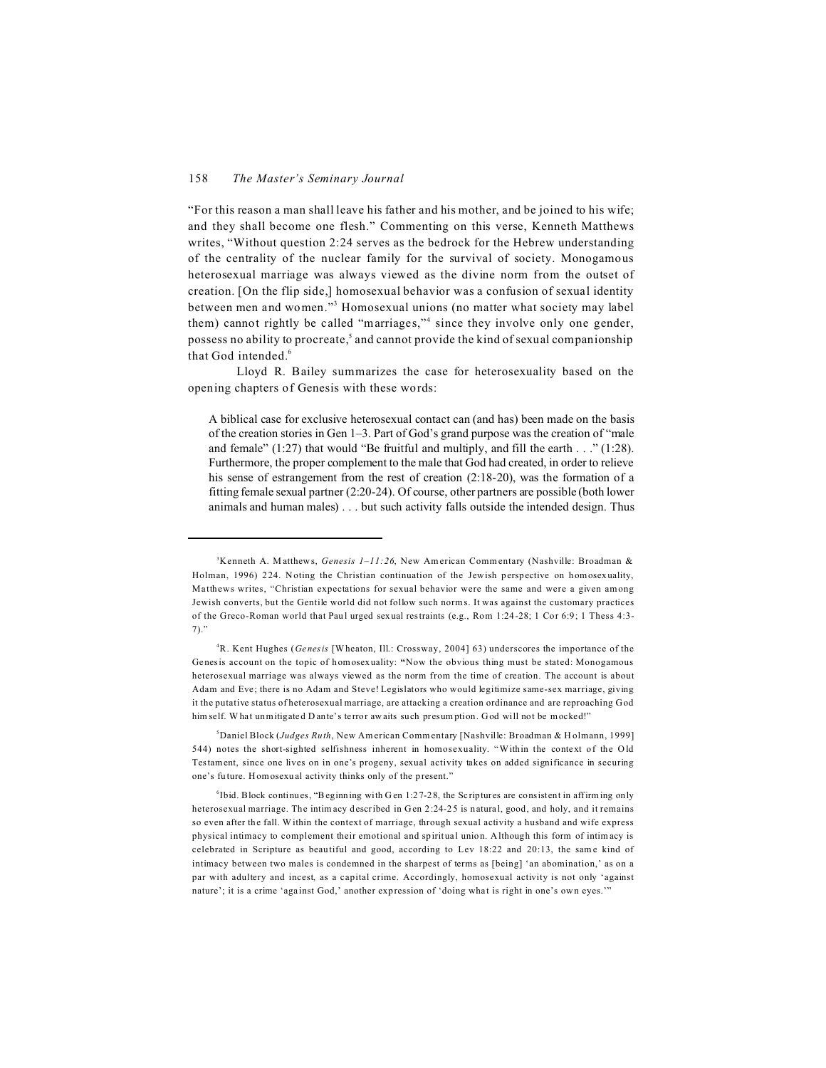"For this reason a man shall leave his father and his mother, and be joined to his wife; and they shall become one flesh." Commenting on this verse, Kenneth Matthews writes, "Without question 2:24 serves as the bedrock for the Hebrew understanding of the centrality of the nuclear family for the survival of society. Monogamous heterosexual marriage was always viewed as the divine norm from the outset of creation. [On the flip side,] homosexual behavior was a confusion of sexual identity between men and women."[3] Homosexual unions (no matter what society may label them) cannot rightly be called "marriages,"[4] since they involve only one gender, possess no ability to procreate,[5] and cannot provide the kind of sexual companionship that God intended.[6]

Lloyd R. Bailey summarizes the case for heterosexuality based on the opening chapters of Genesis with these words:

> A biblical case for exclusive heterosexual contact can (and has) been made on the basis of the creation stories in Gen 1–3. Part of God's grand purpose was the creation of "male and female" (1:27) that would "Be fruitful and multiply, and fill the earth . . ." (1:28). Furthermore, the proper complement to the male that God had created, in order to relieve his sense of estrangement from the rest of creation (2:18-20), was the formation of a fitting female sexual partner (2:20-24). Of course, other partners are possible (both lower animals and human males) . . . but such activity falls outside the intended design. Thus

---

[3]Kenneth A. Matthews, *Genesis 1–11:26*, New American Commentary (Nashville: Broadman & Holman, 1996) 224. Noting the Christian continuation of the Jewish perspective on homosexuality, Matthews writes, "Christian expectations for sexual behavior were the same and were a given among Jewish converts, but the Gentile world did not follow such norms. It was against the customary practices of the Greco-Roman world that Paul urged sexual restraints (e.g., Rom 1:24-28; 1 Cor 6:9; 1 Thess 4:3-7)."

[4]R. Kent Hughes (*Genesis* [Wheaton, Ill.: Crossway, 2004] 63) underscores the importance of the Genesis account on the topic of homosexuality: "Now the obvious thing must be stated: Monogamous heterosexual marriage was always viewed as the norm from the time of creation. The account is about Adam and Eve; there is no Adam and Steve! Legislators who would legitimize same-sex marriage, giving it the putative status of heterosexual marriage, are attacking a creation ordinance and are reproaching God himself. What unmitigated Dante's terror awaits such presumption. God will not be mocked!"

[5]Daniel Block (*Judges Ruth*, New American Commentary [Nashville: Broadman & Holmann, 1999] 544) notes the short-sighted selfishness inherent in homosexuality. "Within the context of the Old Testament, since one lives on in one's progeny, sexual activity takes on added significance in securing one's future. Homosexual activity thinks only of the present."

[6]Ibid. Block continues, "Beginning with Gen 1:27-28, the Scriptures are consistent in affirming only heterosexual marriage. The intimacy described in Gen 2:24-25 is natural, good, and holy, and it remains so even after the fall. Within the context of marriage, through sexual activity a husband and wife express physical intimacy to complement their emotional and spiritual union. Although this form of intimacy is celebrated in Scripture as beautiful and good, according to Lev 18:22 and 20:13, the same kind of intimacy between two males is condemned in the sharpest of terms as [being] 'an abomination,' as on a par with adultery and incest, as a capital crime. Accordingly, homosexual activity is not only 'against nature'; it is a crime 'against God,' another expression of 'doing what is right in one's own eyes.'"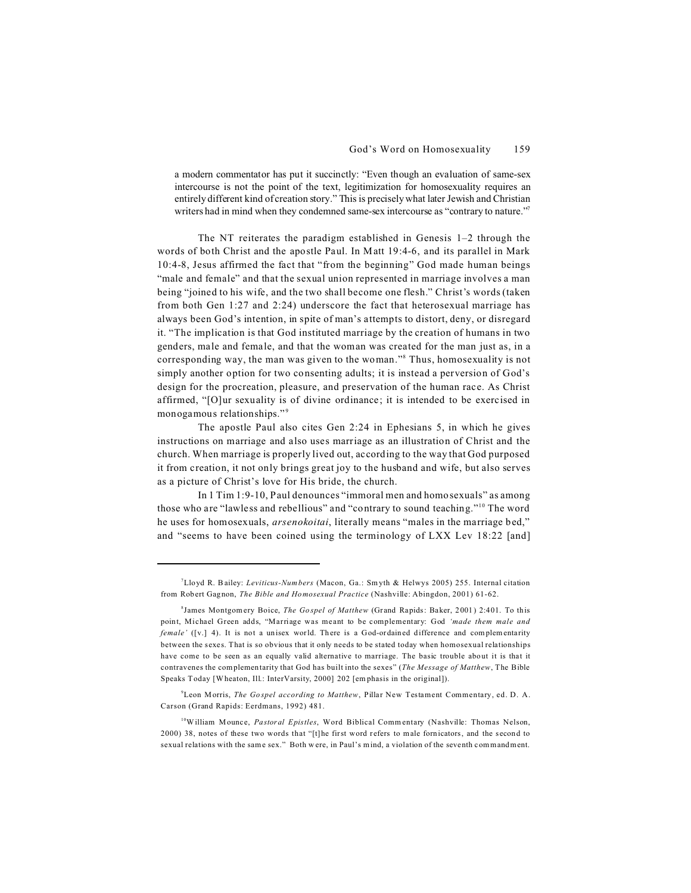a modern commentator has put it succinctly: "Even though an evaluation of same-sex intercourse is not the point of the text, legitimization for homosexuality requires an entirely different kind of creation story." This is precisely what later Jewish and Christian writers had in mind when they condemned same-sex intercourse as "contrary to nature."[7]

The NT reiterates the paradigm established in Genesis 1–2 through the words of both Christ and the apostle Paul. In Matt 19:4-6, and its parallel in Mark 10:4-8, Jesus affirmed the fact that "from the beginning" God made human beings "male and female" and that the sexual union represented in marriage involves a man being "joined to his wife, and the two shall become one flesh." Christ's words (taken from both Gen 1:27 and 2:24) underscore the fact that heterosexual marriage has always been God's intention, in spite of man's attempts to distort, deny, or disregard it. "The implication is that God instituted marriage by the creation of humans in two genders, male and female, and that the woman was created for the man just as, in a corresponding way, the man was given to the woman."[8] Thus, homosexuality is not simply another option for two consenting adults; it is instead a perversion of God's design for the procreation, pleasure, and preservation of the human race. As Christ affirmed, "[O]ur sexuality is of divine ordinance; it is intended to be exercised in monogamous relationships."[9]

The apostle Paul also cites Gen 2:24 in Ephesians 5, in which he gives instructions on marriage and also uses marriage as an illustration of Christ and the church. When marriage is properly lived out, according to the way that God purposed it from creation, it not only brings great joy to the husband and wife, but also serves as a picture of Christ's love for His bride, the church.

In 1 Tim 1:9-10, Paul denounces "immoral men and homosexuals" as among those who are "lawless and rebellious" and "contrary to sound teaching."[10] The word he uses for homosexuals, *arsenokoitai*, literally means "males in the marriage bed," and "seems to have been coined using the terminology of LXX Lev 18:22 [and]

---

[7] Lloyd R. Bailey: *Leviticus-Numbers* (Macon, Ga.: Smyth & Helwys 2005) 255. Internal citation from Robert Gagnon, *The Bible and Homosexual Practice* (Nashville: Abingdon, 2001) 61-62.

[8] James Montgomery Boice, *The Gospel of Matthew* (Grand Rapids: Baker, 2001) 2:401. To this point, Michael Green adds, "Marriage was meant to be complementary: God *'made them male and female'* ([v.] 4). It is not a unisex world. There is a God-ordained difference and complementarity between the sexes. That is so obvious that it only needs to be stated today when homosexual relationships have come to be seen as an equally valid alternative to marriage. The basic trouble about it is that it contravenes the complementarity that God has built into the sexes" (*The Message of Matthew*, The Bible Speaks Today [Wheaton, Ill.: InterVarsity, 2000] 202 [emphasis in the original]).

[9] Leon Morris, *The Gospel according to Matthew*, Pillar New Testament Commentary, ed. D. A. Carson (Grand Rapids: Eerdmans, 1992) 481.

[10] William Mounce, *Pastoral Epistles*, Word Biblical Commentary (Nashville: Thomas Nelson, 2000) 38, notes of these two words that "[t]he first word refers to male fornicators, and the second to sexual relations with the same sex." Both were, in Paul's mind, a violation of the seventh commandment.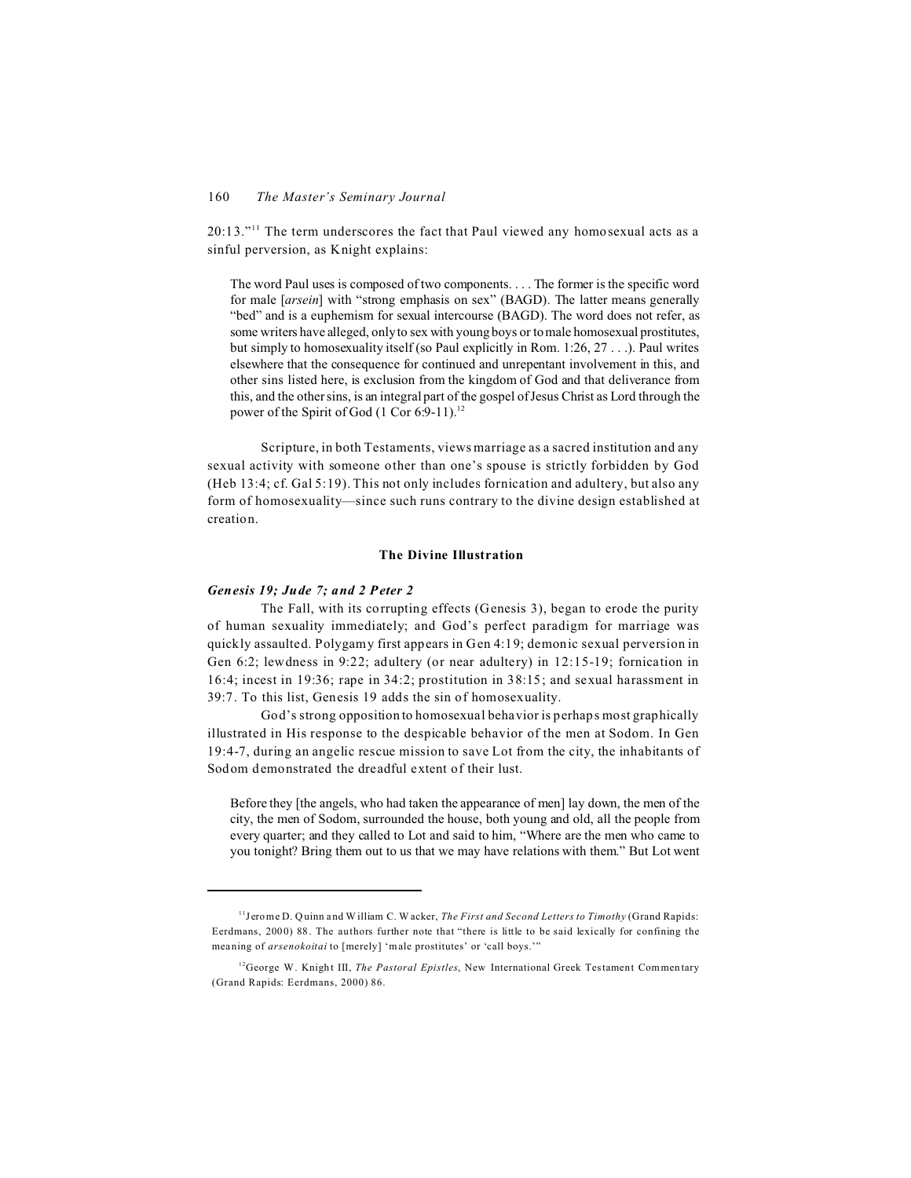20:13."[11] The term underscores the fact that Paul viewed any homosexual acts as a sinful perversion, as Knight explains:

> The word Paul uses is composed of two components. . . . The former is the specific word for male [*arsein*] with "strong emphasis on sex" (BAGD). The latter means generally "bed" and is a euphemism for sexual intercourse (BAGD). The word does not refer, as some writers have alleged, only to sex with young boys or to male homosexual prostitutes, but simply to homosexuality itself (so Paul explicitly in Rom. 1:26, 27 . . .). Paul writes elsewhere that the consequence for continued and unrepentant involvement in this, and other sins listed here, is exclusion from the kingdom of God and that deliverance from this, and the other sins, is an integral part of the gospel of Jesus Christ as Lord through the power of the Spirit of God (1 Cor 6:9-11).[12]

Scripture, in both Testaments, views marriage as a sacred institution and any sexual activity with someone other than one's spouse is strictly forbidden by God (Heb 13:4; cf. Gal 5:19). This not only includes fornication and adultery, but also any form of homosexuality—since such runs contrary to the divine design established at creation.

## The Divine Illustration

### *Genesis 19; Jude 7; and 2 Peter 2*

The Fall, with its corrupting effects (Genesis 3), began to erode the purity of human sexuality immediately; and God's perfect paradigm for marriage was quickly assaulted. Polygamy first appears in Gen 4:19; demonic sexual perversion in Gen 6:2; lewdness in 9:22; adultery (or near adultery) in 12:15-19; fornication in 16:4; incest in 19:36; rape in 34:2; prostitution in 38:15; and sexual harassment in 39:7. To this list, Genesis 19 adds the sin of homosexuality.

God's strong opposition to homosexual behavior is perhaps most graphically illustrated in His response to the despicable behavior of the men at Sodom. In Gen 19:4-7, during an angelic rescue mission to save Lot from the city, the inhabitants of Sodom demonstrated the dreadful extent of their lust.

> Before they [the angels, who had taken the appearance of men] lay down, the men of the city, the men of Sodom, surrounded the house, both young and old, all the people from every quarter; and they called to Lot and said to him, "Where are the men who came to you tonight? Bring them out to us that we may have relations with them." But Lot went

---

[11] Jerome D. Quinn and William C. Wacker, *The First and Second Letters to Timothy* (Grand Rapids: Eerdmans, 2000) 88. The authors further note that "there is little to be said lexically for confining the meaning of *arsenokoitai* to [merely] 'male prostitutes' or 'call boys.'"

[12] George W. Knight III, *The Pastoral Epistles*, New International Greek Testament Commentary (Grand Rapids: Eerdmans, 2000) 86.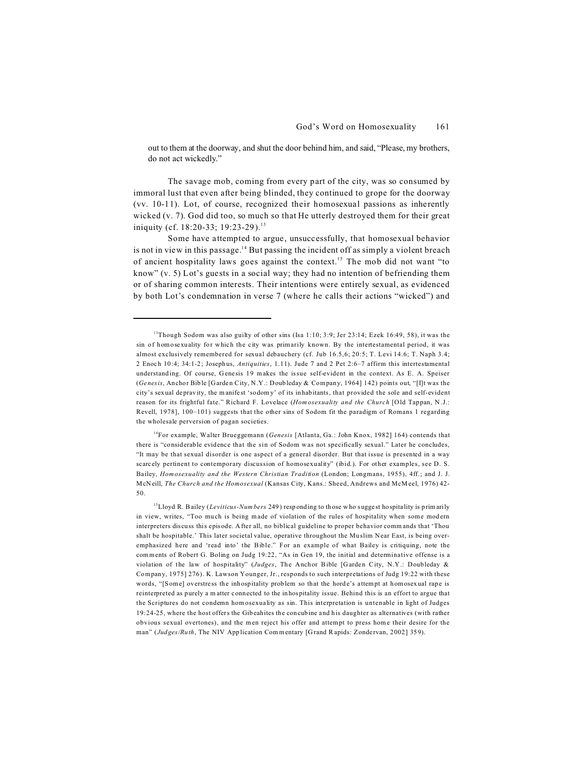out to them at the doorway, and shut the door behind him, and said, "Please, my brothers, do not act wickedly."

The savage mob, coming from every part of the city, was so consumed by immoral lust that even after being blinded, they continued to grope for the doorway (vv. 10-11). Lot, of course, recognized their homosexual passions as inherently wicked (v. 7). God did too, so much so that He utterly destroyed them for their great iniquity (cf. 18:20-33; 19:23-29).[13]

Some have attempted to argue, unsuccessfully, that homosexual behavior is not in view in this passage.[14] But passing the incident off as simply a violent breach of ancient hospitality laws goes against the context.[15] The mob did not want "to know" (v. 5) Lot's guests in a social way; they had no intention of befriending them or of sharing common interests. Their intentions were entirely sexual, as evidenced by both Lot's condemnation in verse 7 (where he calls their actions "wicked") and

---

[13]Though Sodom was also guilty of other sins (Isa 1:10; 3:9; Jer 23:14; Ezek 16:49, 58), it was the sin of homosexuality for which the city was primarily known. By the intertestamental period, it was almost exclusively remembered for sexual debauchery (cf. Jub 16.5,6; 20:5; T. Levi 14.6; T. Naph 3.4; 2 Enoch 10:4; 34:1-2; Josephus, *Antiquities*, 1.11). Jude 7 and 2 Pet 2:6–7 affirm this intertestamental understanding. Of course, Genesis 19 makes the issue self-evident in the context. As E. A. Speiser (*Genesis*, Anchor Bible [Garden City, N.Y.: Doubleday & Company, 1964] 142) points out, "[I]t was the city's sexual depravity, the manifest 'sodomy' of its inhabitants, that provided the sole and self-evident reason for its frightful fate." Richard F. Lovelace (*Homosexuality and the Church* [Old Tappan, N.J.: Revell, 1978], 100–101) suggests that the other sins of Sodom fit the paradigm of Romans 1 regarding the wholesale perversion of pagan societies.

[14]For example, Walter Brueggemann (*Genesis* [Atlanta, Ga.: John Knox, 1982] 164) contends that there is "considerable evidence that the sin of Sodom was not specifically sexual." Later he concludes, "It may be that sexual disorder is one aspect of a general disorder. But that issue is presented in a way scarcely pertinent to contemporary discussion of homosexuality" (ibid.). For other examples, see D. S. Bailey, *Homosexuality and the Western Christian Tradition* (London; Longmans, 1955), 4ff.; and J. J. McNeill, *The Church and the Homosexual* (Kansas City, Kans.: Sheed, Andrews and McMeel, 1976) 42-50.

[15]Lloyd R. Bailey (*Leviticus-Numbers* 249) responding to those who suggest hospitality is primarily in view, writes, "Too much is being made of violation of the rules of hospitality when some modern interpreters discuss this episode. After all, no biblical guideline to proper behavior commands that 'Thou shalt be hospitable.' This later societal value, operative throughout the Muslim Near East, is being over-emphasized here and 'read into' the Bible." For an example of what Bailey is critiquing, note the comments of Robert G. Boling on Judg 19:22, "As in Gen 19, the initial and determinative offense is a violation of the law of hospitality" (*Judges*, The Anchor Bible [Garden City, N.Y.: Doubleday & Company, 1975] 276). K. Lawson Younger, Jr., responds to such interpretations of Judg 19:22 with these words, "[Some] overstress the inhospitality problem so that the horde's attempt at homosexual rape is reinterpreted as purely a matter connected to the inhospitality issue. Behind this is an effort to argue that the Scriptures do not condemn homosexuality as sin. This interpretation is untenable in light of Judges 19:24-25, where the host offers the Gibeahites the concubine and his daughter as alternatives (with rather obvious sexual overtones), and the men reject his offer and attempt to press home their desire for the man" (*Judges/Ruth*, The NIV Application Commentary [Grand Rapids: Zondervan, 2002] 359).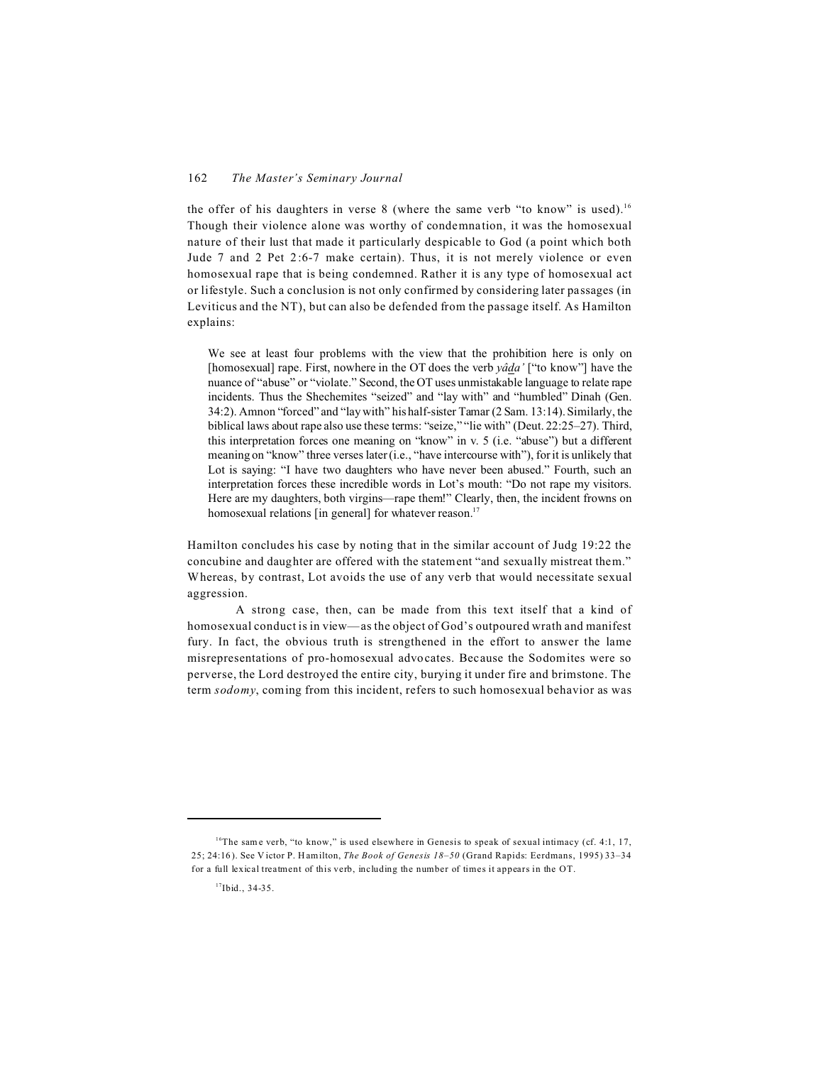the offer of his daughters in verse 8 (where the same verb "to know" is used).[16] Though their violence alone was worthy of condemnation, it was the homosexual nature of their lust that made it particularly despicable to God (a point which both Jude 7 and 2 Pet 2:6-7 make certain). Thus, it is not merely violence or even homosexual rape that is being condemned. Rather it is any type of homosexual act or lifestyle. Such a conclusion is not only confirmed by considering later passages (in Leviticus and the NT), but can also be defended from the passage itself. As Hamilton explains:

> We see at least four problems with the view that the prohibition here is only on [homosexual] rape. First, nowhere in the OT does the verb *yâḏa'* ["to know"] have the nuance of "abuse" or "violate." Second, the OT uses unmistakable language to relate rape incidents. Thus the Shechemites "seized" and "lay with" and "humbled" Dinah (Gen. 34:2). Amnon "forced" and "lay with" his half-sister Tamar (2 Sam. 13:14). Similarly, the biblical laws about rape also use these terms: "seize," "lie with" (Deut. 22:25–27). Third, this interpretation forces one meaning on "know" in v. 5 (i.e. "abuse") but a different meaning on "know" three verses later (i.e., "have intercourse with"), for it is unlikely that Lot is saying: "I have two daughters who have never been abused." Fourth, such an interpretation forces these incredible words in Lot's mouth: "Do not rape my visitors. Here are my daughters, both virgins—rape them!" Clearly, then, the incident frowns on homosexual relations [in general] for whatever reason.[17]

Hamilton concludes his case by noting that in the similar account of Judg 19:22 the concubine and daughter are offered with the statement "and sexually mistreat them." Whereas, by contrast, Lot avoids the use of any verb that would necessitate sexual aggression.

A strong case, then, can be made from this text itself that a kind of homosexual conduct is in view—as the object of God's outpoured wrath and manifest fury. In fact, the obvious truth is strengthened in the effort to answer the lame misrepresentations of pro-homosexual advocates. Because the Sodomites were so perverse, the Lord destroyed the entire city, burying it under fire and brimstone. The term *sodomy*, coming from this incident, refers to such homosexual behavior as was

---

[16]The same verb, "to know," is used elsewhere in Genesis to speak of sexual intimacy (cf. 4:1, 17, 25; 24:16). See Victor P. Hamilton, *The Book of Genesis 18–50* (Grand Rapids: Eerdmans, 1995) 33–34 for a full lexical treatment of this verb, including the number of times it appears in the OT.

[17]Ibid., 34-35.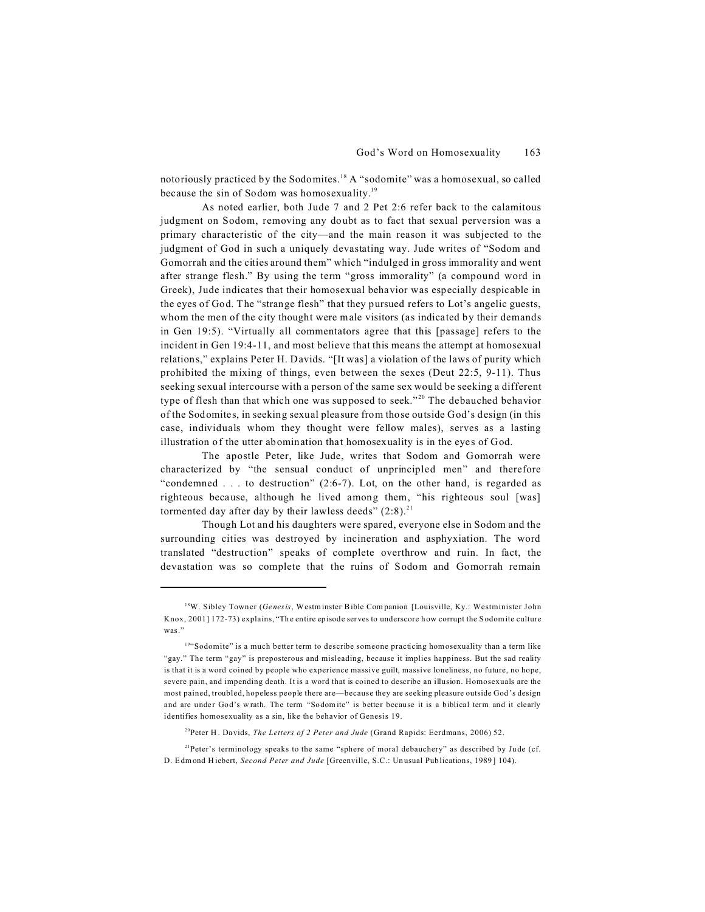notoriously practiced by the Sodomites.[18] A "sodomite" was a homosexual, so called because the sin of Sodom was homosexuality.[19]

As noted earlier, both Jude 7 and 2 Pet 2:6 refer back to the calamitous judgment on Sodom, removing any doubt as to fact that sexual perversion was a primary characteristic of the city—and the main reason it was subjected to the judgment of God in such a uniquely devastating way. Jude writes of "Sodom and Gomorrah and the cities around them" which "indulged in gross immorality and went after strange flesh." By using the term "gross immorality" (a compound word in Greek), Jude indicates that their homosexual behavior was especially despicable in the eyes of God. The "strange flesh" that they pursued refers to Lot's angelic guests, whom the men of the city thought were male visitors (as indicated by their demands in Gen 19:5). "Virtually all commentators agree that this [passage] refers to the incident in Gen 19:4-11, and most believe that this means the attempt at homosexual relations," explains Peter H. Davids. "[It was] a violation of the laws of purity which prohibited the mixing of things, even between the sexes (Deut 22:5, 9-11). Thus seeking sexual intercourse with a person of the same sex would be seeking a different type of flesh than that which one was supposed to seek."[20] The debauched behavior of the Sodomites, in seeking sexual pleasure from those outside God's design (in this case, individuals whom they thought were fellow males), serves as a lasting illustration of the utter abomination that homosexuality is in the eyes of God.

The apostle Peter, like Jude, writes that Sodom and Gomorrah were characterized by "the sensual conduct of unprincipled men" and therefore "condemned . . . to destruction" (2:6-7). Lot, on the other hand, is regarded as righteous because, although he lived among them, "his righteous soul [was] tormented day after day by their lawless deeds" (2:8).[21]

Though Lot and his daughters were spared, everyone else in Sodom and the surrounding cities was destroyed by incineration and asphyxiation. The word translated "destruction" speaks of complete overthrow and ruin. In fact, the devastation was so complete that the ruins of Sodom and Gomorrah remain

---

[18] W. Sibley Towner (*Genesis*, Westminster Bible Companion [Louisville, Ky.: Westminister John Knox, 2001] 172-73) explains, "The entire episode serves to underscore how corrupt the Sodomite culture was."

[19] "Sodomite" is a much better term to describe someone practicing homosexuality than a term like "gay." The term "gay" is preposterous and misleading, because it implies happiness. But the sad reality is that it is a word coined by people who experience massive guilt, massive loneliness, no future, no hope, severe pain, and impending death. It is a word that is coined to describe an illusion. Homosexuals are the most pained, troubled, hopeless people there are—because they are seeking pleasure outside God's design and are under God's wrath. The term "Sodomite" is better because it is a biblical term and it clearly identifies homosexuality as a sin, like the behavior of Genesis 19.

[20] Peter H. Davids, *The Letters of 2 Peter and Jude* (Grand Rapids: Eerdmans, 2006) 52.

[21] Peter's terminology speaks to the same "sphere of moral debauchery" as described by Jude (cf. D. Edmond Hiebert, *Second Peter and Jude* [Greenville, S.C.: Unusual Publications, 1989] 104).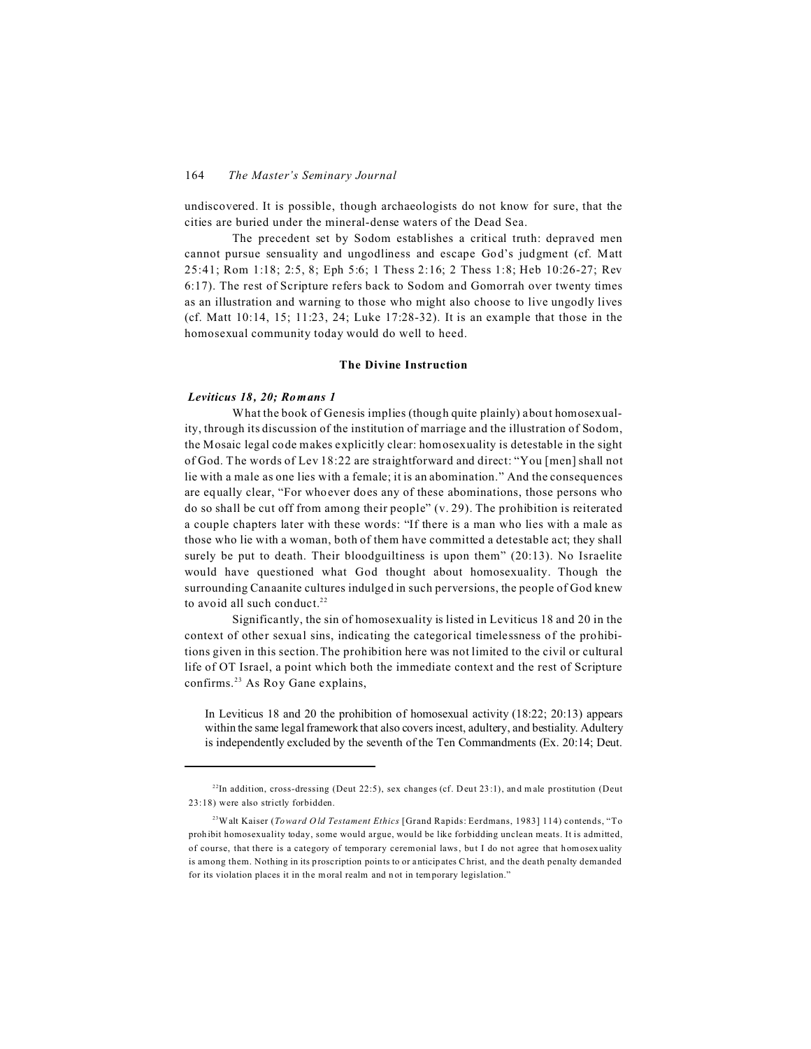undiscovered. It is possible, though archaeologists do not know for sure, that the cities are buried under the mineral-dense waters of the Dead Sea.

The precedent set by Sodom establishes a critical truth: depraved men cannot pursue sensuality and ungodliness and escape God's judgment (cf. Matt 25:41; Rom 1:18; 2:5, 8; Eph 5:6; 1 Thess 2:16; 2 Thess 1:8; Heb 10:26-27; Rev 6:17). The rest of Scripture refers back to Sodom and Gomorrah over twenty times as an illustration and warning to those who might also choose to live ungodly lives (cf. Matt 10:14, 15; 11:23, 24; Luke 17:28-32). It is an example that those in the homosexual community today would do well to heed.

### The Divine Instruction

#### *Leviticus 18, 20; Romans 1*

What the book of Genesis implies (though quite plainly) about homosexuality, through its discussion of the institution of marriage and the illustration of Sodom, the Mosaic legal code makes explicitly clear: homosexuality is detestable in the sight of God. The words of Lev 18:22 are straightforward and direct: "You [men] shall not lie with a male as one lies with a female; it is an abomination." And the consequences are equally clear, "For whoever does any of these abominations, those persons who do so shall be cut off from among their people" (v. 29). The prohibition is reiterated a couple chapters later with these words: "If there is a man who lies with a male as those who lie with a woman, both of them have committed a detestable act; they shall surely be put to death. Their bloodguiltiness is upon them" (20:13). No Israelite would have questioned what God thought about homosexuality. Though the surrounding Canaanite cultures indulged in such perversions, the people of God knew to avoid all such conduct.[22]

Significantly, the sin of homosexuality is listed in Leviticus 18 and 20 in the context of other sexual sins, indicating the categorical timelessness of the prohibitions given in this section. The prohibition here was not limited to the civil or cultural life of OT Israel, a point which both the immediate context and the rest of Scripture confirms.[23] As Roy Gane explains,

> In Leviticus 18 and 20 the prohibition of homosexual activity (18:22; 20:13) appears within the same legal framework that also covers incest, adultery, and bestiality. Adultery is independently excluded by the seventh of the Ten Commandments (Ex. 20:14; Deut.

---

[22]In addition, cross-dressing (Deut 22:5), sex changes (cf. Deut 23:1), and male prostitution (Deut 23:18) were also strictly forbidden.

[23]Walt Kaiser (*Toward Old Testament Ethics* [Grand Rapids: Eerdmans, 1983] 114) contends, "To prohibit homosexuality today, some would argue, would be like forbidding unclean meats. It is admitted, of course, that there is a category of temporary ceremonial laws, but I do not agree that homosexuality is among them. Nothing in its proscription points to or anticipates Christ, and the death penalty demanded for its violation places it in the moral realm and not in temporary legislation."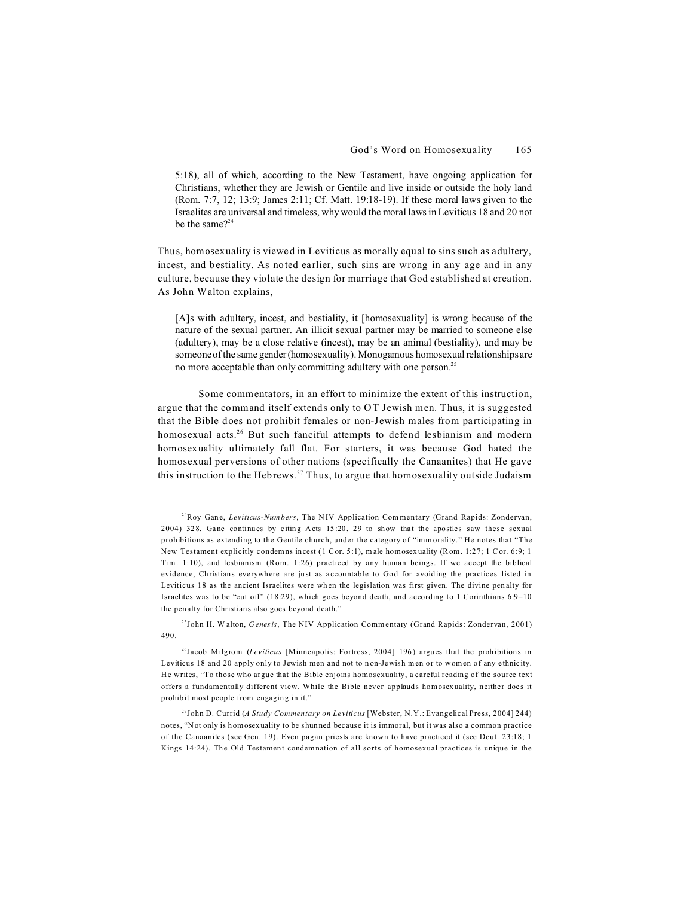5:18), all of which, according to the New Testament, have ongoing application for Christians, whether they are Jewish or Gentile and live inside or outside the holy land (Rom. 7:7, 12; 13:9; James 2:11; Cf. Matt. 19:18-19). If these moral laws given to the Israelites are universal and timeless, why would the moral laws in Leviticus 18 and 20 not be the same?[24]

Thus, homosexuality is viewed in Leviticus as morally equal to sins such as adultery, incest, and bestiality. As noted earlier, such sins are wrong in any age and in any culture, because they violate the design for marriage that God established at creation. As John Walton explains,

> [A]s with adultery, incest, and bestiality, it [homosexuality] is wrong because of the nature of the sexual partner. An illicit sexual partner may be married to someone else (adultery), may be a close relative (incest), may be an animal (bestiality), and may be someone of the same gender (homosexuality). Monogamous homosexual relationships are no more acceptable than only committing adultery with one person.[25]

Some commentators, in an effort to minimize the extent of this instruction, argue that the command itself extends only to OT Jewish men. Thus, it is suggested that the Bible does not prohibit females or non-Jewish males from participating in homosexual acts.[26] But such fanciful attempts to defend lesbianism and modern homosexuality ultimately fall flat. For starters, it was because God hated the homosexual perversions of other nations (specifically the Canaanites) that He gave this instruction to the Hebrews.[27] Thus, to argue that homosexuality outside Judaism

---

[24]Roy Gane, *Leviticus-Numbers*, The NIV Application Commentary (Grand Rapids: Zondervan, 2004) 328. Gane continues by citing Acts 15:20, 29 to show that the apostles saw these sexual prohibitions as extending to the Gentile church, under the category of "immorality." He notes that "The New Testament explicitly condemns incest (1 Cor. 5:1), male homosexuality (Rom. 1:27; 1 Cor. 6:9; 1 Tim. 1:10), and lesbianism (Rom. 1:26) practiced by any human beings. If we accept the biblical evidence, Christians everywhere are just as accountable to God for avoiding the practices listed in Leviticus 18 as the ancient Israelites were when the legislation was first given. The divine penalty for Israelites was to be "cut off" (18:29), which goes beyond death, and according to 1 Corinthians 6:9–10 the penalty for Christians also goes beyond death."

[25]John H. Walton, *Genesis*, The NIV Application Commentary (Grand Rapids: Zondervan, 2001) 490.

[26]Jacob Milgrom (*Leviticus* [Minneapolis: Fortress, 2004] 196) argues that the prohibitions in Leviticus 18 and 20 apply only to Jewish men and not to non-Jewish men or to women of any ethnicity. He writes, "To those who argue that the Bible enjoins homosexuality, a careful reading of the source text offers a fundamentally different view. While the Bible never applauds homosexuality, neither does it prohibit most people from engaging in it."

[27]John D. Currid (*A Study Commentary on Leviticus* [Webster, N.Y.: Evangelical Press, 2004] 244) notes, "Not only is homosexuality to be shunned because it is immoral, but it was also a common practice of the Canaanites (see Gen. 19). Even pagan priests are known to have practiced it (see Deut. 23:18; 1 Kings 14:24). The Old Testament condemnation of all sorts of homosexual practices is unique in the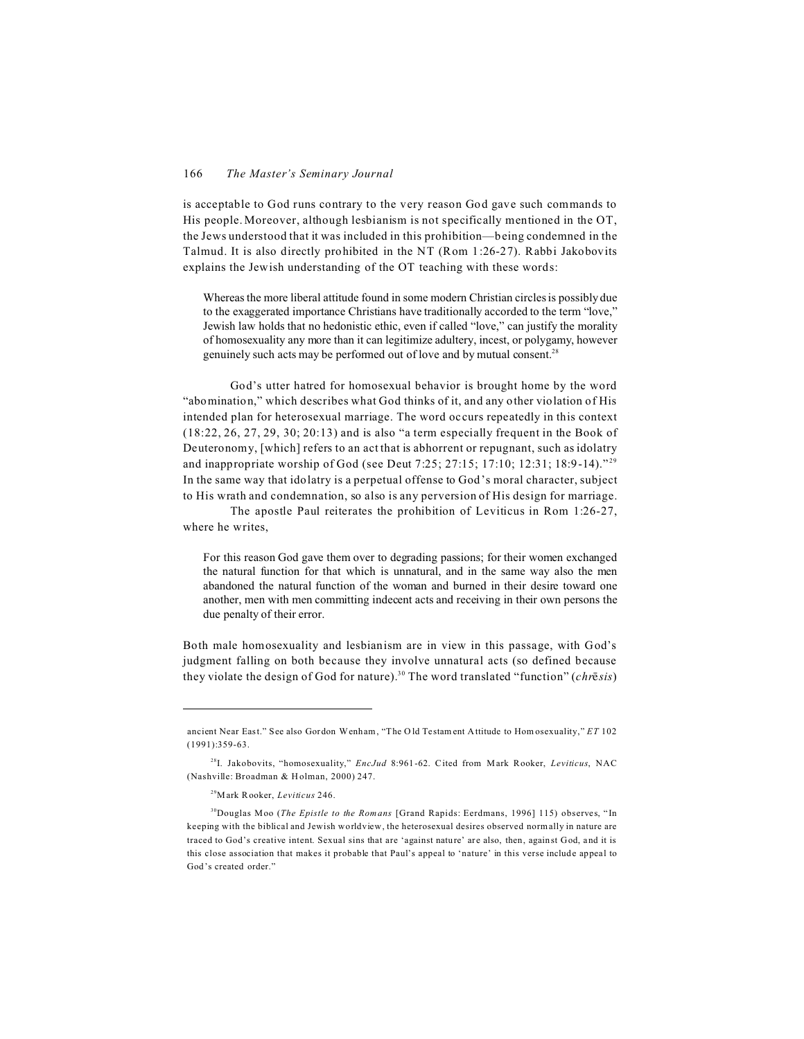is acceptable to God runs contrary to the very reason God gave such commands to His people. Moreover, although lesbianism is not specifically mentioned in the OT, the Jews understood that it was included in this prohibition—being condemned in the Talmud. It is also directly prohibited in the NT (Rom 1:26-27). Rabbi Jakobovits explains the Jewish understanding of the OT teaching with these words:

> Whereas the more liberal attitude found in some modern Christian circles is possibly due to the exaggerated importance Christians have traditionally accorded to the term "love," Jewish law holds that no hedonistic ethic, even if called "love," can justify the morality of homosexuality any more than it can legitimize adultery, incest, or polygamy, however genuinely such acts may be performed out of love and by mutual consent.[28]

God's utter hatred for homosexual behavior is brought home by the word "abomination," which describes what God thinks of it, and any other violation of His intended plan for heterosexual marriage. The word occurs repeatedly in this context (18:22, 26, 27, 29, 30; 20:13) and is also "a term especially frequent in the Book of Deuteronomy, [which] refers to an act that is abhorrent or repugnant, such as idolatry and inappropriate worship of God (see Deut 7:25; 27:15; 17:10; 12:31; 18:9-14)."[29] In the same way that idolatry is a perpetual offense to God's moral character, subject to His wrath and condemnation, so also is any perversion of His design for marriage.

The apostle Paul reiterates the prohibition of Leviticus in Rom 1:26-27, where he writes,

> For this reason God gave them over to degrading passions; for their women exchanged the natural function for that which is unnatural, and in the same way also the men abandoned the natural function of the woman and burned in their desire toward one another, men with men committing indecent acts and receiving in their own persons the due penalty of their error.

Both male homosexuality and lesbianism are in view in this passage, with God's judgment falling on both because they involve unnatural acts (so defined because they violate the design of God for nature).[30] The word translated "function" (*chrēsis*)

---

ancient Near East." See also Gordon Wenham, "The Old Testament Attitude to Homosexuality," *ET* 102 (1991):359-63.

[28]I. Jakobovits, "homosexuality," *EncJud* 8:961-62. Cited from Mark Rooker, *Leviticus*, NAC (Nashville: Broadman & Holman, 2000) 247.

[29]Mark Rooker, *Leviticus* 246.

[30]Douglas Moo (*The Epistle to the Romans* [Grand Rapids: Eerdmans, 1996] 115) observes, "In keeping with the biblical and Jewish worldview, the heterosexual desires observed normally in nature are traced to God's creative intent. Sexual sins that are 'against nature' are also, then, against God, and it is this close association that makes it probable that Paul's appeal to 'nature' in this verse include appeal to God's created order."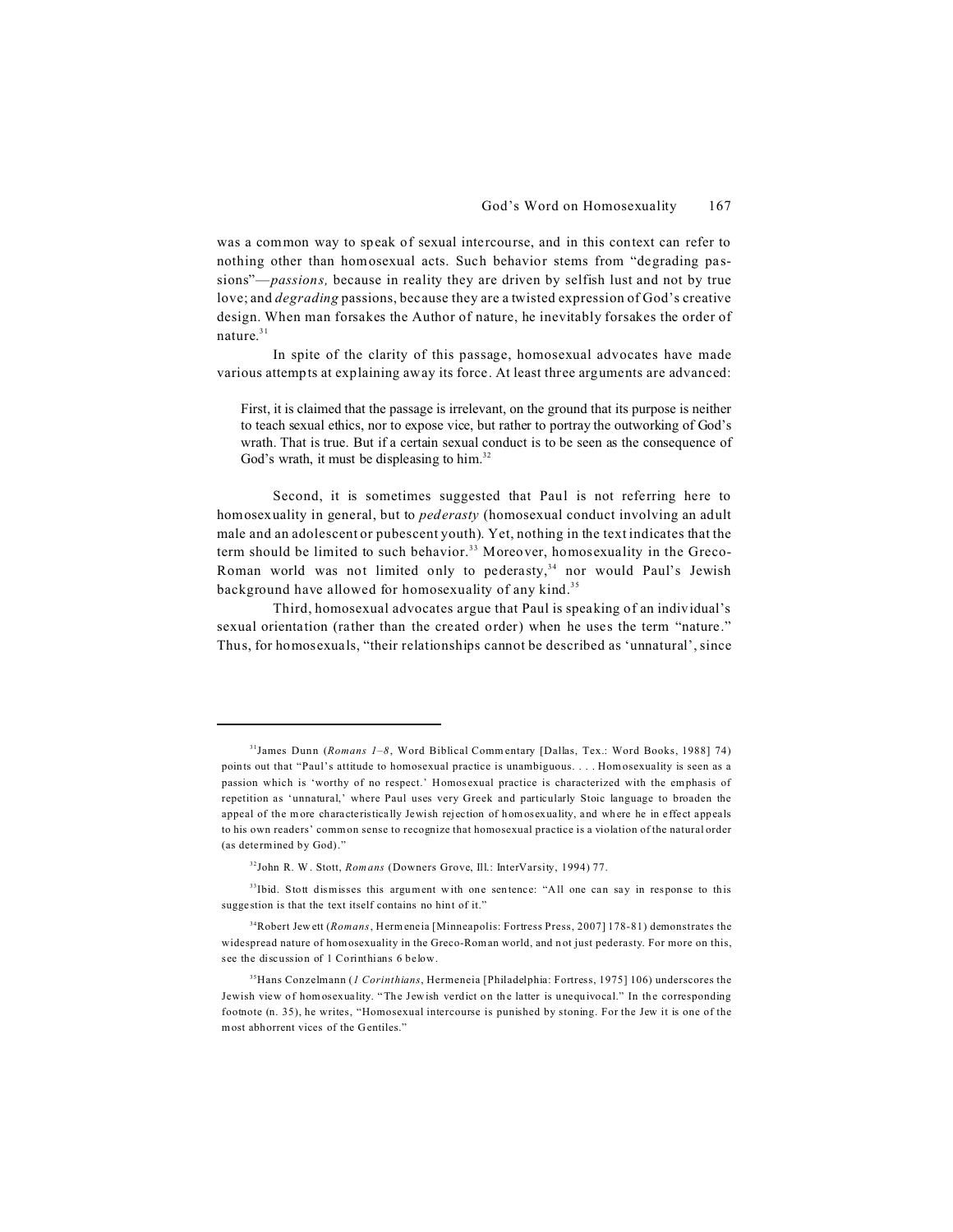was a common way to speak of sexual intercourse, and in this context can refer to nothing other than homosexual acts. Such behavior stems from "degrading passions"—*passions,* because in reality they are driven by selfish lust and not by true love; and *degrading* passions, because they are a twisted expression of God's creative design. When man forsakes the Author of nature, he inevitably forsakes the order of nature.[31]

In spite of the clarity of this passage, homosexual advocates have made various attempts at explaining away its force. At least three arguments are advanced:

> First, it is claimed that the passage is irrelevant, on the ground that its purpose is neither to teach sexual ethics, nor to expose vice, but rather to portray the outworking of God's wrath. That is true. But if a certain sexual conduct is to be seen as the consequence of God's wrath, it must be displeasing to him.[32]

Second, it is sometimes suggested that Paul is not referring here to homosexuality in general, but to *pederasty* (homosexual conduct involving an adult male and an adolescent or pubescent youth). Yet, nothing in the text indicates that the term should be limited to such behavior.[33] Moreover, homosexuality in the Greco-Roman world was not limited only to pederasty,[34] nor would Paul's Jewish background have allowed for homosexuality of any kind.[35]

Third, homosexual advocates argue that Paul is speaking of an individual's sexual orientation (rather than the created order) when he uses the term "nature." Thus, for homosexuals, "their relationships cannot be described as 'unnatural', since

---

[31] James Dunn (*Romans 1–8*, Word Biblical Commentary [Dallas, Tex.: Word Books, 1988] 74) points out that "Paul's attitude to homosexual practice is unambiguous. . . . Homosexuality is seen as a passion which is 'worthy of no respect.' Homosexual practice is characterized with the emphasis of repetition as 'unnatural,' where Paul uses very Greek and particularly Stoic language to broaden the appeal of the more characteristically Jewish rejection of homosexuality, and where he in effect appeals to his own readers' common sense to recognize that homosexual practice is a violation of the natural order (as determined by God)."

[32] John R. W. Stott, *Romans* (Downers Grove, Ill.: InterVarsity, 1994) 77.

[33] Ibid. Stott dismisses this argument with one sentence: "All one can say in response to this suggestion is that the text itself contains no hint of it."

[34] Robert Jewett (*Romans*, Hermeneia [Minneapolis: Fortress Press, 2007] 178-81) demonstrates the widespread nature of homosexuality in the Greco-Roman world, and not just pederasty. For more on this, see the discussion of 1 Corinthians 6 below.

[35] Hans Conzelmann (*1 Corinthians*, Hermeneia [Philadelphia: Fortress, 1975] 106) underscores the Jewish view of homosexuality. "The Jewish verdict on the latter is unequivocal." In the corresponding footnote (n. 35), he writes, "Homosexual intercourse is punished by stoning. For the Jew it is one of the most abhorrent vices of the Gentiles."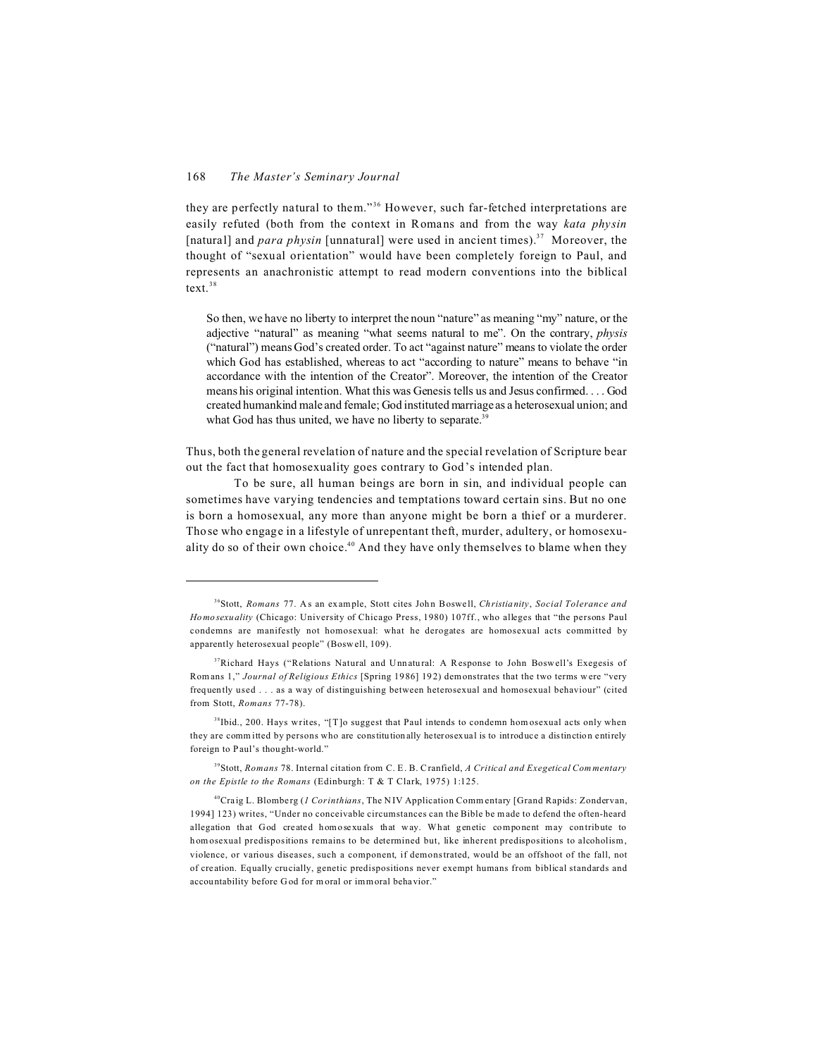they are perfectly natural to them."[36] However, such far-fetched interpretations are easily refuted (both from the context in Romans and from the way *kata physin* [natural] and *para physin* [unnatural] were used in ancient times).[37] Moreover, the thought of "sexual orientation" would have been completely foreign to Paul, and represents an anachronistic attempt to read modern conventions into the biblical text.[38]

> So then, we have no liberty to interpret the noun "nature" as meaning "my" nature, or the adjective "natural" as meaning "what seems natural to me". On the contrary, *physis* ("natural") means God's created order. To act "against nature" means to violate the order which God has established, whereas to act "according to nature" means to behave "in accordance with the intention of the Creator". Moreover, the intention of the Creator means his original intention. What this was Genesis tells us and Jesus confirmed. . . . God created humankind male and female; God instituted marriage as a heterosexual union; and what God has thus united, we have no liberty to separate.[39]

Thus, both the general revelation of nature and the special revelation of Scripture bear out the fact that homosexuality goes contrary to God's intended plan.

To be sure, all human beings are born in sin, and individual people can sometimes have varying tendencies and temptations toward certain sins. But no one is born a homosexual, any more than anyone might be born a thief or a murderer. Those who engage in a lifestyle of unrepentant theft, murder, adultery, or homosexuality do so of their own choice.[40] And they have only themselves to blame when they

---

[36]Stott, *Romans* 77. As an example, Stott cites John Boswell, *Christianity, Social Tolerance and Homosexuality* (Chicago: University of Chicago Press, 1980) 107ff., who alleges that "the persons Paul condemns are manifestly not homosexual: what he derogates are homosexual acts committed by apparently heterosexual people" (Boswell, 109).

[37]Richard Hays ("Relations Natural and Unnatural: A Response to John Boswell's Exegesis of Romans 1," *Journal of Religious Ethics* [Spring 1986] 192) demonstrates that the two terms were "very frequently used . . . as a way of distinguishing between heterosexual and homosexual behaviour" (cited from Stott, *Romans* 77-78).

[38]Ibid., 200. Hays writes, "[T]o suggest that Paul intends to condemn homosexual acts only when they are committed by persons who are constitutionally heterosexual is to introduce a distinction entirely foreign to Paul's thought-world."

[39]Stott, *Romans* 78. Internal citation from C. E. B. Cranfield, *A Critical and Exegetical Commentary on the Epistle to the Romans* (Edinburgh: T & T Clark, 1975) 1:125.

[40]Craig L. Blomberg (*1 Corinthians*, The NIV Application Commentary [Grand Rapids: Zondervan, 1994] 123) writes, "Under no conceivable circumstances can the Bible be made to defend the often-heard allegation that God created homosexuals that way. What genetic component may contribute to homosexual predispositions remains to be determined but, like inherent predispositions to alcoholism, violence, or various diseases, such a component, if demonstrated, would be an offshoot of the fall, not of creation. Equally crucially, genetic predispositions never exempt humans from biblical standards and accountability before God for moral or immoral behavior."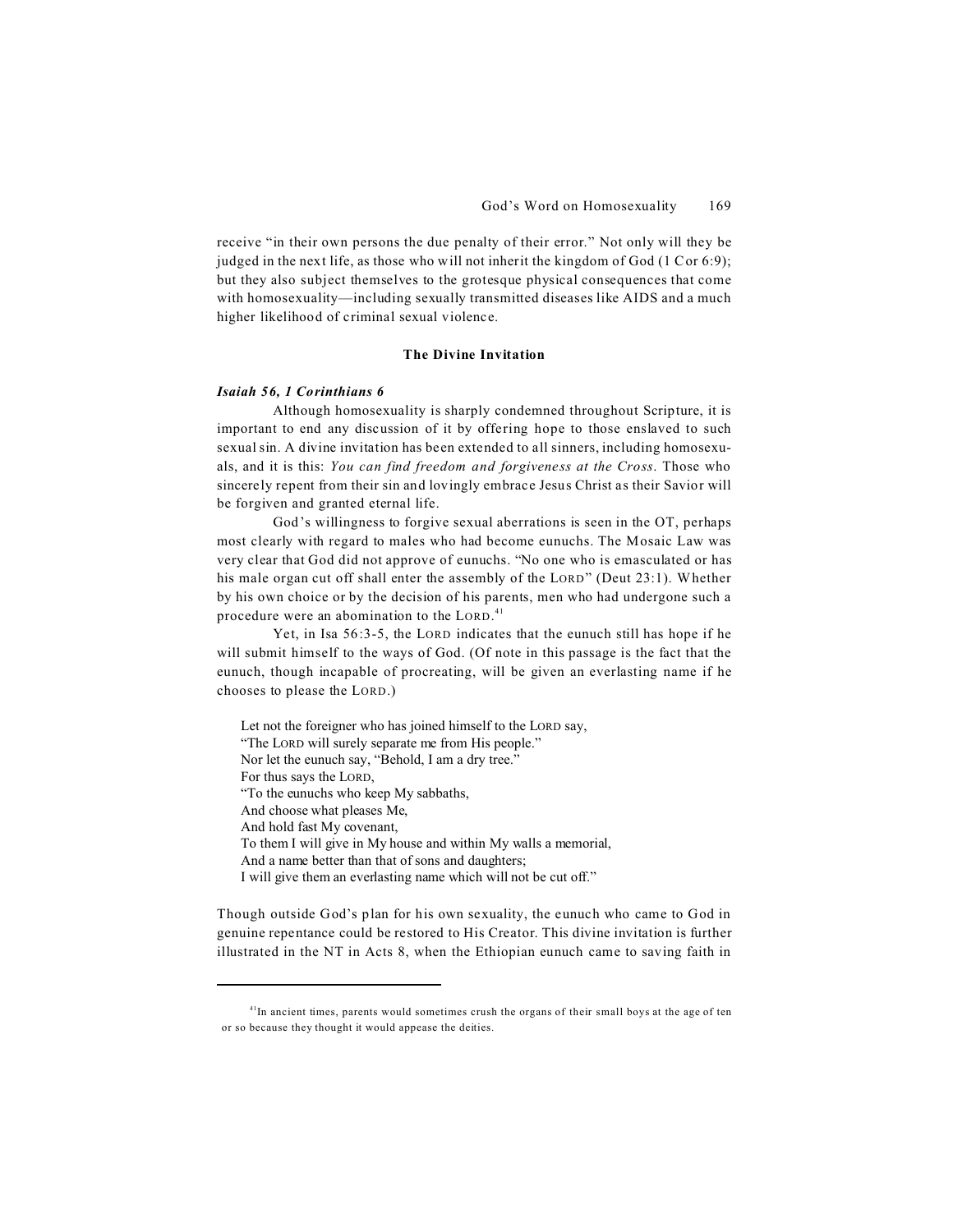receive "in their own persons the due penalty of their error." Not only will they be judged in the next life, as those who will not inherit the kingdom of God (1 Cor 6:9); but they also subject themselves to the grotesque physical consequences that come with homosexuality—including sexually transmitted diseases like AIDS and a much higher likelihood of criminal sexual violence.

## The Divine Invitation

***Isaiah 56, 1 Corinthians 6***

Although homosexuality is sharply condemned throughout Scripture, it is important to end any discussion of it by offering hope to those enslaved to such sexual sin. A divine invitation has been extended to all sinners, including homosexuals, and it is this: *You can find freedom and forgiveness at the Cross*. Those who sincerely repent from their sin and lovingly embrace Jesus Christ as their Savior will be forgiven and granted eternal life.

God's willingness to forgive sexual aberrations is seen in the OT, perhaps most clearly with regard to males who had become eunuchs. The Mosaic Law was very clear that God did not approve of eunuchs. "No one who is emasculated or has his male organ cut off shall enter the assembly of the LORD" (Deut 23:1). Whether by his own choice or by the decision of his parents, men who had undergone such a procedure were an abomination to the LORD.[41]

Yet, in Isa 56:3-5, the LORD indicates that the eunuch still has hope if he will submit himself to the ways of God. (Of note in this passage is the fact that the eunuch, though incapable of procreating, will be given an everlasting name if he chooses to please the LORD.)

> Let not the foreigner who has joined himself to the LORD say,
> "The LORD will surely separate me from His people."
> Nor let the eunuch say, "Behold, I am a dry tree."
> For thus says the LORD,
> "To the eunuchs who keep My sabbaths,
> And choose what pleases Me,
> And hold fast My covenant,
> To them I will give in My house and within My walls a memorial,
> And a name better than that of sons and daughters;
> I will give them an everlasting name which will not be cut off."

Though outside God's plan for his own sexuality, the eunuch who came to God in genuine repentance could be restored to His Creator. This divine invitation is further illustrated in the NT in Acts 8, when the Ethiopian eunuch came to saving faith in

---

[41] In ancient times, parents would sometimes crush the organs of their small boys at the age of ten or so because they thought it would appease the deities.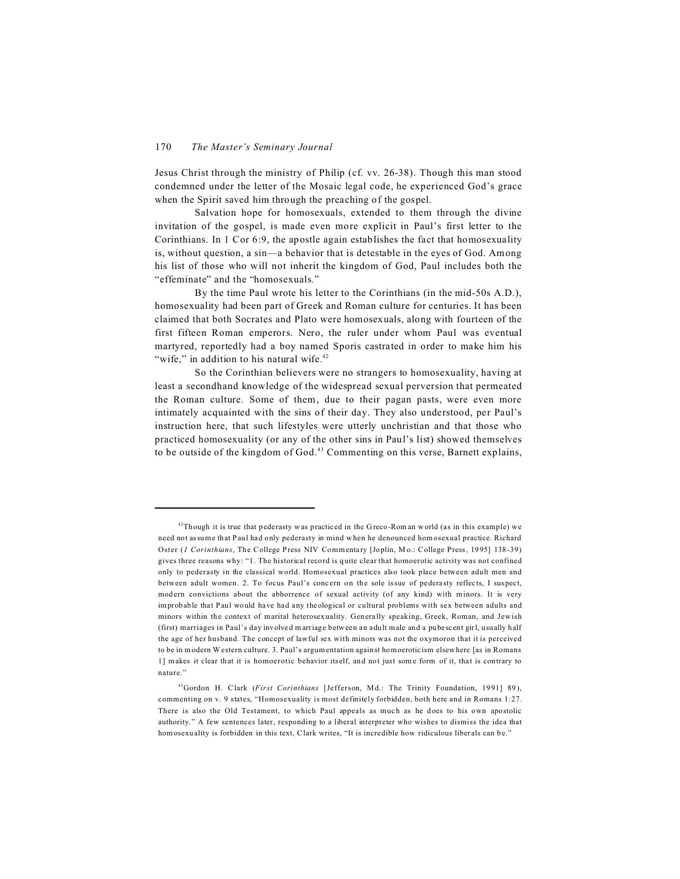Jesus Christ through the ministry of Philip (cf. vv. 26-38). Though this man stood condemned under the letter of the Mosaic legal code, he experienced God's grace when the Spirit saved him through the preaching of the gospel.

Salvation hope for homosexuals, extended to them through the divine invitation of the gospel, is made even more explicit in Paul's first letter to the Corinthians. In 1 Cor 6:9, the apostle again establishes the fact that homosexuality is, without question, a sin—a behavior that is detestable in the eyes of God. Among his list of those who will not inherit the kingdom of God, Paul includes both the "effeminate" and the "homosexuals."

By the time Paul wrote his letter to the Corinthians (in the mid-50s A.D.), homosexuality had been part of Greek and Roman culture for centuries. It has been claimed that both Socrates and Plato were homosexuals, along with fourteen of the first fifteen Roman emperors. Nero, the ruler under whom Paul was eventual martyred, reportedly had a boy named Sporis castrated in order to make him his "wife," in addition to his natural wife.[42]

So the Corinthian believers were no strangers to homosexuality, having at least a secondhand knowledge of the widespread sexual perversion that permeated the Roman culture. Some of them, due to their pagan pasts, were even more intimately acquainted with the sins of their day. They also understood, per Paul's instruction here, that such lifestyles were utterly unchristian and that those who practiced homosexuality (or any of the other sins in Paul's list) showed themselves to be outside of the kingdom of God.[43] Commenting on this verse, Barnett explains,

---

[42]Though it is true that pederasty was practiced in the Greco-Roman world (as in this example) we need not assume that Paul had only pederasty in mind when he denounced homosexual practice. Richard Oster (*1 Corinthians*, The College Press NIV Commentary [Joplin, Mo.: College Press, 1995] 138-39) gives three reasons why: "1. The historical record is quite clear that homoerotic activity was not confined only to pederasty in the classical world. Homosexual practices also took place between adult men and between adult women. 2. To focus Paul's concern on the sole issue of pederasty reflects, I suspect, modern convictions about the abhorrence of sexual activity (of any kind) with minors. It is very improbable that Paul would have had any theological or cultural problems with sex between adults and minors within the context of marital heterosexuality. Generally speaking, Greek, Roman, and Jewish (first) marriages in Paul's day involved marriage between an adult male and a pubescent girl, usually half the age of her husband. The concept of lawful sex with minors was not the oxymoron that it is perceived to be in modern Western culture. 3. Paul's argumentation against homoeroticism elsewhere [as in Romans 1] makes it clear that it is homoerotic behavior itself, and not just some form of it, that is contrary to nature."

[43]Gordon H. Clark (*First Corinthians* [Jefferson, Md.: The Trinity Foundation, 1991] 89), commenting on v. 9 states, "Homosexuality is most definitely forbidden, both here and in Romans 1:27. There is also the Old Testament, to which Paul appeals as much as he does to his own apostolic authority." A few sentences later, responding to a liberal interpreter who wishes to dismiss the idea that homosexuality is forbidden in this text, Clark writes, "It is incredible how ridiculous liberals can be."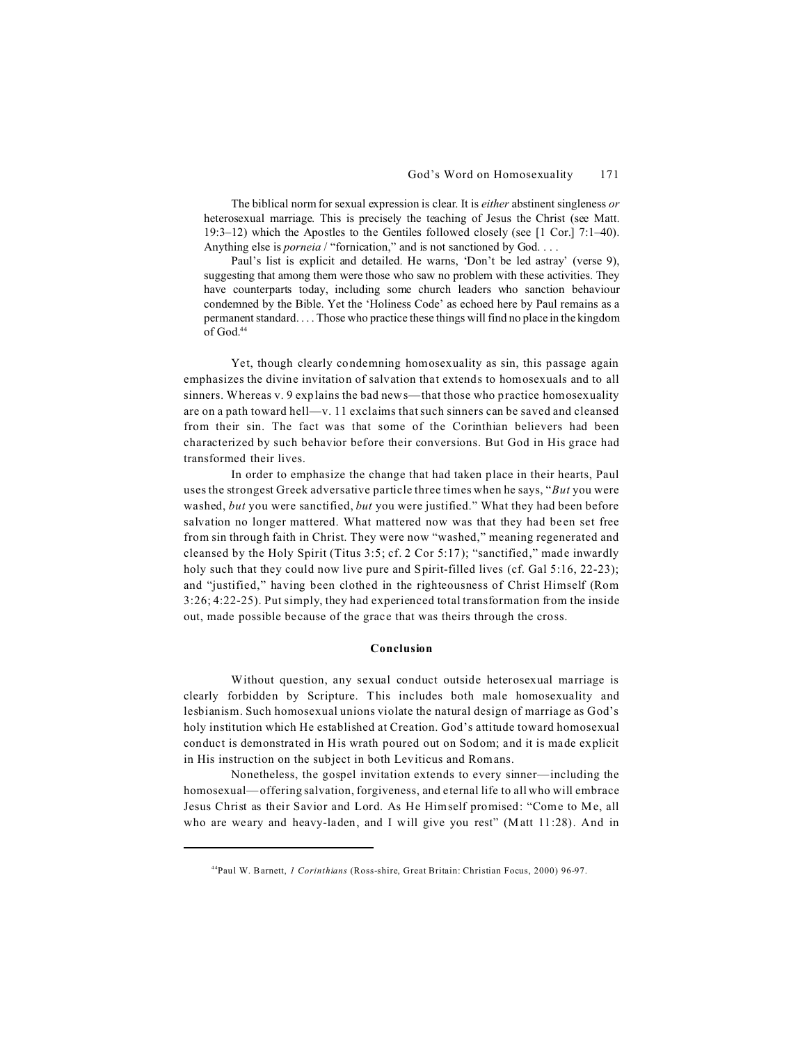> The biblical norm for sexual expression is clear. It is *either* abstinent singleness *or* heterosexual marriage. This is precisely the teaching of Jesus the Christ (see Matt. 19:3–12) which the Apostles to the Gentiles followed closely (see [1 Cor.] 7:1–40). Anything else is *porneia* / "fornication," and is not sanctioned by God. . . .
>
> Paul's list is explicit and detailed. He warns, 'Don't be led astray' (verse 9), suggesting that among them were those who saw no problem with these activities. They have counterparts today, including some church leaders who sanction behaviour condemned by the Bible. Yet the 'Holiness Code' as echoed here by Paul remains as a permanent standard. . . . Those who practice these things will find no place in the kingdom of God.[44]

Yet, though clearly condemning homosexuality as sin, this passage again emphasizes the divine invitation of salvation that extends to homosexuals and to all sinners. Whereas v. 9 explains the bad news—that those who practice homosexuality are on a path toward hell—v. 11 exclaims that such sinners can be saved and cleansed from their sin. The fact was that some of the Corinthian believers had been characterized by such behavior before their conversions. But God in His grace had transformed their lives.

In order to emphasize the change that had taken place in their hearts, Paul uses the strongest Greek adversative particle three times when he says, "*But* you were washed, *but* you were sanctified, *but* you were justified." What they had been before salvation no longer mattered. What mattered now was that they had been set free from sin through faith in Christ. They were now "washed," meaning regenerated and cleansed by the Holy Spirit (Titus 3:5; cf. 2 Cor 5:17); "sanctified," made inwardly holy such that they could now live pure and Spirit-filled lives (cf. Gal 5:16, 22-23); and "justified," having been clothed in the righteousness of Christ Himself (Rom 3:26; 4:22-25). Put simply, they had experienced total transformation from the inside out, made possible because of the grace that was theirs through the cross.

## Conclusion

Without question, any sexual conduct outside heterosexual marriage is clearly forbidden by Scripture. This includes both male homosexuality and lesbianism. Such homosexual unions violate the natural design of marriage as God's holy institution which He established at Creation. God's attitude toward homosexual conduct is demonstrated in His wrath poured out on Sodom; and it is made explicit in His instruction on the subject in both Leviticus and Romans.

Nonetheless, the gospel invitation extends to every sinner—including the homosexual—offering salvation, forgiveness, and eternal life to all who will embrace Jesus Christ as their Savior and Lord. As He Himself promised: "Come to Me, all who are weary and heavy-laden, and I will give you rest" (Matt 11:28). And in

---

[44] Paul W. Barnett, *1 Corinthians* (Ross-shire, Great Britain: Christian Focus, 2000) 96-97.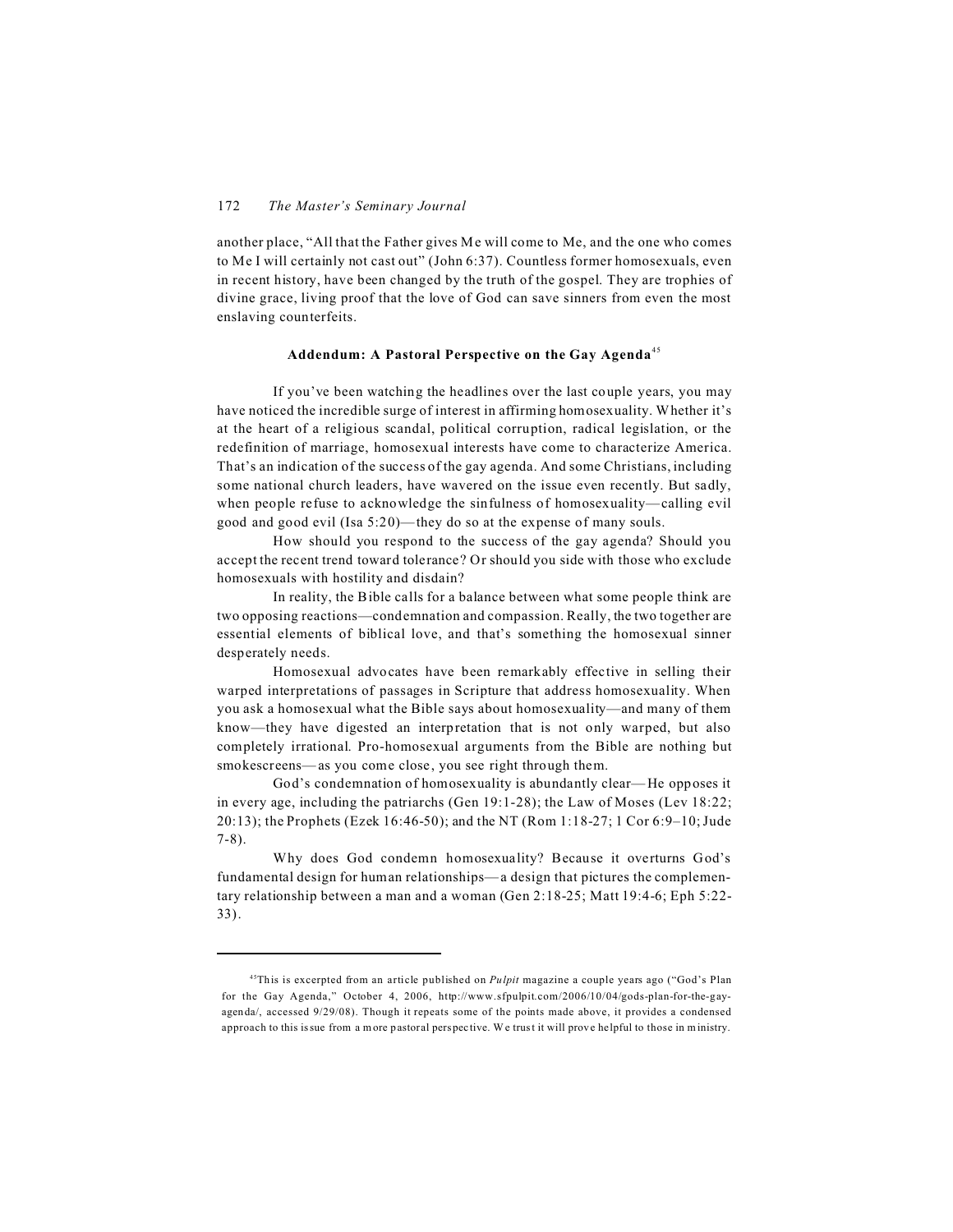another place, "All that the Father gives Me will come to Me, and the one who comes to Me I will certainly not cast out" (John 6:37). Countless former homosexuals, even in recent history, have been changed by the truth of the gospel. They are trophies of divine grace, living proof that the love of God can save sinners from even the most enslaving counterfeits.

### Addendum: A Pastoral Perspective on the Gay Agenda[45]

If you've been watching the headlines over the last couple years, you may have noticed the incredible surge of interest in affirming homosexuality. Whether it's at the heart of a religious scandal, political corruption, radical legislation, or the redefinition of marriage, homosexual interests have come to characterize America. That's an indication of the success of the gay agenda. And some Christians, including some national church leaders, have wavered on the issue even recently. But sadly, when people refuse to acknowledge the sinfulness of homosexuality—calling evil good and good evil (Isa 5:20)—they do so at the expense of many souls.

How should you respond to the success of the gay agenda? Should you accept the recent trend toward tolerance? Or should you side with those who exclude homosexuals with hostility and disdain?

In reality, the Bible calls for a balance between what some people think are two opposing reactions—condemnation and compassion. Really, the two together are essential elements of biblical love, and that's something the homosexual sinner desperately needs.

Homosexual advocates have been remarkably effective in selling their warped interpretations of passages in Scripture that address homosexuality. When you ask a homosexual what the Bible says about homosexuality—and many of them know—they have digested an interpretation that is not only warped, but also completely irrational. Pro-homosexual arguments from the Bible are nothing but smokescreens—as you come close, you see right through them.

God's condemnation of homosexuality is abundantly clear—He opposes it in every age, including the patriarchs (Gen 19:1-28); the Law of Moses (Lev 18:22; 20:13); the Prophets (Ezek 16:46-50); and the NT (Rom 1:18-27; 1 Cor 6:9–10; Jude 7-8).

Why does God condemn homosexuality? Because it overturns God's fundamental design for human relationships—a design that pictures the complementary relationship between a man and a woman (Gen 2:18-25; Matt 19:4-6; Eph 5:22-33).

---

[45]This is excerpted from an article published on *Pulpit* magazine a couple years ago ("God's Plan for the Gay Agenda," October 4, 2006, http://www.sfpulpit.com/2006/10/04/gods-plan-for-the-gay-agenda/, accessed 9/29/08). Though it repeats some of the points made above, it provides a condensed approach to this issue from a more pastoral perspective. We trust it will prove helpful to those in ministry.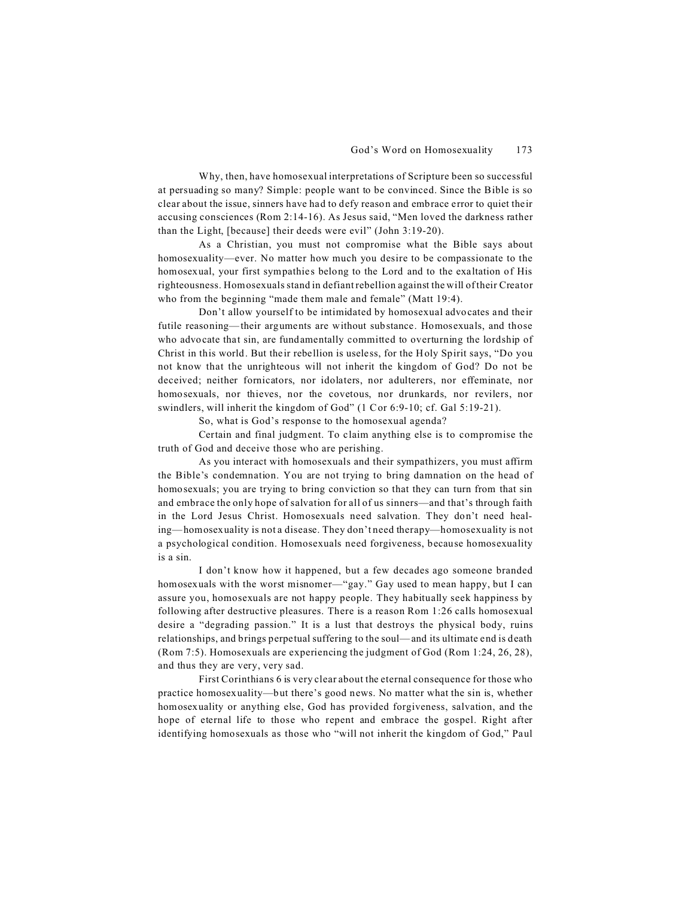Why, then, have homosexual interpretations of Scripture been so successful at persuading so many? Simple: people want to be convinced. Since the Bible is so clear about the issue, sinners have had to defy reason and embrace error to quiet their accusing consciences (Rom 2:14-16). As Jesus said, "Men loved the darkness rather than the Light, [because] their deeds were evil" (John 3:19-20).

As a Christian, you must not compromise what the Bible says about homosexuality—ever. No matter how much you desire to be compassionate to the homosexual, your first sympathies belong to the Lord and to the exaltation of His righteousness. Homosexuals stand in defiant rebellion against the will of their Creator who from the beginning "made them male and female" (Matt 19:4).

Don't allow yourself to be intimidated by homosexual advocates and their futile reasoning—their arguments are without substance. Homosexuals, and those who advocate that sin, are fundamentally committed to overturning the lordship of Christ in this world. But their rebellion is useless, for the Holy Spirit says, "Do you not know that the unrighteous will not inherit the kingdom of God? Do not be deceived; neither fornicators, nor idolaters, nor adulterers, nor effeminate, nor homosexuals, nor thieves, nor the covetous, nor drunkards, nor revilers, nor swindlers, will inherit the kingdom of God" (1 Cor 6:9-10; cf. Gal 5:19-21).

So, what is God's response to the homosexual agenda?

Certain and final judgment. To claim anything else is to compromise the truth of God and deceive those who are perishing.

As you interact with homosexuals and their sympathizers, you must affirm the Bible's condemnation. You are not trying to bring damnation on the head of homosexuals; you are trying to bring conviction so that they can turn from that sin and embrace the only hope of salvation for all of us sinners—and that's through faith in the Lord Jesus Christ. Homosexuals need salvation. They don't need healing—homosexuality is not a disease. They don't need therapy—homosexuality is not a psychological condition. Homosexuals need forgiveness, because homosexuality is a sin.

I don't know how it happened, but a few decades ago someone branded homosexuals with the worst misnomer—"gay." Gay used to mean happy, but I can assure you, homosexuals are not happy people. They habitually seek happiness by following after destructive pleasures. There is a reason Rom 1:26 calls homosexual desire a "degrading passion." It is a lust that destroys the physical body, ruins relationships, and brings perpetual suffering to the soul—and its ultimate end is death (Rom 7:5). Homosexuals are experiencing the judgment of God (Rom 1:24, 26, 28), and thus they are very, very sad.

First Corinthians 6 is very clear about the eternal consequence for those who practice homosexuality—but there's good news. No matter what the sin is, whether homosexuality or anything else, God has provided forgiveness, salvation, and the hope of eternal life to those who repent and embrace the gospel. Right after identifying homosexuals as those who "will not inherit the kingdom of God," Paul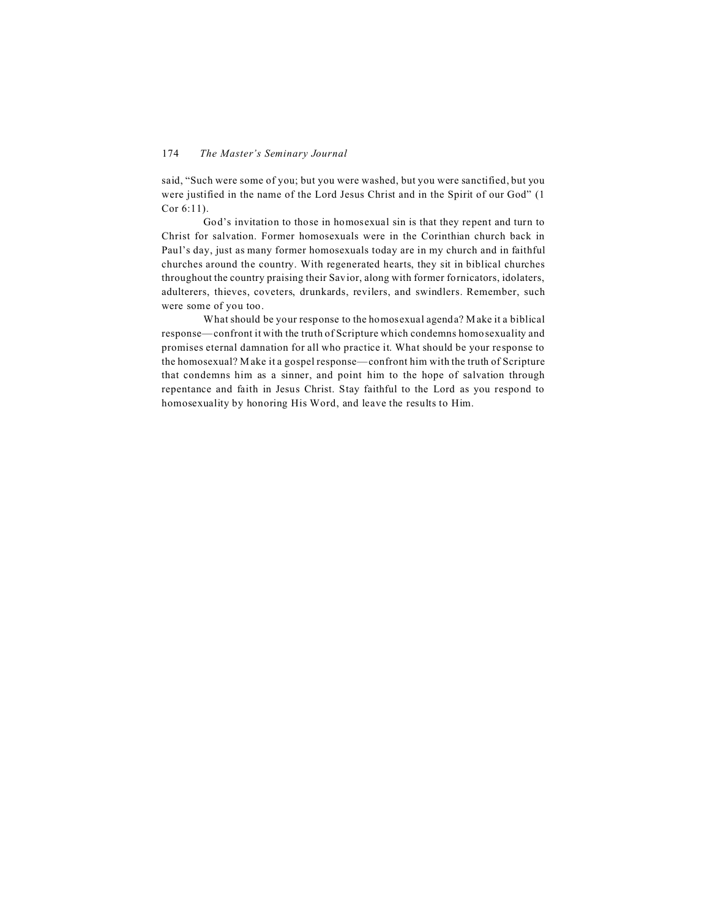said, "Such were some of you; but you were washed, but you were sanctified, but you were justified in the name of the Lord Jesus Christ and in the Spirit of our God" (1 Cor 6:11).

God's invitation to those in homosexual sin is that they repent and turn to Christ for salvation. Former homosexuals were in the Corinthian church back in Paul's day, just as many former homosexuals today are in my church and in faithful churches around the country. With regenerated hearts, they sit in biblical churches throughout the country praising their Savior, along with former fornicators, idolaters, adulterers, thieves, coveters, drunkards, revilers, and swindlers. Remember, such were some of you too.

What should be your response to the homosexual agenda? Make it a biblical response—confront it with the truth of Scripture which condemns homosexuality and promises eternal damnation for all who practice it. What should be your response to the homosexual? Make it a gospel response—confront him with the truth of Scripture that condemns him as a sinner, and point him to the hope of salvation through repentance and faith in Jesus Christ. Stay faithful to the Lord as you respond to homosexuality by honoring His Word, and leave the results to Him.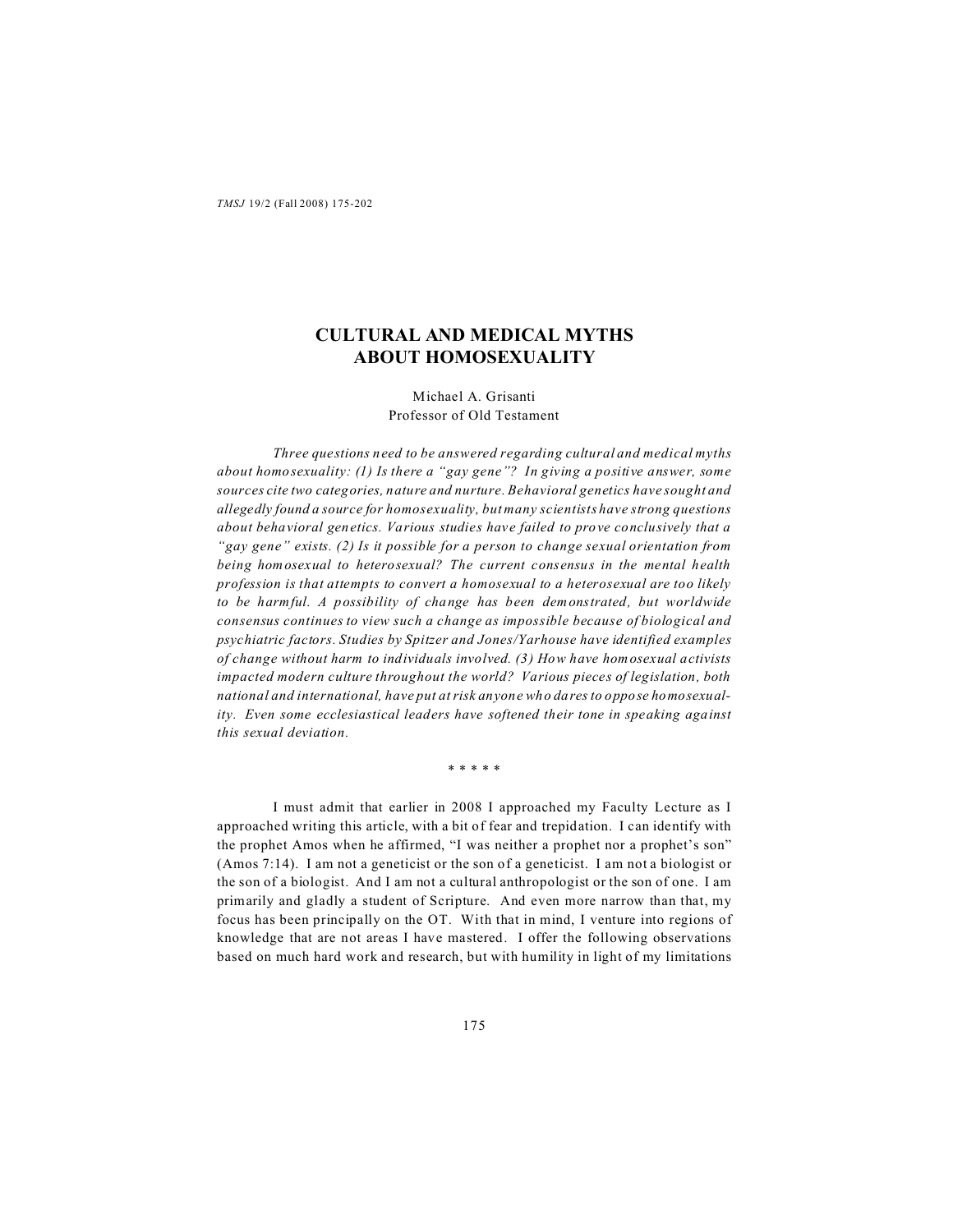# CULTURAL AND MEDICAL MYTHS ABOUT HOMOSEXUALITY

Michael A. Grisanti
Professor of Old Testament

*Three questions need to be answered regarding cultural and medical myths about homosexuality: (1) Is there a "gay gene"? In giving a positive answer, some sources cite two categories, nature and nurture. Behavioral genetics have sought and allegedly found a source for homosexuality, but many scientists have strong questions about behavioral genetics. Various studies have failed to prove conclusively that a "gay gene" exists. (2) Is it possible for a person to change sexual orientation from being homosexual to heterosexual? The current consensus in the mental health profession is that attempts to convert a homosexual to a heterosexual are too likely to be harmful. A possibility of change has been demonstrated, but worldwide consensus continues to view such a change as impossible because of biological and psychiatric factors. Studies by Spitzer and Jones/Yarhouse have identified examples of change without harm to individuals involved. (3) How have homosexual activists impacted modern culture throughout the world? Various pieces of legislation, both national and international, have put at risk anyone who dares to oppose homosexuality. Even some ecclesiastical leaders have softened their tone in speaking against this sexual deviation.*

\* \* \* \* \*

I must admit that earlier in 2008 I approached my Faculty Lecture as I approached writing this article, with a bit of fear and trepidation. I can identify with the prophet Amos when he affirmed, "I was neither a prophet nor a prophet's son" (Amos 7:14). I am not a geneticist or the son of a geneticist. I am not a biologist or the son of a biologist. And I am not a cultural anthropologist or the son of one. I am primarily and gladly a student of Scripture. And even more narrow than that, my focus has been principally on the OT. With that in mind, I venture into regions of knowledge that are not areas I have mastered. I offer the following observations based on much hard work and research, but with humility in light of my limitations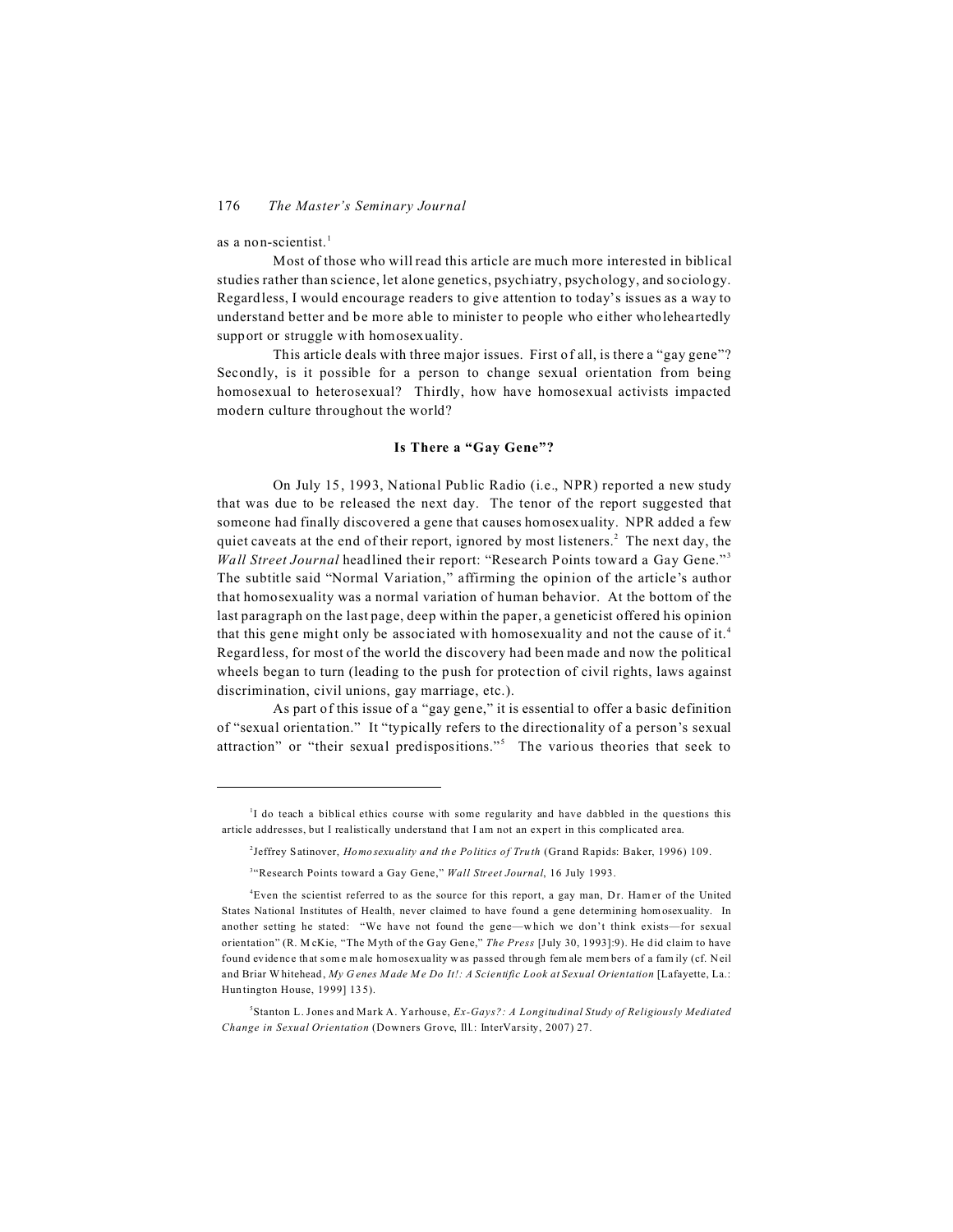as a non-scientist.[1]

Most of those who will read this article are much more interested in biblical studies rather than science, let alone genetics, psychiatry, psychology, and sociology. Regardless, I would encourage readers to give attention to today's issues as a way to understand better and be more able to minister to people who either wholeheartedly support or struggle with homosexuality.

This article deals with three major issues. First of all, is there a "gay gene"? Secondly, is it possible for a person to change sexual orientation from being homosexual to heterosexual? Thirdly, how have homosexual activists impacted modern culture throughout the world?

## Is There a "Gay Gene"?

On July 15, 1993, National Public Radio (i.e., NPR) reported a new study that was due to be released the next day. The tenor of the report suggested that someone had finally discovered a gene that causes homosexuality. NPR added a few quiet caveats at the end of their report, ignored by most listeners.[2] The next day, the *Wall Street Journal* headlined their report: "Research Points toward a Gay Gene."[3] The subtitle said "Normal Variation," affirming the opinion of the article's author that homosexuality was a normal variation of human behavior. At the bottom of the last paragraph on the last page, deep within the paper, a geneticist offered his opinion that this gene might only be associated with homosexuality and not the cause of it.[4] Regardless, for most of the world the discovery had been made and now the political wheels began to turn (leading to the push for protection of civil rights, laws against discrimination, civil unions, gay marriage, etc.).

As part of this issue of a "gay gene," it is essential to offer a basic definition of "sexual orientation." It "typically refers to the directionality of a person's sexual attraction" or "their sexual predispositions."[5] The various theories that seek to

---

[1] I do teach a biblical ethics course with some regularity and have dabbled in the questions this article addresses, but I realistically understand that I am not an expert in this complicated area.

[2] Jeffrey Satinover, *Homosexuality and the Politics of Truth* (Grand Rapids: Baker, 1996) 109.

[3] "Research Points toward a Gay Gene," *Wall Street Journal*, 16 July 1993.

[4] Even the scientist referred to as the source for this report, a gay man, Dr. Hamer of the United States National Institutes of Health, never claimed to have found a gene determining homosexuality. In another setting he stated: "We have not found the gene—which we don't think exists—for sexual orientation" (R. McKie, "The Myth of the Gay Gene," *The Press* [July 30, 1993]:9). He did claim to have found evidence that some male homosexuality was passed through female members of a family (cf. Neil and Briar Whitehead, *My Genes Made Me Do It!: A Scientific Look at Sexual Orientation* [Lafayette, La.: Huntington House, 1999] 135).

[5] Stanton L. Jones and Mark A. Yarhouse, *Ex-Gays?: A Longitudinal Study of Religiously Mediated Change in Sexual Orientation* (Downers Grove, Ill.: InterVarsity, 2007) 27.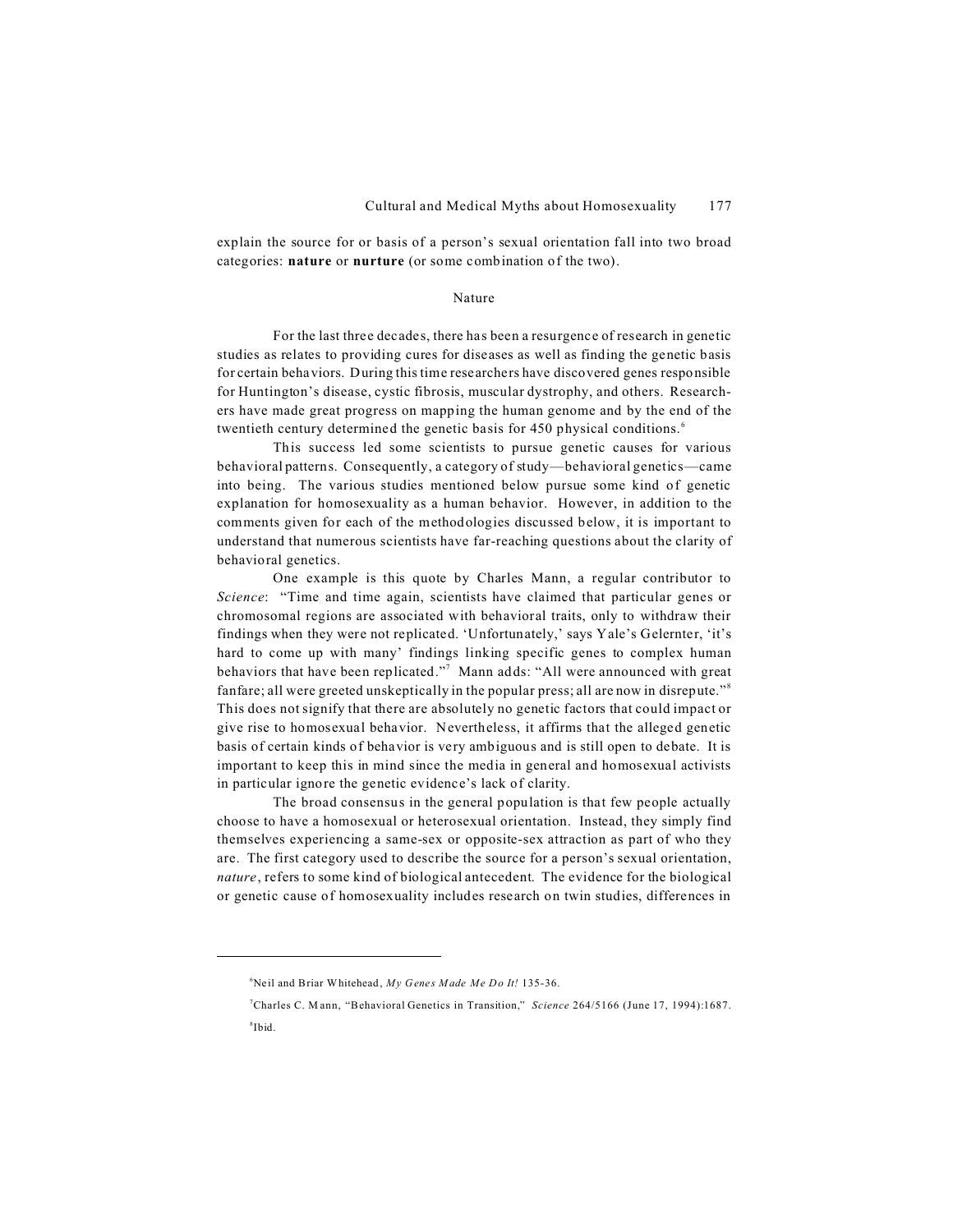explain the source for or basis of a person's sexual orientation fall into two broad categories: **nature** or **nurture** (or some combination of the two).

## Nature

For the last three decades, there has been a resurgence of research in genetic studies as relates to providing cures for diseases as well as finding the genetic basis for certain behaviors. During this time researchers have discovered genes responsible for Huntington's disease, cystic fibrosis, muscular dystrophy, and others. Researchers have made great progress on mapping the human genome and by the end of the twentieth century determined the genetic basis for 450 physical conditions.[6]

This success led some scientists to pursue genetic causes for various behavioral patterns. Consequently, a category of study—behavioral genetics—came into being. The various studies mentioned below pursue some kind of genetic explanation for homosexuality as a human behavior. However, in addition to the comments given for each of the methodologies discussed below, it is important to understand that numerous scientists have far-reaching questions about the clarity of behavioral genetics.

One example is this quote by Charles Mann, a regular contributor to *Science*: "Time and time again, scientists have claimed that particular genes or chromosomal regions are associated with behavioral traits, only to withdraw their findings when they were not replicated. 'Unfortunately,' says Yale's Gelernter, 'it's hard to come up with many' findings linking specific genes to complex human behaviors that have been replicated."[7] Mann adds: "All were announced with great fanfare; all were greeted unskeptically in the popular press; all are now in disrepute."[8] This does not signify that there are absolutely no genetic factors that could impact or give rise to homosexual behavior. Nevertheless, it affirms that the alleged genetic basis of certain kinds of behavior is very ambiguous and is still open to debate. It is important to keep this in mind since the media in general and homosexual activists in particular ignore the genetic evidence's lack of clarity.

The broad consensus in the general population is that few people actually choose to have a homosexual or heterosexual orientation. Instead, they simply find themselves experiencing a same-sex or opposite-sex attraction as part of who they are. The first category used to describe the source for a person's sexual orientation, *nature*, refers to some kind of biological antecedent. The evidence for the biological or genetic cause of homosexuality includes research on twin studies, differences in

---

[6]Neil and Briar Whitehead, *My Genes Made Me Do It!* 135-36.

[7]Charles C. Mann, "Behavioral Genetics in Transition," *Science* 264/5166 (June 17, 1994):1687.

[8]Ibid.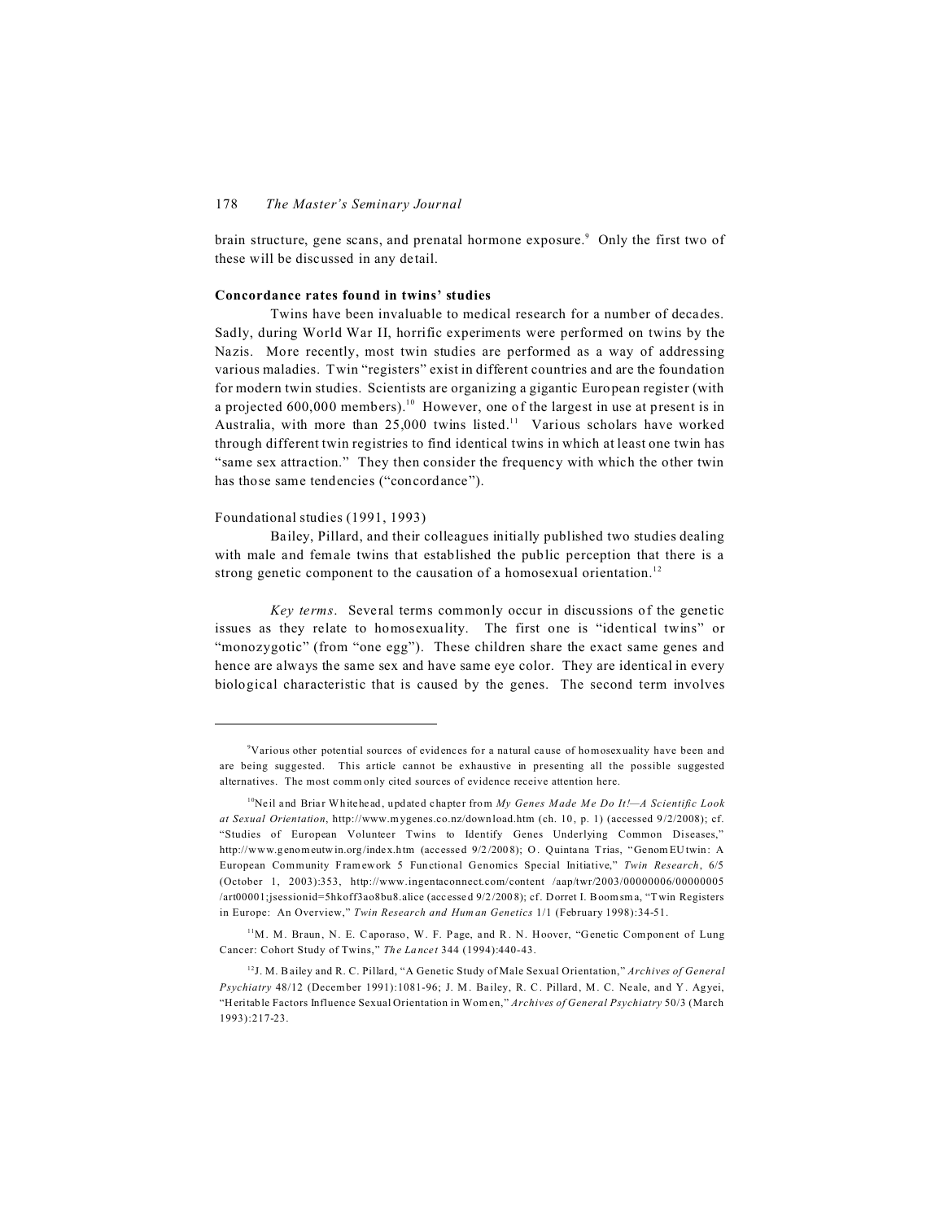brain structure, gene scans, and prenatal hormone exposure.[9] Only the first two of these will be discussed in any detail.

### Concordance rates found in twins' studies

Twins have been invaluable to medical research for a number of decades. Sadly, during World War II, horrific experiments were performed on twins by the Nazis. More recently, most twin studies are performed as a way of addressing various maladies. Twin "registers" exist in different countries and are the foundation for modern twin studies. Scientists are organizing a gigantic European register (with a projected 600,000 members).[10] However, one of the largest in use at present is in Australia, with more than 25,000 twins listed.[11] Various scholars have worked through different twin registries to find identical twins in which at least one twin has "same sex attraction." They then consider the frequency with which the other twin has those same tendencies ("concordance").

#### Foundational studies (1991, 1993)

Bailey, Pillard, and their colleagues initially published two studies dealing with male and female twins that established the public perception that there is a strong genetic component to the causation of a homosexual orientation.[12]

*Key terms*. Several terms commonly occur in discussions of the genetic issues as they relate to homosexuality. The first one is "identical twins" or "monozygotic" (from "one egg"). These children share the exact same genes and hence are always the same sex and have same eye color. They are identical in every biological characteristic that is caused by the genes. The second term involves

---

[9]Various other potential sources of evidences for a natural cause of homosexuality have been and are being suggested. This article cannot be exhaustive in presenting all the possible suggested alternatives. The most commonly cited sources of evidence receive attention here.

[10]Neil and Briar Whitehead, updated chapter from *My Genes Made Me Do It!—A Scientific Look at Sexual Orientation*, http://www.mygenes.co.nz/download.htm (ch. 10, p. 1) (accessed 9/2/2008); cf. "Studies of European Volunteer Twins to Identify Genes Underlying Common Diseases," http://www.genomeutwin.org/index.htm (accessed 9/2/2008); O. Quintana Trias, "GenomEUtwin: A European Community Framework 5 Functional Genomics Special Initiative," *Twin Research*, 6/5 (October 1, 2003):353, http://www.ingentaconnect.com/content /aap/twr/2003/00000006/00000005 /art00001;jsessionid=5hkoff3ao8bu8.alice (accessed 9/2/2008); cf. Dorret I. Boomsma, "Twin Registers in Europe: An Overview," *Twin Research and Human Genetics* 1/1 (February 1998):34-51.

[11]M. M. Braun, N. E. Caporaso, W. F. Page, and R. N. Hoover, "Genetic Component of Lung Cancer: Cohort Study of Twins," *The Lancet* 344 (1994):440-43.

[12]J. M. Bailey and R. C. Pillard, "A Genetic Study of Male Sexual Orientation," *Archives of General Psychiatry* 48/12 (December 1991):1081-96; J. M. Bailey, R. C. Pillard, M. C. Neale, and Y. Agyei, "Heritable Factors Influence Sexual Orientation in Women," *Archives of General Psychiatry* 50/3 (March 1993):217-23.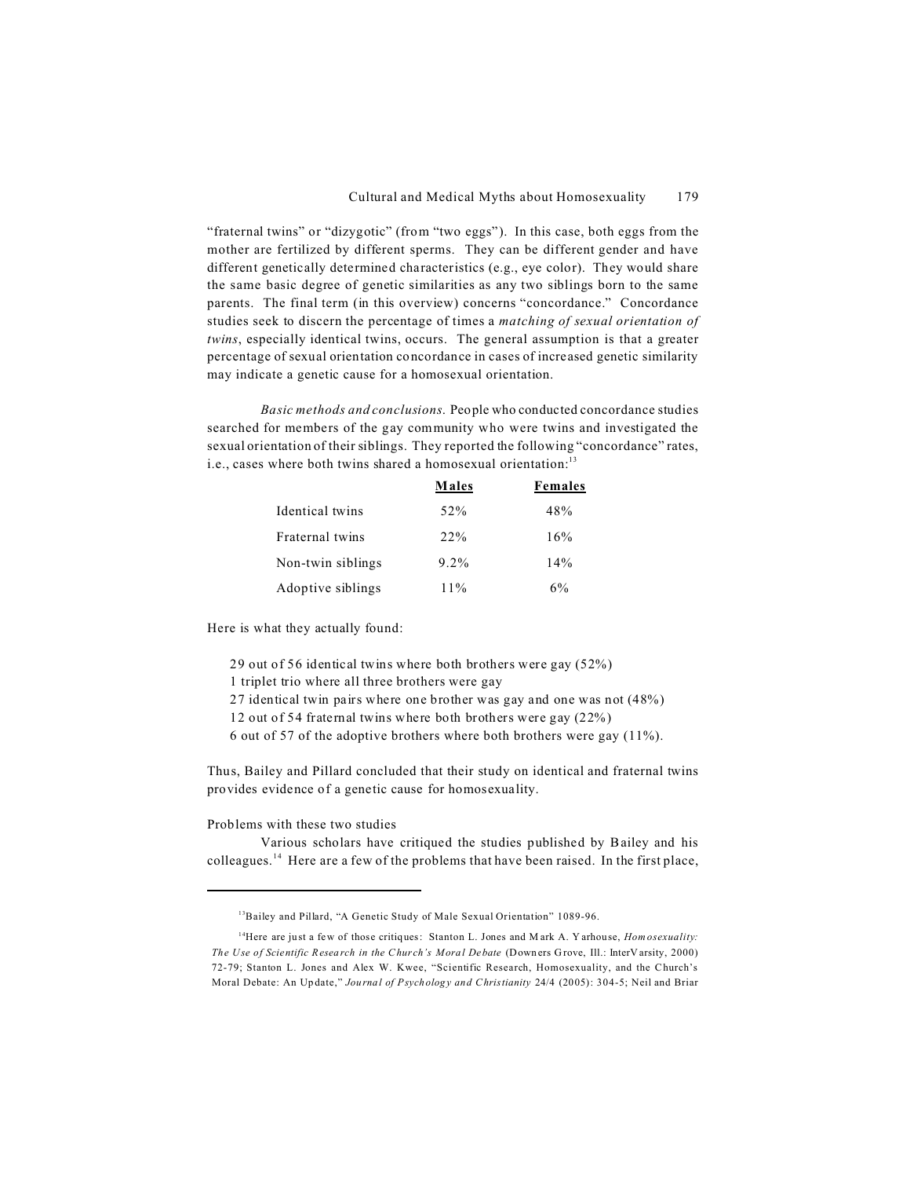"fraternal twins" or "dizygotic" (from "two eggs"). In this case, both eggs from the mother are fertilized by different sperms. They can be different gender and have different genetically determined characteristics (e.g., eye color). They would share the same basic degree of genetic similarities as any two siblings born to the same parents. The final term (in this overview) concerns "concordance." Concordance studies seek to discern the percentage of times a *matching of sexual orientation of twins*, especially identical twins, occurs. The general assumption is that a greater percentage of sexual orientation concordance in cases of increased genetic similarity may indicate a genetic cause for a homosexual orientation.

*Basic methods and conclusions.* People who conducted concordance studies searched for members of the gay community who were twins and investigated the sexual orientation of their siblings. They reported the following "concordance" rates, i.e., cases where both twins shared a homosexual orientation:[13]

| | **Males** | **Females** |
|---|---|---|
| Identical twins | 52% | 48% |
| Fraternal twins | 22% | 16% |
| Non-twin siblings | 9.2% | 14% |
| Adoptive siblings | 11% | 6% |

Here is what they actually found:

29 out of 56 identical twins where both brothers were gay (52%)
1 triplet trio where all three brothers were gay
27 identical twin pairs where one brother was gay and one was not (48%)
12 out of 54 fraternal twins where both brothers were gay (22%)
6 out of 57 of the adoptive brothers where both brothers were gay (11%).

Thus, Bailey and Pillard concluded that their study on identical and fraternal twins provides evidence of a genetic cause for homosexuality.

Problems with these two studies

Various scholars have critiqued the studies published by Bailey and his colleagues.[14] Here are a few of the problems that have been raised. In the first place,

---

[13] Bailey and Pillard, "A Genetic Study of Male Sexual Orientation" 1089-96.

[14] Here are just a few of those critiques: Stanton L. Jones and Mark A. Yarhouse, *Homosexuality: The Use of Scientific Research in the Church's Moral Debate* (Downers Grove, Ill.: InterVarsity, 2000) 72-79; Stanton L. Jones and Alex W. Kwee, "Scientific Research, Homosexuality, and the Church's Moral Debate: An Update," *Journal of Psychology and Christianity* 24/4 (2005): 304-5; Neil and Briar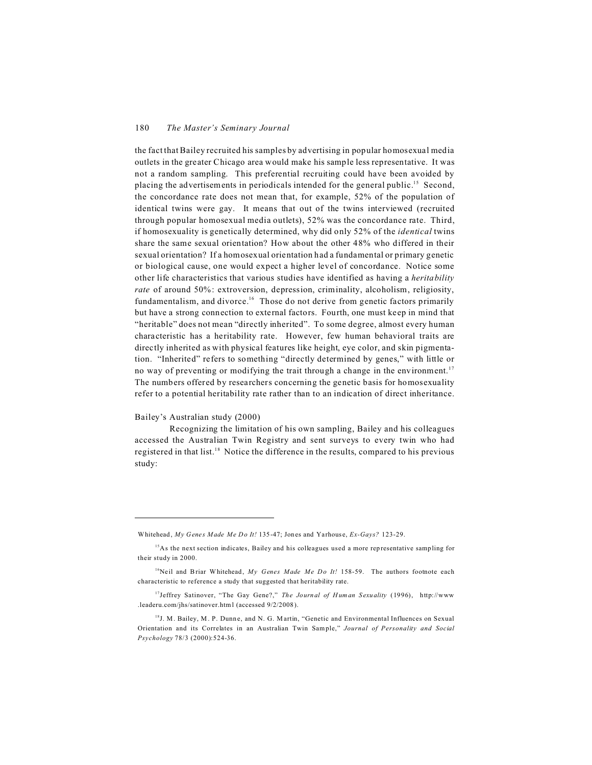the fact that Bailey recruited his samples by advertising in popular homosexual media outlets in the greater Chicago area would make his sample less representative. It was not a random sampling. This preferential recruiting could have been avoided by placing the advertisements in periodicals intended for the general public.[15] Second, the concordance rate does not mean that, for example, 52% of the population of identical twins were gay. It means that out of the twins interviewed (recruited through popular homosexual media outlets), 52% was the concordance rate. Third, if homosexuality is genetically determined, why did only 52% of the *identical* twins share the same sexual orientation? How about the other 48% who differed in their sexual orientation? If a homosexual orientation had a fundamental or primary genetic or biological cause, one would expect a higher level of concordance. Notice some other life characteristics that various studies have identified as having a *heritability rate* of around 50%: extroversion, depression, criminality, alcoholism, religiosity, fundamentalism, and divorce.[16] Those do not derive from genetic factors primarily but have a strong connection to external factors. Fourth, one must keep in mind that "heritable" does not mean "directly inherited". To some degree, almost every human characteristic has a heritability rate. However, few human behavioral traits are directly inherited as with physical features like height, eye color, and skin pigmentation. "Inherited" refers to something "directly determined by genes," with little or no way of preventing or modifying the trait through a change in the environment.[17] The numbers offered by researchers concerning the genetic basis for homosexuality refer to a potential heritability rate rather than to an indication of direct inheritance.

Bailey's Australian study (2000)

Recognizing the limitation of his own sampling, Bailey and his colleagues accessed the Australian Twin Registry and sent surveys to every twin who had registered in that list.[18] Notice the difference in the results, compared to his previous study:

---

Whitehead, *My Genes Made Me Do It!* 135-47; Jones and Yarhouse, *Ex-Gays?* 123-29.

[15] As the next section indicates, Bailey and his colleagues used a more representative sampling for their study in 2000.

[16] Neil and Briar Whitehead, *My Genes Made Me Do It!* 158-59. The authors footnote each characteristic to reference a study that suggested that heritability rate.

[17] Jeffrey Satinover, "The Gay Gene?," *The Journal of Human Sexuality* (1996), http://www.leaderu.com/jhs/satinover.html (accessed 9/2/2008).

[18] J. M. Bailey, M. P. Dunne, and N. G. Martin, "Genetic and Environmental Influences on Sexual Orientation and its Correlates in an Australian Twin Sample," *Journal of Personality and Social Psychology* 78/3 (2000):524-36.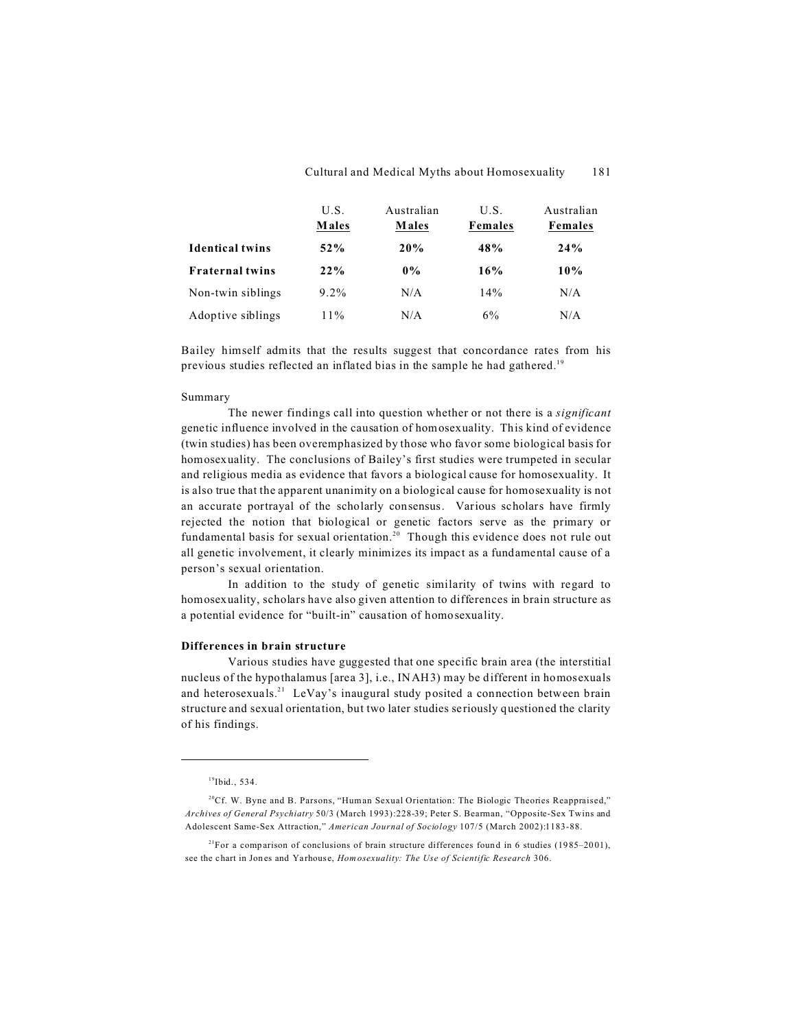| | U.S. **Males** | Australian **Males** | U.S. **Females** | Australian **Females** |
|---|---|---|---|---|
| **Identical twins** | **52%** | **20%** | **48%** | **24%** |
| **Fraternal twins** | **22%** | **0%** | **16%** | **10%** |
| Non-twin siblings | 9.2% | N/A | 14% | N/A |
| Adoptive siblings | 11% | N/A | 6% | N/A |

Bailey himself admits that the results suggest that concordance rates from his previous studies reflected an inflated bias in the sample he had gathered.[19]

Summary

The newer findings call into question whether or not there is a *significant* genetic influence involved in the causation of homosexuality. This kind of evidence (twin studies) has been overemphasized by those who favor some biological basis for homosexuality. The conclusions of Bailey's first studies were trumpeted in secular and religious media as evidence that favors a biological cause for homosexuality. It is also true that the apparent unanimity on a biological cause for homosexuality is not an accurate portrayal of the scholarly consensus. Various scholars have firmly rejected the notion that biological or genetic factors serve as the primary or fundamental basis for sexual orientation.[20] Though this evidence does not rule out all genetic involvement, it clearly minimizes its impact as a fundamental cause of a person's sexual orientation.

In addition to the study of genetic similarity of twins with regard to homosexuality, scholars have also given attention to differences in brain structure as a potential evidence for "built-in" causation of homosexuality.

**Differences in brain structure**

Various studies have guggested that one specific brain area (the interstitial nucleus of the hypothalamus [area 3], i.e., INAH3) may be different in homosexuals and heterosexuals.[21] LeVay's inaugural study posited a connection between brain structure and sexual orientation, but two later studies seriously questioned the clarity of his findings.

---

[19] Ibid., 534.

[20] Cf. W. Byne and B. Parsons, "Human Sexual Orientation: The Biologic Theories Reappraised," *Archives of General Psychiatry* 50/3 (March 1993):228-39; Peter S. Bearman, "Opposite-Sex Twins and Adolescent Same-Sex Attraction," *American Journal of Sociology* 107/5 (March 2002):1183-88.

[21] For a comparison of conclusions of brain structure differences found in 6 studies (1985–2001), see the chart in Jones and Yarhouse, *Homosexuality: The Use of Scientific Research* 306.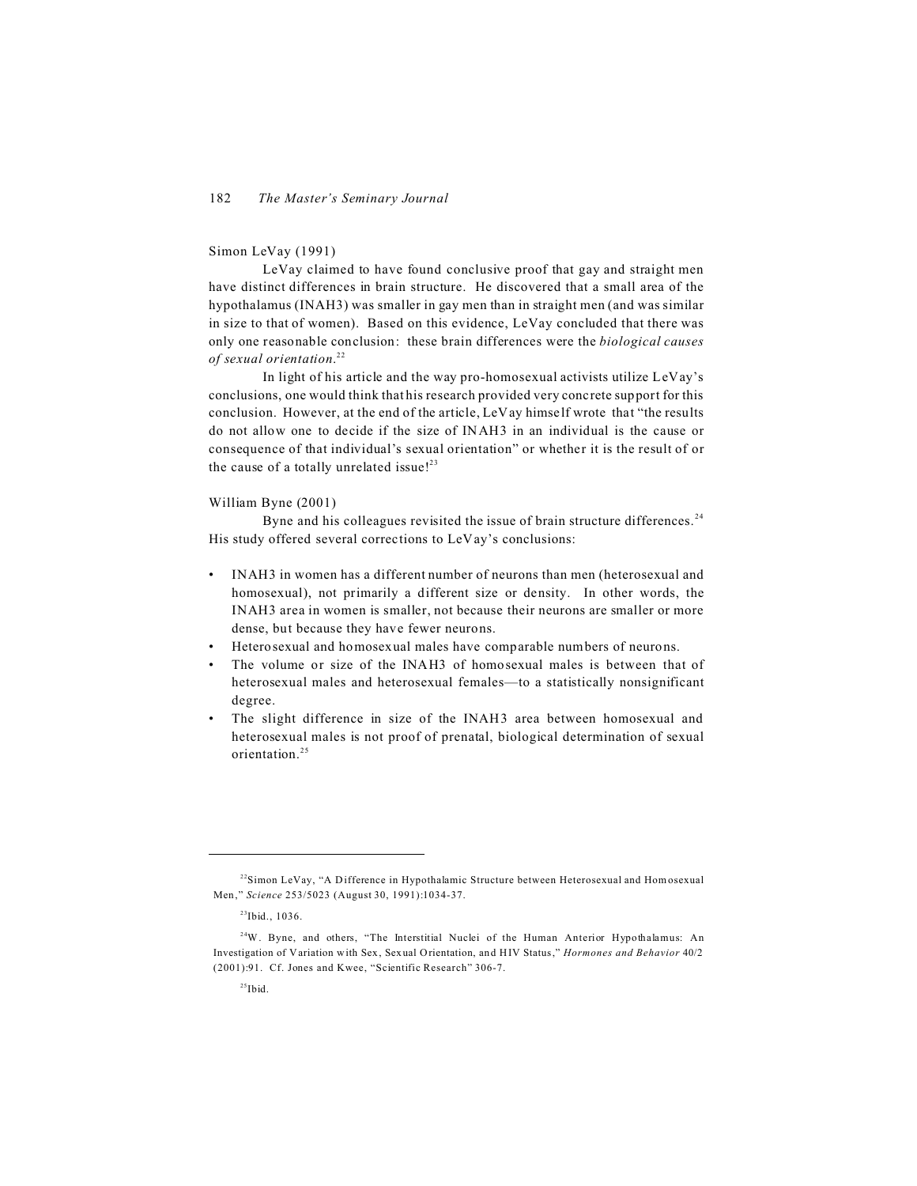Simon LeVay (1991)

LeVay claimed to have found conclusive proof that gay and straight men have distinct differences in brain structure. He discovered that a small area of the hypothalamus (INAH3) was smaller in gay men than in straight men (and was similar in size to that of women). Based on this evidence, LeVay concluded that there was only one reasonable conclusion: these brain differences were the *biological causes of sexual orientation*.[22]

In light of his article and the way pro-homosexual activists utilize LeVay's conclusions, one would think that his research provided very concrete support for this conclusion. However, at the end of the article, LeVay himself wrote that "the results do not allow one to decide if the size of INAH3 in an individual is the cause or consequence of that individual's sexual orientation" or whether it is the result of or the cause of a totally unrelated issue![23]

William Byne (2001)

Byne and his colleagues revisited the issue of brain structure differences.[24] His study offered several corrections to LeVay's conclusions:

- INAH3 in women has a different number of neurons than men (heterosexual and homosexual), not primarily a different size or density. In other words, the INAH3 area in women is smaller, not because their neurons are smaller or more dense, but because they have fewer neurons.
- Heterosexual and homosexual males have comparable numbers of neurons.
- The volume or size of the INAH3 of homosexual males is between that of heterosexual males and heterosexual females—to a statistically nonsignificant degree.
- The slight difference in size of the INAH3 area between homosexual and heterosexual males is not proof of prenatal, biological determination of sexual orientation.[25]

---

[22] Simon LeVay, "A Difference in Hypothalamic Structure between Heterosexual and Homosexual Men," *Science* 253/5023 (August 30, 1991):1034-37.

[23] Ibid., 1036.

[24] W. Byne, and others, "The Interstitial Nuclei of the Human Anterior Hypothalamus: An Investigation of Variation with Sex, Sexual Orientation, and HIV Status," *Hormones and Behavior* 40/2 (2001):91. Cf. Jones and Kwee, "Scientific Research" 306-7.

[25] Ibid.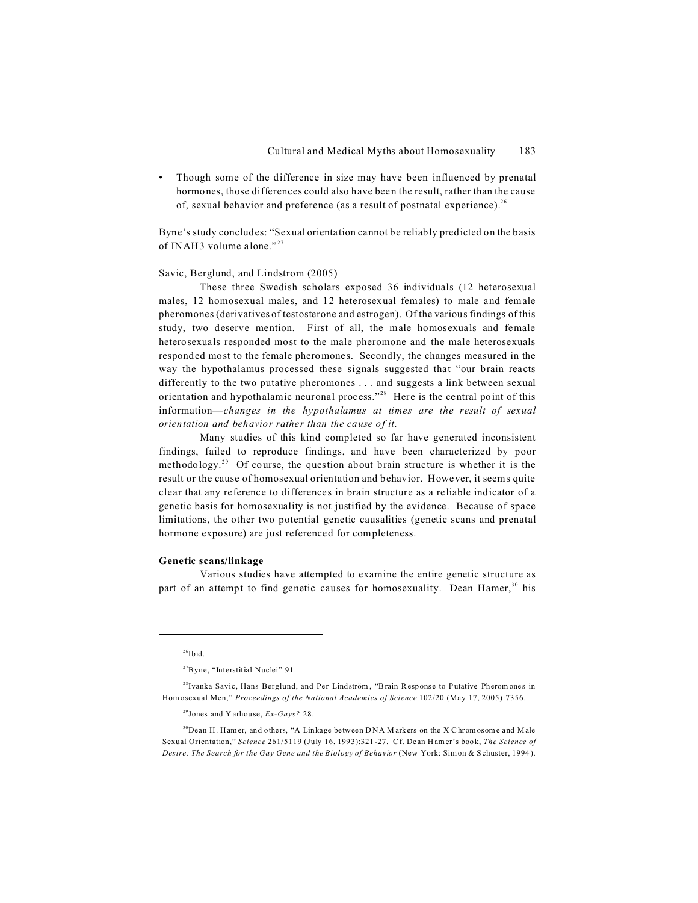- Though some of the difference in size may have been influenced by prenatal hormones, those differences could also have been the result, rather than the cause of, sexual behavior and preference (as a result of postnatal experience).[26]

Byne's study concludes: "Sexual orientation cannot be reliably predicted on the basis of INAH3 volume alone."[27]

Savic, Berglund, and Lindstrom (2005)

These three Swedish scholars exposed 36 individuals (12 heterosexual males, 12 homosexual males, and 12 heterosexual females) to male and female pheromones (derivatives of testosterone and estrogen). Of the various findings of this study, two deserve mention. First of all, the male homosexuals and female heterosexuals responded most to the male pheromone and the male heterosexuals responded most to the female pheromones. Secondly, the changes measured in the way the hypothalamus processed these signals suggested that "our brain reacts differently to the two putative pheromones . . . and suggests a link between sexual orientation and hypothalamic neuronal process."[28] Here is the central point of this information—*changes in the hypothalamus at times are the result of sexual orientation and behavior rather than the cause of it.*

Many studies of this kind completed so far have generated inconsistent findings, failed to reproduce findings, and have been characterized by poor methodology.[29] Of course, the question about brain structure is whether it is the result or the cause of homosexual orientation and behavior. However, it seems quite clear that any reference to differences in brain structure as a reliable indicator of a genetic basis for homosexuality is not justified by the evidence. Because of space limitations, the other two potential genetic causalities (genetic scans and prenatal hormone exposure) are just referenced for completeness.

**Genetic scans/linkage**

Various studies have attempted to examine the entire genetic structure as part of an attempt to find genetic causes for homosexuality. Dean Hamer,[30] his

---

[26] Ibid.

[27] Byne, "Interstitial Nuclei" 91.

[28] Ivanka Savic, Hans Berglund, and Per Lindström, "Brain Response to Putative Pheromones in Homosexual Men," *Proceedings of the National Academies of Science* 102/20 (May 17, 2005):7356.

[29] Jones and Yarhouse, *Ex-Gays?* 28.

[30] Dean H. Hamer, and others, "A Linkage between DNA Markers on the X Chromosome and Male Sexual Orientation," *Science* 261/5119 (July 16, 1993):321-27. Cf. Dean Hamer's book, *The Science of Desire: The Search for the Gay Gene and the Biology of Behavior* (New York: Simon & Schuster, 1994).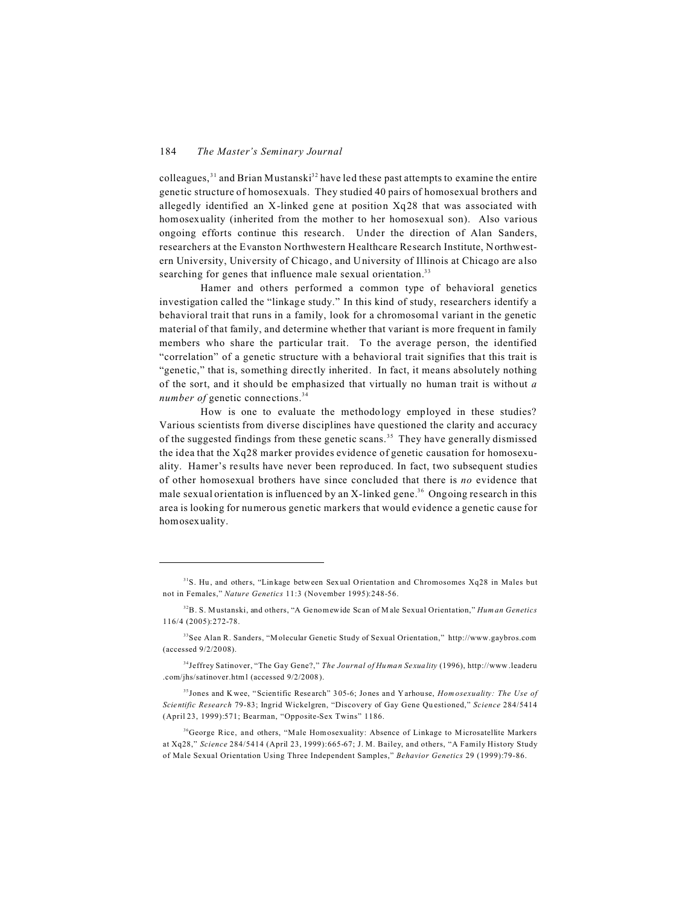colleagues,[31] and Brian Mustanski[32] have led these past attempts to examine the entire genetic structure of homosexuals. They studied 40 pairs of homosexual brothers and allegedly identified an X-linked gene at position Xq28 that was associated with homosexuality (inherited from the mother to her homosexual son). Also various ongoing efforts continue this research. Under the direction of Alan Sanders, researchers at the Evanston Northwestern Healthcare Research Institute, Northwestern University, University of Chicago, and University of Illinois at Chicago are also searching for genes that influence male sexual orientation.[33]

Hamer and others performed a common type of behavioral genetics investigation called the "linkage study." In this kind of study, researchers identify a behavioral trait that runs in a family, look for a chromosomal variant in the genetic material of that family, and determine whether that variant is more frequent in family members who share the particular trait. To the average person, the identified "correlation" of a genetic structure with a behavioral trait signifies that this trait is "genetic," that is, something directly inherited. In fact, it means absolutely nothing of the sort, and it should be emphasized that virtually no human trait is without *a number of* genetic connections.[34]

How is one to evaluate the methodology employed in these studies? Various scientists from diverse disciplines have questioned the clarity and accuracy of the suggested findings from these genetic scans.[35] They have generally dismissed the idea that the Xq28 marker provides evidence of genetic causation for homosexuality. Hamer's results have never been reproduced. In fact, two subsequent studies of other homosexual brothers have since concluded that there is *no* evidence that male sexual orientation is influenced by an X-linked gene.[36] Ongoing research in this area is looking for numerous genetic markers that would evidence a genetic cause for homosexuality.

---

[31] S. Hu, and others, "Linkage between Sexual Orientation and Chromosomes Xq28 in Males but not in Females," *Nature Genetics* 11:3 (November 1995):248-56.

[32] B. S. Mustanski, and others, "A Genomewide Scan of Male Sexual Orientation," *Human Genetics* 116/4 (2005):272-78.

[33] See Alan R. Sanders, "Molecular Genetic Study of Sexual Orientation," http://www.gaybros.com (accessed 9/2/2008).

[34] Jeffrey Satinover, "The Gay Gene?," *The Journal of Human Sexuality* (1996), http://www.leaderu.com/jhs/satinover.html (accessed 9/2/2008).

[35] Jones and Kwee, "Scientific Research" 305-6; Jones and Yarhouse, *Homosexuality: The Use of Scientific Research* 79-83; Ingrid Wickelgren, "Discovery of Gay Gene Questioned," *Science* 284/5414 (April 23, 1999):571; Bearman, "Opposite-Sex Twins" 1186.

[36] George Rice, and others, "Male Homosexuality: Absence of Linkage to Microsatellite Markers at Xq28," *Science* 284/5414 (April 23, 1999):665-67; J. M. Bailey, and others, "A Family History Study of Male Sexual Orientation Using Three Independent Samples," *Behavior Genetics* 29 (1999):79-86.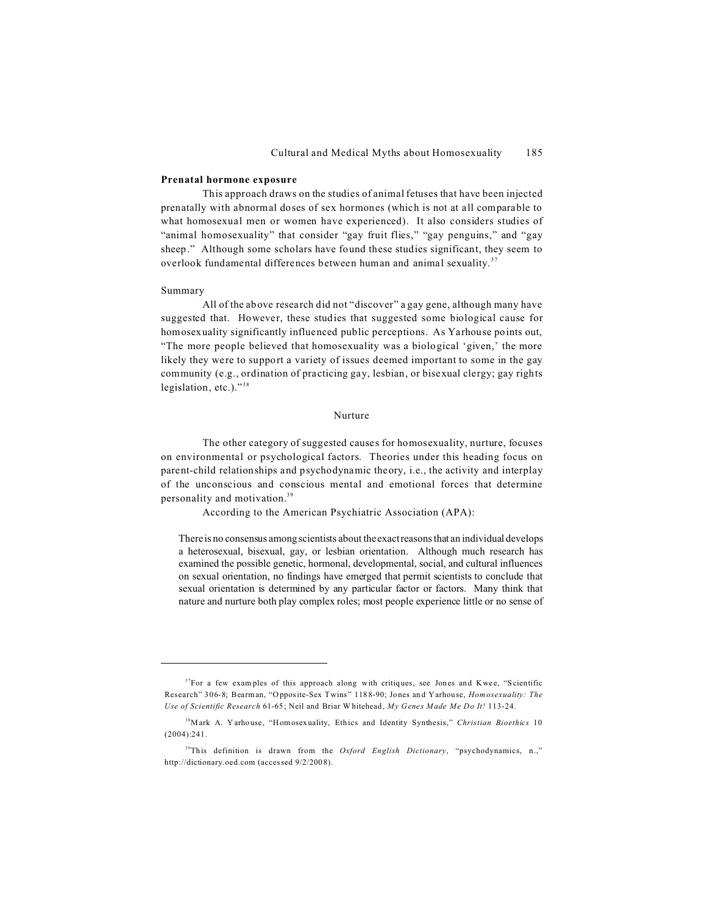**Prenatal hormone exposure**

This approach draws on the studies of animal fetuses that have been injected prenatally with abnormal doses of sex hormones (which is not at all comparable to what homosexual men or women have experienced). It also considers studies of "animal homosexuality" that consider "gay fruit flies," "gay penguins," and "gay sheep." Although some scholars have found these studies significant, they seem to overlook fundamental differences between human and animal sexuality.[37]

Summary

All of the above research did not "discover" a gay gene, although many have suggested that. However, these studies that suggested some biological cause for homosexuality significantly influenced public perceptions. As Yarhouse points out, "The more people believed that homosexuality was a biological 'given,' the more likely they were to support a variety of issues deemed important to some in the gay community (e.g., ordination of practicing gay, lesbian, or bisexual clergy; gay rights legislation, etc.)."[38]

## Nurture

The other category of suggested causes for homosexuality, nurture, focuses on environmental or psychological factors. Theories under this heading focus on parent-child relationships and psychodynamic theory, i.e., the activity and interplay of the unconscious and conscious mental and emotional forces that determine personality and motivation.[39]

According to the American Psychiatric Association (APA):

> There is no consensus among scientists about the exact reasons that an individual develops a heterosexual, bisexual, gay, or lesbian orientation. Although much research has examined the possible genetic, hormonal, developmental, social, and cultural influences on sexual orientation, no findings have emerged that permit scientists to conclude that sexual orientation is determined by any particular factor or factors. Many think that nature and nurture both play complex roles; most people experience little or no sense of

---

[37] For a few examples of this approach along with critiques, see Jones and Kwee, "Scientific Research" 306-8; Bearman, "Opposite-Sex Twins" 1188-90; Jones and Yarhouse, *Homosexuality: The Use of Scientific Research* 61-65; Neil and Briar Whitehead, *My Genes Made Me Do It!* 113-24.

[38] Mark A. Yarhouse, "Homosexuality, Ethics and Identity Synthesis," *Christian Bioethics* 10 (2004):241.

[39] This definition is drawn from the *Oxford English Dictionary*, "psychodynamics, n.," http://dictionary.oed.com (accessed 9/2/2008).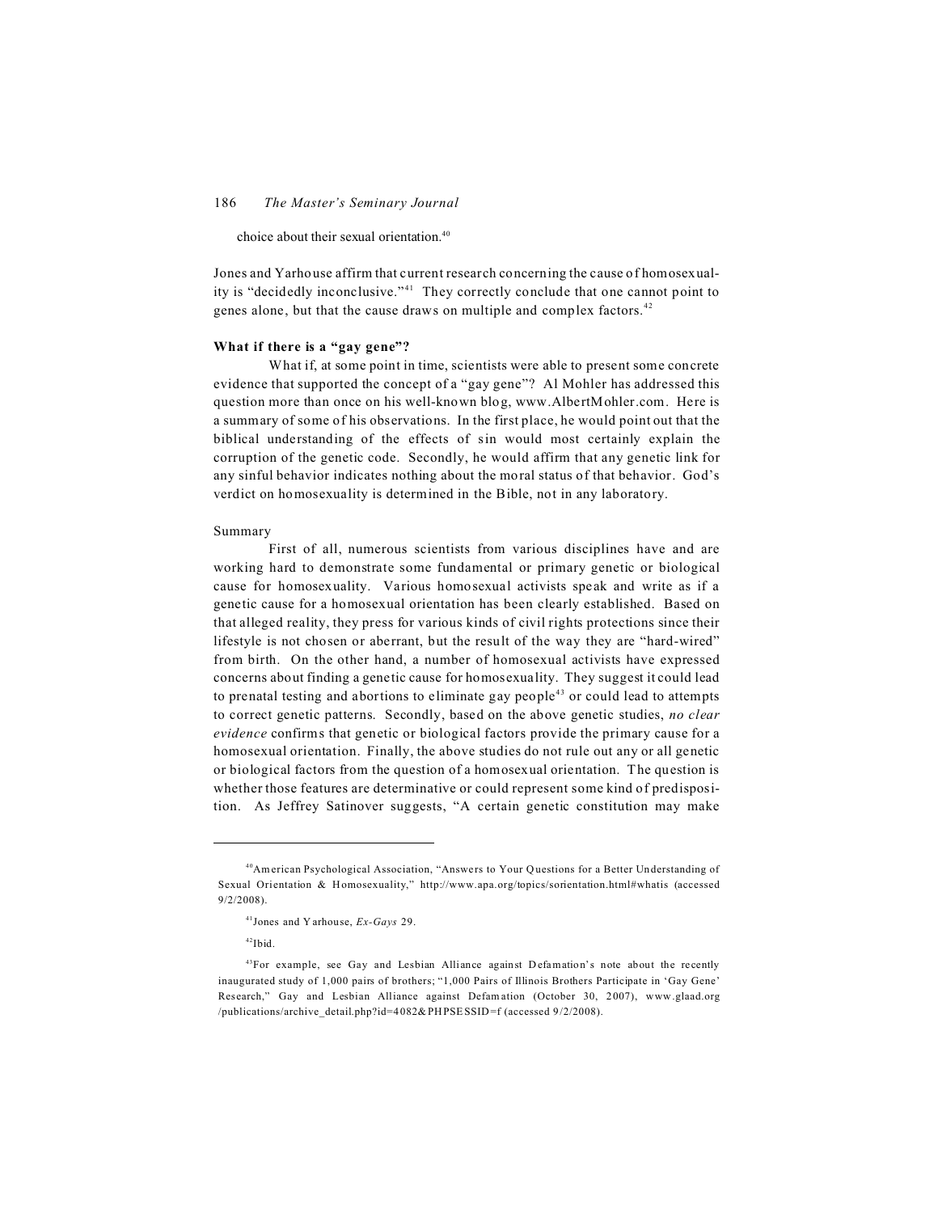choice about their sexual orientation.[40]

Jones and Yarhouse affirm that current research concerning the cause of homosexuality is "decidedly inconclusive."[41] They correctly conclude that one cannot point to genes alone, but that the cause draws on multiple and complex factors.[42]

**What if there is a "gay gene"?**

What if, at some point in time, scientists were able to present some concrete evidence that supported the concept of a "gay gene"? Al Mohler has addressed this question more than once on his well-known blog, www.AlbertMohler.com. Here is a summary of some of his observations. In the first place, he would point out that the biblical understanding of the effects of sin would most certainly explain the corruption of the genetic code. Secondly, he would affirm that any genetic link for any sinful behavior indicates nothing about the moral status of that behavior. God's verdict on homosexuality is determined in the Bible, not in any laboratory.

Summary

First of all, numerous scientists from various disciplines have and are working hard to demonstrate some fundamental or primary genetic or biological cause for homosexuality. Various homosexual activists speak and write as if a genetic cause for a homosexual orientation has been clearly established. Based on that alleged reality, they press for various kinds of civil rights protections since their lifestyle is not chosen or aberrant, but the result of the way they are "hard-wired" from birth. On the other hand, a number of homosexual activists have expressed concerns about finding a genetic cause for homosexuality. They suggest it could lead to prenatal testing and abortions to eliminate gay people[43] or could lead to attempts to correct genetic patterns. Secondly, based on the above genetic studies, *no clear evidence* confirms that genetic or biological factors provide the primary cause for a homosexual orientation. Finally, the above studies do not rule out any or all genetic or biological factors from the question of a homosexual orientation. The question is whether those features are determinative or could represent some kind of predisposition. As Jeffrey Satinover suggests, "A certain genetic constitution may make

---

[40]American Psychological Association, "Answers to Your Questions for a Better Understanding of Sexual Orientation & Homosexuality," http://www.apa.org/topics/sorientation.html#whatis (accessed 9/2/2008).

[41]Jones and Yarhouse, *Ex-Gays* 29.

[42]Ibid.

[43]For example, see Gay and Lesbian Alliance against Defamation's note about the recently inaugurated study of 1,000 pairs of brothers; "1,000 Pairs of Illinois Brothers Participate in 'Gay Gene' Research," Gay and Lesbian Alliance against Defamation (October 30, 2007), www.glaad.org /publications/archive_detail.php?id=4082&PHPSESSID=f (accessed 9/2/2008).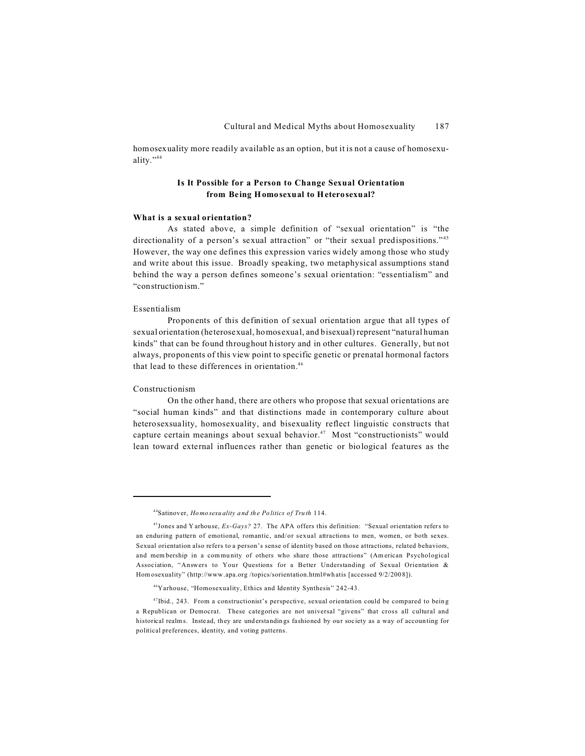homosexuality more readily available as an option, but it is not a cause of homosexuality."[44]

### Is It Possible for a Person to Change Sexual Orientation from Being Homosexual to Heterosexual?

#### What is a sexual orientation?

As stated above, a simple definition of "sexual orientation" is "the directionality of a person's sexual attraction" or "their sexual predispositions."[45] However, the way one defines this expression varies widely among those who study and write about this issue. Broadly speaking, two metaphysical assumptions stand behind the way a person defines someone's sexual orientation: "essentialism" and "constructionism."

Essentialism

Proponents of this definition of sexual orientation argue that all types of sexual orientation (heterosexual, homosexual, and bisexual) represent "natural human kinds" that can be found throughout history and in other cultures. Generally, but not always, proponents of this view point to specific genetic or prenatal hormonal factors that lead to these differences in orientation.[46]

Constructionism

On the other hand, there are others who propose that sexual orientations are "social human kinds" and that distinctions made in contemporary culture about heterosexsuality, homosexuality, and bisexuality reflect linguistic constructs that capture certain meanings about sexual behavior.[47] Most "constructionists" would lean toward external influences rather than genetic or biological features as the

---

[44] Satinover, *Homosexuality and the Politics of Truth* 114.

[45] Jones and Yarhouse, *Ex-Gays?* 27. The APA offers this definition: "Sexual orientation refers to an enduring pattern of emotional, romantic, and/or sexual attractions to men, women, or both sexes. Sexual orientation also refers to a person's sense of identity based on those attractions, related behaviors, and membership in a community of others who share those attractions" (American Psychological Association, "Answers to Your Questions for a Better Understanding of Sexual Orientation & Homosexuality" (http://www.apa.org /topics/sorientation.html#whatis [accessed 9/2/2008]).

[46] Yarhouse, "Homosexuality, Ethics and Identity Synthesis" 242-43.

[47] Ibid., 243. From a constructionist's perspective, sexual orientation could be compared to being a Republican or Democrat. These categories are not universal "givens" that cross all cultural and historical realms. Instead, they are understandings fashioned by our society as a way of accounting for political preferences, identity, and voting patterns.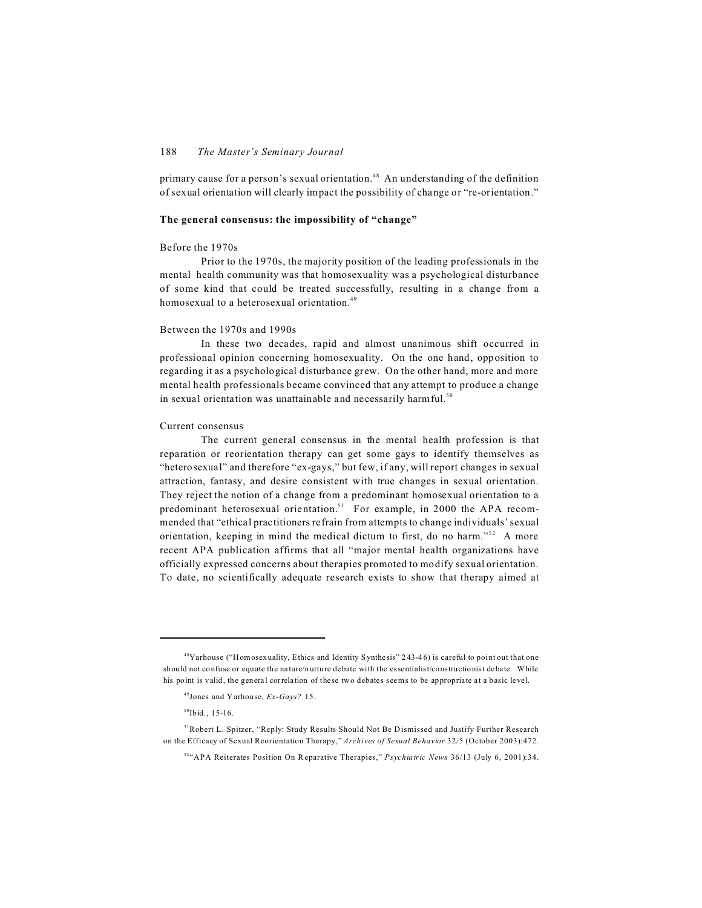primary cause for a person's sexual orientation.[48] An understanding of the definition of sexual orientation will clearly impact the possibility of change or "re-orientation."

**The general consensus: the impossibility of "change"**

Before the 1970s

Prior to the 1970s, the majority position of the leading professionals in the mental health community was that homosexuality was a psychological disturbance of some kind that could be treated successfully, resulting in a change from a homosexual to a heterosexual orientation.[49]

Between the 1970s and 1990s

In these two decades, rapid and almost unanimous shift occurred in professional opinion concerning homosexuality. On the one hand, opposition to regarding it as a psychological disturbance grew. On the other hand, more and more mental health professionals became convinced that any attempt to produce a change in sexual orientation was unattainable and necessarily harmful.[50]

Current consensus

The current general consensus in the mental health profession is that reparation or reorientation therapy can get some gays to identify themselves as "heterosexual" and therefore "ex-gays," but few, if any, will report changes in sexual attraction, fantasy, and desire consistent with true changes in sexual orientation. They reject the notion of a change from a predominant homosexual orientation to a predominant heterosexual orientation.[51] For example, in 2000 the APA recommended that "ethical practitioners refrain from attempts to change individuals' sexual orientation, keeping in mind the medical dictum to first, do no harm."[52] A more recent APA publication affirms that all "major mental health organizations have officially expressed concerns about therapies promoted to modify sexual orientation. To date, no scientifically adequate research exists to show that therapy aimed at

---

[48] Yarhouse ("Homosexuality, Ethics and Identity Synthesis" 243-46) is careful to point out that one should not confuse or equate the nature/nurture debate with the essentialist/constructionist debate. While his point is valid, the general correlation of these two debates seems to be appropriate at a basic level.

[49] Jones and Yarhouse, *Ex-Gays?* 15.

[50] Ibid., 15-16.

[51] Robert L. Spitzer, "Reply: Study Results Should Not Be Dismissed and Justify Further Research on the Efficacy of Sexual Reorientation Therapy," *Archives of Sexual Behavior* 32/5 (October 2003):472.

[52] "APA Reiterates Position On Reparative Therapies," *Psychiatric News* 36/13 (July 6, 2001):34.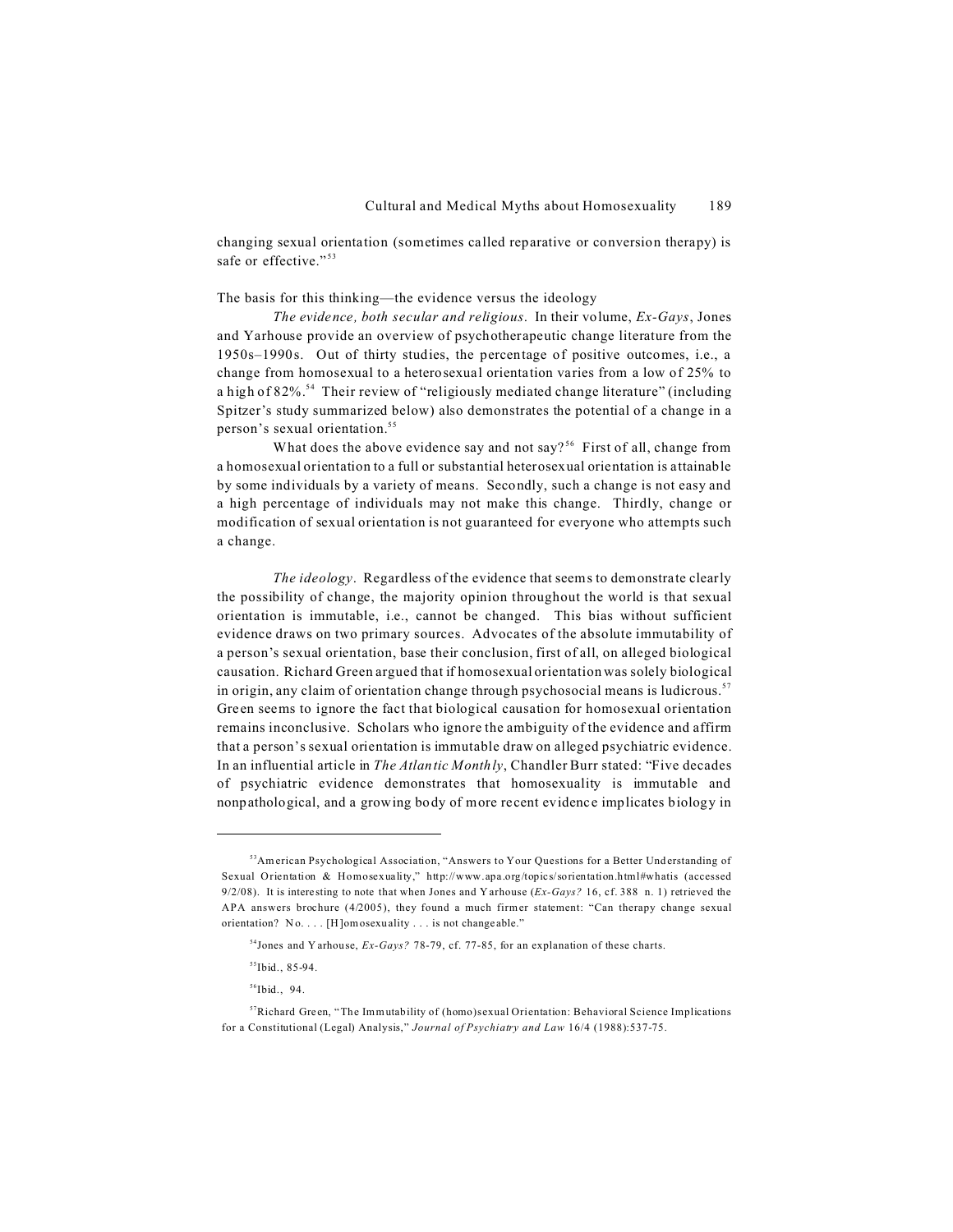changing sexual orientation (sometimes called reparative or conversion therapy) is safe or effective."[53]

The basis for this thinking—the evidence versus the ideology

*The evidence, both secular and religious*. In their volume, *Ex-Gays*, Jones and Yarhouse provide an overview of psychotherapeutic change literature from the 1950s–1990s. Out of thirty studies, the percentage of positive outcomes, i.e., a change from homosexual to a heterosexual orientation varies from a low of 25% to a high of 82%.[54] Their review of "religiously mediated change literature" (including Spitzer's study summarized below) also demonstrates the potential of a change in a person's sexual orientation.[55]

What does the above evidence say and not say?[56] First of all, change from a homosexual orientation to a full or substantial heterosexual orientation is attainable by some individuals by a variety of means. Secondly, such a change is not easy and a high percentage of individuals may not make this change. Thirdly, change or modification of sexual orientation is not guaranteed for everyone who attempts such a change.

*The ideology*. Regardless of the evidence that seems to demonstrate clearly the possibility of change, the majority opinion throughout the world is that sexual orientation is immutable, i.e., cannot be changed. This bias without sufficient evidence draws on two primary sources. Advocates of the absolute immutability of a person's sexual orientation, base their conclusion, first of all, on alleged biological causation. Richard Green argued that if homosexual orientation was solely biological in origin, any claim of orientation change through psychosocial means is ludicrous.[57] Green seems to ignore the fact that biological causation for homosexual orientation remains inconclusive. Scholars who ignore the ambiguity of the evidence and affirm that a person's sexual orientation is immutable draw on alleged psychiatric evidence. In an influential article in *The Atlantic Monthly*, Chandler Burr stated: "Five decades of psychiatric evidence demonstrates that homosexuality is immutable and nonpathological, and a growing body of more recent evidence implicates biology in

---

[53] American Psychological Association, "Answers to Your Questions for a Better Understanding of Sexual Orientation & Homosexuality," http://www.apa.org/topics/sorientation.html#whatis (accessed 9/2/08). It is interesting to note that when Jones and Yarhouse (*Ex-Gays?* 16, cf. 388 n. 1) retrieved the APA answers brochure (4/2005), they found a much firmer statement: "Can therapy change sexual orientation? No. . . . [H]omosexuality . . . is not changeable."

[54] Jones and Yarhouse, *Ex-Gays?* 78-79, cf. 77-85, for an explanation of these charts.

[55] Ibid., 85-94.

[56] Ibid., 94.

[57] Richard Green, "The Immutability of (homo)sexual Orientation: Behavioral Science Implications for a Constitutional (Legal) Analysis," *Journal of Psychiatry and Law* 16/4 (1988):537-75.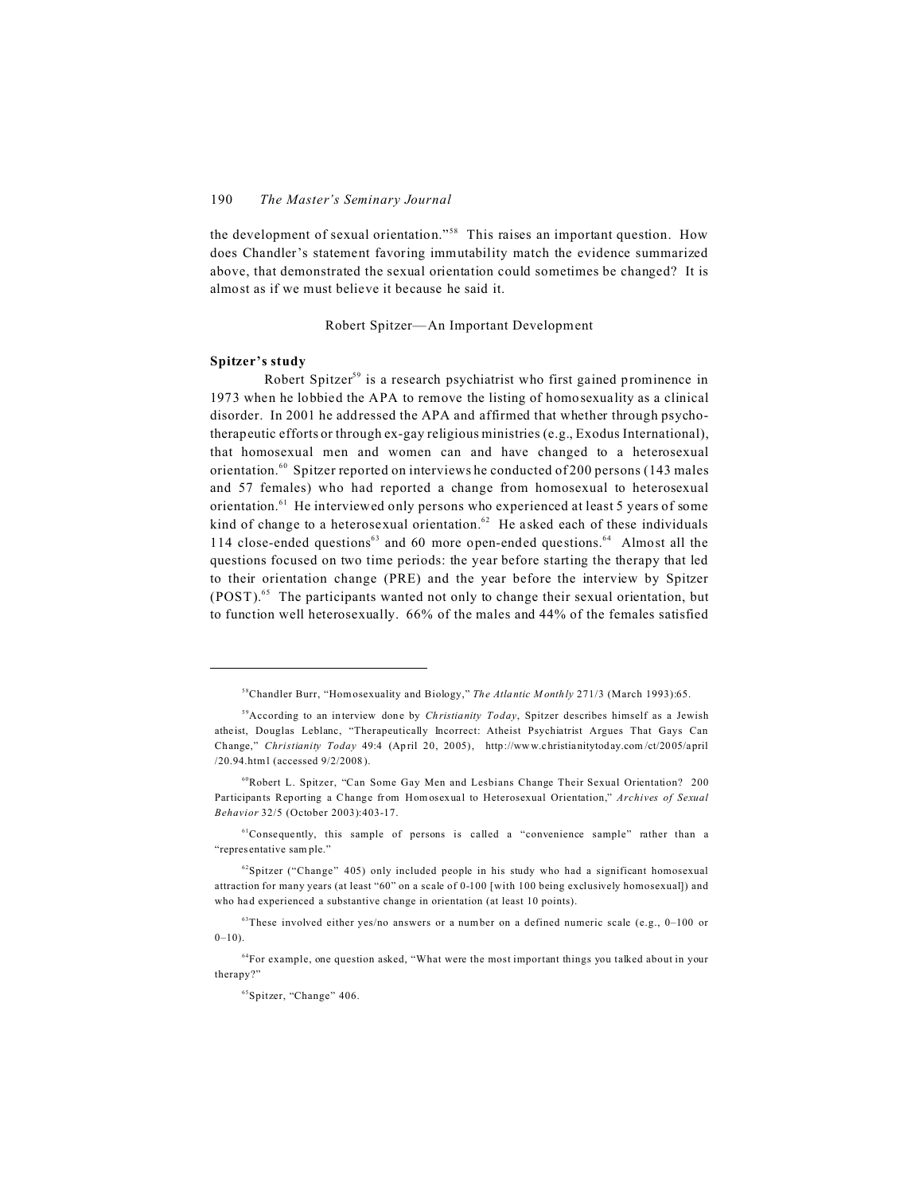the development of sexual orientation."[58] This raises an important question. How does Chandler's statement favoring immutability match the evidence summarized above, that demonstrated the sexual orientation could sometimes be changed? It is almost as if we must believe it because he said it.

## Robert Spitzer—An Important Development

### Spitzer's study

Robert Spitzer[59] is a research psychiatrist who first gained prominence in 1973 when he lobbied the APA to remove the listing of homosexuality as a clinical disorder. In 2001 he addressed the APA and affirmed that whether through psychotherapeutic efforts or through ex-gay religious ministries (e.g., Exodus International), that homosexual men and women can and have changed to a heterosexual orientation.[60] Spitzer reported on interviews he conducted of 200 persons (143 males and 57 females) who had reported a change from homosexual to heterosexual orientation.[61] He interviewed only persons who experienced at least 5 years of some kind of change to a heterosexual orientation.[62] He asked each of these individuals 114 close-ended questions[63] and 60 more open-ended questions.[64] Almost all the questions focused on two time periods: the year before starting the therapy that led to their orientation change (PRE) and the year before the interview by Spitzer (POST).[65] The participants wanted not only to change their sexual orientation, but to function well heterosexually. 66% of the males and 44% of the females satisfied

---

[58]Chandler Burr, "Homosexuality and Biology," *The Atlantic Monthly* 271/3 (March 1993):65.

[59]According to an interview done by *Christianity Today*, Spitzer describes himself as a Jewish atheist, Douglas Leblanc, "Therapeutically Incorrect: Atheist Psychiatrist Argues That Gays Can Change," *Christianity Today* 49:4 (April 20, 2005), http://www.christianitytoday.com/ct/2005/april/20.94.html (accessed 9/2/2008).

[60]Robert L. Spitzer, "Can Some Gay Men and Lesbians Change Their Sexual Orientation? 200 Participants Reporting a Change from Homosexual to Heterosexual Orientation," *Archives of Sexual Behavior* 32/5 (October 2003):403-17.

[61]Consequently, this sample of persons is called a "convenience sample" rather than a "representative sample."

[62]Spitzer ("Change" 405) only included people in his study who had a significant homosexual attraction for many years (at least "60" on a scale of 0-100 [with 100 being exclusively homosexual]) and who had experienced a substantive change in orientation (at least 10 points).

[63]These involved either yes/no answers or a number on a defined numeric scale (e.g., 0–100 or 0–10).

[64]For example, one question asked, "What were the most important things you talked about in your therapy?"

[65]Spitzer, "Change" 406.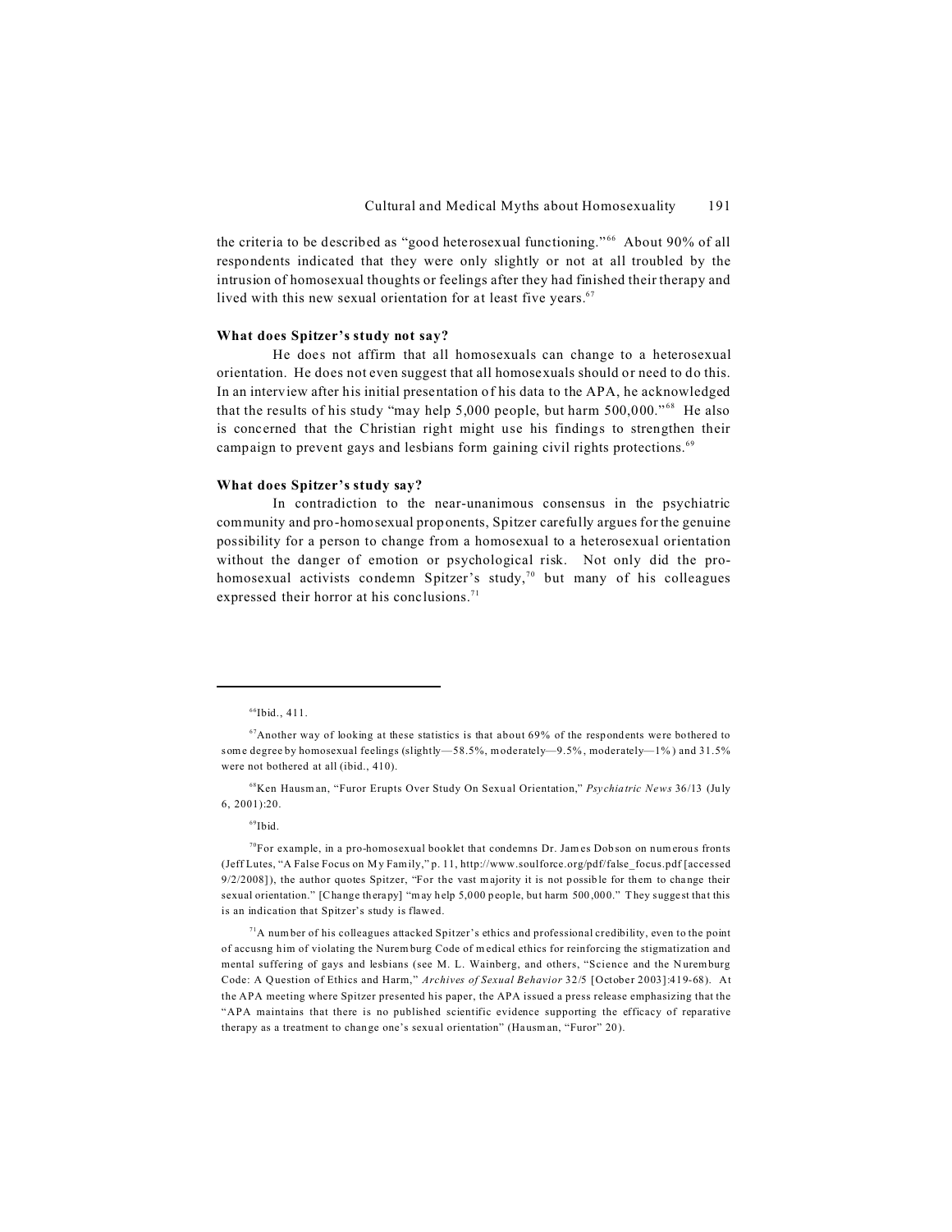the criteria to be described as "good heterosexual functioning."[66] About 90% of all respondents indicated that they were only slightly or not at all troubled by the intrusion of homosexual thoughts or feelings after they had finished their therapy and lived with this new sexual orientation for at least five years.[67]

**What does Spitzer's study not say?**

He does not affirm that all homosexuals can change to a heterosexual orientation. He does not even suggest that all homosexuals should or need to do this. In an interview after his initial presentation of his data to the APA, he acknowledged that the results of his study "may help 5,000 people, but harm 500,000."[68] He also is concerned that the Christian right might use his findings to strengthen their campaign to prevent gays and lesbians form gaining civil rights protections.[69]

**What does Spitzer's study say?**

In contradiction to the near-unanimous consensus in the psychiatric community and pro-homosexual proponents, Spitzer carefully argues for the genuine possibility for a person to change from a homosexual to a heterosexual orientation without the danger of emotion or psychological risk. Not only did the pro-homosexual activists condemn Spitzer's study,[70] but many of his colleagues expressed their horror at his conclusions.[71]

---

[66] Ibid., 411.

[67] Another way of looking at these statistics is that about 69% of the respondents were bothered to some degree by homosexual feelings (slightly—58.5%, moderately—9.5%, moderately—1%) and 31.5% were not bothered at all (ibid., 410).

[68] Ken Hausman, "Furor Erupts Over Study On Sexual Orientation," *Psychiatric News* 36/13 (July 6, 2001):20.

[69] Ibid.

[70] For example, in a pro-homosexual booklet that condemns Dr. James Dobson on numerous fronts (Jeff Lutes, "A False Focus on My Family," p. 11, http://www.soulforce.org/pdf/false_focus.pdf [accessed 9/2/2008]), the author quotes Spitzer, "For the vast majority it is not possible for them to change their sexual orientation." [Change therapy] "may help 5,000 people, but harm 500,000." They suggest that this is an indication that Spitzer's study is flawed.

[71] A number of his colleagues attacked Spitzer's ethics and professional credibility, even to the point of accusng him of violating the Nuremburg Code of medical ethics for reinforcing the stigmatization and mental suffering of gays and lesbians (see M. L. Wainberg, and others, "Science and the Nuremburg Code: A Question of Ethics and Harm," *Archives of Sexual Behavior* 32/5 [October 2003]:419-68). At the APA meeting where Spitzer presented his paper, the APA issued a press release emphasizing that the "APA maintains that there is no published scientific evidence supporting the efficacy of reparative therapy as a treatment to change one's sexual orientation" (Hausman, "Furor" 20).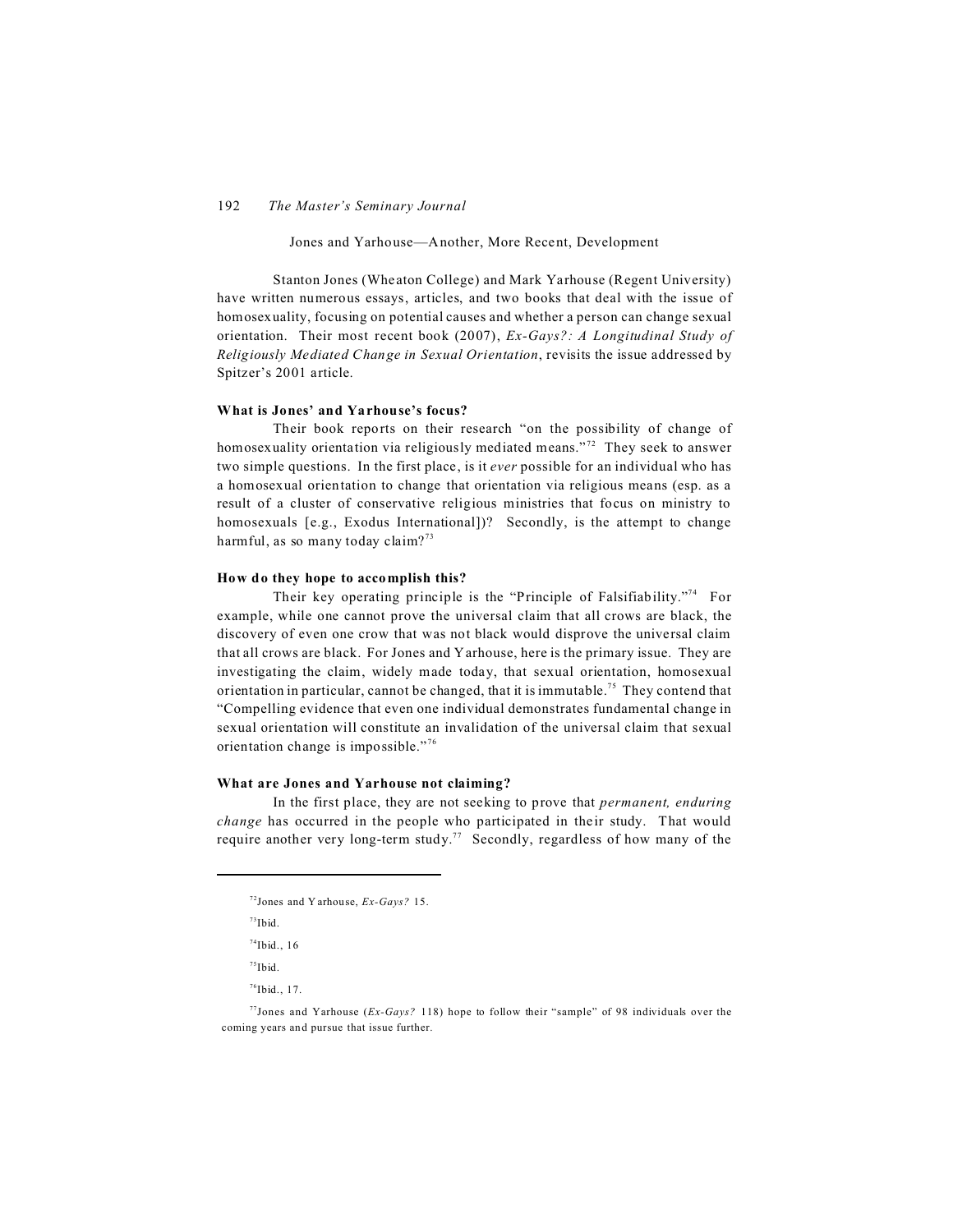Jones and Yarhouse—Another, More Recent, Development

Stanton Jones (Wheaton College) and Mark Yarhouse (Regent University) have written numerous essays, articles, and two books that deal with the issue of homosexuality, focusing on potential causes and whether a person can change sexual orientation. Their most recent book (2007), *Ex-Gays?: A Longitudinal Study of Religiously Mediated Change in Sexual Orientation*, revisits the issue addressed by Spitzer's 2001 article.

**What is Jones' and Yarhouse's focus?**

Their book reports on their research "on the possibility of change of homosexuality orientation via religiously mediated means."[72] They seek to answer two simple questions. In the first place, is it *ever* possible for an individual who has a homosexual orientation to change that orientation via religious means (esp. as a result of a cluster of conservative religious ministries that focus on ministry to homosexuals [e.g., Exodus International])? Secondly, is the attempt to change harmful, as so many today claim?[73]

**How do they hope to accomplish this?**

Their key operating principle is the "Principle of Falsifiability."[74] For example, while one cannot prove the universal claim that all crows are black, the discovery of even one crow that was not black would disprove the universal claim that all crows are black. For Jones and Yarhouse, here is the primary issue. They are investigating the claim, widely made today, that sexual orientation, homosexual orientation in particular, cannot be changed, that it is immutable.[75] They contend that "Compelling evidence that even one individual demonstrates fundamental change in sexual orientation will constitute an invalidation of the universal claim that sexual orientation change is impossible."[76]

**What are Jones and Yarhouse not claiming?**

In the first place, they are not seeking to prove that *permanent, enduring change* has occurred in the people who participated in their study. That would require another very long-term study.[77] Secondly, regardless of how many of the

---

[72]Jones and Yarhouse, *Ex-Gays?* 15.

[73]Ibid.

[74]Ibid., 16

[75]Ibid.

[76]Ibid., 17.

[77]Jones and Yarhouse (*Ex-Gays?* 118) hope to follow their "sample" of 98 individuals over the coming years and pursue that issue further.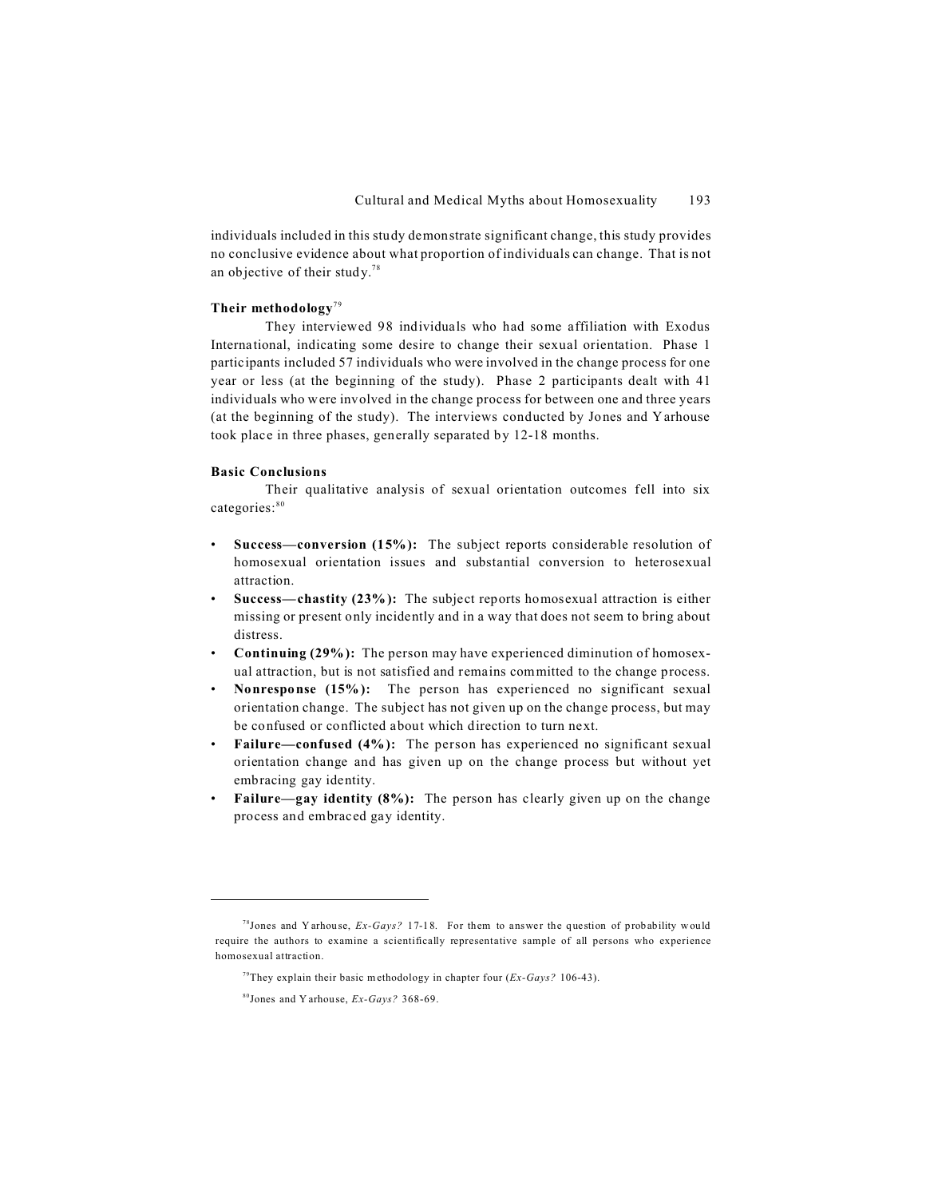individuals included in this study demonstrate significant change, this study provides no conclusive evidence about what proportion of individuals can change. That is not an objective of their study.[78]

**Their methodology**[79]

They interviewed 98 individuals who had some affiliation with Exodus International, indicating some desire to change their sexual orientation. Phase 1 participants included 57 individuals who were involved in the change process for one year or less (at the beginning of the study). Phase 2 participants dealt with 41 individuals who were involved in the change process for between one and three years (at the beginning of the study). The interviews conducted by Jones and Yarhouse took place in three phases, generally separated by 12-18 months.

**Basic Conclusions**

Their qualitative analysis of sexual orientation outcomes fell into six categories:[80]

- **Success—conversion (15%):** The subject reports considerable resolution of homosexual orientation issues and substantial conversion to heterosexual attraction.
- **Success—chastity (23%):** The subject reports homosexual attraction is either missing or present only incidently and in a way that does not seem to bring about distress.
- **Continuing (29%):** The person may have experienced diminution of homosexual attraction, but is not satisfied and remains committed to the change process.
- **Nonresponse (15%):** The person has experienced no significant sexual orientation change. The subject has not given up on the change process, but may be confused or conflicted about which direction to turn next.
- **Failure—confused (4%):** The person has experienced no significant sexual orientation change and has given up on the change process but without yet embracing gay identity.
- **Failure—gay identity (8%):** The person has clearly given up on the change process and embraced gay identity.

---

[78] Jones and Yarhouse, *Ex-Gays?* 17-18. For them to answer the question of probability would require the authors to examine a scientifically representative sample of all persons who experience homosexual attraction.

[79] They explain their basic methodology in chapter four (*Ex-Gays?* 106-43).

[80] Jones and Yarhouse, *Ex-Gays?* 368-69.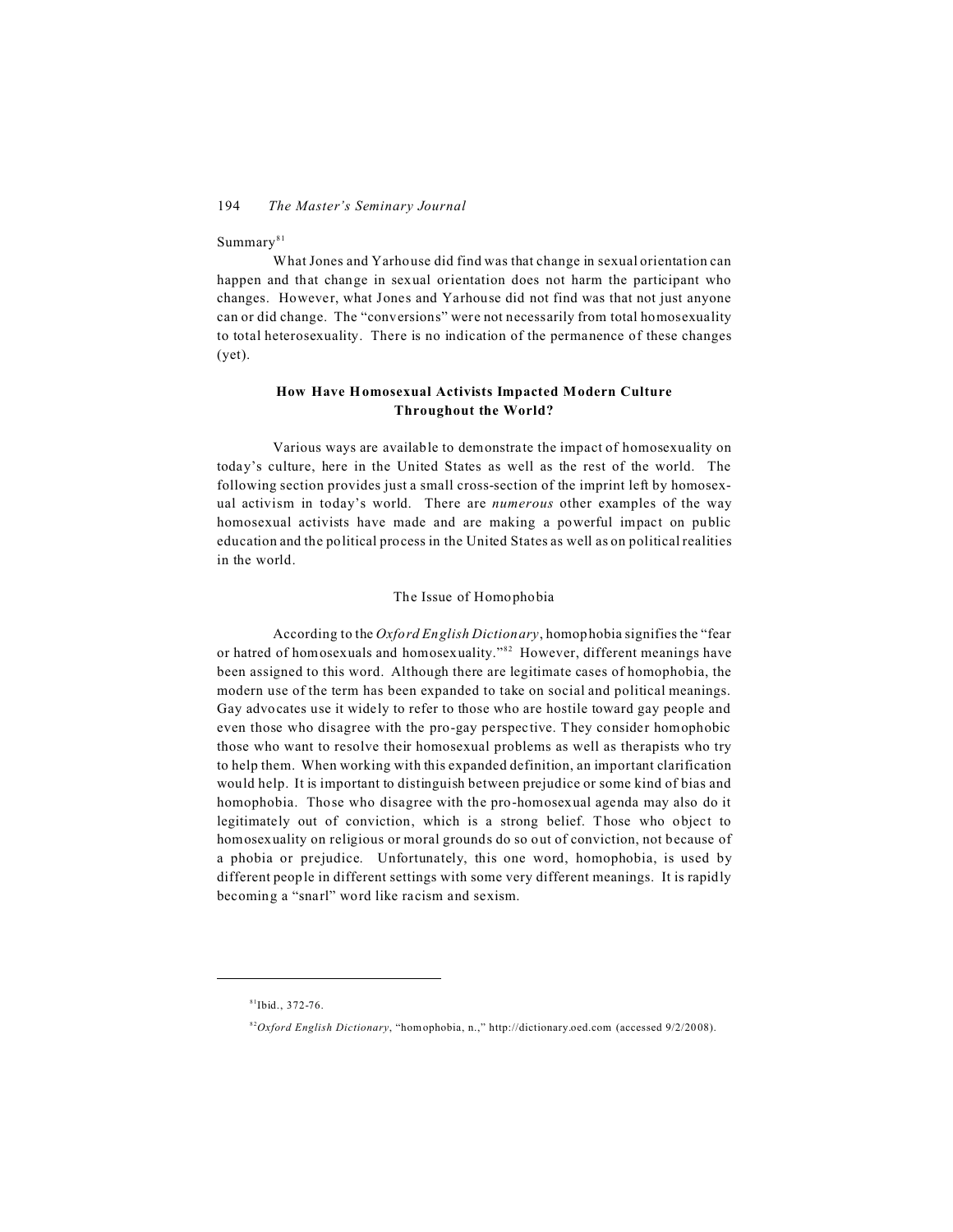Summary[81]

What Jones and Yarhouse did find was that change in sexual orientation can happen and that change in sexual orientation does not harm the participant who changes. However, what Jones and Yarhouse did not find was that not just anyone can or did change. The "conversions" were not necessarily from total homosexuality to total heterosexuality. There is no indication of the permanence of these changes (yet).

## How Have Homosexual Activists Impacted Modern Culture Throughout the World?

Various ways are available to demonstrate the impact of homosexuality on today's culture, here in the United States as well as the rest of the world. The following section provides just a small cross-section of the imprint left by homosexual activism in today's world. There are *numerous* other examples of the way homosexual activists have made and are making a powerful impact on public education and the political process in the United States as well as on political realities in the world.

### The Issue of Homophobia

According to the *Oxford English Dictionary*, homophobia signifies the "fear or hatred of homosexuals and homosexuality."[82] However, different meanings have been assigned to this word. Although there are legitimate cases of homophobia, the modern use of the term has been expanded to take on social and political meanings. Gay advocates use it widely to refer to those who are hostile toward gay people and even those who disagree with the pro-gay perspective. They consider homophobic those who want to resolve their homosexual problems as well as therapists who try to help them. When working with this expanded definition, an important clarification would help. It is important to distinguish between prejudice or some kind of bias and homophobia. Those who disagree with the pro-homosexual agenda may also do it legitimately out of conviction, which is a strong belief. Those who object to homosexuality on religious or moral grounds do so out of conviction, not because of a phobia or prejudice. Unfortunately, this one word, homophobia, is used by different people in different settings with some very different meanings. It is rapidly becoming a "snarl" word like racism and sexism.

---

[81] Ibid., 372-76.

[82] *Oxford English Dictionary*, "homophobia, n.," http://dictionary.oed.com (accessed 9/2/2008).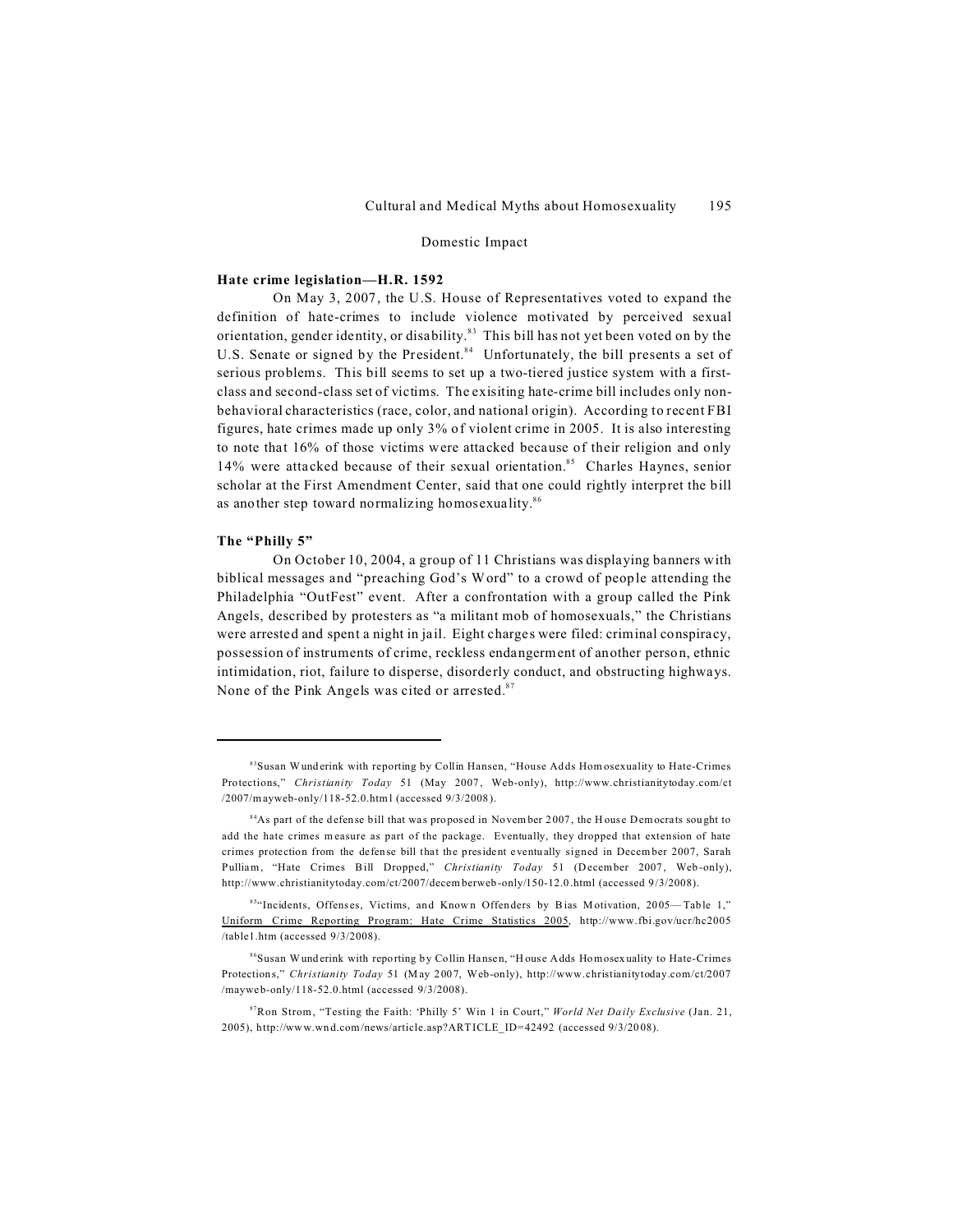## Domestic Impact

**Hate crime legislation—H.R. 1592**

On May 3, 2007, the U.S. House of Representatives voted to expand the definition of hate-crimes to include violence motivated by perceived sexual orientation, gender identity, or disability.[83] This bill has not yet been voted on by the U.S. Senate or signed by the President.[84] Unfortunately, the bill presents a set of serious problems. This bill seems to set up a two-tiered justice system with a first-class and second-class set of victims. The exisiting hate-crime bill includes only non-behavioral characteristics (race, color, and national origin). According to recent FBI figures, hate crimes made up only 3% of violent crime in 2005. It is also interesting to note that 16% of those victims were attacked because of their religion and only 14% were attacked because of their sexual orientation.[85] Charles Haynes, senior scholar at the First Amendment Center, said that one could rightly interpret the bill as another step toward normalizing homosexuality.[86]

**The "Philly 5"**

On October 10, 2004, a group of 11 Christians was displaying banners with biblical messages and "preaching God's Word" to a crowd of people attending the Philadelphia "OutFest" event. After a confrontation with a group called the Pink Angels, described by protesters as "a militant mob of homosexuals," the Christians were arrested and spent a night in jail. Eight charges were filed: criminal conspiracy, possession of instruments of crime, reckless endangerment of another person, ethnic intimidation, riot, failure to disperse, disorderly conduct, and obstructing highways. None of the Pink Angels was cited or arrested.[87]

---

[83] Susan Wunderink with reporting by Collin Hansen, "House Adds Homosexuality to Hate-Crimes Protections," *Christianity Today* 51 (May 2007, Web-only), http://www.christianitytoday.com/ct/2007/mayweb-only/118-52.0.html (accessed 9/3/2008).

[84] As part of the defense bill that was proposed in November 2007, the House Democrats sought to add the hate crimes measure as part of the package. Eventually, they dropped that extension of hate crimes protection from the defense bill that the president eventually signed in December 2007, Sarah Pulliam, "Hate Crimes Bill Dropped," *Christianity Today* 51 (December 2007, Web-only), http://www.christianitytoday.com/ct/2007/decemberweb-only/150-12.0.html (accessed 9/3/2008).

[85] "Incidents, Offenses, Victims, and Known Offenders by Bias Motivation, 2005—Table 1," Uniform Crime Reporting Program: Hate Crime Statistics 2005, http://www.fbi.gov/ucr/hc2005/table1.htm (accessed 9/3/2008).

[86] Susan Wunderink with reporting by Collin Hansen, "House Adds Homosexuality to Hate-Crimes Protections," *Christianity Today* 51 (May 2007, Web-only), http://www.christianitytoday.com/ct/2007/mayweb-only/118-52.0.html (accessed 9/3/2008).

[87] Ron Strom, "Testing the Faith: 'Philly 5' Win 1 in Court," *World Net Daily Exclusive* (Jan. 21, 2005), http://www.wnd.com/news/article.asp?ARTICLE_ID=42492 (accessed 9/3/2008).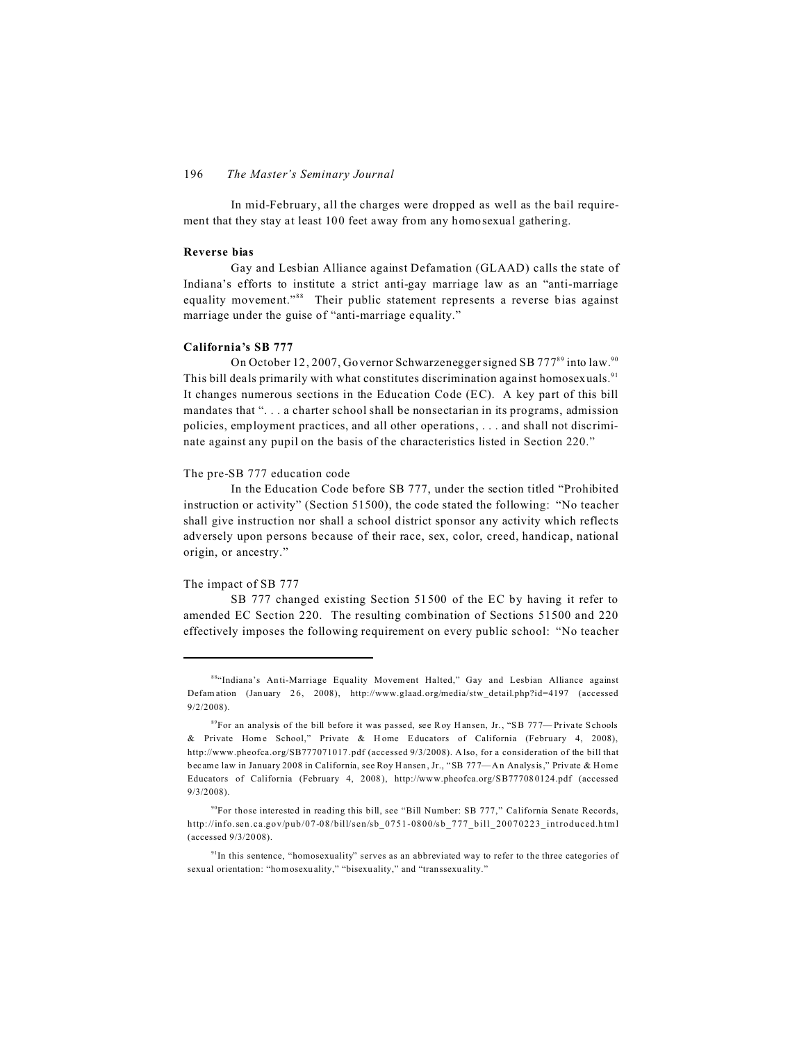In mid-February, all the charges were dropped as well as the bail requirement that they stay at least 100 feet away from any homosexual gathering.

**Reverse bias**

Gay and Lesbian Alliance against Defamation (GLAAD) calls the state of Indiana's efforts to institute a strict anti-gay marriage law as an "anti-marriage equality movement."[88] Their public statement represents a reverse bias against marriage under the guise of "anti-marriage equality."

**California's SB 777**

On October 12, 2007, Governor Schwarzenegger signed SB 777[89] into law.[90] This bill deals primarily with what constitutes discrimination against homosexuals.[91] It changes numerous sections in the Education Code (EC). A key part of this bill mandates that ". . . a charter school shall be nonsectarian in its programs, admission policies, employment practices, and all other operations, . . . and shall not discriminate against any pupil on the basis of the characteristics listed in Section 220."

The pre-SB 777 education code

In the Education Code before SB 777, under the section titled "Prohibited instruction or activity" (Section 51500), the code stated the following: "No teacher shall give instruction nor shall a school district sponsor any activity which reflects adversely upon persons because of their race, sex, color, creed, handicap, national origin, or ancestry."

The impact of SB 777

SB 777 changed existing Section 51500 of the EC by having it refer to amended EC Section 220. The resulting combination of Sections 51500 and 220 effectively imposes the following requirement on every public school: "No teacher

---

[88] "Indiana's Anti-Marriage Equality Movement Halted," Gay and Lesbian Alliance against Defamation (January 26, 2008), http://www.glaad.org/media/stw_detail.php?id=4197 (accessed 9/2/2008).

[89] For an analysis of the bill before it was passed, see Roy Hansen, Jr., "SB 777—Private Schools & Private Home School," Private & Home Educators of California (February 4, 2008), http://www.pheofca.org/SB777071017.pdf (accessed 9/3/2008). Also, for a consideration of the bill that became law in January 2008 in California, see Roy Hansen, Jr., "SB 777—An Analysis," Private & Home Educators of California (February 4, 2008), http://www.pheofca.org/SB777080124.pdf (accessed 9/3/2008).

[90] For those interested in reading this bill, see "Bill Number: SB 777," California Senate Records, http://info.sen.ca.gov/pub/07-08/bill/sen/sb_0751-0800/sb_777_bill_20070223_introduced.html (accessed 9/3/2008).

[91] In this sentence, "homosexuality" serves as an abbreviated way to refer to the three categories of sexual orientation: "homosexuality," "bisexuality," and "transsexuality."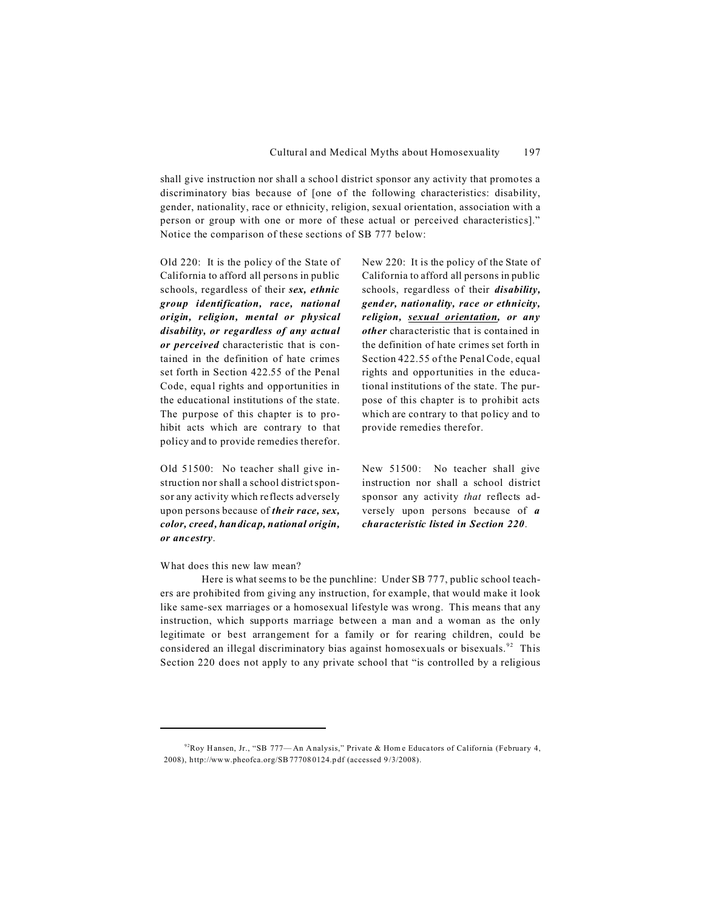shall give instruction nor shall a school district sponsor any activity that promotes a discriminatory bias because of [one of the following characteristics: disability, gender, nationality, race or ethnicity, religion, sexual orientation, association with a person or group with one or more of these actual or perceived characteristics]." Notice the comparison of these sections of SB 777 below:

Old 220: It is the policy of the State of California to afford all persons in public schools, regardless of their ***sex, ethnic group identification, race, national origin, religion, mental or physical disability, or regardless of any actual or perceived*** characteristic that is contained in the definition of hate crimes set forth in Section 422.55 of the Penal Code, equal rights and opportunities in the educational institutions of the state. The purpose of this chapter is to prohibit acts which are contrary to that policy and to provide remedies therefor.

New 220: It is the policy of the State of California to afford all persons in public schools, regardless of their ***disability, gender, nationality, race or ethnicity, religion, <u>sexual orientation</u>, or any other*** characteristic that is contained in the definition of hate crimes set forth in Section 422.55 of the Penal Code, equal rights and opportunities in the educational institutions of the state. The purpose of this chapter is to prohibit acts which are contrary to that policy and to provide remedies therefor.

Old 51500: No teacher shall give instruction nor shall a school district sponsor any activity which reflects adversely upon persons because of ***their race, sex, color, creed, handicap, national origin, or ancestry***.

New 51500: No teacher shall give instruction nor shall a school district sponsor any activity *that* reflects adversely upon persons because of ***a characteristic listed in Section 220***.

What does this new law mean?

Here is what seems to be the punchline: Under SB 777, public school teachers are prohibited from giving any instruction, for example, that would make it look like same-sex marriages or a homosexual lifestyle was wrong. This means that any instruction, which supports marriage between a man and a woman as the only legitimate or best arrangement for a family or for rearing children, could be considered an illegal discriminatory bias against homosexuals or bisexuals.[92] This Section 220 does not apply to any private school that "is controlled by a religious

[92] Roy Hansen, Jr., "SB 777—An Analysis," Private & Home Educators of California (February 4, 2008), http://www.pheofca.org/SB777080124.pdf (accessed 9/3/2008).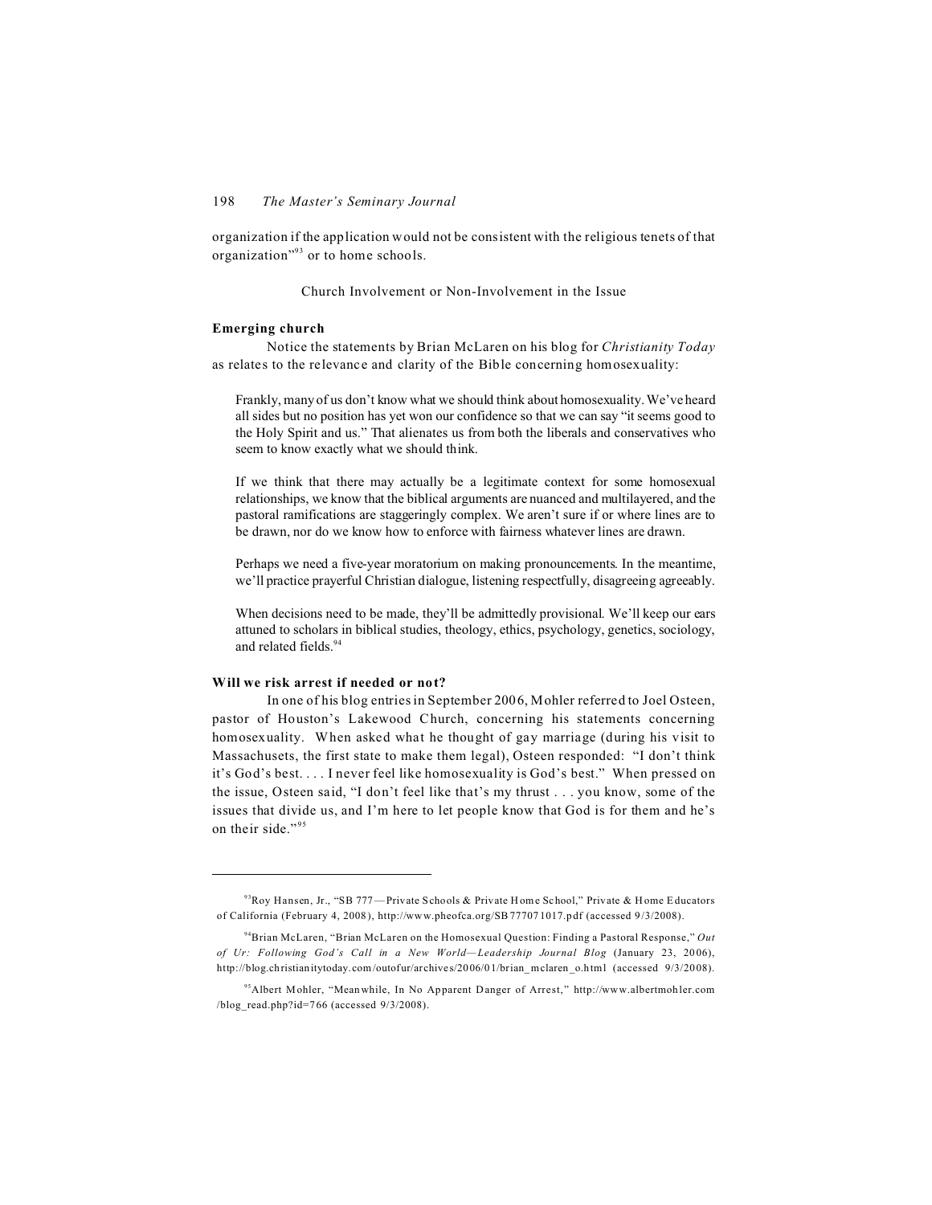organization if the application would not be consistent with the religious tenets of that organization"[93] or to home schools.

## Church Involvement or Non-Involvement in the Issue

### Emerging church

Notice the statements by Brian McLaren on his blog for *Christianity Today* as relates to the relevance and clarity of the Bible concerning homosexuality:

> Frankly, many of us don't know what we should think about homosexuality. We've heard all sides but no position has yet won our confidence so that we can say "it seems good to the Holy Spirit and us." That alienates us from both the liberals and conservatives who seem to know exactly what we should think.
>
> If we think that there may actually be a legitimate context for some homosexual relationships, we know that the biblical arguments are nuanced and multilayered, and the pastoral ramifications are staggeringly complex. We aren't sure if or where lines are to be drawn, nor do we know how to enforce with fairness whatever lines are drawn.
>
> Perhaps we need a five-year moratorium on making pronouncements. In the meantime, we'll practice prayerful Christian dialogue, listening respectfully, disagreeing agreeably.
>
> When decisions need to be made, they'll be admittedly provisional. We'll keep our ears attuned to scholars in biblical studies, theology, ethics, psychology, genetics, sociology, and related fields.[94]

### Will we risk arrest if needed or not?

In one of his blog entries in September 2006, Mohler referred to Joel Osteen, pastor of Houston's Lakewood Church, concerning his statements concerning homosexuality. When asked what he thought of gay marriage (during his visit to Massachusets, the first state to make them legal), Osteen responded: "I don't think it's God's best. . . . I never feel like homosexuality is God's best." When pressed on the issue, Osteen said, "I don't feel like that's my thrust . . . you know, some of the issues that divide us, and I'm here to let people know that God is for them and he's on their side."[95]

---

[93] Roy Hansen, Jr., "SB 777—Private Schools & Private Home School," Private & Home Educators of California (February 4, 2008), http://www.pheofca.org/SB7770710 17.pdf (accessed 9/3/2008).

[94] Brian McLaren, "Brian McLaren on the Homosexual Question: Finding a Pastoral Response," *Out of Ur: Following God's Call in a New World—Leadership Journal Blog* (January 23, 2006), http://blog.christianitytoday.com/outofur/archives/2006/01/brian_mclaren_o.html (accessed 9/3/2008).

[95] Albert Mohler, "Meanwhile, In No Apparent Danger of Arrest," http://www.albertmohler.com/blog_read.php?id=766 (accessed 9/3/2008).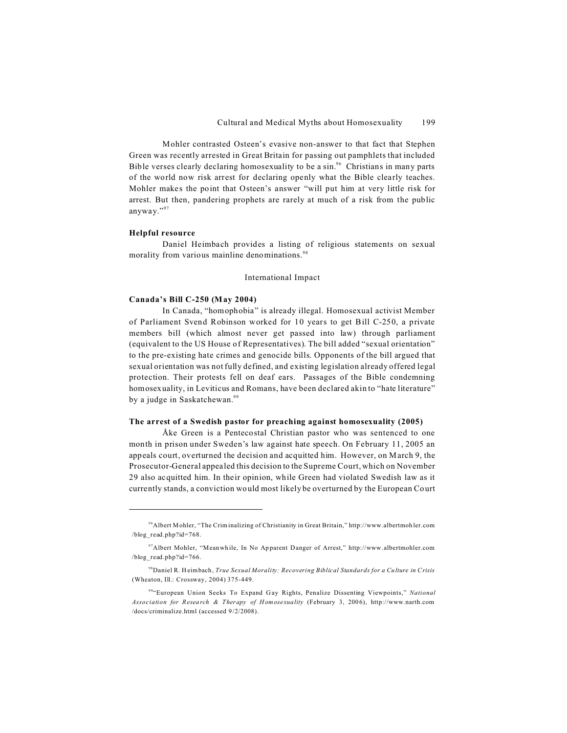Mohler contrasted Osteen's evasive non-answer to that fact that Stephen Green was recently arrested in Great Britain for passing out pamphlets that included Bible verses clearly declaring homosexuality to be a sin.[96] Christians in many parts of the world now risk arrest for declaring openly what the Bible clearly teaches. Mohler makes the point that Osteen's answer "will put him at very little risk for arrest. But then, pandering prophets are rarely at much of a risk from the public anyway."[97]

**Helpful resource**

Daniel Heimbach provides a listing of religious statements on sexual morality from various mainline denominations.[98]

## International Impact

**Canada's Bill C-250 (May 2004)**

In Canada, "homophobia" is already illegal. Homosexual activist Member of Parliament Svend Robinson worked for 10 years to get Bill C-250, a private members bill (which almost never get passed into law) through parliament (equivalent to the US House of Representatives). The bill added "sexual orientation" to the pre-existing hate crimes and genocide bills. Opponents of the bill argued that sexual orientation was not fully defined, and existing legislation already offered legal protection. Their protests fell on deaf ears. Passages of the Bible condemning homosexuality, in Leviticus and Romans, have been declared akin to "hate literature" by a judge in Saskatchewan.[99]

**The arrest of a Swedish pastor for preaching against homosexuality (2005)**

Åke Green is a Pentecostal Christian pastor who was sentenced to one month in prison under Sweden's law against hate speech. On February 11, 2005 an appeals court, overturned the decision and acquitted him. However, on March 9, the Prosecutor-General appealed this decision to the Supreme Court, which on November 29 also acquitted him. In their opinion, while Green had violated Swedish law as it currently stands, a conviction would most likely be overturned by the European Court

---

[96] Albert Mohler, "The Criminalizing of Christianity in Great Britain," http://www.albertmohler.com /blog_read.php?id=768.

[97] Albert Mohler, "Meanwhile, In No Apparent Danger of Arrest," http://www.albertmohler.com /blog_read.php?id=766.

[98] Daniel R. Heimbach, *True Sexual Morality: Recovering Biblical Standards for a Culture in Crisis* (Wheaton, Ill.: Crossway, 2004) 375-449.

[99] "European Union Seeks To Expand Gay Rights, Penalize Dissenting Viewpoints," *National Association for Research & Therapy of Homosexuality* (February 3, 2006), http://www.narth.com /docs/criminalize.html (accessed 9/2/2008).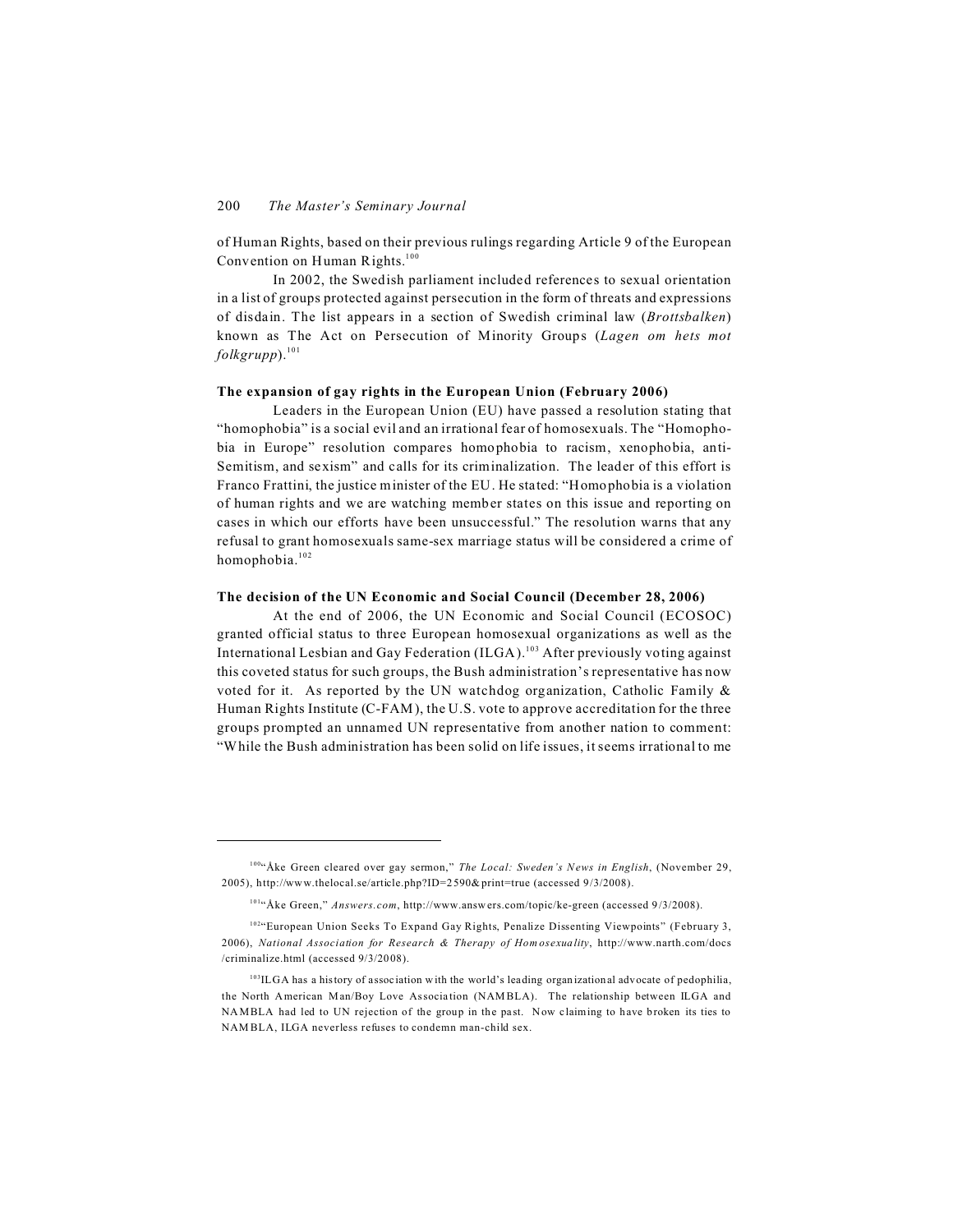of Human Rights, based on their previous rulings regarding Article 9 of the European Convention on Human Rights.[100]

In 2002, the Swedish parliament included references to sexual orientation in a list of groups protected against persecution in the form of threats and expressions of disdain. The list appears in a section of Swedish criminal law (*Brottsbalken*) known as The Act on Persecution of Minority Groups (*Lagen om hets mot folkgrupp*).[101]

**The expansion of gay rights in the European Union (February 2006)**

Leaders in the European Union (EU) have passed a resolution stating that "homophobia" is a social evil and an irrational fear of homosexuals. The "Homophobia in Europe" resolution compares homophobia to racism, xenophobia, anti-Semitism, and sexism" and calls for its criminalization. The leader of this effort is Franco Frattini, the justice minister of the EU. He stated: "Homophobia is a violation of human rights and we are watching member states on this issue and reporting on cases in which our efforts have been unsuccessful." The resolution warns that any refusal to grant homosexuals same-sex marriage status will be considered a crime of homophobia.[102]

**The decision of the UN Economic and Social Council (December 28, 2006)**

At the end of 2006, the UN Economic and Social Council (ECOSOC) granted official status to three European homosexual organizations as well as the International Lesbian and Gay Federation (ILGA).[103] After previously voting against this coveted status for such groups, the Bush administration's representative has now voted for it. As reported by the UN watchdog organization, Catholic Family & Human Rights Institute (C-FAM), the U.S. vote to approve accreditation for the three groups prompted an unnamed UN representative from another nation to comment: "While the Bush administration has been solid on life issues, it seems irrational to me

---

[100] "Åke Green cleared over gay sermon," *The Local: Sweden's News in English*, (November 29, 2005), http://www.thelocal.se/article.php?ID=2590&print=true (accessed 9/3/2008).

[101] "Åke Green," *Answers.com*, http://www.answers.com/topic/ke-green (accessed 9/3/2008).

[102] "European Union Seeks To Expand Gay Rights, Penalize Dissenting Viewpoints" (February 3, 2006), *National Association for Research & Therapy of Homosexuality*, http://www.narth.com/docs /criminalize.html (accessed 9/3/2008).

[103] ILGA has a history of association with the world's leading organizational advocate of pedophilia, the North American Man/Boy Love Association (NAMBLA). The relationship between ILGA and NAMBLA had led to UN rejection of the group in the past. Now claiming to have broken its ties to NAMBLA, ILGA neverless refuses to condemn man-child sex.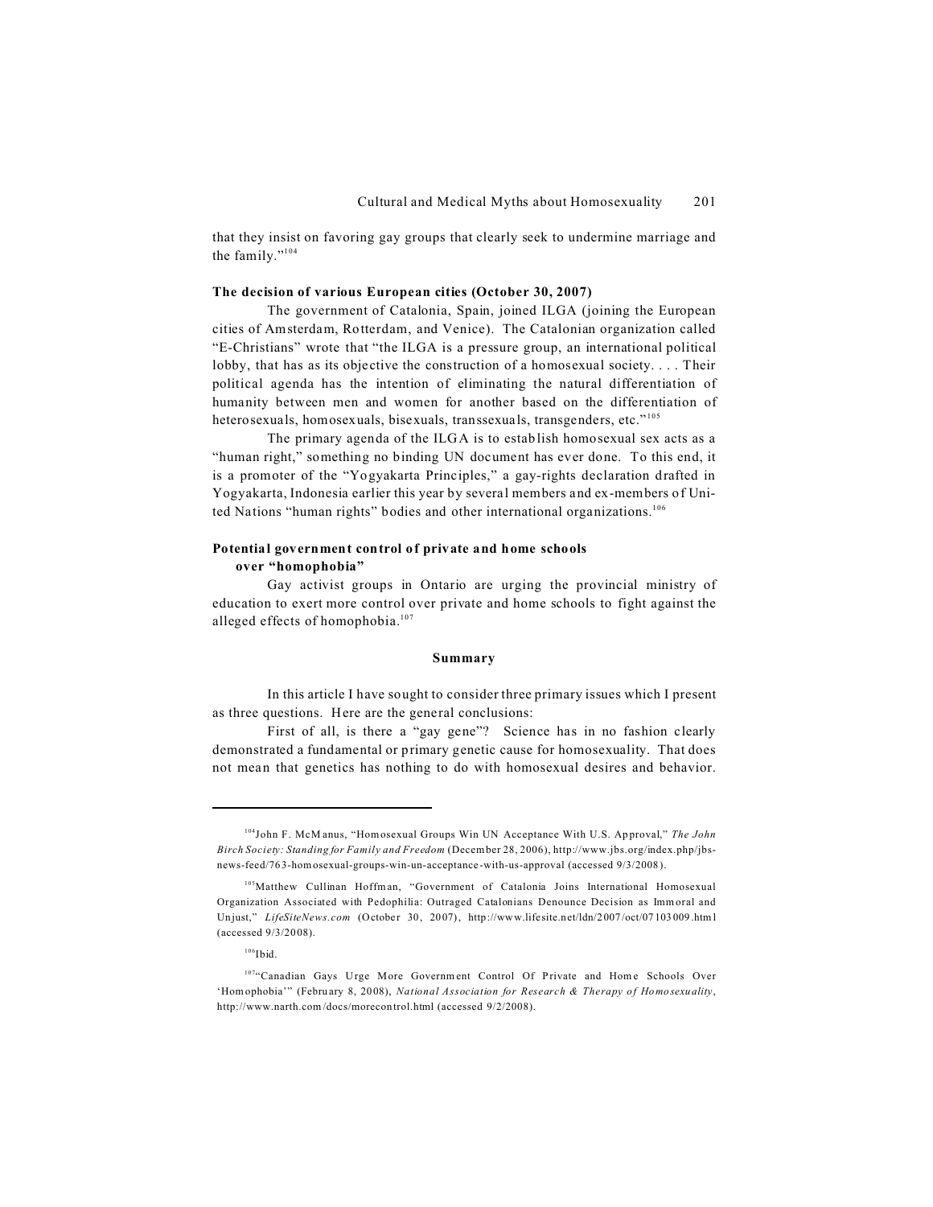that they insist on favoring gay groups that clearly seek to undermine marriage and the family."[104]

**The decision of various European cities (October 30, 2007)**

The government of Catalonia, Spain, joined ILGA (joining the European cities of Amsterdam, Rotterdam, and Venice). The Catalonian organization called "E-Christians" wrote that "the ILGA is a pressure group, an international political lobby, that has as its objective the construction of a homosexual society. . . . Their political agenda has the intention of eliminating the natural differentiation of humanity between men and women for another based on the differentiation of heterosexuals, homosexuals, bisexuals, transsexuals, transgenders, etc."[105]

The primary agenda of the ILGA is to establish homosexual sex acts as a "human right," something no binding UN document has ever done. To this end, it is a promoter of the "Yogyakarta Principles," a gay-rights declaration drafted in Yogyakarta, Indonesia earlier this year by several members and ex-members of United Nations "human rights" bodies and other international organizations.[106]

**Potential government control of private and home schools over "homophobia"**

Gay activist groups in Ontario are urging the provincial ministry of education to exert more control over private and home schools to fight against the alleged effects of homophobia.[107]

## Summary

In this article I have sought to consider three primary issues which I present as three questions. Here are the general conclusions:

First of all, is there a "gay gene"? Science has in no fashion clearly demonstrated a fundamental or primary genetic cause for homosexuality. That does not mean that genetics has nothing to do with homosexual desires and behavior.

---

[104] John F. McManus, "Homosexual Groups Win UN Acceptance With U.S. Approval," *The John Birch Society: Standing for Family and Freedom* (December 28, 2006), http://www.jbs.org/index.php/jbs-news-feed/763-homosexual-groups-win-un-acceptance-with-us-approval (accessed 9/3/2008).

[105] Matthew Cullinan Hoffman, "Government of Catalonia Joins International Homosexual Organization Associated with Pedophilia: Outraged Catalonians Denounce Decision as Immoral and Unjust," *LifeSiteNews.com* (October 30, 2007), http://www.lifesite.net/ldn/2007/oct/07103009.html (accessed 9/3/2008).

[106] Ibid.

[107] "Canadian Gays Urge More Government Control Of Private and Home Schools Over 'Homophobia'" (February 8, 2008), *National Association for Research & Therapy of Homosexuality*, http://www.narth.com/docs/morecontrol.html (accessed 9/2/2008).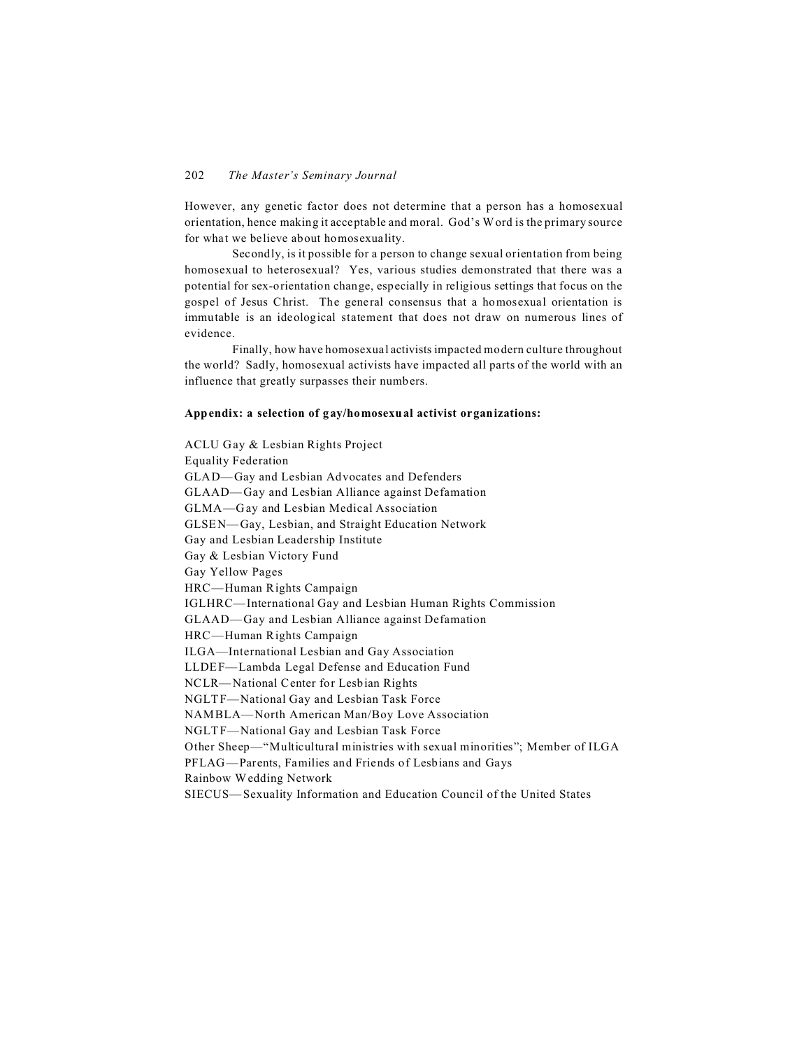However, any genetic factor does not determine that a person has a homosexual orientation, hence making it acceptable and moral. God's Word is the primary source for what we believe about homosexuality.

Secondly, is it possible for a person to change sexual orientation from being homosexual to heterosexual? Yes, various studies demonstrated that there was a potential for sex-orientation change, especially in religious settings that focus on the gospel of Jesus Christ. The general consensus that a homosexual orientation is immutable is an ideological statement that does not draw on numerous lines of evidence.

Finally, how have homosexual activists impacted modern culture throughout the world? Sadly, homosexual activists have impacted all parts of the world with an influence that greatly surpasses their numbers.

**Appendix: a selection of gay/homosexual activist organizations:**

ACLU Gay & Lesbian Rights Project
Equality Federation
GLAD—Gay and Lesbian Advocates and Defenders
GLAAD—Gay and Lesbian Alliance against Defamation
GLMA—Gay and Lesbian Medical Association
GLSEN—Gay, Lesbian, and Straight Education Network
Gay and Lesbian Leadership Institute
Gay & Lesbian Victory Fund
Gay Yellow Pages
HRC—Human Rights Campaign
IGLHRC—International Gay and Lesbian Human Rights Commission
GLAAD—Gay and Lesbian Alliance against Defamation
HRC—Human Rights Campaign
ILGA—International Lesbian and Gay Association
LLDEF—Lambda Legal Defense and Education Fund
NCLR—National Center for Lesbian Rights
NGLTF—National Gay and Lesbian Task Force
NAMBLA—North American Man/Boy Love Association
NGLTF—National Gay and Lesbian Task Force
Other Sheep—"Multicultural ministries with sexual minorities"; Member of ILGA
PFLAG—Parents, Families and Friends of Lesbians and Gays
Rainbow Wedding Network
SIECUS—Sexuality Information and Education Council of the United States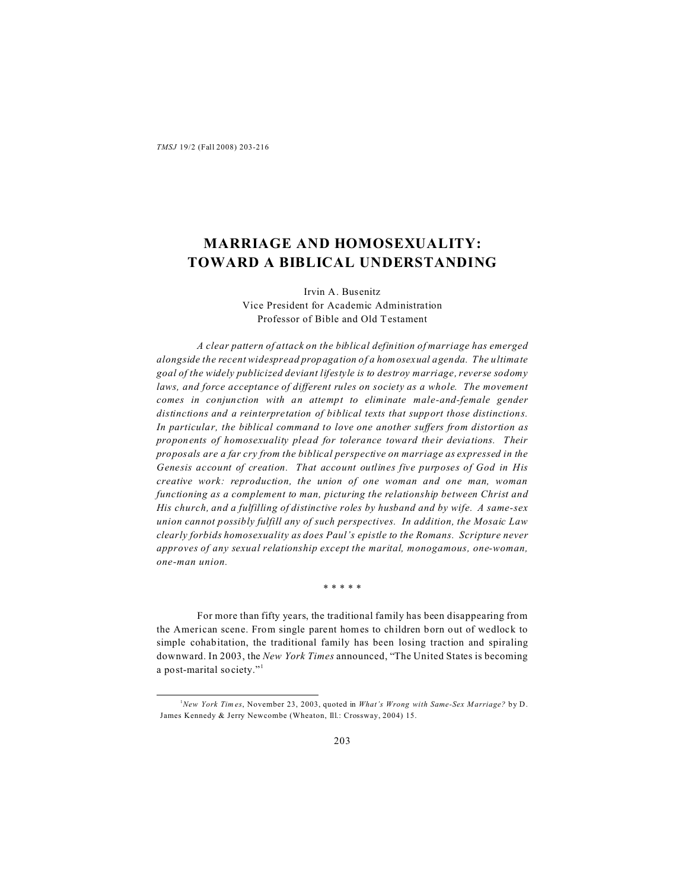# MARRIAGE AND HOMOSEXUALITY: TOWARD A BIBLICAL UNDERSTANDING

Irvin A. Busenitz
Vice President for Academic Administration
Professor of Bible and Old Testament

*A clear pattern of attack on the biblical definition of marriage has emerged alongside the recent widespread propagation of a homosexual agenda. The ultimate goal of the widely publicized deviant lifestyle is to destroy marriage, reverse sodomy laws, and force acceptance of different rules on society as a whole. The movement comes in conjunction with an attempt to eliminate male-and-female gender distinctions and a reinterpretation of biblical texts that support those distinctions. In particular, the biblical command to love one another suffers from distortion as proponents of homosexuality plead for tolerance toward their deviations. Their proposals are a far cry from the biblical perspective on marriage as expressed in the Genesis account of creation. That account outlines five purposes of God in His creative work: reproduction, the union of one woman and one man, woman functioning as a complement to man, picturing the relationship between Christ and His church, and a fulfilling of distinctive roles by husband and by wife. A same-sex union cannot possibly fulfill any of such perspectives. In addition, the Mosaic Law clearly forbids homosexuality as does Paul's epistle to the Romans. Scripture never approves of any sexual relationship except the marital, monogamous, one-woman, one-man union.*

\* \* \* \* \*

For more than fifty years, the traditional family has been disappearing from the American scene. From single parent homes to children born out of wedlock to simple cohabitation, the traditional family has been losing traction and spiraling downward. In 2003, the *New York Times* announced, "The United States is becoming a post-marital society."[1]

[1] *New York Times*, November 23, 2003, quoted in *What's Wrong with Same-Sex Marriage?* by D. James Kennedy & Jerry Newcombe (Wheaton, Ill.: Crossway, 2004) 15.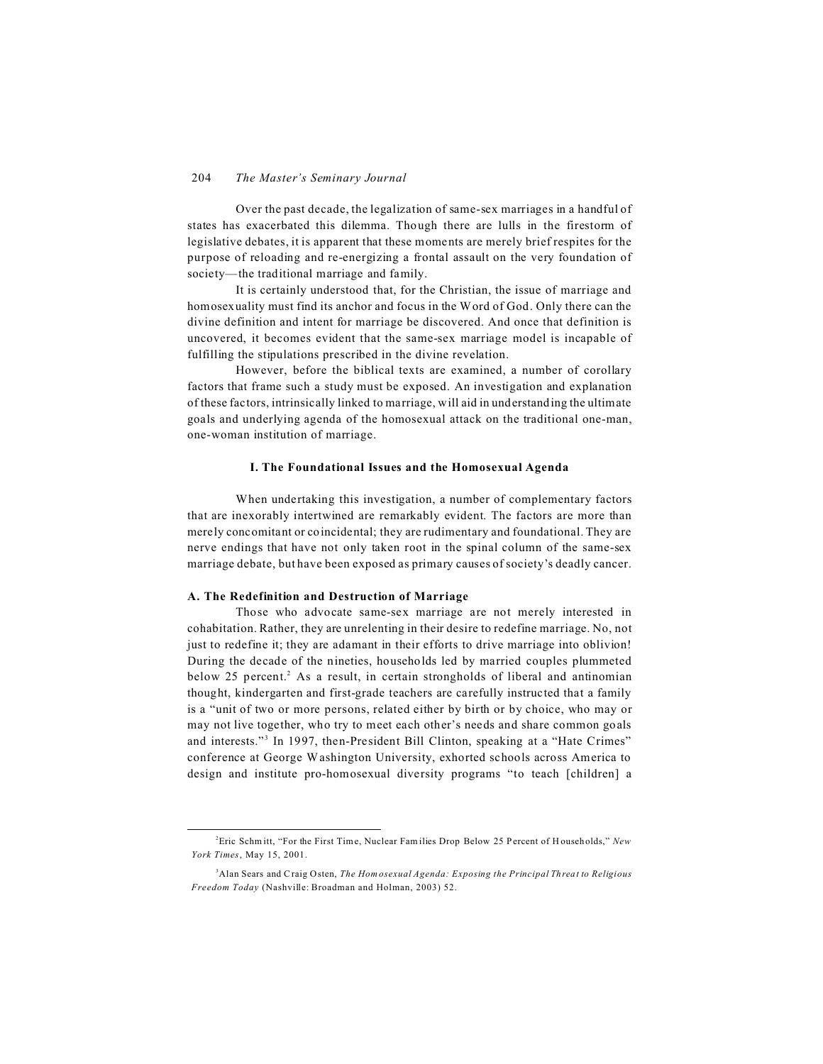Over the past decade, the legalization of same-sex marriages in a handful of states has exacerbated this dilemma. Though there are lulls in the firestorm of legislative debates, it is apparent that these moments are merely brief respites for the purpose of reloading and re-energizing a frontal assault on the very foundation of society—the traditional marriage and family.

It is certainly understood that, for the Christian, the issue of marriage and homosexuality must find its anchor and focus in the Word of God. Only there can the divine definition and intent for marriage be discovered. And once that definition is uncovered, it becomes evident that the same-sex marriage model is incapable of fulfilling the stipulations prescribed in the divine revelation.

However, before the biblical texts are examined, a number of corollary factors that frame such a study must be exposed. An investigation and explanation of these factors, intrinsically linked to marriage, will aid in understanding the ultimate goals and underlying agenda of the homosexual attack on the traditional one-man, one-woman institution of marriage.

## I. The Foundational Issues and the Homosexual Agenda

When undertaking this investigation, a number of complementary factors that are inexorably intertwined are remarkably evident. The factors are more than merely concomitant or coincidental; they are rudimentary and foundational. They are nerve endings that have not only taken root in the spinal column of the same-sex marriage debate, but have been exposed as primary causes of society's deadly cancer.

### A. The Redefinition and Destruction of Marriage

Those who advocate same-sex marriage are not merely interested in cohabitation. Rather, they are unrelenting in their desire to redefine marriage. No, not just to redefine it; they are adamant in their efforts to drive marriage into oblivion! During the decade of the nineties, households led by married couples plummeted below 25 percent.[2] As a result, in certain strongholds of liberal and antinomian thought, kindergarten and first-grade teachers are carefully instructed that a family is a "unit of two or more persons, related either by birth or by choice, who may or may not live together, who try to meet each other's needs and share common goals and interests."[3] In 1997, then-President Bill Clinton, speaking at a "Hate Crimes" conference at George Washington University, exhorted schools across America to design and institute pro-homosexual diversity programs "to teach [children] a

---

[2] Eric Schmitt, "For the First Time, Nuclear Families Drop Below 25 Percent of Households," *New York Times*, May 15, 2001.

[3] Alan Sears and Craig Osten, *The Homosexual Agenda: Exposing the Principal Threat to Religious Freedom Today* (Nashville: Broadman and Holman, 2003) 52.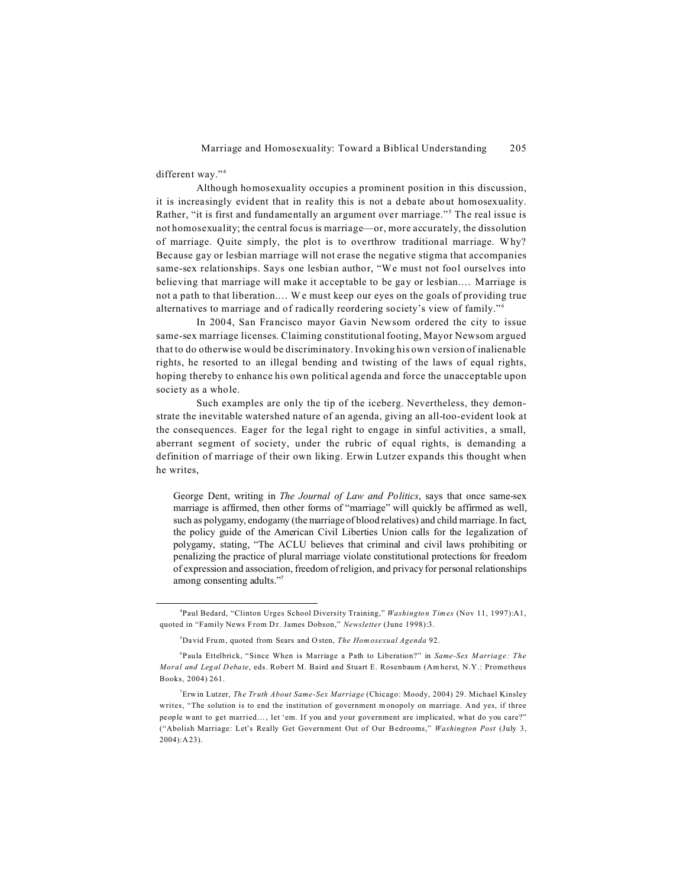different way."[4]

Although homosexuality occupies a prominent position in this discussion, it is increasingly evident that in reality this is not a debate about homosexuality. Rather, "it is first and fundamentally an argument over marriage."[5] The real issue is not homosexuality; the central focus is marriage—or, more accurately, the dissolution of marriage. Quite simply, the plot is to overthrow traditional marriage. Why? Because gay or lesbian marriage will not erase the negative stigma that accompanies same-sex relationships. Says one lesbian author, "We must not fool ourselves into believing that marriage will make it acceptable to be gay or lesbian.... Marriage is not a path to that liberation.... We must keep our eyes on the goals of providing true alternatives to marriage and of radically reordering society's view of family."[6]

In 2004, San Francisco mayor Gavin Newsom ordered the city to issue same-sex marriage licenses. Claiming constitutional footing, Mayor Newsom argued that to do otherwise would be discriminatory. Invoking his own version of inalienable rights, he resorted to an illegal bending and twisting of the laws of equal rights, hoping thereby to enhance his own political agenda and force the unacceptable upon society as a whole.

Such examples are only the tip of the iceberg. Nevertheless, they demonstrate the inevitable watershed nature of an agenda, giving an all-too-evident look at the consequences. Eager for the legal right to engage in sinful activities, a small, aberrant segment of society, under the rubric of equal rights, is demanding a definition of marriage of their own liking. Erwin Lutzer expands this thought when he writes,

> George Dent, writing in *The Journal of Law and Politics*, says that once same-sex marriage is affirmed, then other forms of "marriage" will quickly be affirmed as well, such as polygamy, endogamy (the marriage of blood relatives) and child marriage. In fact, the policy guide of the American Civil Liberties Union calls for the legalization of polygamy, stating, "The ACLU believes that criminal and civil laws prohibiting or penalizing the practice of plural marriage violate constitutional protections for freedom of expression and association, freedom of religion, and privacy for personal relationships among consenting adults."[7]

---

[4] Paul Bedard, "Clinton Urges School Diversity Training," *Washington Times* (Nov 11, 1997):A1, quoted in "Family News From Dr. James Dobson," *Newsletter* (June 1998):3.

[5] David Frum, quoted from Sears and Osten, *The Homosexual Agenda* 92.

[6] Paula Ettelbrick, "Since When is Marriage a Path to Liberation?" in *Same-Sex Marriage: The Moral and Legal Debate*, eds. Robert M. Baird and Stuart E. Rosenbaum (Amherst, N.Y.: Prometheus Books, 2004) 261.

[7] Erwin Lutzer, *The Truth About Same-Sex Marriage* (Chicago: Moody, 2004) 29. Michael Kinsley writes, "The solution is to end the institution of government monopoly on marriage. And yes, if three people want to get married..., let 'em. If you and your government are implicated, what do you care?" ("Abolish Marriage: Let's Really Get Government Out of Our Bedrooms," *Washington Post* (July 3, 2004):A23).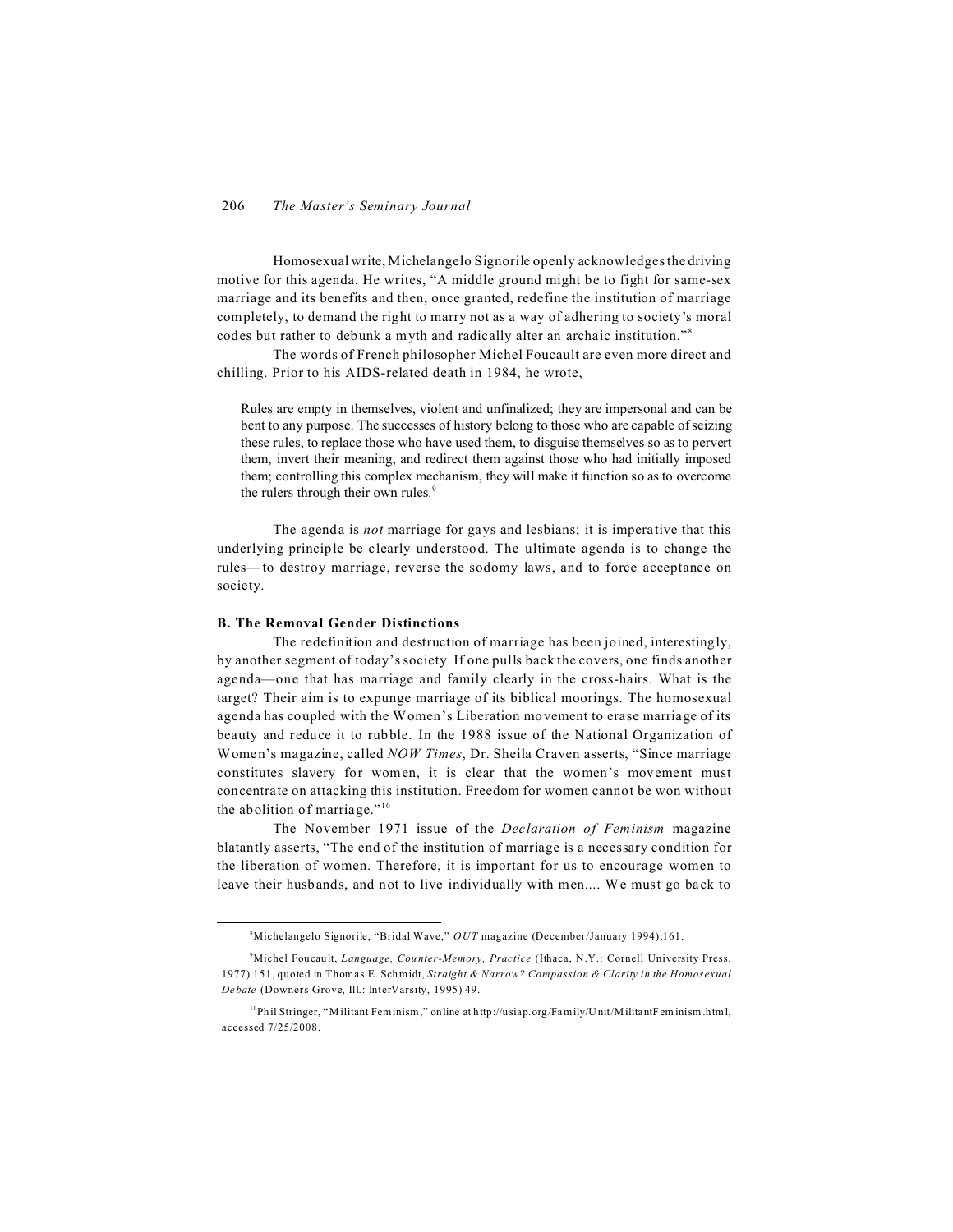Homosexual write, Michelangelo Signorile openly acknowledges the driving motive for this agenda. He writes, "A middle ground might be to fight for same-sex marriage and its benefits and then, once granted, redefine the institution of marriage completely, to demand the right to marry not as a way of adhering to society's moral codes but rather to debunk a myth and radically alter an archaic institution."[8]

The words of French philosopher Michel Foucault are even more direct and chilling. Prior to his AIDS-related death in 1984, he wrote,

> Rules are empty in themselves, violent and unfinalized; they are impersonal and can be bent to any purpose. The successes of history belong to those who are capable of seizing these rules, to replace those who have used them, to disguise themselves so as to pervert them, invert their meaning, and redirect them against those who had initially imposed them; controlling this complex mechanism, they will make it function so as to overcome the rulers through their own rules.[9]

The agenda is *not* marriage for gays and lesbians; it is imperative that this underlying principle be clearly understood. The ultimate agenda is to change the rules—to destroy marriage, reverse the sodomy laws, and to force acceptance on society.

**B. The Removal Gender Distinctions**

The redefinition and destruction of marriage has been joined, interestingly, by another segment of today's society. If one pulls back the covers, one finds another agenda—one that has marriage and family clearly in the cross-hairs. What is the target? Their aim is to expunge marriage of its biblical moorings. The homosexual agenda has coupled with the Women's Liberation movement to erase marriage of its beauty and reduce it to rubble. In the 1988 issue of the National Organization of Women's magazine, called *NOW Times*, Dr. Sheila Craven asserts, "Since marriage constitutes slavery for women, it is clear that the women's movement must concentrate on attacking this institution. Freedom for women cannot be won without the abolition of marriage."[10]

The November 1971 issue of the *Declaration of Feminism* magazine blatantly asserts, "The end of the institution of marriage is a necessary condition for the liberation of women. Therefore, it is important for us to encourage women to leave their husbands, and not to live individually with men.... We must go back to

---

[8] Michelangelo Signorile, "Bridal Wave," *OUT* magazine (December/January 1994):161.

[9] Michel Foucault, *Language, Counter-Memory, Practice* (Ithaca, N.Y.: Cornell University Press, 1977) 151, quoted in Thomas E. Schmidt, *Straight & Narrow? Compassion & Clarity in the Homosexual Debate* (Downers Grove, Ill.: InterVarsity, 1995) 49.

[10] Phil Stringer, "Militant Feminism," online at http://usiap.org/Family/Unit/MilitantFeminism.html, accessed 7/25/2008.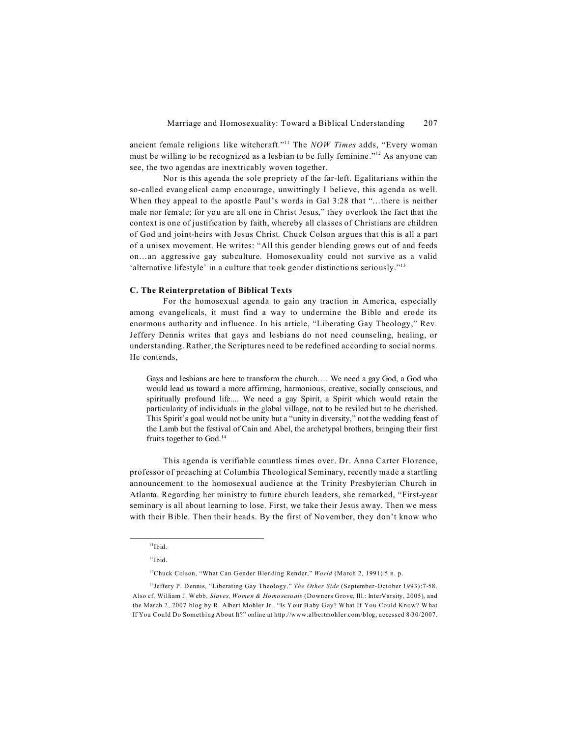ancient female religions like witchcraft."[11] The *NOW Times* adds, "Every woman must be willing to be recognized as a lesbian to be fully feminine."[12] As anyone can see, the two agendas are inextricably woven together.

Nor is this agenda the sole propriety of the far-left. Egalitarians within the so-called evangelical camp encourage, unwittingly I believe, this agenda as well. When they appeal to the apostle Paul's words in Gal 3:28 that "…there is neither male nor female; for you are all one in Christ Jesus," they overlook the fact that the context is one of justification by faith, whereby all classes of Christians are children of God and joint-heirs with Jesus Christ. Chuck Colson argues that this is all a part of a unisex movement. He writes: "All this gender blending grows out of and feeds on…an aggressive gay subculture. Homosexuality could not survive as a valid 'alternative lifestyle' in a culture that took gender distinctions seriously."[13]

### C. The Reinterpretation of Biblical Texts

For the homosexual agenda to gain any traction in America, especially among evangelicals, it must find a way to undermine the Bible and erode its enormous authority and influence. In his article, "Liberating Gay Theology," Rev. Jeffery Dennis writes that gays and lesbians do not need counseling, healing, or understanding. Rather, the Scriptures need to be redefined according to social norms. He contends,

> Gays and lesbians are here to transform the church.… We need a gay God, a God who would lead us toward a more affirming, harmonious, creative, socially conscious, and spiritually profound life.... We need a gay Spirit, a Spirit which would retain the particularity of individuals in the global village, not to be reviled but to be cherished. This Spirit's goal would not be unity but a "unity in diversity," not the wedding feast of the Lamb but the festival of Cain and Abel, the archetypal brothers, bringing their first fruits together to God.[14]

This agenda is verifiable countless times over. Dr. Anna Carter Florence, professor of preaching at Columbia Theological Seminary, recently made a startling announcement to the homosexual audience at the Trinity Presbyterian Church in Atlanta. Regarding her ministry to future church leaders, she remarked, "First-year seminary is all about learning to lose. First, we take their Jesus away. Then we mess with their Bible. Then their heads. By the first of November, they don't know who

---

[11] Ibid.

[12] Ibid.

[13] Chuck Colson, "What Can Gender Blending Render," *World* (March 2, 1991):5 n. p.

[14] Jeffery P. Dennis, "Liberating Gay Theology," *The Other Side* (September-October 1993):7-58. Also cf. William J. Webb, *Slaves, Women & Homosexuals* (Downers Grove, Ill.: InterVarsity, 2005), and the March 2, 2007 blog by R. Albert Mohler Jr., "Is Your Baby Gay? What If You Could Know? What If You Could Do Something About It?" online at http://www.albertmohler.com/blog, accessed 8/30/2007.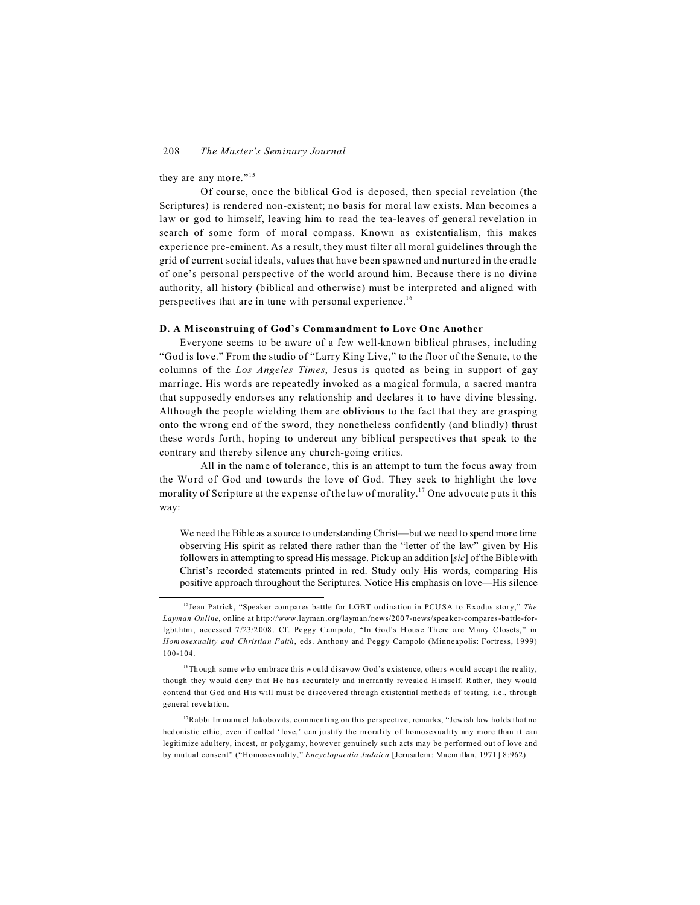they are any more."[15]

Of course, once the biblical God is deposed, then special revelation (the Scriptures) is rendered non-existent; no basis for moral law exists. Man becomes a law or god to himself, leaving him to read the tea-leaves of general revelation in search of some form of moral compass. Known as existentialism, this makes experience pre-eminent. As a result, they must filter all moral guidelines through the grid of current social ideals, values that have been spawned and nurtured in the cradle of one's personal perspective of the world around him. Because there is no divine authority, all history (biblical and otherwise) must be interpreted and aligned with perspectives that are in tune with personal experience.[16]

### D. A Misconstruing of God's Commandment to Love One Another

Everyone seems to be aware of a few well-known biblical phrases, including "God is love." From the studio of "Larry King Live," to the floor of the Senate, to the columns of the *Los Angeles Times*, Jesus is quoted as being in support of gay marriage. His words are repeatedly invoked as a magical formula, a sacred mantra that supposedly endorses any relationship and declares it to have divine blessing. Although the people wielding them are oblivious to the fact that they are grasping onto the wrong end of the sword, they nonetheless confidently (and blindly) thrust these words forth, hoping to undercut any biblical perspectives that speak to the contrary and thereby silence any church-going critics.

All in the name of tolerance, this is an attempt to turn the focus away from the Word of God and towards the love of God. They seek to highlight the love morality of Scripture at the expense of the law of morality.[17] One advocate puts it this way:

> We need the Bible as a source to understanding Christ—but we need to spend more time observing His spirit as related there rather than the "letter of the law" given by His followers in attempting to spread His message. Pick up an addition [*sic*] of the Bible with Christ's recorded statements printed in red. Study only His words, comparing His positive approach throughout the Scriptures. Notice His emphasis on love—His silence

---

[15]Jean Patrick, "Speaker compares battle for LGBT ordination in PCUSA to Exodus story," *The Layman Online*, online at http://www.layman.org/layman/news/2007-news/speaker-compares-battle-for-lgbt.htm, accessed 7/23/2008. Cf. Peggy Campolo, "In God's House There are Many Closets," in *Homosexuality and Christian Faith*, eds. Anthony and Peggy Campolo (Minneapolis: Fortress, 1999) 100-104.

[16]Though some who embrace this would disavow God's existence, others would accept the reality, though they would deny that He has accurately and inerrantly revealed Himself. Rather, they would contend that God and His will must be discovered through existential methods of testing, i.e., through general revelation.

[17]Rabbi Immanuel Jakobovits, commenting on this perspective, remarks, "Jewish law holds that no hedonistic ethic, even if called 'love,' can justify the morality of homosexuality any more than it can legitimize adultery, incest, or polygamy, however genuinely such acts may be performed out of love and by mutual consent" ("Homosexuality," *Encyclopaedia Judaica* [Jerusalem: Macmillan, 1971] 8:962).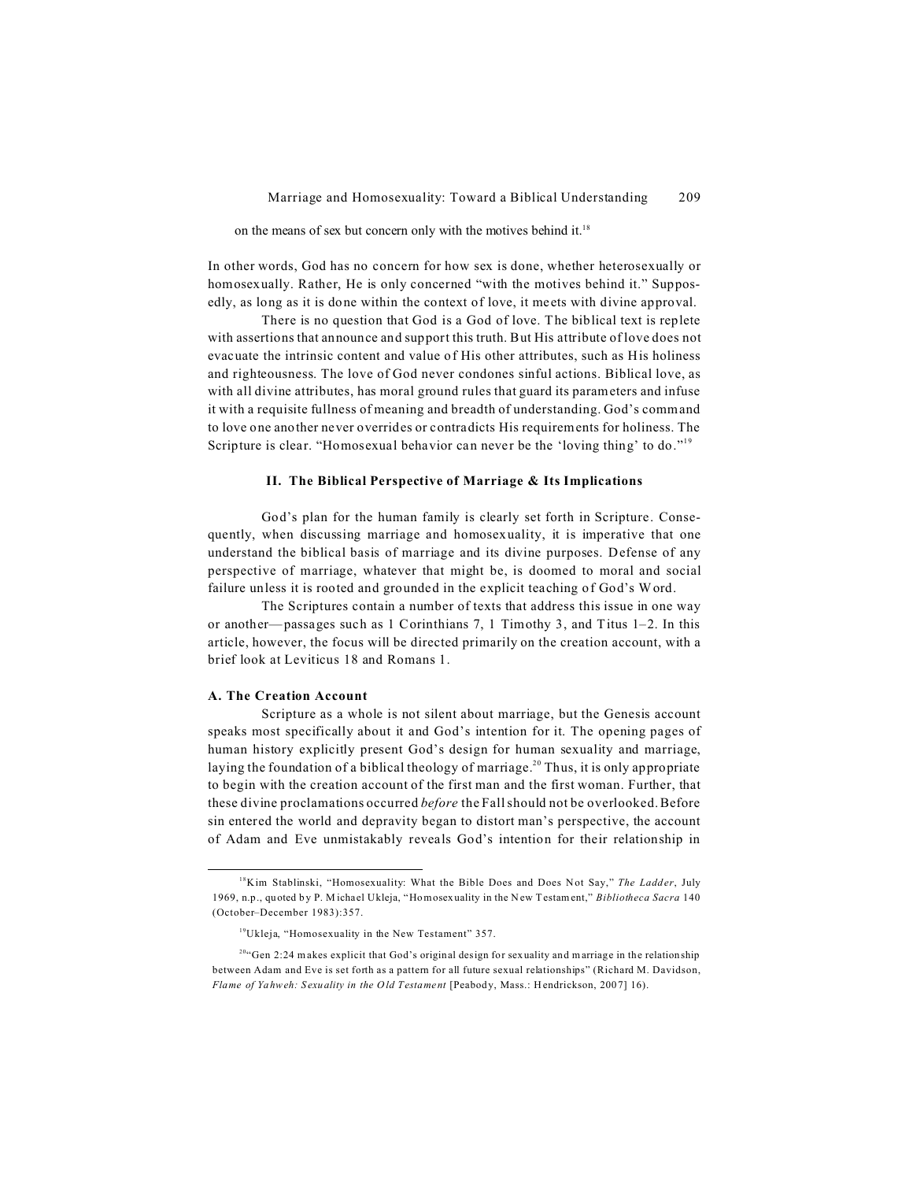on the means of sex but concern only with the motives behind it.[18]

In other words, God has no concern for how sex is done, whether heterosexually or homosexually. Rather, He is only concerned "with the motives behind it." Supposedly, as long as it is done within the context of love, it meets with divine approval.

There is no question that God is a God of love. The biblical text is replete with assertions that announce and support this truth. But His attribute of love does not evacuate the intrinsic content and value of His other attributes, such as His holiness and righteousness. The love of God never condones sinful actions. Biblical love, as with all divine attributes, has moral ground rules that guard its parameters and infuse it with a requisite fullness of meaning and breadth of understanding. God's command to love one another never overrides or contradicts His requirements for holiness. The Scripture is clear. "Homosexual behavior can never be the 'loving thing' to do."[19]

### II. The Biblical Perspective of Marriage & Its Implications

God's plan for the human family is clearly set forth in Scripture. Consequently, when discussing marriage and homosexuality, it is imperative that one understand the biblical basis of marriage and its divine purposes. Defense of any perspective of marriage, whatever that might be, is doomed to moral and social failure unless it is rooted and grounded in the explicit teaching of God's Word.

The Scriptures contain a number of texts that address this issue in one way or another—passages such as 1 Corinthians 7, 1 Timothy 3, and Titus 1–2. In this article, however, the focus will be directed primarily on the creation account, with a brief look at Leviticus 18 and Romans 1.

#### A. The Creation Account

Scripture as a whole is not silent about marriage, but the Genesis account speaks most specifically about it and God's intention for it. The opening pages of human history explicitly present God's design for human sexuality and marriage, laying the foundation of a biblical theology of marriage.[20] Thus, it is only appropriate to begin with the creation account of the first man and the first woman. Further, that these divine proclamations occurred *before* the Fall should not be overlooked. Before sin entered the world and depravity began to distort man's perspective, the account of Adam and Eve unmistakably reveals God's intention for their relationship in

---

[18] Kim Stablinski, "Homosexuality: What the Bible Does and Does Not Say," *The Ladder*, July 1969, n.p., quoted by P. Michael Ukleja, "Homosexuality in the New Testament," *Bibliotheca Sacra* 140 (October–December 1983):357.

[19] Ukleja, "Homosexuality in the New Testament" 357.

[20] "Gen 2:24 makes explicit that God's original design for sexuality and marriage in the relationship between Adam and Eve is set forth as a pattern for all future sexual relationships" (Richard M. Davidson, *Flame of Yahweh: Sexuality in the Old Testament* [Peabody, Mass.: Hendrickson, 2007] 16).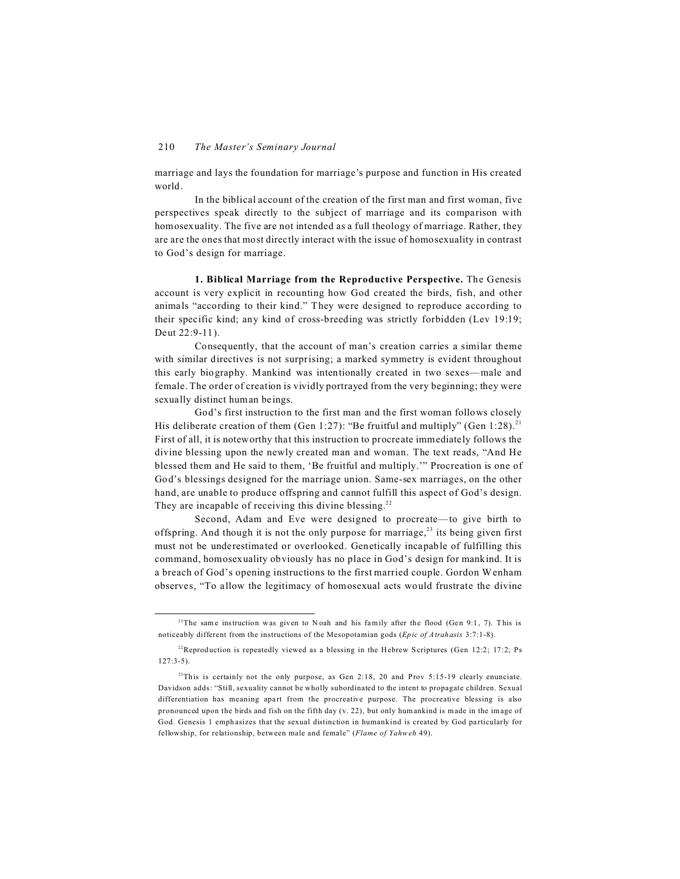marriage and lays the foundation for marriage's purpose and function in His created world.

In the biblical account of the creation of the first man and first woman, five perspectives speak directly to the subject of marriage and its comparison with homosexuality. The five are not intended as a full theology of marriage. Rather, they are are the ones that most directly interact with the issue of homosexuality in contrast to God's design for marriage.

**1. Biblical Marriage from the Reproductive Perspective.** The Genesis account is very explicit in recounting how God created the birds, fish, and other animals "according to their kind." They were designed to reproduce according to their specific kind; any kind of cross-breeding was strictly forbidden (Lev 19:19; Deut 22:9-11).

Consequently, that the account of man's creation carries a similar theme with similar directives is not surprising; a marked symmetry is evident throughout this early biography. Mankind was intentionally created in two sexes—male and female. The order of creation is vividly portrayed from the very beginning; they were sexually distinct human beings.

God's first instruction to the first man and the first woman follows closely His deliberate creation of them (Gen 1:27): "Be fruitful and multiply" (Gen 1:28).[21] First of all, it is noteworthy that this instruction to procreate immediately follows the divine blessing upon the newly created man and woman. The text reads, "And He blessed them and He said to them, 'Be fruitful and multiply.'" Procreation is one of God's blessings designed for the marriage union. Same-sex marriages, on the other hand, are unable to produce offspring and cannot fulfill this aspect of God's design. They are incapable of receiving this divine blessing.[22]

Second, Adam and Eve were designed to procreate—to give birth to offspring. And though it is not the only purpose for marriage,[23] its being given first must not be underestimated or overlooked. Genetically incapable of fulfilling this command, homosexuality obviously has no place in God's design for mankind. It is a breach of God's opening instructions to the first married couple. Gordon Wenham observes, "To allow the legitimacy of homosexual acts would frustrate the divine

---

[21]The same instruction was given to Noah and his family after the flood (Gen 9:1, 7). This is noticeably different from the instructions of the Mesopotamian gods (*Epic of Atrahasis* 3:7:1-8).

[22]Reproduction is repeatedly viewed as a blessing in the Hebrew Scriptures (Gen 12:2; 17:2; Ps 127:3-5).

[23]This is certainly not the only purpose, as Gen 2:18, 20 and Prov 5:15-19 clearly enunciate. Davidson adds: "Still, sexuality cannot be wholly subordinated to the intent to propagate children. Sexual differentiation has meaning apart from the procreative purpose. The procreative blessing is also pronounced upon the birds and fish on the fifth day (v. 22), but only humankind is made in the image of God. Genesis 1 emphasizes that the sexual distinction in humankind is created by God particularly for fellowship, for relationship, between male and female" (*Flame of Yahweh* 49).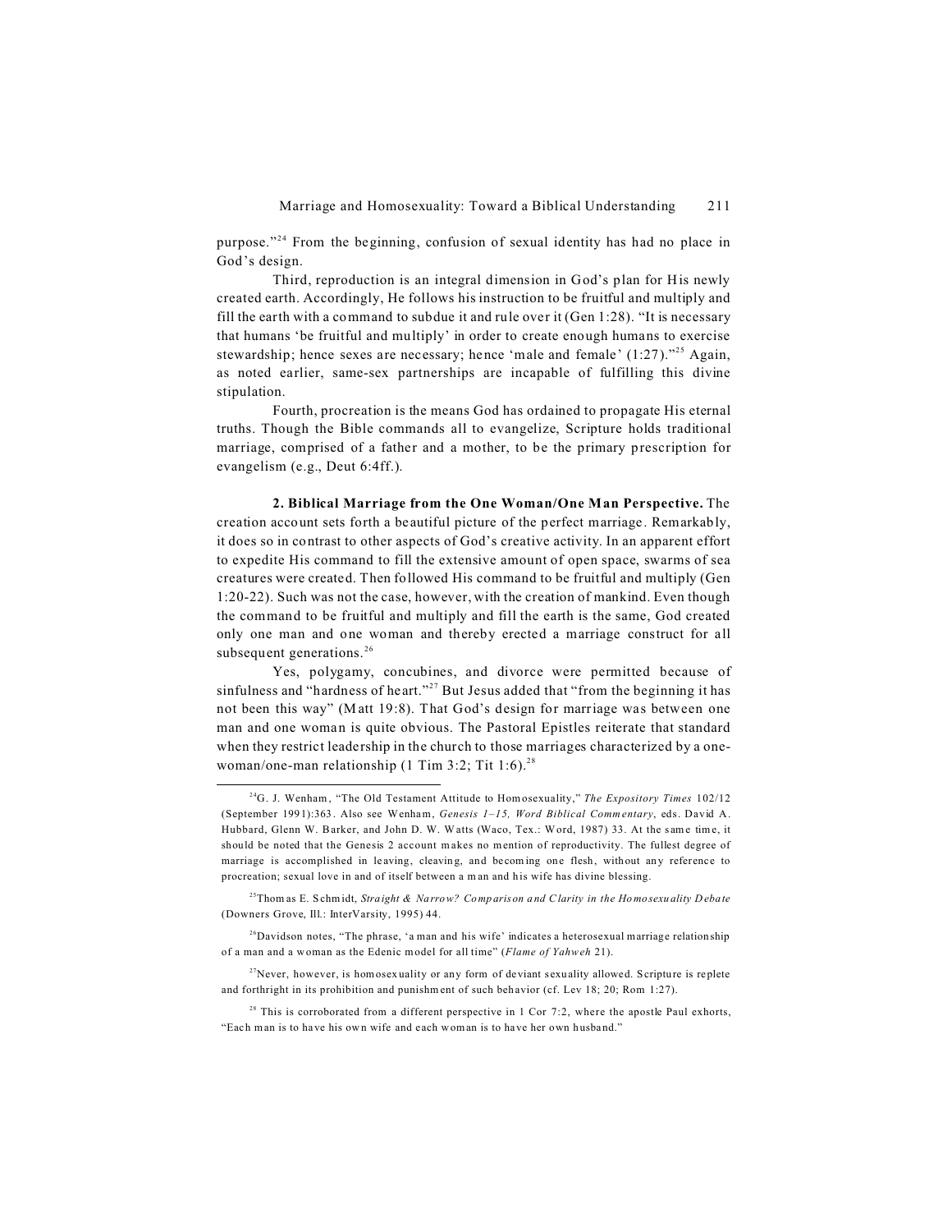purpose."[24] From the beginning, confusion of sexual identity has had no place in God's design.

Third, reproduction is an integral dimension in God's plan for His newly created earth. Accordingly, He follows his instruction to be fruitful and multiply and fill the earth with a command to subdue it and rule over it (Gen 1:28). "It is necessary that humans 'be fruitful and multiply' in order to create enough humans to exercise stewardship; hence sexes are necessary; hence 'male and female' (1:27)."[25] Again, as noted earlier, same-sex partnerships are incapable of fulfilling this divine stipulation.

Fourth, procreation is the means God has ordained to propagate His eternal truths. Though the Bible commands all to evangelize, Scripture holds traditional marriage, comprised of a father and a mother, to be the primary prescription for evangelism (e.g., Deut 6:4ff.).

**2. Biblical Marriage from the One Woman/One Man Perspective.** The creation account sets forth a beautiful picture of the perfect marriage. Remarkably, it does so in contrast to other aspects of God's creative activity. In an apparent effort to expedite His command to fill the extensive amount of open space, swarms of sea creatures were created. Then followed His command to be fruitful and multiply (Gen 1:20-22). Such was not the case, however, with the creation of mankind. Even though the command to be fruitful and multiply and fill the earth is the same, God created only one man and one woman and thereby erected a marriage construct for all subsequent generations.[26]

Yes, polygamy, concubines, and divorce were permitted because of sinfulness and "hardness of heart."[27] But Jesus added that "from the beginning it has not been this way" (Matt 19:8). That God's design for marriage was between one man and one woman is quite obvious. The Pastoral Epistles reiterate that standard when they restrict leadership in the church to those marriages characterized by a one-woman/one-man relationship (1 Tim 3:2; Tit 1:6).[28]

---

[24]G. J. Wenham, "The Old Testament Attitude to Homosexuality," *The Expository Times* 102/12 (September 1991):363. Also see Wenham, *Genesis 1–15, Word Biblical Commentary*, eds. David A. Hubbard, Glenn W. Barker, and John D. W. Watts (Waco, Tex.: Word, 1987) 33. At the same time, it should be noted that the Genesis 2 account makes no mention of reproductivity. The fullest degree of marriage is accomplished in leaving, cleaving, and becoming one flesh, without any reference to procreation; sexual love in and of itself between a man and his wife has divine blessing.

[25]Thomas E. Schmidt, *Straight & Narrow? Comparison and Clarity in the Homosexuality Debate* (Downers Grove, Ill.: InterVarsity, 1995) 44.

[26]Davidson notes, "The phrase, 'a man and his wife' indicates a heterosexual marriage relationship of a man and a woman as the Edenic model for all time" (*Flame of Yahweh* 21).

[27]Never, however, is homosexuality or any form of deviant sexuality allowed. Scripture is replete and forthright in its prohibition and punishment of such behavior (cf. Lev 18; 20; Rom 1:27).

[28] This is corroborated from a different perspective in 1 Cor 7:2, where the apostle Paul exhorts, "Each man is to have his own wife and each woman is to have her own husband."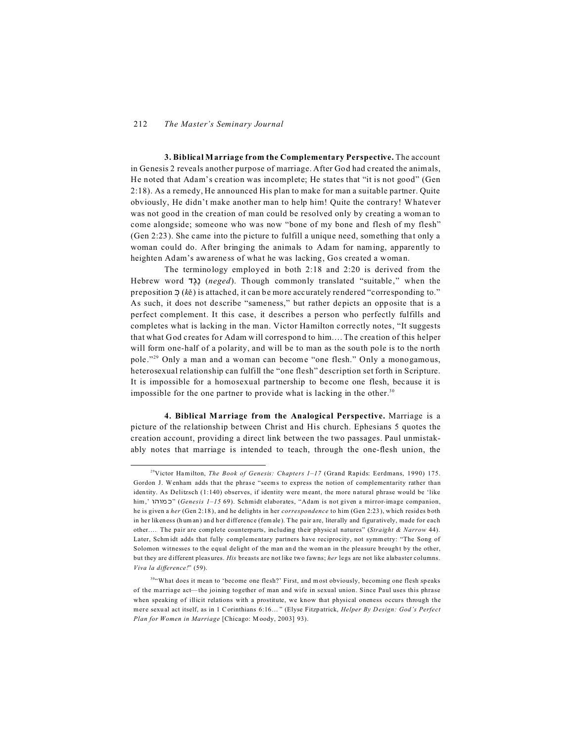**3. Biblical Marriage from the Complementary Perspective.** The account in Genesis 2 reveals another purpose of marriage. After God had created the animals, He noted that Adam's creation was incomplete; He states that "it is not good" (Gen 2:18). As a remedy, He announced His plan to make for man a suitable partner. Quite obviously, He didn't make another man to help him! Quite the contrary! Whatever was not good in the creation of man could be resolved only by creating a woman to come alongside; someone who was now "bone of my bone and flesh of my flesh" (Gen 2:23). She came into the picture to fulfill a unique need, something that only a woman could do. After bringing the animals to Adam for naming, apparently to heighten Adam's awareness of what he was lacking, Gos created a woman.

The terminology employed in both 2:18 and 2:20 is derived from the Hebrew word נֶגֶד (*neged*). Though commonly translated "suitable," when the preposition כְּ (*kĕ*) is attached, it can be more accurately rendered "corresponding to." As such, it does not describe "sameness," but rather depicts an opposite that is a perfect complement. It this case, it describes a person who perfectly fulfills and completes what is lacking in the man. Victor Hamilton correctly notes, "It suggests that what God creates for Adam will correspond to him.... The creation of this helper will form one-half of a polarity, and will be to man as the south pole is to the north pole."[29] Only a man and a woman can become "one flesh." Only a monogamous, heterosexual relationship can fulfill the "one flesh" description set forth in Scripture. It is impossible for a homosexual partnership to become one flesh, because it is impossible for the one partner to provide what is lacking in the other.[30]

**4. Biblical Marriage from the Analogical Perspective.** Marriage is a picture of the relationship between Christ and His church. Ephesians 5 quotes the creation account, providing a direct link between the two passages. Paul unmistakably notes that marriage is intended to teach, through the one-flesh union, the

---

[29]Victor Hamilton, *The Book of Genesis: Chapters 1–17* (Grand Rapids: Eerdmans, 1990) 175. Gordon J. Wenham adds that the phrase "seems to express the notion of complementarity rather than identity. As Delitzsch (1:140) observes, if identity were meant, the more natural phrase would be 'like him,' כמוהו" (*Genesis 1–15* 69). Schmidt elaborates, "Adam is not given a mirror-image companion, he is given a *her* (Gen 2:18), and he delights in her *correspondence* to him (Gen 2:23), which resides both in her likeness (human) and her difference (female). The pair are, literally and figuratively, made for each other.... The pair are complete counterparts, including their physical natures" (*Straight & Narrow* 44). Later, Schmidt adds that fully complementary partners have reciprocity, not symmetry: "The Song of Solomon witnesses to the equal delight of the man and the woman in the pleasure brought by the other, but they are different pleasures. *His* breasts are not like two fawns; *her* legs are not like alabaster columns. *Viva la difference!*" (59).

[30]"What does it mean to 'become one flesh?' First, and most obviously, becoming one flesh speaks of the marriage act—the joining together of man and wife in sexual union. Since Paul uses this phrase when speaking of illicit relations with a prostitute, we know that physical oneness occurs through the mere sexual act itself, as in 1 Corinthians 6:16..." (Elyse Fitzpatrick, *Helper By Design: God's Perfect Plan for Women in Marriage* [Chicago: Moody, 2003] 93).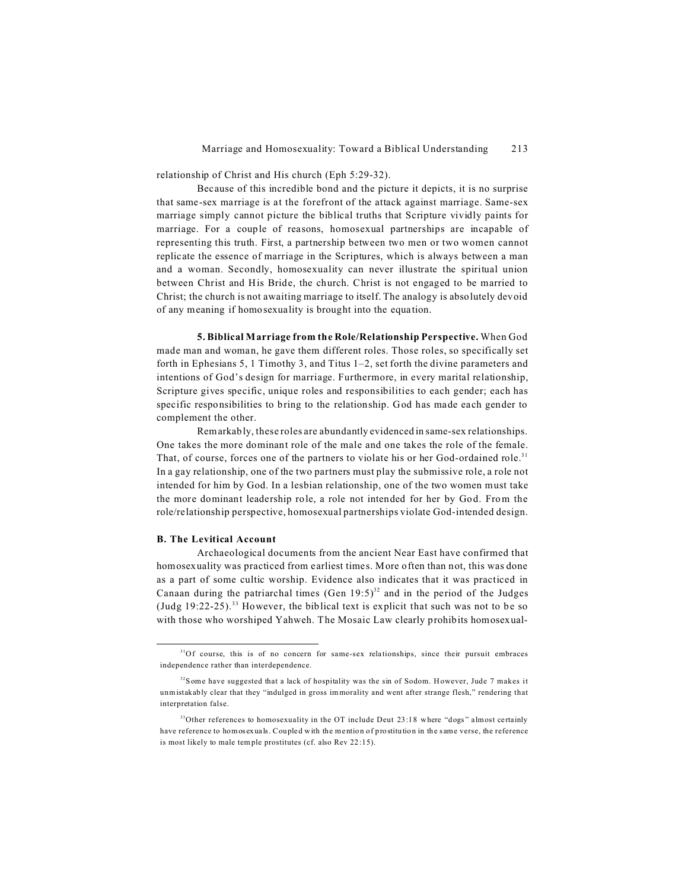relationship of Christ and His church (Eph 5:29-32).

Because of this incredible bond and the picture it depicts, it is no surprise that same-sex marriage is at the forefront of the attack against marriage. Same-sex marriage simply cannot picture the biblical truths that Scripture vividly paints for marriage. For a couple of reasons, homosexual partnerships are incapable of representing this truth. First, a partnership between two men or two women cannot replicate the essence of marriage in the Scriptures, which is always between a man and a woman. Secondly, homosexuality can never illustrate the spiritual union between Christ and His Bride, the church. Christ is not engaged to be married to Christ; the church is not awaiting marriage to itself. The analogy is absolutely devoid of any meaning if homosexuality is brought into the equation.

**5. Biblical Marriage from the Role/Relationship Perspective.** When God made man and woman, he gave them different roles. Those roles, so specifically set forth in Ephesians 5, 1 Timothy 3, and Titus 1–2, set forth the divine parameters and intentions of God's design for marriage. Furthermore, in every marital relationship, Scripture gives specific, unique roles and responsibilities to each gender; each has specific responsibilities to bring to the relationship. God has made each gender to complement the other.

Remarkably, these roles are abundantly evidenced in same-sex relationships. One takes the more dominant role of the male and one takes the role of the female. That, of course, forces one of the partners to violate his or her God-ordained role.[31] In a gay relationship, one of the two partners must play the submissive role, a role not intended for him by God. In a lesbian relationship, one of the two women must take the more dominant leadership role, a role not intended for her by God. From the role/relationship perspective, homosexual partnerships violate God-intended design.

### B. The Levitical Account

Archaeological documents from the ancient Near East have confirmed that homosexuality was practiced from earliest times. More often than not, this was done as a part of some cultic worship. Evidence also indicates that it was practiced in Canaan during the patriarchal times (Gen 19:5)[32] and in the period of the Judges (Judg 19:22-25).[33] However, the biblical text is explicit that such was not to be so with those who worshiped Yahweh. The Mosaic Law clearly prohibits homosexual-

---

[31] Of course, this is of no concern for same-sex relationships, since their pursuit embraces independence rather than interdependence.

[32] Some have suggested that a lack of hospitality was the sin of Sodom. However, Jude 7 makes it unmistakably clear that they "indulged in gross immorality and went after strange flesh," rendering that interpretation false.

[33] Other references to homosexuality in the OT include Deut 23:18 where "dogs" almost certainly have reference to homosexuals. Coupled with the mention of prostitution in the same verse, the reference is most likely to male temple prostitutes (cf. also Rev 22:15).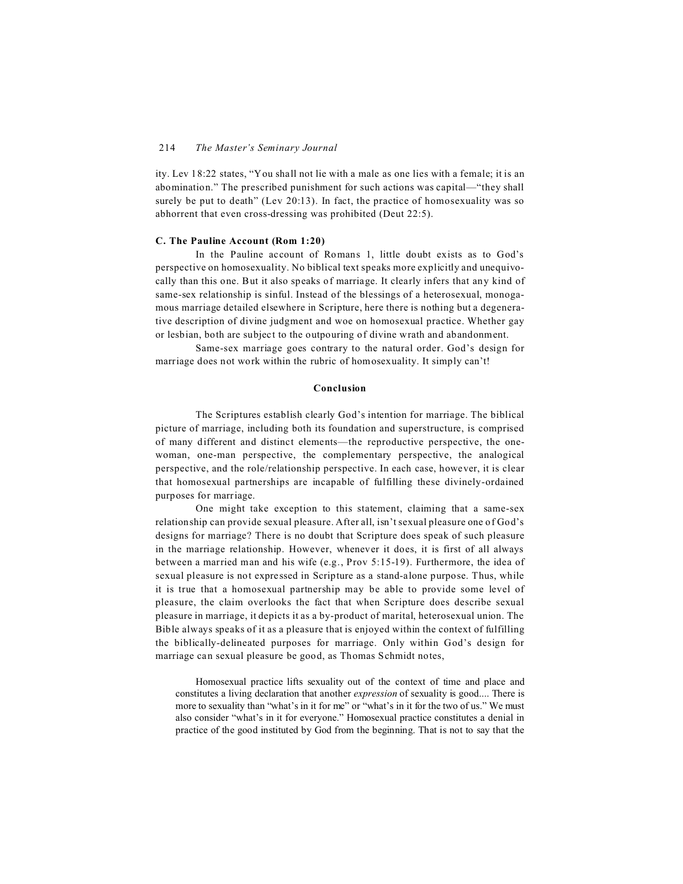ity. Lev 18:22 states, "You shall not lie with a male as one lies with a female; it is an abomination." The prescribed punishment for such actions was capital—"they shall surely be put to death" (Lev 20:13). In fact, the practice of homosexuality was so abhorrent that even cross-dressing was prohibited (Deut 22:5).

### C. The Pauline Account (Rom 1:20)

In the Pauline account of Romans 1, little doubt exists as to God's perspective on homosexuality. No biblical text speaks more explicitly and unequivocally than this one. But it also speaks of marriage. It clearly infers that any kind of same-sex relationship is sinful. Instead of the blessings of a heterosexual, monogamous marriage detailed elsewhere in Scripture, here there is nothing but a degenerative description of divine judgment and woe on homosexual practice. Whether gay or lesbian, both are subject to the outpouring of divine wrath and abandonment.

Same-sex marriage goes contrary to the natural order. God's design for marriage does not work within the rubric of homosexuality. It simply can't!

## Conclusion

The Scriptures establish clearly God's intention for marriage. The biblical picture of marriage, including both its foundation and superstructure, is comprised of many different and distinct elements—the reproductive perspective, the one-woman, one-man perspective, the complementary perspective, the analogical perspective, and the role/relationship perspective. In each case, however, it is clear that homosexual partnerships are incapable of fulfilling these divinely-ordained purposes for marriage.

One might take exception to this statement, claiming that a same-sex relationship can provide sexual pleasure. After all, isn't sexual pleasure one of God's designs for marriage? There is no doubt that Scripture does speak of such pleasure in the marriage relationship. However, whenever it does, it is first of all always between a married man and his wife (e.g., Prov 5:15-19). Furthermore, the idea of sexual pleasure is not expressed in Scripture as a stand-alone purpose. Thus, while it is true that a homosexual partnership may be able to provide some level of pleasure, the claim overlooks the fact that when Scripture does describe sexual pleasure in marriage, it depicts it as a by-product of marital, heterosexual union. The Bible always speaks of it as a pleasure that is enjoyed within the context of fulfilling the biblically-delineated purposes for marriage. Only within God's design for marriage can sexual pleasure be good, as Thomas Schmidt notes,

> Homosexual practice lifts sexuality out of the context of time and place and constitutes a living declaration that another *expression* of sexuality is good.... There is more to sexuality than "what's in it for me" or "what's in it for the two of us." We must also consider "what's in it for everyone." Homosexual practice constitutes a denial in practice of the good instituted by God from the beginning. That is not to say that the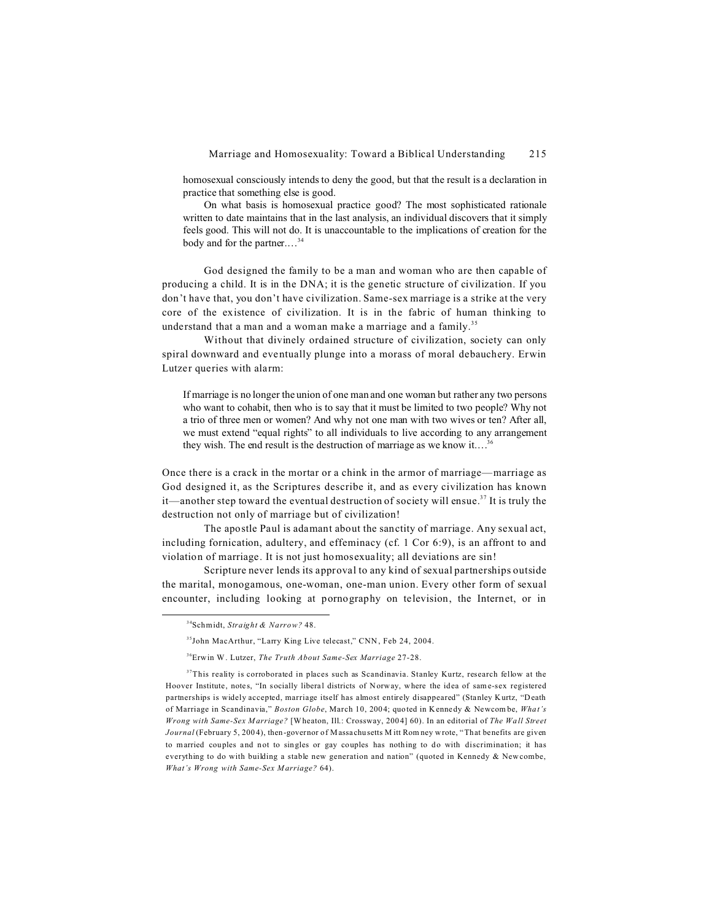homosexual consciously intends to deny the good, but that the result is a declaration in practice that something else is good.

> On what basis is homosexual practice good? The most sophisticated rationale written to date maintains that in the last analysis, an individual discovers that it simply feels good. This will not do. It is unaccountable to the implications of creation for the body and for the partner....[34]

> God designed the family to be a man and woman who are then capable of producing a child. It is in the DNA; it is the genetic structure of civilization. If you don't have that, you don't have civilization. Same-sex marriage is a strike at the very core of the existence of civilization. It is in the fabric of human thinking to understand that a man and a woman make a marriage and a family.[35]

Without that divinely ordained structure of civilization, society can only spiral downward and eventually plunge into a morass of moral debauchery. Erwin Lutzer queries with alarm:

> If marriage is no longer the union of one man and one woman but rather any two persons who want to cohabit, then who is to say that it must be limited to two people? Why not a trio of three men or women? And why not one man with two wives or ten? After all, we must extend "equal rights" to all individuals to live according to any arrangement they wish. The end result is the destruction of marriage as we know it....[36]

Once there is a crack in the mortar or a chink in the armor of marriage—marriage as God designed it, as the Scriptures describe it, and as every civilization has known it—another step toward the eventual destruction of society will ensue.[37] It is truly the destruction not only of marriage but of civilization!

The apostle Paul is adamant about the sanctity of marriage. Any sexual act, including fornication, adultery, and effeminacy (cf. 1 Cor 6:9), is an affront to and violation of marriage. It is not just homosexuality; all deviations are sin!

Scripture never lends its approval to any kind of sexual partnerships outside the marital, monogamous, one-woman, one-man union. Every other form of sexual encounter, including looking at pornography on television, the Internet, or in

---

[34]Schmidt, *Straight & Narrow?* 48.

[35]John MacArthur, "Larry King Live telecast," CNN, Feb 24, 2004.

[36]Erwin W. Lutzer, *The Truth About Same-Sex Marriage* 27-28.

[37]This reality is corroborated in places such as Scandinavia. Stanley Kurtz, research fellow at the Hoover Institute, notes, "In socially liberal districts of Norway, where the idea of same-sex registered partnerships is widely accepted, marriage itself has almost entirely disappeared" (Stanley Kurtz, "Death of Marriage in Scandinavia," *Boston Globe*, March 10, 2004; quoted in Kennedy & Newcombe, *What's Wrong with Same-Sex Marriage?* [Wheaton, Ill.: Crossway, 2004] 60). In an editorial of *The Wall Street Journal* (February 5, 2004), then-governor of Massachusetts Mitt Romney wrote, "That benefits are given to married couples and not to singles or gay couples has nothing to do with discrimination; it has everything to do with building a stable new generation and nation" (quoted in Kennedy & Newcombe, *What's Wrong with Same-Sex Marriage?* 64).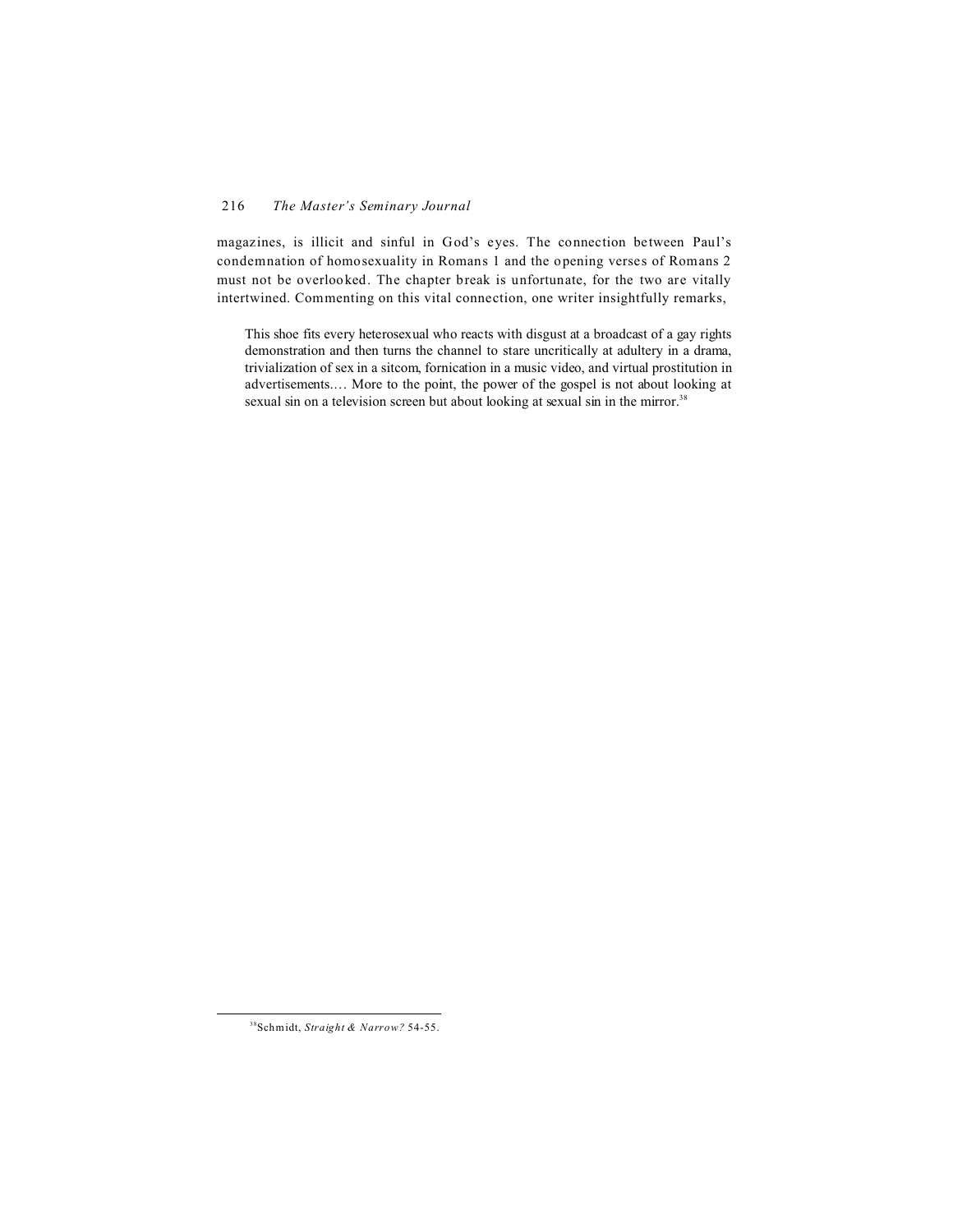magazines, is illicit and sinful in God's eyes. The connection between Paul's condemnation of homosexuality in Romans 1 and the opening verses of Romans 2 must not be overlooked. The chapter break is unfortunate, for the two are vitally intertwined. Commenting on this vital connection, one writer insightfully remarks,

> This shoe fits every heterosexual who reacts with disgust at a broadcast of a gay rights demonstration and then turns the channel to stare uncritically at adultery in a drama, trivialization of sex in a sitcom, fornication in a music video, and virtual prostitution in advertisements.… More to the point, the power of the gospel is not about looking at sexual sin on a television screen but about looking at sexual sin in the mirror.[38]

---

[38]Schmidt, *Straight & Narrow?* 54-55.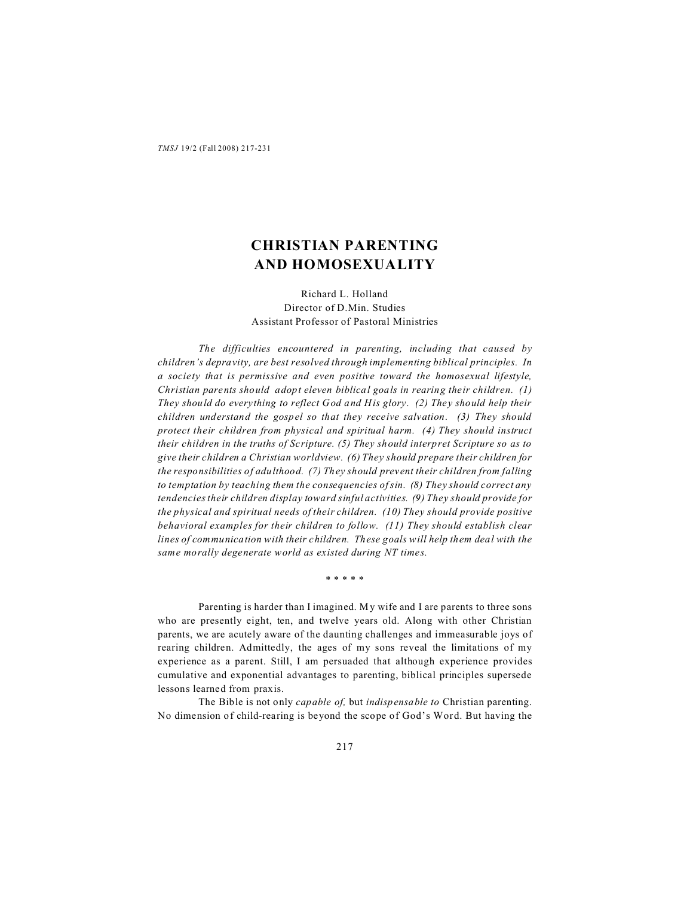# CHRISTIAN PARENTING AND HOMOSEXUALITY

Richard L. Holland
Director of D.Min. Studies
Assistant Professor of Pastoral Ministries

*The difficulties encountered in parenting, including that caused by children's depravity, are best resolved through implementing biblical principles. In a society that is permissive and even positive toward the homosexual lifestyle, Christian parents should adopt eleven biblical goals in rearing their children. (1) They should do everything to reflect God and His glory. (2) They should help their children understand the gospel so that they receive salvation. (3) They should protect their children from physical and spiritual harm. (4) They should instruct their children in the truths of Scripture. (5) They should interpret Scripture so as to give their children a Christian worldview. (6) They should prepare their children for the responsibilities of adulthood. (7) They should prevent their children from falling to temptation by teaching them the consequencies of sin. (8) They should correct any tendencies their children display toward sinful activities. (9) They should provide for the physical and spiritual needs of their children. (10) They should provide positive behavioral examples for their children to follow. (11) They should establish clear lines of communication with their children. These goals will help them deal with the same morally degenerate world as existed during NT times.*

\* \* \* \* \*

Parenting is harder than I imagined. My wife and I are parents to three sons who are presently eight, ten, and twelve years old. Along with other Christian parents, we are acutely aware of the daunting challenges and immeasurable joys of rearing children. Admittedly, the ages of my sons reveal the limitations of my experience as a parent. Still, I am persuaded that although experience provides cumulative and exponential advantages to parenting, biblical principles supersede lessons learned from praxis.

The Bible is not only *capable of,* but *indispensable to* Christian parenting. No dimension of child-rearing is beyond the scope of God's Word. But having the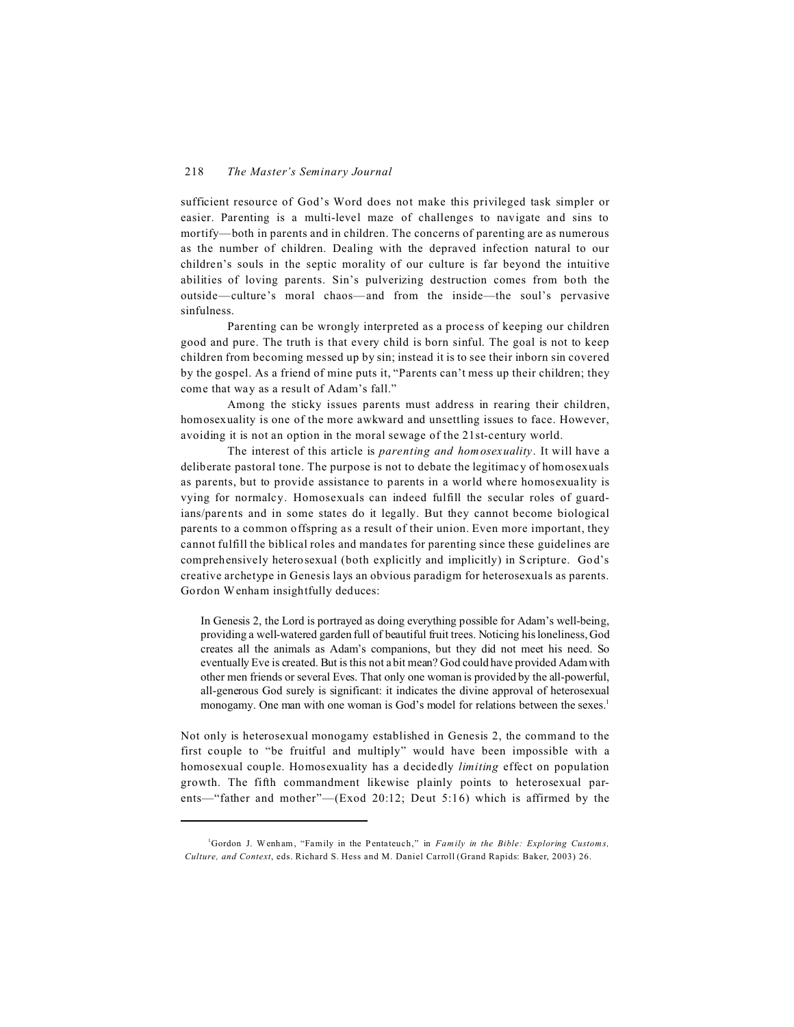sufficient resource of God's Word does not make this privileged task simpler or easier. Parenting is a multi-level maze of challenges to navigate and sins to mortify—both in parents and in children. The concerns of parenting are as numerous as the number of children. Dealing with the depraved infection natural to our children's souls in the septic morality of our culture is far beyond the intuitive abilities of loving parents. Sin's pulverizing destruction comes from both the outside—culture's moral chaos—and from the inside—the soul's pervasive sinfulness.

Parenting can be wrongly interpreted as a process of keeping our children good and pure. The truth is that every child is born sinful. The goal is not to keep children from becoming messed up by sin; instead it is to see their inborn sin covered by the gospel. As a friend of mine puts it, "Parents can't mess up their children; they come that way as a result of Adam's fall."

Among the sticky issues parents must address in rearing their children, homosexuality is one of the more awkward and unsettling issues to face. However, avoiding it is not an option in the moral sewage of the 21st-century world.

The interest of this article is *parenting and homosexuality*. It will have a deliberate pastoral tone. The purpose is not to debate the legitimacy of homosexuals as parents, but to provide assistance to parents in a world where homosexuality is vying for normalcy. Homosexuals can indeed fulfill the secular roles of guardians/parents and in some states do it legally. But they cannot become biological parents to a common offspring as a result of their union. Even more important, they cannot fulfill the biblical roles and mandates for parenting since these guidelines are comprehensively heterosexual (both explicitly and implicitly) in Scripture. God's creative archetype in Genesis lays an obvious paradigm for heterosexuals as parents. Gordon Wenham insightfully deduces:

> In Genesis 2, the Lord is portrayed as doing everything possible for Adam's well-being, providing a well-watered garden full of beautiful fruit trees. Noticing his loneliness, God creates all the animals as Adam's companions, but they did not meet his need. So eventually Eve is created. But is this not a bit mean? God could have provided Adam with other men friends or several Eves. That only one woman is provided by the all-powerful, all-generous God surely is significant: it indicates the divine approval of heterosexual monogamy. One man with one woman is God's model for relations between the sexes.[1]

Not only is heterosexual monogamy established in Genesis 2, the command to the first couple to "be fruitful and multiply" would have been impossible with a homosexual couple. Homosexuality has a decidedly *limiting* effect on population growth. The fifth commandment likewise plainly points to heterosexual parents—"father and mother"—(Exod 20:12; Deut 5:16) which is affirmed by the

---

[1] Gordon J. Wenham, "Family in the Pentateuch," in *Family in the Bible: Exploring Customs, Culture, and Context*, eds. Richard S. Hess and M. Daniel Carroll (Grand Rapids: Baker, 2003) 26.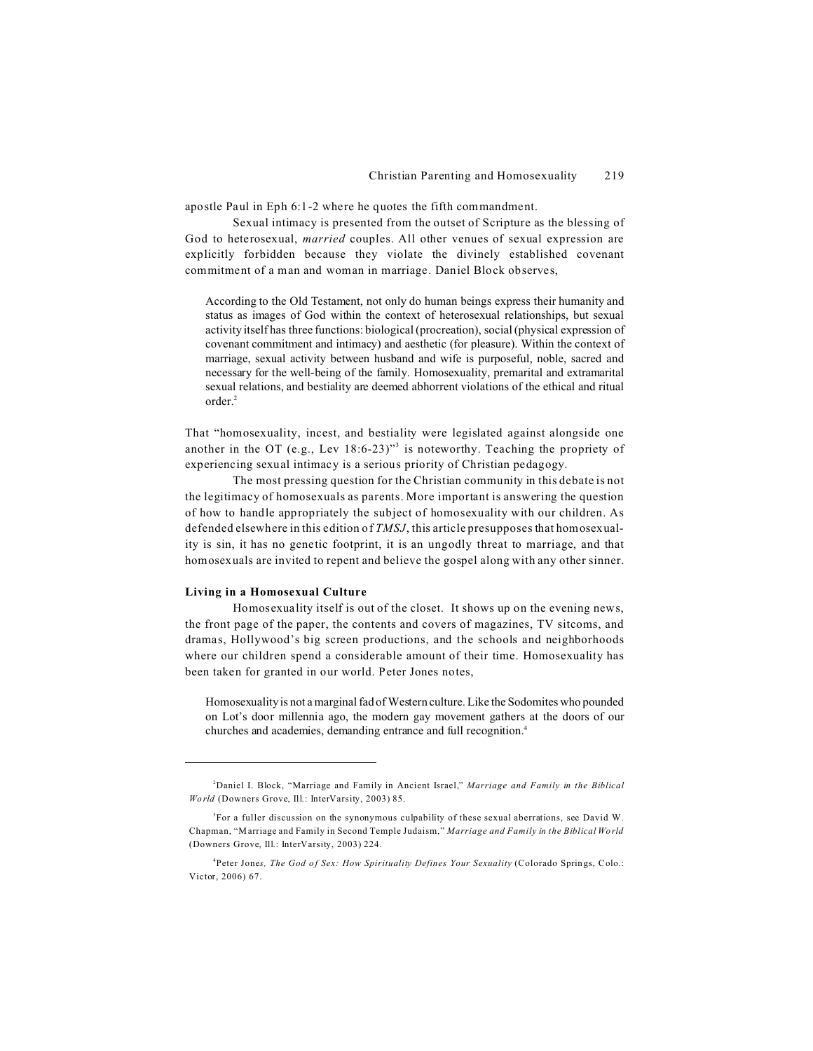apostle Paul in Eph 6:1-2 where he quotes the fifth commandment.

Sexual intimacy is presented from the outset of Scripture as the blessing of God to heterosexual, *married* couples. All other venues of sexual expression are explicitly forbidden because they violate the divinely established covenant commitment of a man and woman in marriage. Daniel Block observes,

> According to the Old Testament, not only do human beings express their humanity and status as images of God within the context of heterosexual relationships, but sexual activity itself has three functions: biological (procreation), social (physical expression of covenant commitment and intimacy) and aesthetic (for pleasure). Within the context of marriage, sexual activity between husband and wife is purposeful, noble, sacred and necessary for the well-being of the family. Homosexuality, premarital and extramarital sexual relations, and bestiality are deemed abhorrent violations of the ethical and ritual order.[2]

That "homosexuality, incest, and bestiality were legislated against alongside one another in the OT (e.g., Lev 18:6-23)"[3] is noteworthy. Teaching the propriety of experiencing sexual intimacy is a serious priority of Christian pedagogy.

The most pressing question for the Christian community in this debate is not the legitimacy of homosexuals as parents. More important is answering the question of how to handle appropriately the subject of homosexuality with our children. As defended elsewhere in this edition of *TMSJ*, this article presupposes that homosexuality is sin, it has no genetic footprint, it is an ungodly threat to marriage, and that homosexuals are invited to repent and believe the gospel along with any other sinner.

**Living in a Homosexual Culture**

Homosexuality itself is out of the closet. It shows up on the evening news, the front page of the paper, the contents and covers of magazines, TV sitcoms, and dramas, Hollywood's big screen productions, and the schools and neighborhoods where our children spend a considerable amount of their time. Homosexuality has been taken for granted in our world. Peter Jones notes,

> Homosexuality is not a marginal fad of Western culture. Like the Sodomites who pounded on Lot's door millennia ago, the modern gay movement gathers at the doors of our churches and academies, demanding entrance and full recognition.[4]

---

[2]Daniel I. Block, "Marriage and Family in Ancient Israel," *Marriage and Family in the Biblical World* (Downers Grove, Ill.: InterVarsity, 2003) 85.

[3]For a fuller discussion on the synonymous culpability of these sexual aberrations, see David W. Chapman, "Marriage and Family in Second Temple Judaism," *Marriage and Family in the Biblical World* (Downers Grove, Ill.: InterVarsity, 2003) 224.

[4]Peter Jones*, The God of Sex: How Spirituality Defines Your Sexuality* (Colorado Springs, Colo.: Victor, 2006) 67.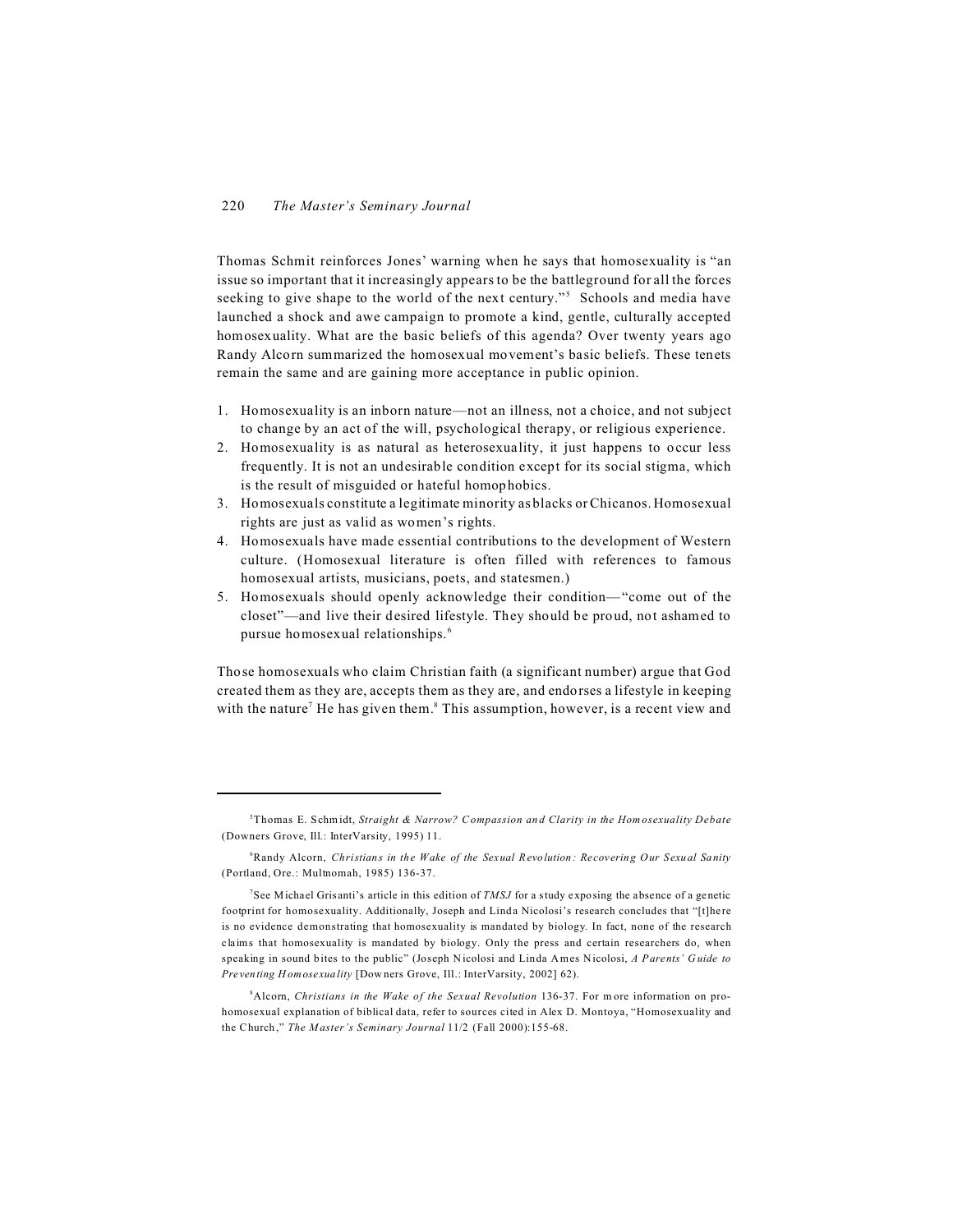Thomas Schmit reinforces Jones' warning when he says that homosexuality is "an issue so important that it increasingly appears to be the battleground for all the forces seeking to give shape to the world of the next century."[5] Schools and media have launched a shock and awe campaign to promote a kind, gentle, culturally accepted homosexuality. What are the basic beliefs of this agenda? Over twenty years ago Randy Alcorn summarized the homosexual movement's basic beliefs. These tenets remain the same and are gaining more acceptance in public opinion.

1. Homosexuality is an inborn nature—not an illness, not a choice, and not subject to change by an act of the will, psychological therapy, or religious experience.
2. Homosexuality is as natural as heterosexuality, it just happens to occur less frequently. It is not an undesirable condition except for its social stigma, which is the result of misguided or hateful homophobics.
3. Homosexuals constitute a legitimate minority as blacks or Chicanos. Homosexual rights are just as valid as women's rights.
4. Homosexuals have made essential contributions to the development of Western culture. (Homosexual literature is often filled with references to famous homosexual artists, musicians, poets, and statesmen.)
5. Homosexuals should openly acknowledge their condition—"come out of the closet"—and live their desired lifestyle. They should be proud, not ashamed to pursue homosexual relationships.[6]

Those homosexuals who claim Christian faith (a significant number) argue that God created them as they are, accepts them as they are, and endorses a lifestyle in keeping with the nature[7] He has given them.[8] This assumption, however, is a recent view and

---

[5]Thomas E. Schmidt, *Straight & Narrow? Compassion and Clarity in the Homosexuality Debate* (Downers Grove, Ill.: InterVarsity, 1995) 11.

[6]Randy Alcorn, *Christians in the Wake of the Sexual Revolution: Recovering Our Sexual Sanity* (Portland, Ore.: Multnomah, 1985) 136-37.

[7]See Michael Grisanti's article in this edition of *TMSJ* for a study exposing the absence of a genetic footprint for homosexuality. Additionally, Joseph and Linda Nicolosi's research concludes that "[t]here is no evidence demonstrating that homosexuality is mandated by biology. In fact, none of the research claims that homosexuality is mandated by biology. Only the press and certain researchers do, when speaking in sound bites to the public" (Joseph Nicolosi and Linda Ames Nicolosi, *A Parents' Guide to Preventing Homosexuality* [Downers Grove, Ill.: InterVarsity, 2002] 62).

[8]Alcorn, *Christians in the Wake of the Sexual Revolution* 136-37. For more information on pro-homosexual explanation of biblical data, refer to sources cited in Alex D. Montoya, "Homosexuality and the Church," *The Master's Seminary Journal* 11/2 (Fall 2000):155-68.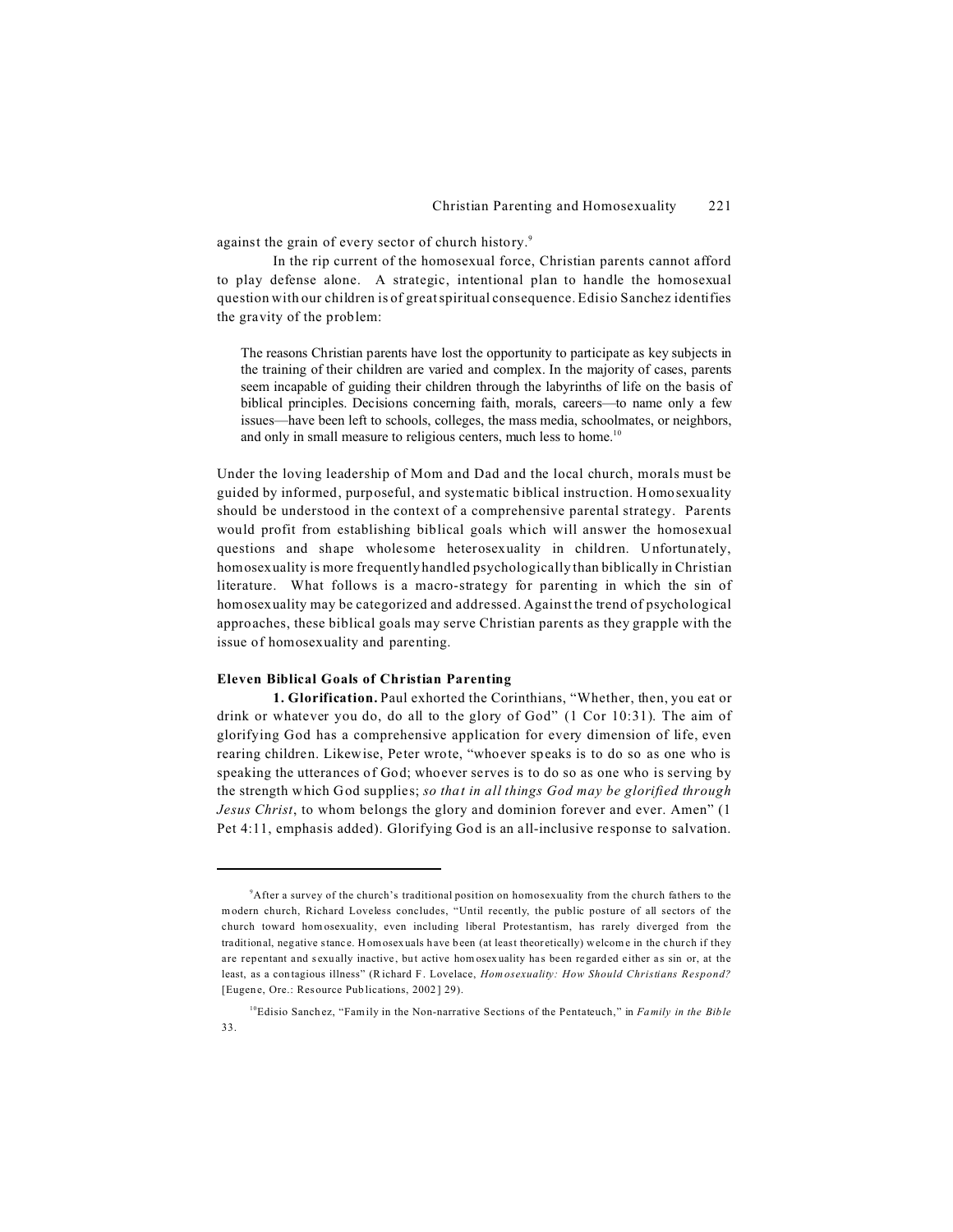against the grain of every sector of church history.[9]

In the rip current of the homosexual force, Christian parents cannot afford to play defense alone. A strategic, intentional plan to handle the homosexual question with our children is of great spiritual consequence. Edisio Sanchez identifies the gravity of the problem:

> The reasons Christian parents have lost the opportunity to participate as key subjects in the training of their children are varied and complex. In the majority of cases, parents seem incapable of guiding their children through the labyrinths of life on the basis of biblical principles. Decisions concerning faith, morals, careers—to name only a few issues—have been left to schools, colleges, the mass media, schoolmates, or neighbors, and only in small measure to religious centers, much less to home.[10]

Under the loving leadership of Mom and Dad and the local church, morals must be guided by informed, purposeful, and systematic biblical instruction. Homosexuality should be understood in the context of a comprehensive parental strategy. Parents would profit from establishing biblical goals which will answer the homosexual questions and shape wholesome heterosexuality in children. Unfortunately, homosexuality is more frequently handled psychologically than biblically in Christian literature. What follows is a macro-strategy for parenting in which the sin of homosexuality may be categorized and addressed. Against the trend of psychological approaches, these biblical goals may serve Christian parents as they grapple with the issue of homosexuality and parenting.

**Eleven Biblical Goals of Christian Parenting**

**1. Glorification.** Paul exhorted the Corinthians, "Whether, then, you eat or drink or whatever you do, do all to the glory of God" (1 Cor 10:31). The aim of glorifying God has a comprehensive application for every dimension of life, even rearing children. Likewise, Peter wrote, "whoever speaks is to do so as one who is speaking the utterances of God; whoever serves is to do so as one who is serving by the strength which God supplies; *so that in all things God may be glorified through Jesus Christ*, to whom belongs the glory and dominion forever and ever. Amen" (1 Pet 4:11, emphasis added). Glorifying God is an all-inclusive response to salvation.

---

[9]After a survey of the church's traditional position on homosexuality from the church fathers to the modern church, Richard Loveless concludes, "Until recently, the public posture of all sectors of the church toward homosexuality, even including liberal Protestantism, has rarely diverged from the traditional, negative stance. Homosexuals have been (at least theoretically) welcome in the church if they are repentant and sexually inactive, but active homosexuality has been regarded either as sin or, at the least, as a contagious illness" (Richard F. Lovelace, *Homosexuality: How Should Christians Respond?* [Eugene, Ore.: Resource Publications, 2002] 29).

[10]Edisio Sanchez, "Family in the Non-narrative Sections of the Pentateuch," in *Family in the Bible* 33.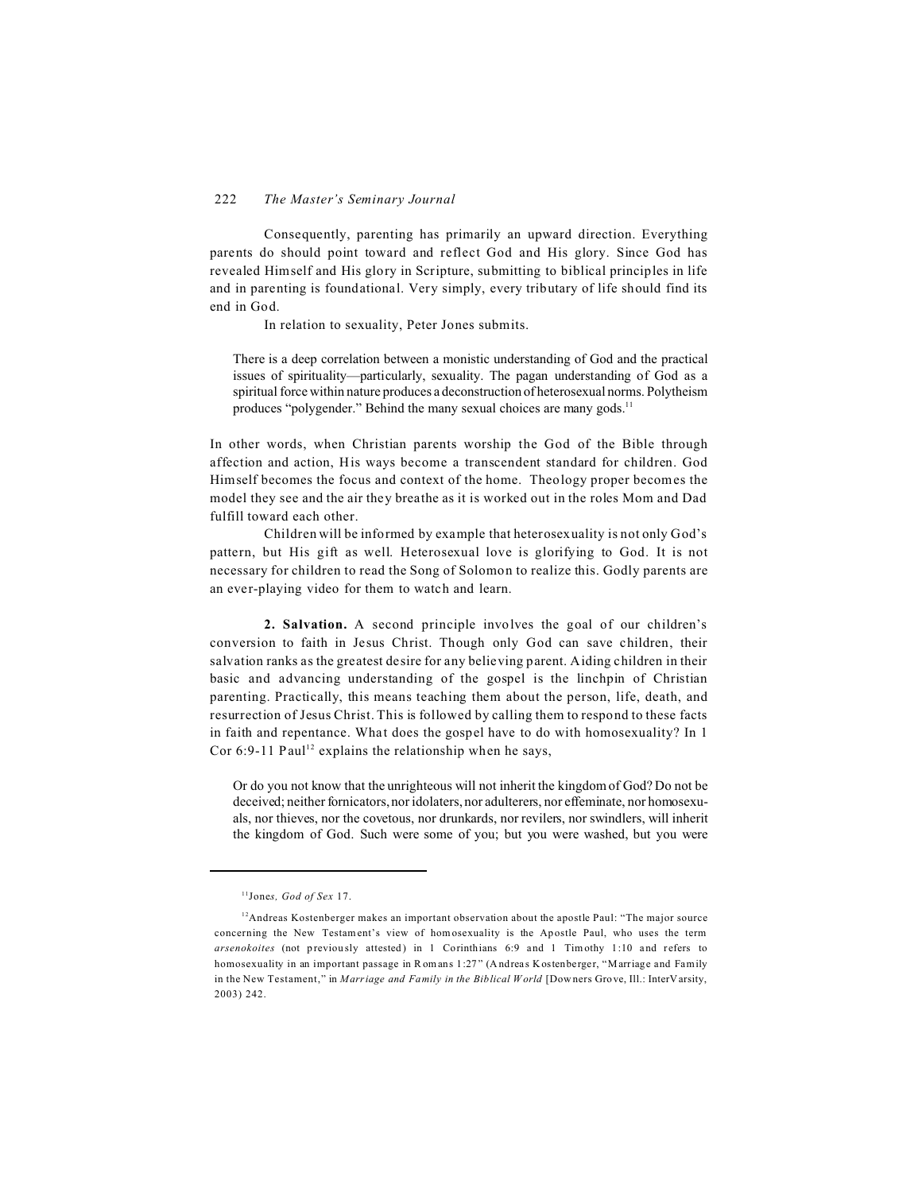Consequently, parenting has primarily an upward direction. Everything parents do should point toward and reflect God and His glory. Since God has revealed Himself and His glory in Scripture, submitting to biblical principles in life and in parenting is foundational. Very simply, every tributary of life should find its end in God.

In relation to sexuality, Peter Jones submits.

> There is a deep correlation between a monistic understanding of God and the practical issues of spirituality—particularly, sexuality. The pagan understanding of God as a spiritual force within nature produces a deconstruction of heterosexual norms. Polytheism produces "polygender." Behind the many sexual choices are many gods.[11]

In other words, when Christian parents worship the God of the Bible through affection and action, His ways become a transcendent standard for children. God Himself becomes the focus and context of the home. Theology proper becomes the model they see and the air they breathe as it is worked out in the roles Mom and Dad fulfill toward each other.

Children will be informed by example that heterosexuality is not only God's pattern, but His gift as well. Heterosexual love is glorifying to God. It is not necessary for children to read the Song of Solomon to realize this. Godly parents are an ever-playing video for them to watch and learn.

**2. Salvation.** A second principle involves the goal of our children's conversion to faith in Jesus Christ. Though only God can save children, their salvation ranks as the greatest desire for any believing parent. Aiding children in their basic and advancing understanding of the gospel is the linchpin of Christian parenting. Practically, this means teaching them about the person, life, death, and resurrection of Jesus Christ. This is followed by calling them to respond to these facts in faith and repentance. What does the gospel have to do with homosexuality? In 1 Cor 6:9-11 Paul[12] explains the relationship when he says,

> Or do you not know that the unrighteous will not inherit the kingdom of God? Do not be deceived; neither fornicators, nor idolaters, nor adulterers, nor effeminate, nor homosexuals, nor thieves, nor the covetous, nor drunkards, nor revilers, nor swindlers, will inherit the kingdom of God. Such were some of you; but you were washed, but you were

---

[11] Jones, *God of Sex* 17.

[12] Andreas Kostenberger makes an important observation about the apostle Paul: "The major source concerning the New Testament's view of homosexuality is the Apostle Paul, who uses the term *arsenokoites* (not previously attested) in 1 Corinthians 6:9 and 1 Timothy 1:10 and refers to homosexuality in an important passage in Romans 1:27" (Andreas Kostenberger, "Marriage and Family in the New Testament," in *Marriage and Family in the Biblical World* [Downers Grove, Ill.: InterVarsity, 2003) 242.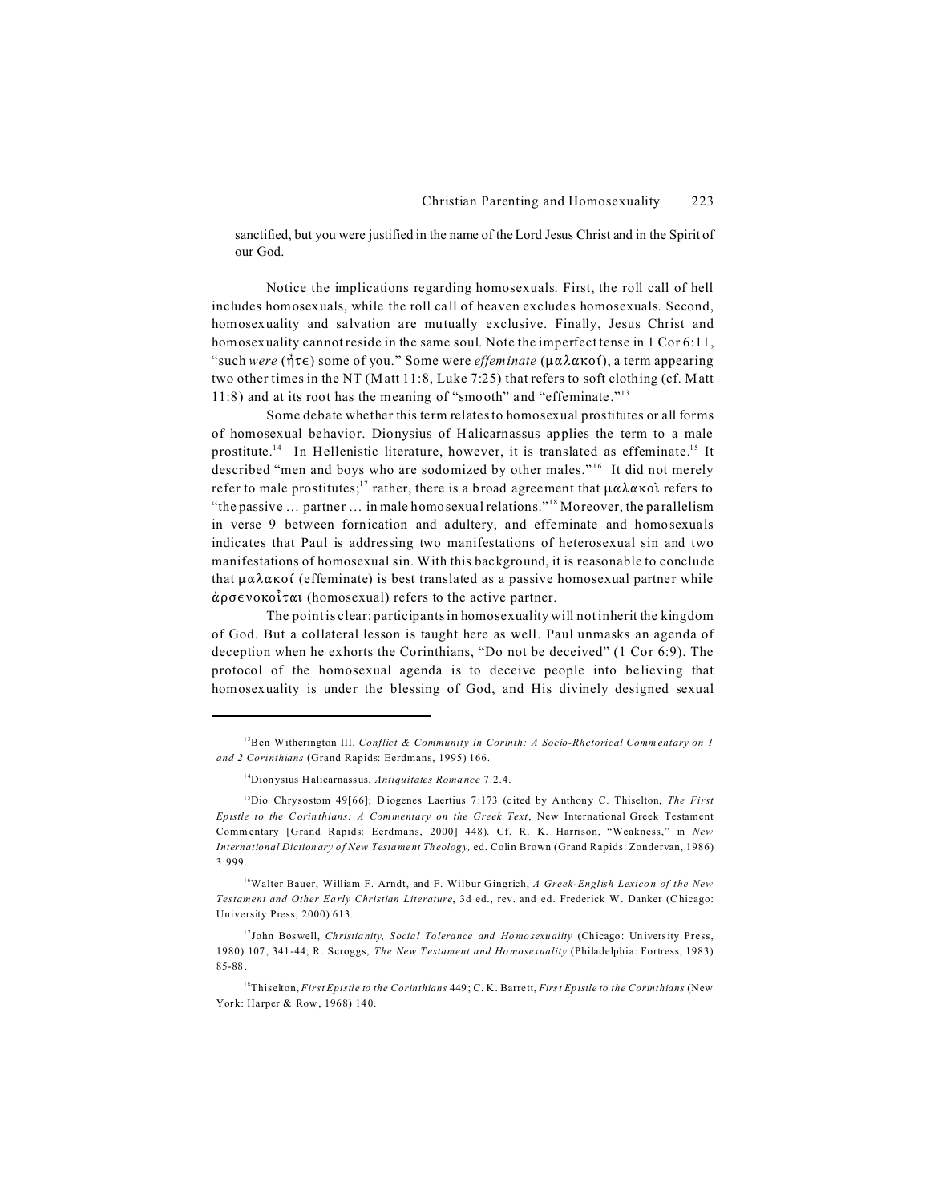sanctified, but you were justified in the name of the Lord Jesus Christ and in the Spirit of our God.

Notice the implications regarding homosexuals. First, the roll call of hell includes homosexuals, while the roll call of heaven excludes homosexuals. Second, homosexuality and salvation are mutually exclusive. Finally, Jesus Christ and homosexuality cannot reside in the same soul. Note the imperfect tense in 1 Cor 6:11, "such *were* (ἦτε) some of you." Some were *effeminate* (μαλακοί), a term appearing two other times in the NT (Matt 11:8, Luke 7:25) that refers to soft clothing (cf. Matt 11:8) and at its root has the meaning of "smooth" and "effeminate."[13]

Some debate whether this term relates to homosexual prostitutes or all forms of homosexual behavior. Dionysius of Halicarnassus applies the term to a male prostitute.[14] In Hellenistic literature, however, it is translated as effeminate.[15] It described "men and boys who are sodomized by other males."[16] It did not merely refer to male prostitutes;[17] rather, there is a broad agreement that μαλακοὶ refers to "the passive … partner … in male homosexual relations."[18] Moreover, the parallelism in verse 9 between fornication and adultery, and effeminate and homosexuals indicates that Paul is addressing two manifestations of heterosexual sin and two manifestations of homosexual sin. With this background, it is reasonable to conclude that μαλακοί (effeminate) is best translated as a passive homosexual partner while ἀρσενοκοῖται (homosexual) refers to the active partner.

The point is clear: participants in homosexuality will not inherit the kingdom of God. But a collateral lesson is taught here as well. Paul unmasks an agenda of deception when he exhorts the Corinthians, "Do not be deceived" (1 Cor 6:9). The protocol of the homosexual agenda is to deceive people into believing that homosexuality is under the blessing of God, and His divinely designed sexual

---

[13] Ben Witherington III, *Conflict & Community in Corinth: A Socio-Rhetorical Commentary on 1 and 2 Corinthians* (Grand Rapids: Eerdmans, 1995) 166.

[14] Dionysius Halicarnassus, *Antiquitates Romance* 7.2.4.

[15] Dio Chrysostom 49[66]; Diogenes Laertius 7:173 (cited by Anthony C. Thiselton, *The First Epistle to the Corinthians: A Commentary on the Greek Text*, New International Greek Testament Commentary [Grand Rapids: Eerdmans, 2000] 448). Cf. R. K. Harrison, "Weakness," in *New International Dictionary of New Testament Theology,* ed. Colin Brown (Grand Rapids: Zondervan, 1986) 3:999.

[16] Walter Bauer, William F. Arndt, and F. Wilbur Gingrich, *A Greek-English Lexicon of the New Testament and Other Early Christian Literature*, 3d ed., rev. and ed. Frederick W. Danker (Chicago: University Press, 2000) 613.

[17] John Boswell, *Christianity, Social Tolerance and Homosexuality* (Chicago: University Press, 1980) 107, 341-44; R. Scroggs, *The New Testament and Homosexuality* (Philadelphia: Fortress, 1983) 85-88.

[18] Thiselton, *First Epistle to the Corinthians* 449; C. K. Barrett, *First Epistle to the Corinthians* (New York: Harper & Row, 1968) 140.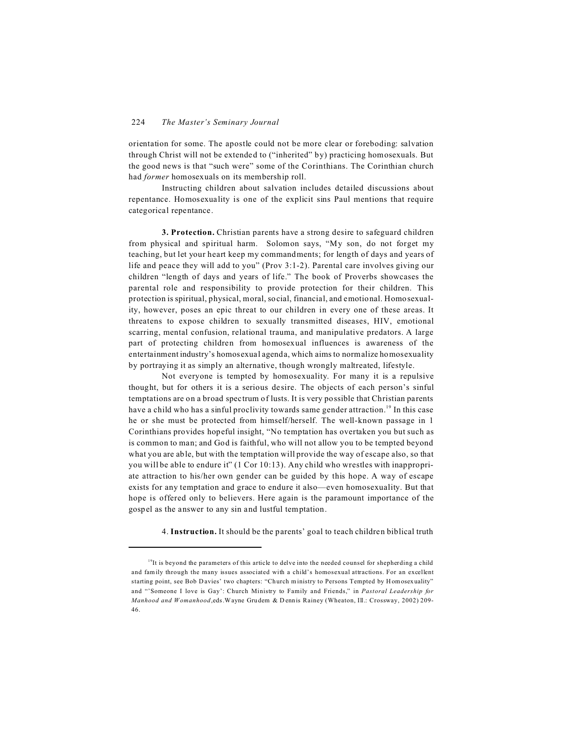orientation for some. The apostle could not be more clear or foreboding: salvation through Christ will not be extended to ("inherited" by) practicing homosexuals. But the good news is that "such were" some of the Corinthians. The Corinthian church had *former* homosexuals on its membership roll.

Instructing children about salvation includes detailed discussions about repentance. Homosexuality is one of the explicit sins Paul mentions that require categorical repentance.

**3. Protection.** Christian parents have a strong desire to safeguard children from physical and spiritual harm. Solomon says, "My son, do not forget my teaching, but let your heart keep my commandments; for length of days and years of life and peace they will add to you" (Prov 3:1-2). Parental care involves giving our children "length of days and years of life." The book of Proverbs showcases the parental role and responsibility to provide protection for their children. This protection is spiritual, physical, moral, social, financial, and emotional. Homosexuality, however, poses an epic threat to our children in every one of these areas. It threatens to expose children to sexually transmitted diseases, HIV, emotional scarring, mental confusion, relational trauma, and manipulative predators. A large part of protecting children from homosexual influences is awareness of the entertainment industry's homosexual agenda, which aims to normalize homosexuality by portraying it as simply an alternative, though wrongly maltreated, lifestyle.

Not everyone is tempted by homosexuality. For many it is a repulsive thought, but for others it is a serious desire. The objects of each person's sinful temptations are on a broad spectrum of lusts. It is very possible that Christian parents have a child who has a sinful proclivity towards same gender attraction.[19] In this case he or she must be protected from himself/herself. The well-known passage in 1 Corinthians provides hopeful insight, "No temptation has overtaken you but such as is common to man; and God is faithful, who will not allow you to be tempted beyond what you are able, but with the temptation will provide the way of escape also, so that you will be able to endure it" (1 Cor 10:13). Any child who wrestles with inappropriate attraction to his/her own gender can be guided by this hope. A way of escape exists for any temptation and grace to endure it also—even homosexuality. But that hope is offered only to believers. Here again is the paramount importance of the gospel as the answer to any sin and lustful temptation.

4. **Instruction.** It should be the parents' goal to teach children biblical truth

---

[19]It is beyond the parameters of this article to delve into the needed counsel for shepherding a child and family through the many issues associated with a child's homosexual attractions. For an excellent starting point, see Bob Davies' two chapters: "Church ministry to Persons Tempted by Homosexuality" and "'Someone I love is Gay': Church Ministry to Family and Friends," in *Pastoral Leadership for Manhood and Womanhood*, eds. Wayne Grudem & Dennis Rainey (Wheaton, Ill.: Crossway, 2002) 209-46.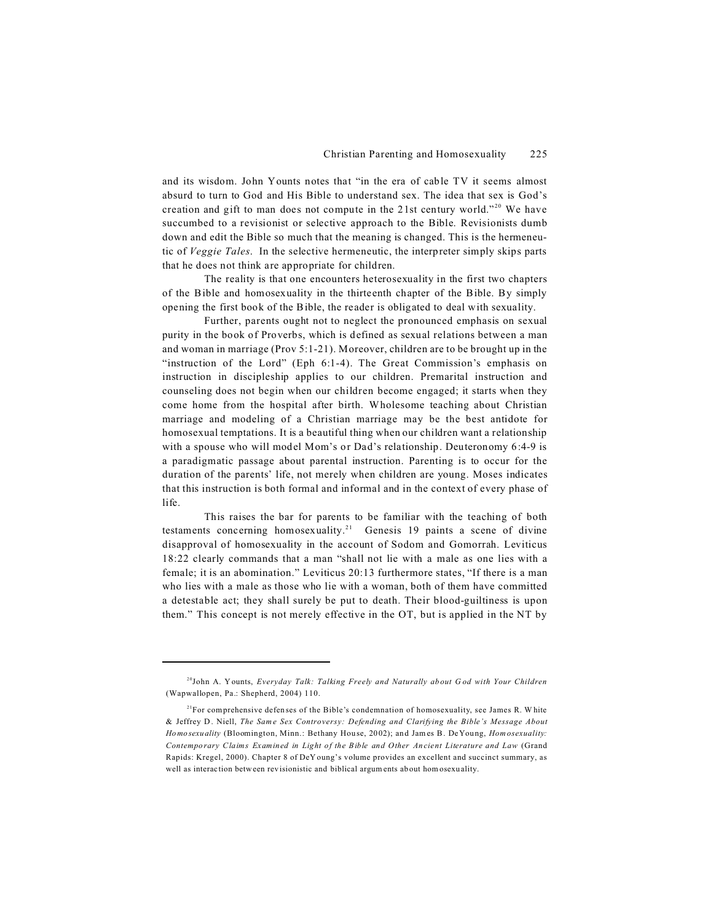and its wisdom. John Younts notes that "in the era of cable TV it seems almost absurd to turn to God and His Bible to understand sex. The idea that sex is God's creation and gift to man does not compute in the 21st century world."[20] We have succumbed to a revisionist or selective approach to the Bible. Revisionists dumb down and edit the Bible so much that the meaning is changed. This is the hermeneutic of *Veggie Tales*. In the selective hermeneutic, the interpreter simply skips parts that he does not think are appropriate for children.

The reality is that one encounters heterosexuality in the first two chapters of the Bible and homosexuality in the thirteenth chapter of the Bible. By simply opening the first book of the Bible, the reader is obligated to deal with sexuality.

Further, parents ought not to neglect the pronounced emphasis on sexual purity in the book of Proverbs, which is defined as sexual relations between a man and woman in marriage (Prov 5:1-21). Moreover, children are to be brought up in the "instruction of the Lord" (Eph 6:1-4). The Great Commission's emphasis on instruction in discipleship applies to our children. Premarital instruction and counseling does not begin when our children become engaged; it starts when they come home from the hospital after birth. Wholesome teaching about Christian marriage and modeling of a Christian marriage may be the best antidote for homosexual temptations. It is a beautiful thing when our children want a relationship with a spouse who will model Mom's or Dad's relationship. Deuteronomy 6:4-9 is a paradigmatic passage about parental instruction. Parenting is to occur for the duration of the parents' life, not merely when children are young. Moses indicates that this instruction is both formal and informal and in the context of every phase of life.

This raises the bar for parents to be familiar with the teaching of both testaments concerning homosexuality.[21] Genesis 19 paints a scene of divine disapproval of homosexuality in the account of Sodom and Gomorrah. Leviticus 18:22 clearly commands that a man "shall not lie with a male as one lies with a female; it is an abomination." Leviticus 20:13 furthermore states, "If there is a man who lies with a male as those who lie with a woman, both of them have committed a detestable act; they shall surely be put to death. Their blood-guiltiness is upon them." This concept is not merely effective in the OT, but is applied in the NT by

---

[20] John A. Younts, *Everyday Talk: Talking Freely and Naturally about God with Your Children* (Wapwallopen, Pa.: Shepherd, 2004) 110.

[21] For comprehensive defenses of the Bible's condemnation of homosexuality, see James R. White & Jeffrey D. Niell, *The Same Sex Controversy: Defending and Clarifying the Bible's Message About Homosexuality* (Bloomington, Minn.: Bethany House, 2002); and James B. DeYoung, *Homosexuality: Contemporary Claims Examined in Light of the Bible and Other Ancient Literature and Law* (Grand Rapids: Kregel, 2000). Chapter 8 of DeYoung's volume provides an excellent and succinct summary, as well as interaction between revisionistic and biblical arguments about homosexuality.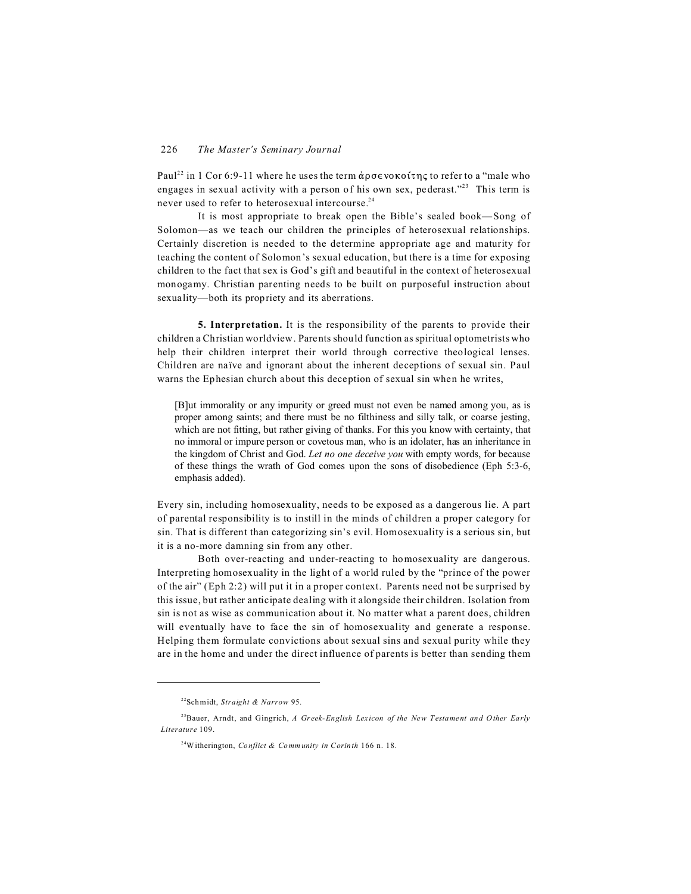Paul[22] in 1 Cor 6:9-11 where he uses the term ἀρσενοκοίτης to refer to a "male who engages in sexual activity with a person of his own sex, pederast."[23] This term is never used to refer to heterosexual intercourse.[24]

It is most appropriate to break open the Bible's sealed book—Song of Solomon—as we teach our children the principles of heterosexual relationships. Certainly discretion is needed to the determine appropriate age and maturity for teaching the content of Solomon's sexual education, but there is a time for exposing children to the fact that sex is God's gift and beautiful in the context of heterosexual monogamy. Christian parenting needs to be built on purposeful instruction about sexuality—both its propriety and its aberrations.

**5. Interpretation.** It is the responsibility of the parents to provide their children a Christian worldview. Parents should function as spiritual optometrists who help their children interpret their world through corrective theological lenses. Children are naïve and ignorant about the inherent deceptions of sexual sin. Paul warns the Ephesian church about this deception of sexual sin when he writes,

> [B]ut immorality or any impurity or greed must not even be named among you, as is proper among saints; and there must be no filthiness and silly talk, or coarse jesting, which are not fitting, but rather giving of thanks. For this you know with certainty, that no immoral or impure person or covetous man, who is an idolater, has an inheritance in the kingdom of Christ and God. *Let no one deceive you* with empty words, for because of these things the wrath of God comes upon the sons of disobedience (Eph 5:3-6, emphasis added).

Every sin, including homosexuality, needs to be exposed as a dangerous lie. A part of parental responsibility is to instill in the minds of children a proper category for sin. That is different than categorizing sin's evil. Homosexuality is a serious sin, but it is a no-more damning sin from any other.

Both over-reacting and under-reacting to homosexuality are dangerous. Interpreting homosexuality in the light of a world ruled by the "prince of the power of the air" (Eph 2:2) will put it in a proper context. Parents need not be surprised by this issue, but rather anticipate dealing with it alongside their children. Isolation from sin is not as wise as communication about it. No matter what a parent does, children will eventually have to face the sin of homosexuality and generate a response. Helping them formulate convictions about sexual sins and sexual purity while they are in the home and under the direct influence of parents is better than sending them

---

[22]Schmidt, *Straight & Narrow* 95.

[23]Bauer, Arndt, and Gingrich, *A Greek-English Lexicon of the New Testament and Other Early Literature* 109.

[24]Witherington, *Conflict & Community in Corinth* 166 n. 18.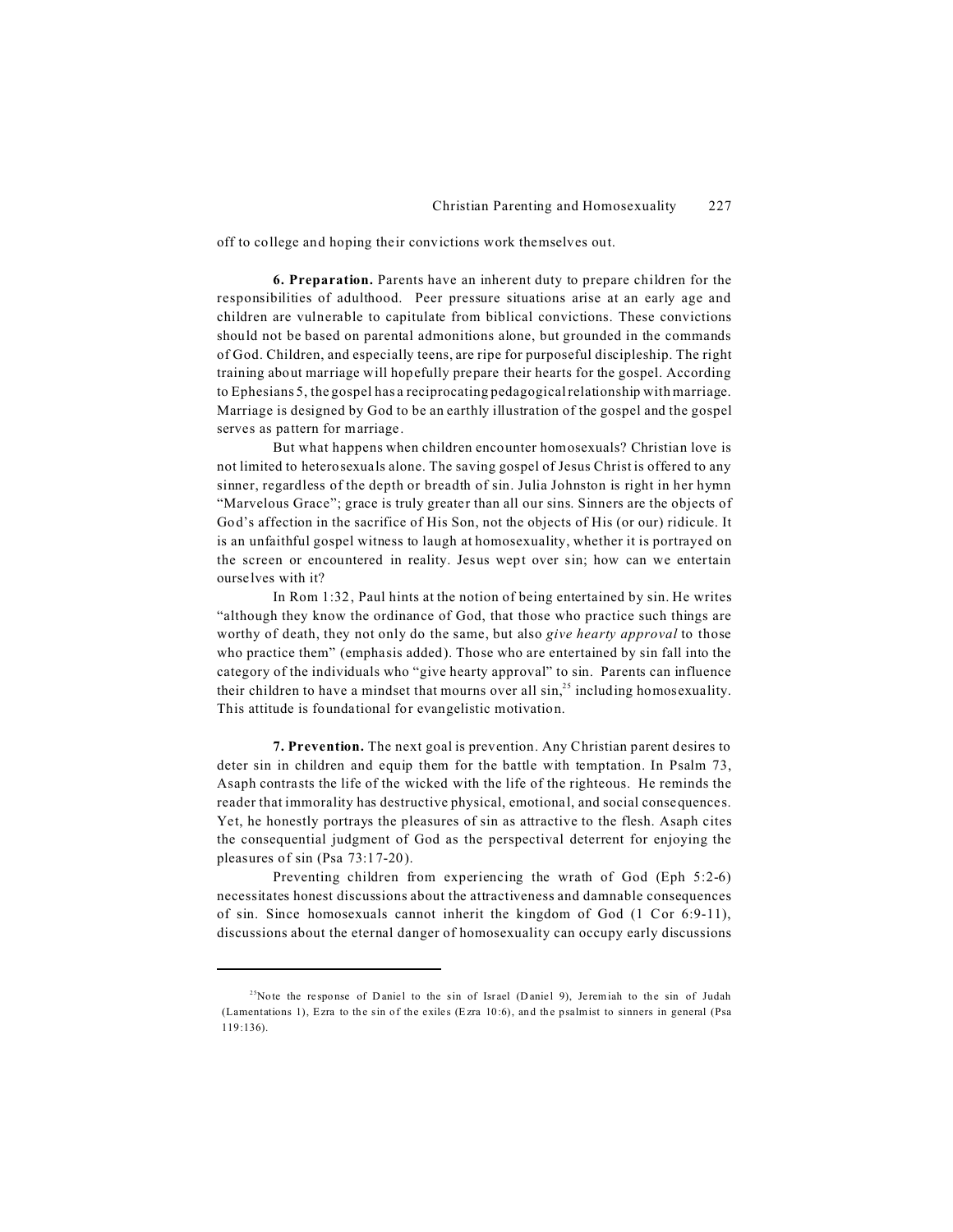off to college and hoping their convictions work themselves out.

**6. Preparation.** Parents have an inherent duty to prepare children for the responsibilities of adulthood. Peer pressure situations arise at an early age and children are vulnerable to capitulate from biblical convictions. These convictions should not be based on parental admonitions alone, but grounded in the commands of God. Children, and especially teens, are ripe for purposeful discipleship. The right training about marriage will hopefully prepare their hearts for the gospel. According to Ephesians 5, the gospel has a reciprocating pedagogical relationship with marriage. Marriage is designed by God to be an earthly illustration of the gospel and the gospel serves as pattern for marriage.

But what happens when children encounter homosexuals? Christian love is not limited to heterosexuals alone. The saving gospel of Jesus Christ is offered to any sinner, regardless of the depth or breadth of sin. Julia Johnston is right in her hymn "Marvelous Grace"; grace is truly greater than all our sins. Sinners are the objects of God's affection in the sacrifice of His Son, not the objects of His (or our) ridicule. It is an unfaithful gospel witness to laugh at homosexuality, whether it is portrayed on the screen or encountered in reality. Jesus wept over sin; how can we entertain ourselves with it?

In Rom 1:32, Paul hints at the notion of being entertained by sin. He writes "although they know the ordinance of God, that those who practice such things are worthy of death, they not only do the same, but also *give hearty approval* to those who practice them" (emphasis added). Those who are entertained by sin fall into the category of the individuals who "give hearty approval" to sin. Parents can influence their children to have a mindset that mourns over all sin,[25] including homosexuality. This attitude is foundational for evangelistic motivation.

**7. Prevention.** The next goal is prevention. Any Christian parent desires to deter sin in children and equip them for the battle with temptation. In Psalm 73, Asaph contrasts the life of the wicked with the life of the righteous. He reminds the reader that immorality has destructive physical, emotional, and social consequences. Yet, he honestly portrays the pleasures of sin as attractive to the flesh. Asaph cites the consequential judgment of God as the perspectival deterrent for enjoying the pleasures of sin (Psa 73:17-20).

Preventing children from experiencing the wrath of God (Eph 5:2-6) necessitates honest discussions about the attractiveness and damnable consequences of sin. Since homosexuals cannot inherit the kingdom of God (1 Cor 6:9-11), discussions about the eternal danger of homosexuality can occupy early discussions

---

[25]Note the response of Daniel to the sin of Israel (Daniel 9), Jeremiah to the sin of Judah (Lamentations 1), Ezra to the sin of the exiles (Ezra 10:6), and the psalmist to sinners in general (Psa 119:136).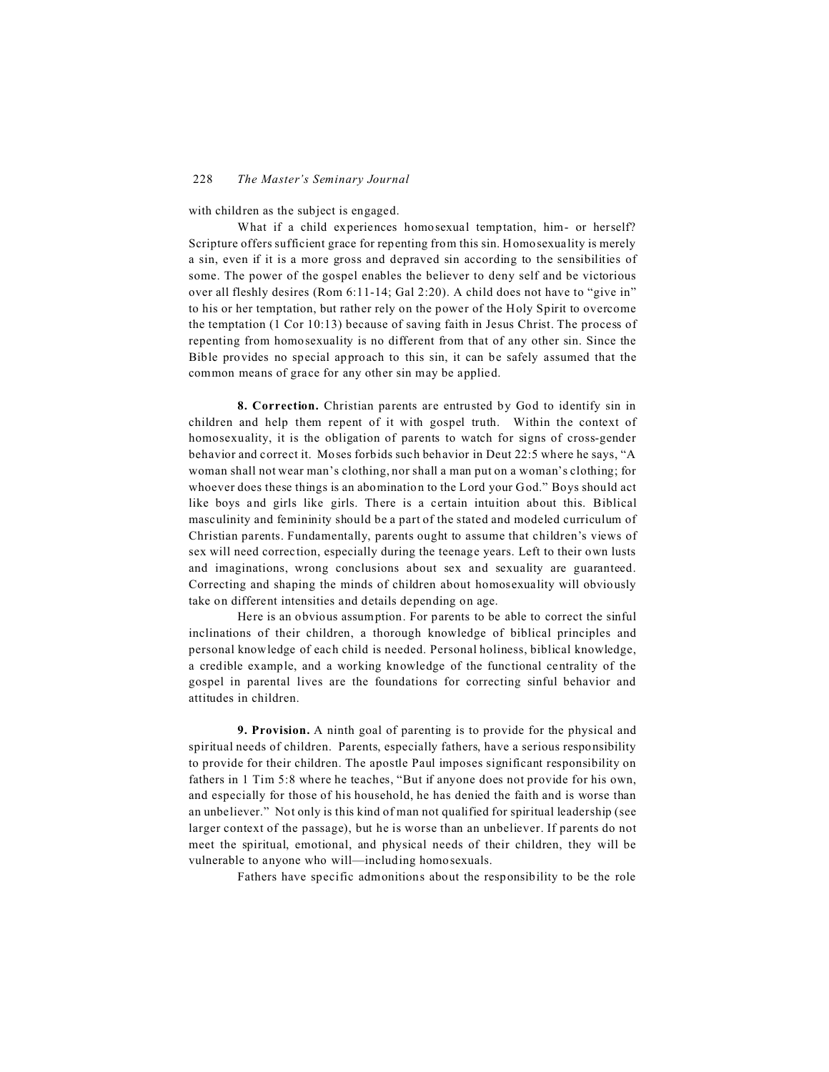with children as the subject is engaged.

What if a child experiences homosexual temptation, him- or herself? Scripture offers sufficient grace for repenting from this sin. Homosexuality is merely a sin, even if it is a more gross and depraved sin according to the sensibilities of some. The power of the gospel enables the believer to deny self and be victorious over all fleshly desires (Rom 6:11-14; Gal 2:20). A child does not have to "give in" to his or her temptation, but rather rely on the power of the Holy Spirit to overcome the temptation (1 Cor 10:13) because of saving faith in Jesus Christ. The process of repenting from homosexuality is no different from that of any other sin. Since the Bible provides no special approach to this sin, it can be safely assumed that the common means of grace for any other sin may be applied.

**8. Correction.** Christian parents are entrusted by God to identify sin in children and help them repent of it with gospel truth. Within the context of homosexuality, it is the obligation of parents to watch for signs of cross-gender behavior and correct it. Moses forbids such behavior in Deut 22:5 where he says, "A woman shall not wear man's clothing, nor shall a man put on a woman's clothing; for whoever does these things is an abomination to the Lord your God." Boys should act like boys and girls like girls. There is a certain intuition about this. Biblical masculinity and femininity should be a part of the stated and modeled curriculum of Christian parents. Fundamentally, parents ought to assume that children's views of sex will need correction, especially during the teenage years. Left to their own lusts and imaginations, wrong conclusions about sex and sexuality are guaranteed. Correcting and shaping the minds of children about homosexuality will obviously take on different intensities and details depending on age.

Here is an obvious assumption. For parents to be able to correct the sinful inclinations of their children, a thorough knowledge of biblical principles and personal knowledge of each child is needed. Personal holiness, biblical knowledge, a credible example, and a working knowledge of the functional centrality of the gospel in parental lives are the foundations for correcting sinful behavior and attitudes in children.

**9. Provision.** A ninth goal of parenting is to provide for the physical and spiritual needs of children. Parents, especially fathers, have a serious responsibility to provide for their children. The apostle Paul imposes significant responsibility on fathers in 1 Tim 5:8 where he teaches, "But if anyone does not provide for his own, and especially for those of his household, he has denied the faith and is worse than an unbeliever." Not only is this kind of man not qualified for spiritual leadership (see larger context of the passage), but he is worse than an unbeliever. If parents do not meet the spiritual, emotional, and physical needs of their children, they will be vulnerable to anyone who will—including homosexuals.

Fathers have specific admonitions about the responsibility to be the role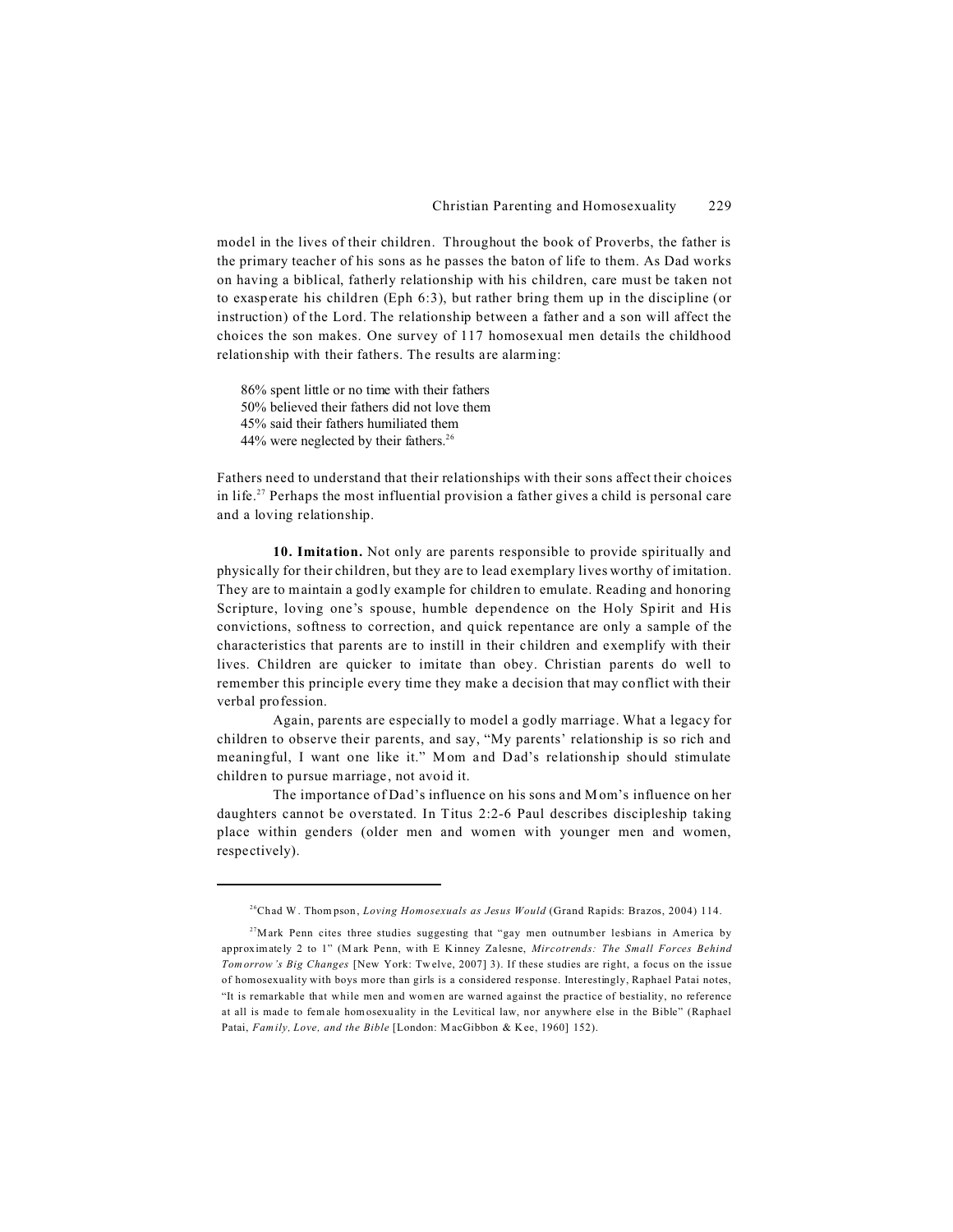model in the lives of their children. Throughout the book of Proverbs, the father is the primary teacher of his sons as he passes the baton of life to them. As Dad works on having a biblical, fatherly relationship with his children, care must be taken not to exasperate his children (Eph 6:3), but rather bring them up in the discipline (or instruction) of the Lord. The relationship between a father and a son will affect the choices the son makes. One survey of 117 homosexual men details the childhood relationship with their fathers. The results are alarming:

> 86% spent little or no time with their fathers
> 50% believed their fathers did not love them
> 45% said their fathers humiliated them
> 44% were neglected by their fathers.[26]

Fathers need to understand that their relationships with their sons affect their choices in life.[27] Perhaps the most influential provision a father gives a child is personal care and a loving relationship.

**10. Imitation.** Not only are parents responsible to provide spiritually and physically for their children, but they are to lead exemplary lives worthy of imitation. They are to maintain a godly example for children to emulate. Reading and honoring Scripture, loving one's spouse, humble dependence on the Holy Spirit and His convictions, softness to correction, and quick repentance are only a sample of the characteristics that parents are to instill in their children and exemplify with their lives. Children are quicker to imitate than obey. Christian parents do well to remember this principle every time they make a decision that may conflict with their verbal profession.

Again, parents are especially to model a godly marriage. What a legacy for children to observe their parents, and say, "My parents' relationship is so rich and meaningful, I want one like it." Mom and Dad's relationship should stimulate children to pursue marriage, not avoid it.

The importance of Dad's influence on his sons and Mom's influence on her daughters cannot be overstated. In Titus 2:2-6 Paul describes discipleship taking place within genders (older men and women with younger men and women, respectively).

---

[26] Chad W. Thompson, *Loving Homosexuals as Jesus Would* (Grand Rapids: Brazos, 2004) 114.

[27] Mark Penn cites three studies suggesting that "gay men outnumber lesbians in America by approximately 2 to 1" (Mark Penn, with E Kinney Zalesne, *Mircotrends: The Small Forces Behind Tomorrow's Big Changes* [New York: Twelve, 2007] 3). If these studies are right, a focus on the issue of homosexuality with boys more than girls is a considered response. Interestingly, Raphael Patai notes, "It is remarkable that while men and women are warned against the practice of bestiality, no reference at all is made to female homosexuality in the Levitical law, nor anywhere else in the Bible" (Raphael Patai, *Family, Love, and the Bible* [London: MacGibbon & Kee, 1960] 152).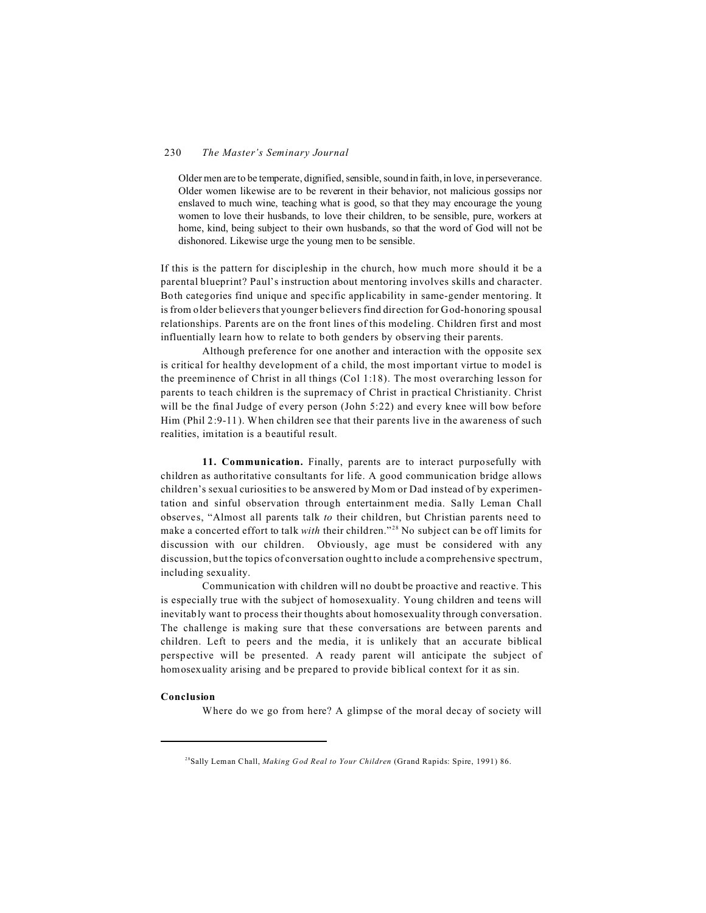> Older men are to be temperate, dignified, sensible, sound in faith, in love, in perseverance. Older women likewise are to be reverent in their behavior, not malicious gossips nor enslaved to much wine, teaching what is good, so that they may encourage the young women to love their husbands, to love their children, to be sensible, pure, workers at home, kind, being subject to their own husbands, so that the word of God will not be dishonored. Likewise urge the young men to be sensible.

If this is the pattern for discipleship in the church, how much more should it be a parental blueprint? Paul's instruction about mentoring involves skills and character. Both categories find unique and specific applicability in same-gender mentoring. It is from older believers that younger believers find direction for God-honoring spousal relationships. Parents are on the front lines of this modeling. Children first and most influentially learn how to relate to both genders by observing their parents.

Although preference for one another and interaction with the opposite sex is critical for healthy development of a child, the most important virtue to model is the preeminence of Christ in all things (Col 1:18). The most overarching lesson for parents to teach children is the supremacy of Christ in practical Christianity. Christ will be the final Judge of every person (John 5:22) and every knee will bow before Him (Phil 2:9-11). When children see that their parents live in the awareness of such realities, imitation is a beautiful result.

**11. Communication.** Finally, parents are to interact purposefully with children as authoritative consultants for life. A good communication bridge allows children's sexual curiosities to be answered by Mom or Dad instead of by experimentation and sinful observation through entertainment media. Sally Leman Chall observes, "Almost all parents talk *to* their children, but Christian parents need to make a concerted effort to talk *with* their children."[28] No subject can be off limits for discussion with our children. Obviously, age must be considered with any discussion, but the topics of conversation ought to include a comprehensive spectrum, including sexuality.

Communication with children will no doubt be proactive and reactive. This is especially true with the subject of homosexuality. Young children and teens will inevitably want to process their thoughts about homosexuality through conversation. The challenge is making sure that these conversations are between parents and children. Left to peers and the media, it is unlikely that an accurate biblical perspective will be presented. A ready parent will anticipate the subject of homosexuality arising and be prepared to provide biblical context for it as sin.

## Conclusion

Where do we go from here? A glimpse of the moral decay of society will

---

[28] Sally Leman Chall, *Making God Real to Your Children* (Grand Rapids: Spire, 1991) 86.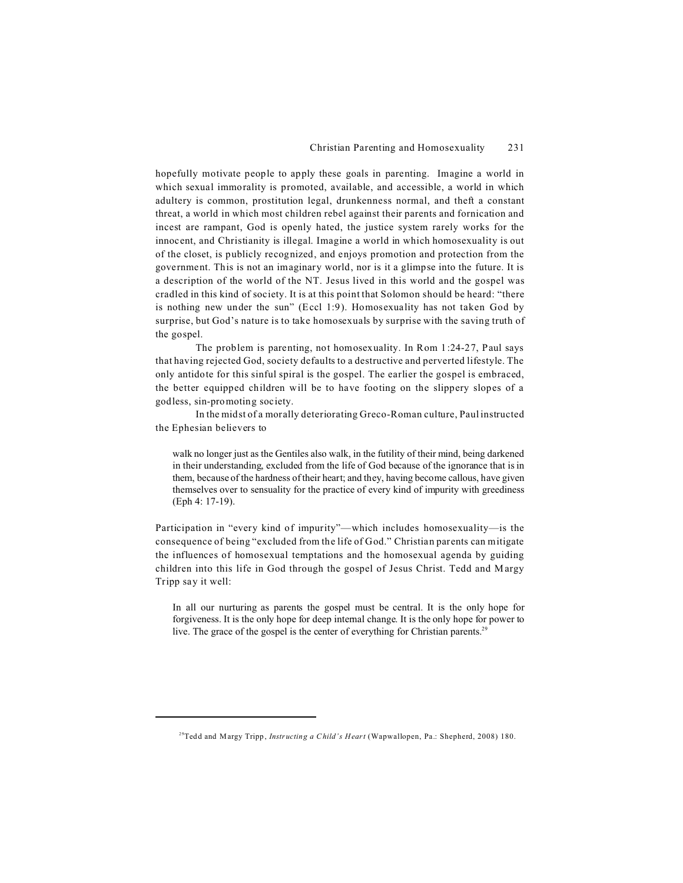hopefully motivate people to apply these goals in parenting. Imagine a world in which sexual immorality is promoted, available, and accessible, a world in which adultery is common, prostitution legal, drunkenness normal, and theft a constant threat, a world in which most children rebel against their parents and fornication and incest are rampant, God is openly hated, the justice system rarely works for the innocent, and Christianity is illegal. Imagine a world in which homosexuality is out of the closet, is publicly recognized, and enjoys promotion and protection from the government. This is not an imaginary world, nor is it a glimpse into the future. It is a description of the world of the NT. Jesus lived in this world and the gospel was cradled in this kind of society. It is at this point that Solomon should be heard: "there is nothing new under the sun" (Eccl 1:9). Homosexuality has not taken God by surprise, but God's nature is to take homosexuals by surprise with the saving truth of the gospel.

The problem is parenting, not homosexuality. In Rom 1:24-27, Paul says that having rejected God, society defaults to a destructive and perverted lifestyle. The only antidote for this sinful spiral is the gospel. The earlier the gospel is embraced, the better equipped children will be to have footing on the slippery slopes of a godless, sin-promoting society.

In the midst of a morally deteriorating Greco-Roman culture, Paul instructed the Ephesian believers to

> walk no longer just as the Gentiles also walk, in the futility of their mind, being darkened in their understanding, excluded from the life of God because of the ignorance that is in them, because of the hardness of their heart; and they, having become callous, have given themselves over to sensuality for the practice of every kind of impurity with greediness (Eph 4: 17-19).

Participation in "every kind of impurity"—which includes homosexuality—is the consequence of being "excluded from the life of God." Christian parents can mitigate the influences of homosexual temptations and the homosexual agenda by guiding children into this life in God through the gospel of Jesus Christ. Tedd and Margy Tripp say it well:

> In all our nurturing as parents the gospel must be central. It is the only hope for forgiveness. It is the only hope for deep internal change. It is the only hope for power to live. The grace of the gospel is the center of everything for Christian parents.[29]

---

[29] Tedd and Margy Tripp, *Instructing a Child's Heart* (Wapwallopen, Pa.: Shepherd, 2008) 180.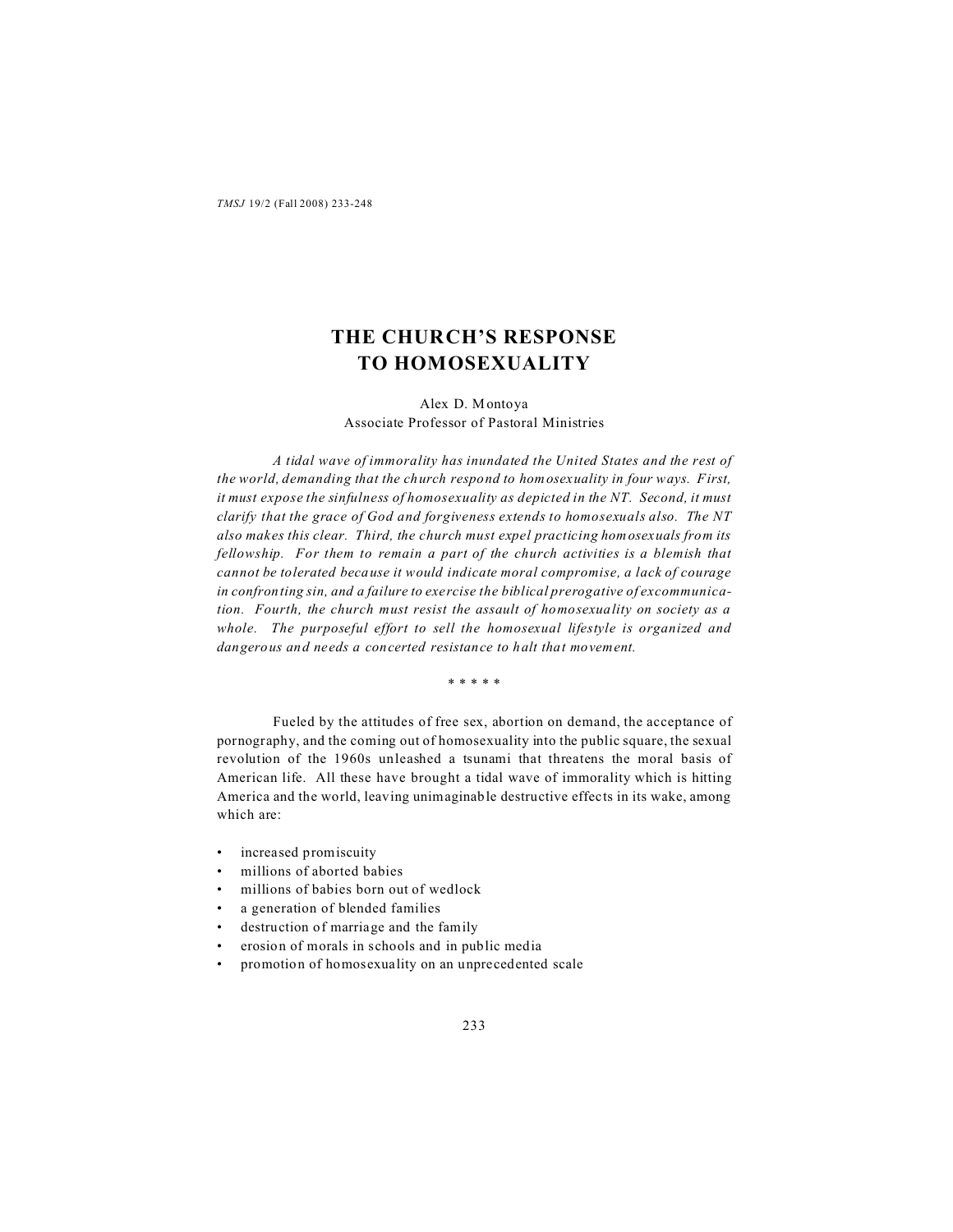# THE CHURCH'S RESPONSE TO HOMOSEXUALITY

Alex D. Montoya
Associate Professor of Pastoral Ministries

*A tidal wave of immorality has inundated the United States and the rest of the world, demanding that the church respond to homosexuality in four ways. First, it must expose the sinfulness of homosexuality as depicted in the NT. Second, it must clarify that the grace of God and forgiveness extends to homosexuals also. The NT also makes this clear. Third, the church must expel practicing homosexuals from its fellowship. For them to remain a part of the church activities is a blemish that cannot be tolerated because it would indicate moral compromise, a lack of courage in confronting sin, and a failure to exercise the biblical prerogative of excommunication. Fourth, the church must resist the assault of homosexuality on society as a whole. The purposeful effort to sell the homosexual lifestyle is organized and dangerous and needs a concerted resistance to halt that movement.*

\* \* \* \* \*

Fueled by the attitudes of free sex, abortion on demand, the acceptance of pornography, and the coming out of homosexuality into the public square, the sexual revolution of the 1960s unleashed a tsunami that threatens the moral basis of American life. All these have brought a tidal wave of immorality which is hitting America and the world, leaving unimaginable destructive effects in its wake, among which are:

- increased promiscuity
- millions of aborted babies
- millions of babies born out of wedlock
- a generation of blended families
- destruction of marriage and the family
- erosion of morals in schools and in public media
- promotion of homosexuality on an unprecedented scale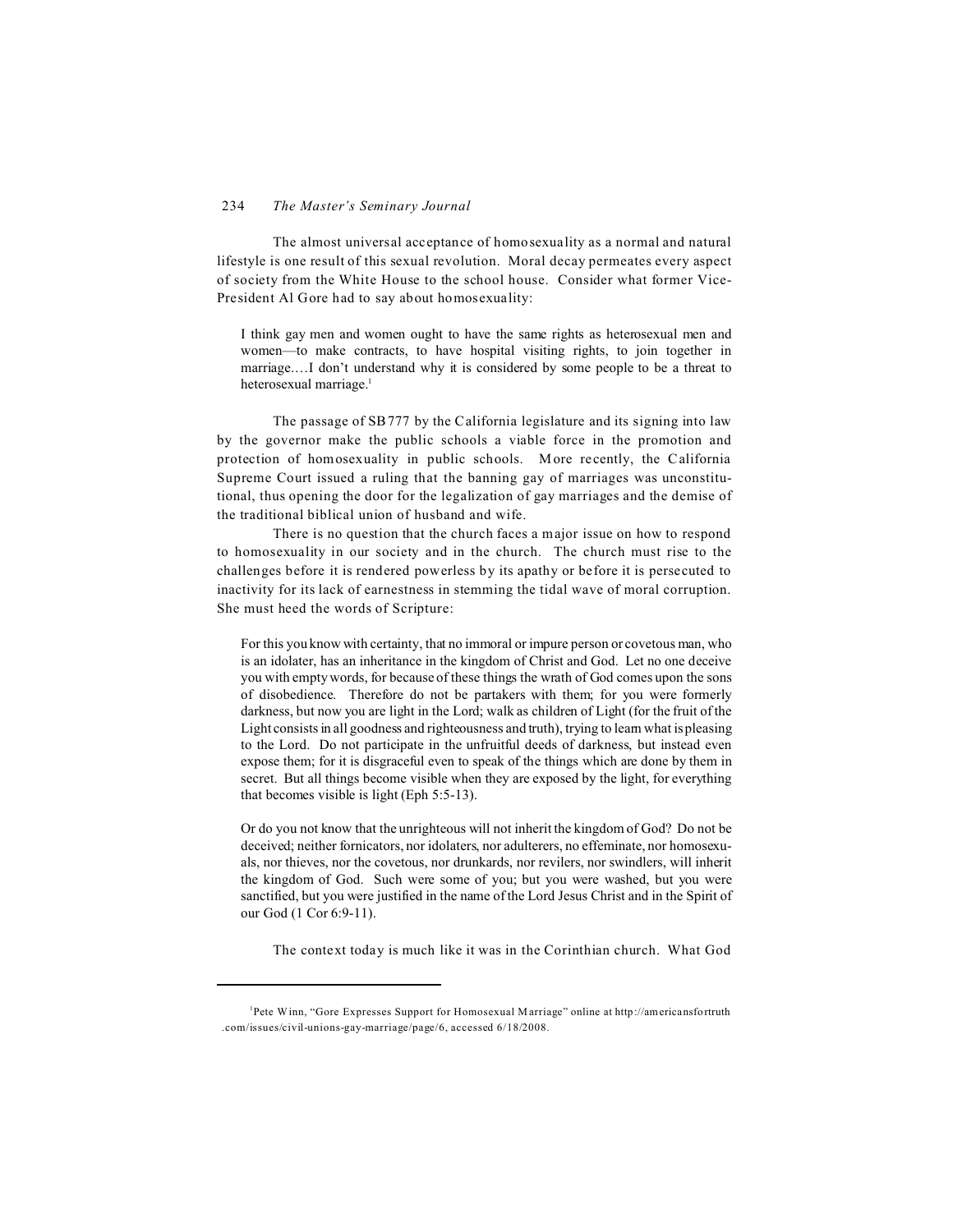The almost universal acceptance of homosexuality as a normal and natural lifestyle is one result of this sexual revolution. Moral decay permeates every aspect of society from the White House to the school house. Consider what former Vice-President Al Gore had to say about homosexuality:

> I think gay men and women ought to have the same rights as heterosexual men and women—to make contracts, to have hospital visiting rights, to join together in marriage.…I don't understand why it is considered by some people to be a threat to heterosexual marriage.[1]

The passage of SB 777 by the California legislature and its signing into law by the governor make the public schools a viable force in the promotion and protection of homosexuality in public schools. More recently, the California Supreme Court issued a ruling that the banning gay of marriages was unconstitutional, thus opening the door for the legalization of gay marriages and the demise of the traditional biblical union of husband and wife.

There is no question that the church faces a major issue on how to respond to homosexuality in our society and in the church. The church must rise to the challenges before it is rendered powerless by its apathy or before it is persecuted to inactivity for its lack of earnestness in stemming the tidal wave of moral corruption. She must heed the words of Scripture:

> For this you know with certainty, that no immoral or impure person or covetous man, who is an idolater, has an inheritance in the kingdom of Christ and God. Let no one deceive you with empty words, for because of these things the wrath of God comes upon the sons of disobedience. Therefore do not be partakers with them; for you were formerly darkness, but now you are light in the Lord; walk as children of Light (for the fruit of the Light consists in all goodness and righteousness and truth), trying to learn what is pleasing to the Lord. Do not participate in the unfruitful deeds of darkness, but instead even expose them; for it is disgraceful even to speak of the things which are done by them in secret. But all things become visible when they are exposed by the light, for everything that becomes visible is light (Eph 5:5-13).

> Or do you not know that the unrighteous will not inherit the kingdom of God? Do not be deceived; neither fornicators, nor idolaters, nor adulterers, no effeminate, nor homosexuals, nor thieves, nor the covetous, nor drunkards, nor revilers, nor swindlers, will inherit the kingdom of God. Such were some of you; but you were washed, but you were sanctified, but you were justified in the name of the Lord Jesus Christ and in the Spirit of our God (1 Cor 6:9-11).

The context today is much like it was in the Corinthian church. What God

---

[1] Pete Winn, "Gore Expresses Support for Homosexual Marriage" online at http://americansfortruth.com/issues/civil-unions-gay-marriage/page/6, accessed 6/18/2008.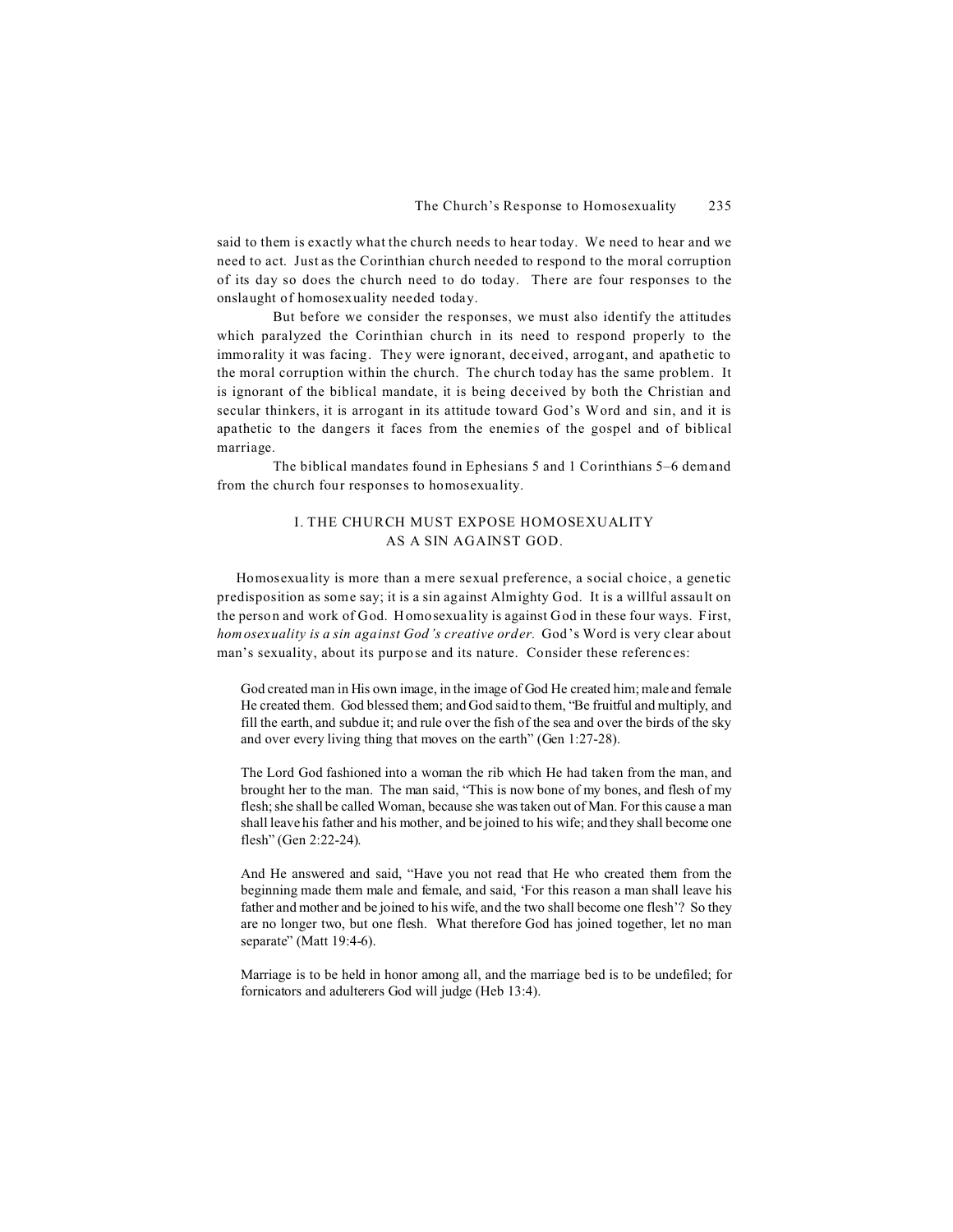said to them is exactly what the church needs to hear today. We need to hear and we need to act. Just as the Corinthian church needed to respond to the moral corruption of its day so does the church need to do today. There are four responses to the onslaught of homosexuality needed today.

But before we consider the responses, we must also identify the attitudes which paralyzed the Corinthian church in its need to respond properly to the immorality it was facing. They were ignorant, deceived, arrogant, and apathetic to the moral corruption within the church. The church today has the same problem. It is ignorant of the biblical mandate, it is being deceived by both the Christian and secular thinkers, it is arrogant in its attitude toward God's Word and sin, and it is apathetic to the dangers it faces from the enemies of the gospel and of biblical marriage.

The biblical mandates found in Ephesians 5 and 1 Corinthians 5–6 demand from the church four responses to homosexuality.

## I. THE CHURCH MUST EXPOSE HOMOSEXUALITY AS A SIN AGAINST GOD.

Homosexuality is more than a mere sexual preference, a social choice, a genetic predisposition as some say; it is a sin against Almighty God. It is a willful assault on the person and work of God. Homosexuality is against God in these four ways. First, *homosexuality is a sin against God's creative order.* God's Word is very clear about man's sexuality, about its purpose and its nature. Consider these references:

> God created man in His own image, in the image of God He created him; male and female He created them. God blessed them; and God said to them, "Be fruitful and multiply, and fill the earth, and subdue it; and rule over the fish of the sea and over the birds of the sky and over every living thing that moves on the earth" (Gen 1:27-28).

> The Lord God fashioned into a woman the rib which He had taken from the man, and brought her to the man. The man said, "This is now bone of my bones, and flesh of my flesh; she shall be called Woman, because she was taken out of Man. For this cause a man shall leave his father and his mother, and be joined to his wife; and they shall become one flesh" (Gen 2:22-24).

> And He answered and said, "Have you not read that He who created them from the beginning made them male and female, and said, 'For this reason a man shall leave his father and mother and be joined to his wife, and the two shall become one flesh'? So they are no longer two, but one flesh. What therefore God has joined together, let no man separate" (Matt 19:4-6).

> Marriage is to be held in honor among all, and the marriage bed is to be undefiled; for fornicators and adulterers God will judge (Heb 13:4).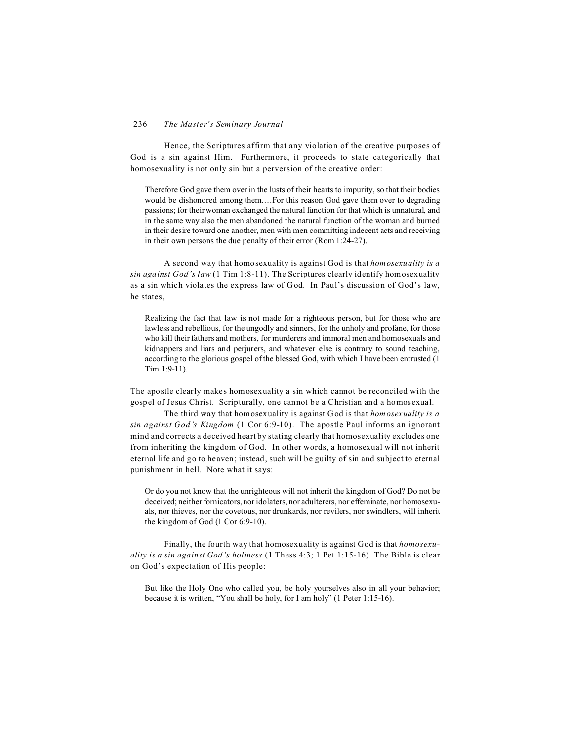Hence, the Scriptures affirm that any violation of the creative purposes of God is a sin against Him. Furthermore, it proceeds to state categorically that homosexuality is not only sin but a perversion of the creative order:

> Therefore God gave them over in the lusts of their hearts to impurity, so that their bodies would be dishonored among them.…For this reason God gave them over to degrading passions; for their woman exchanged the natural function for that which is unnatural, and in the same way also the men abandoned the natural function of the woman and burned in their desire toward one another, men with men committing indecent acts and receiving in their own persons the due penalty of their error (Rom 1:24-27).

A second way that homosexuality is against God is that *homosexuality is a sin against God's law* (1 Tim 1:8-11). The Scriptures clearly identify homosexuality as a sin which violates the express law of God. In Paul's discussion of God's law, he states,

> Realizing the fact that law is not made for a righteous person, but for those who are lawless and rebellious, for the ungodly and sinners, for the unholy and profane, for those who kill their fathers and mothers, for murderers and immoral men and homosexuals and kidnappers and liars and perjurers, and whatever else is contrary to sound teaching, according to the glorious gospel of the blessed God, with which I have been entrusted (1 Tim 1:9-11).

The apostle clearly makes homosexuality a sin which cannot be reconciled with the gospel of Jesus Christ. Scripturally, one cannot be a Christian and a homosexual.

The third way that homosexuality is against God is that *homosexuality is a sin against God's Kingdom* (1 Cor 6:9-10). The apostle Paul informs an ignorant mind and corrects a deceived heart by stating clearly that homosexuality excludes one from inheriting the kingdom of God. In other words, a homosexual will not inherit eternal life and go to heaven; instead, such will be guilty of sin and subject to eternal punishment in hell. Note what it says:

> Or do you not know that the unrighteous will not inherit the kingdom of God? Do not be deceived; neither fornicators, nor idolaters, nor adulterers, nor effeminate, nor homosexuals, nor thieves, nor the covetous, nor drunkards, nor revilers, nor swindlers, will inherit the kingdom of God (1 Cor 6:9-10).

Finally, the fourth way that homosexuality is against God is that *homosexuality is a sin against God's holiness* (1 Thess 4:3; 1 Pet 1:15-16). The Bible is clear on God's expectation of His people:

> But like the Holy One who called you, be holy yourselves also in all your behavior; because it is written, "You shall be holy, for I am holy" (1 Peter 1:15-16).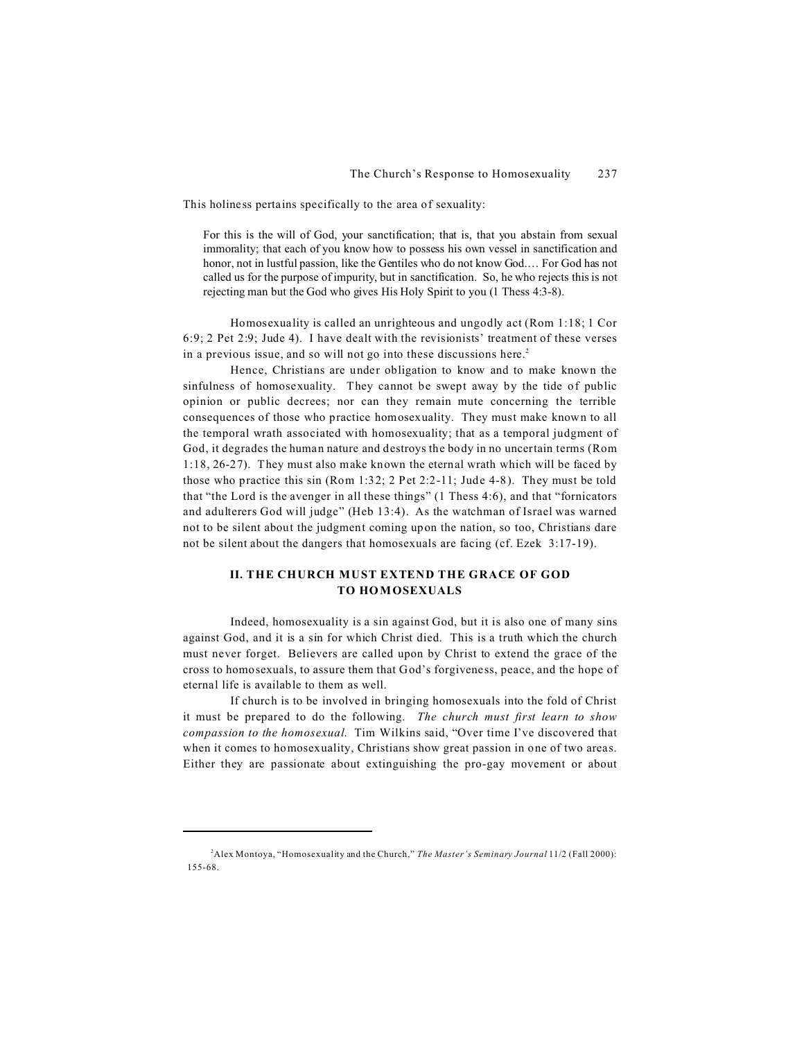This holiness pertains specifically to the area of sexuality:

> For this is the will of God, your sanctification; that is, that you abstain from sexual immorality; that each of you know how to possess his own vessel in sanctification and honor, not in lustful passion, like the Gentiles who do not know God.… For God has not called us for the purpose of impurity, but in sanctification. So, he who rejects this is not rejecting man but the God who gives His Holy Spirit to you (1 Thess 4:3-8).

Homosexuality is called an unrighteous and ungodly act (Rom 1:18; 1 Cor 6:9; 2 Pet 2:9; Jude 4). I have dealt with the revisionists' treatment of these verses in a previous issue, and so will not go into these discussions here.[2]

Hence, Christians are under obligation to know and to make known the sinfulness of homosexuality. They cannot be swept away by the tide of public opinion or public decrees; nor can they remain mute concerning the terrible consequences of those who practice homosexuality. They must make known to all the temporal wrath associated with homosexuality; that as a temporal judgment of God, it degrades the human nature and destroys the body in no uncertain terms (Rom 1:18, 26-27). They must also make known the eternal wrath which will be faced by those who practice this sin (Rom 1:32; 2 Pet 2:2-11; Jude 4-8). They must be told that "the Lord is the avenger in all these things" (1 Thess 4:6), and that "fornicators and adulterers God will judge" (Heb 13:4). As the watchman of Israel was warned not to be silent about the judgment coming upon the nation, so too, Christians dare not be silent about the dangers that homosexuals are facing (cf. Ezek 3:17-19).

## II. THE CHURCH MUST EXTEND THE GRACE OF GOD TO HOMOSEXUALS

Indeed, homosexuality is a sin against God, but it is also one of many sins against God, and it is a sin for which Christ died. This is a truth which the church must never forget. Believers are called upon by Christ to extend the grace of the cross to homosexuals, to assure them that God's forgiveness, peace, and the hope of eternal life is available to them as well.

If church is to be involved in bringing homosexuals into the fold of Christ it must be prepared to do the following. *The church must first learn to show compassion to the homosexual.* Tim Wilkins said, "Over time I've discovered that when it comes to homosexuality, Christians show great passion in one of two areas. Either they are passionate about extinguishing the pro-gay movement or about

---

[2] Alex Montoya, "Homosexuality and the Church," *The Master's Seminary Journal* 11/2 (Fall 2000): 155-68.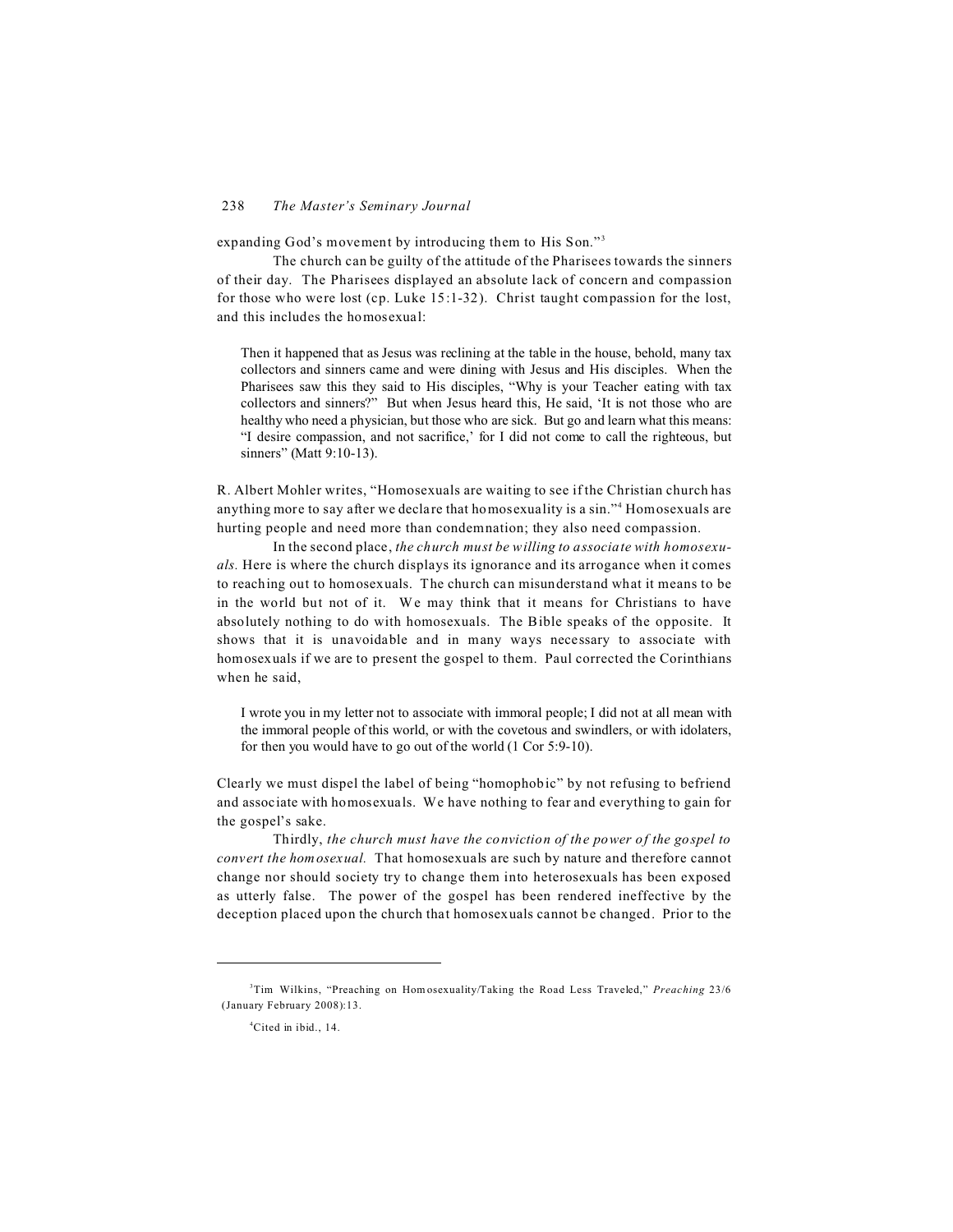expanding God's movement by introducing them to His Son."[3]

The church can be guilty of the attitude of the Pharisees towards the sinners of their day. The Pharisees displayed an absolute lack of concern and compassion for those who were lost (cp. Luke 15:1-32). Christ taught compassion for the lost, and this includes the homosexual:

> Then it happened that as Jesus was reclining at the table in the house, behold, many tax collectors and sinners came and were dining with Jesus and His disciples. When the Pharisees saw this they said to His disciples, "Why is your Teacher eating with tax collectors and sinners?" But when Jesus heard this, He said, 'It is not those who are healthy who need a physician, but those who are sick. But go and learn what this means: "I desire compassion, and not sacrifice,' for I did not come to call the righteous, but sinners" (Matt 9:10-13).

R. Albert Mohler writes, "Homosexuals are waiting to see if the Christian church has anything more to say after we declare that homosexuality is a sin."[4] Homosexuals are hurting people and need more than condemnation; they also need compassion.

In the second place, *the church must be willing to associate with homosexuals.* Here is where the church displays its ignorance and its arrogance when it comes to reaching out to homosexuals. The church can misunderstand what it means to be in the world but not of it. We may think that it means for Christians to have absolutely nothing to do with homosexuals. The Bible speaks of the opposite. It shows that it is unavoidable and in many ways necessary to associate with homosexuals if we are to present the gospel to them. Paul corrected the Corinthians when he said,

> I wrote you in my letter not to associate with immoral people; I did not at all mean with the immoral people of this world, or with the covetous and swindlers, or with idolaters, for then you would have to go out of the world (1 Cor 5:9-10).

Clearly we must dispel the label of being "homophobic" by not refusing to befriend and associate with homosexuals. We have nothing to fear and everything to gain for the gospel's sake.

Thirdly, *the church must have the conviction of the power of the gospel to convert the homosexual.* That homosexuals are such by nature and therefore cannot change nor should society try to change them into heterosexuals has been exposed as utterly false. The power of the gospel has been rendered ineffective by the deception placed upon the church that homosexuals cannot be changed. Prior to the

---

[3] Tim Wilkins, "Preaching on Homosexuality/Taking the Road Less Traveled," *Preaching* 23/6 (January February 2008):13.

[4] Cited in ibid., 14.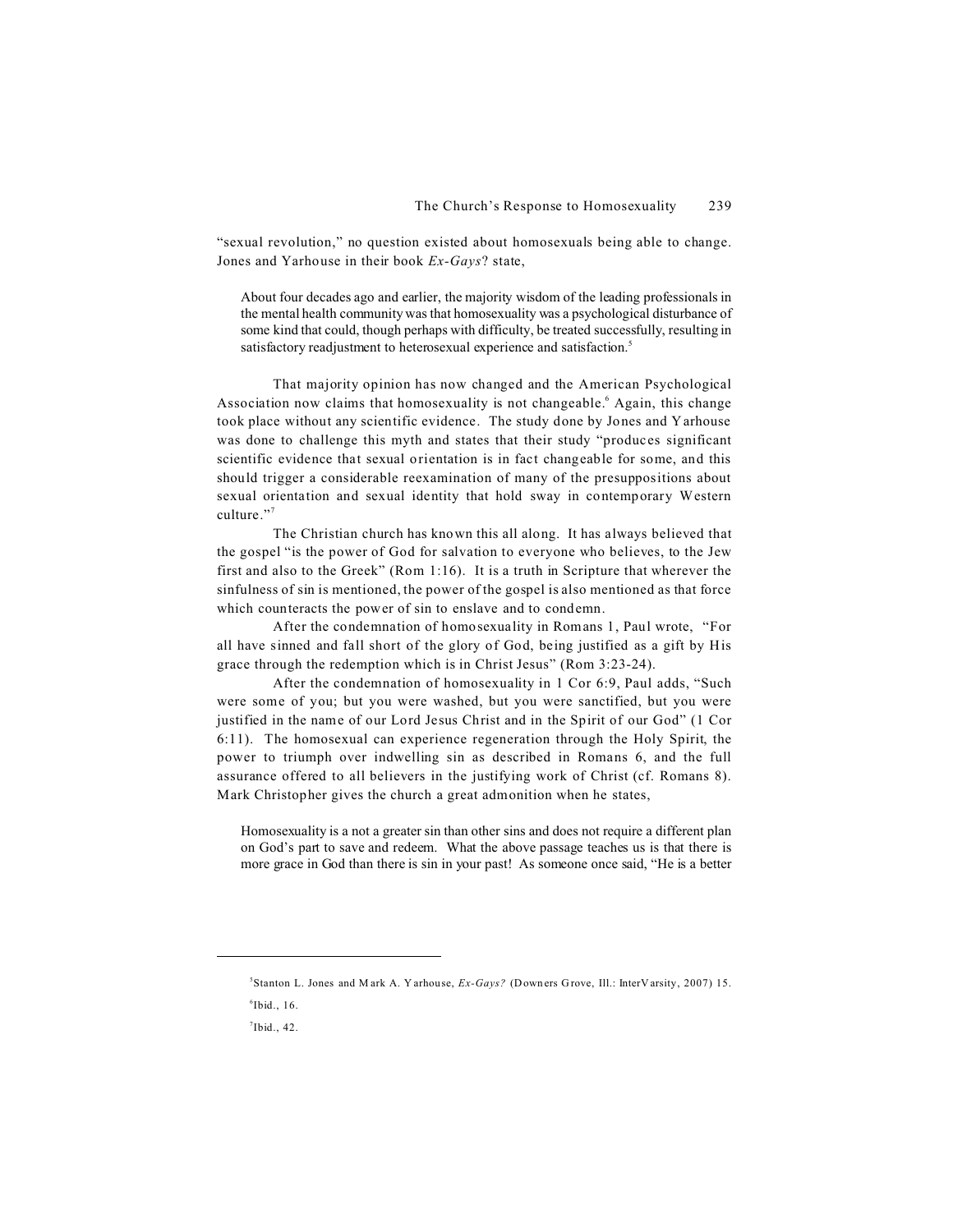"sexual revolution," no question existed about homosexuals being able to change. Jones and Yarhouse in their book *Ex-Gays*? state,

> About four decades ago and earlier, the majority wisdom of the leading professionals in the mental health community was that homosexuality was a psychological disturbance of some kind that could, though perhaps with difficulty, be treated successfully, resulting in satisfactory readjustment to heterosexual experience and satisfaction.[5]

That majority opinion has now changed and the American Psychological Association now claims that homosexuality is not changeable.[6] Again, this change took place without any scientific evidence. The study done by Jones and Yarhouse was done to challenge this myth and states that their study "produces significant scientific evidence that sexual orientation is in fact changeable for some, and this should trigger a considerable reexamination of many of the presuppositions about sexual orientation and sexual identity that hold sway in contemporary Western culture."[7]

The Christian church has known this all along. It has always believed that the gospel "is the power of God for salvation to everyone who believes, to the Jew first and also to the Greek" (Rom 1:16). It is a truth in Scripture that wherever the sinfulness of sin is mentioned, the power of the gospel is also mentioned as that force which counteracts the power of sin to enslave and to condemn.

After the condemnation of homosexuality in Romans 1, Paul wrote, "For all have sinned and fall short of the glory of God, being justified as a gift by His grace through the redemption which is in Christ Jesus" (Rom 3:23-24).

After the condemnation of homosexuality in 1 Cor 6:9, Paul adds, "Such were some of you; but you were washed, but you were sanctified, but you were justified in the name of our Lord Jesus Christ and in the Spirit of our God" (1 Cor 6:11). The homosexual can experience regeneration through the Holy Spirit, the power to triumph over indwelling sin as described in Romans 6, and the full assurance offered to all believers in the justifying work of Christ (cf. Romans 8). Mark Christopher gives the church a great admonition when he states,

> Homosexuality is a not a greater sin than other sins and does not require a different plan on God's part to save and redeem. What the above passage teaches us is that there is more grace in God than there is sin in your past! As someone once said, "He is a better

---

[5]Stanton L. Jones and Mark A. Yarhouse, *Ex-Gays?* (Downers Grove, Ill.: InterVarsity, 2007) 15.

[6]Ibid., 16.

[7]Ibid., 42.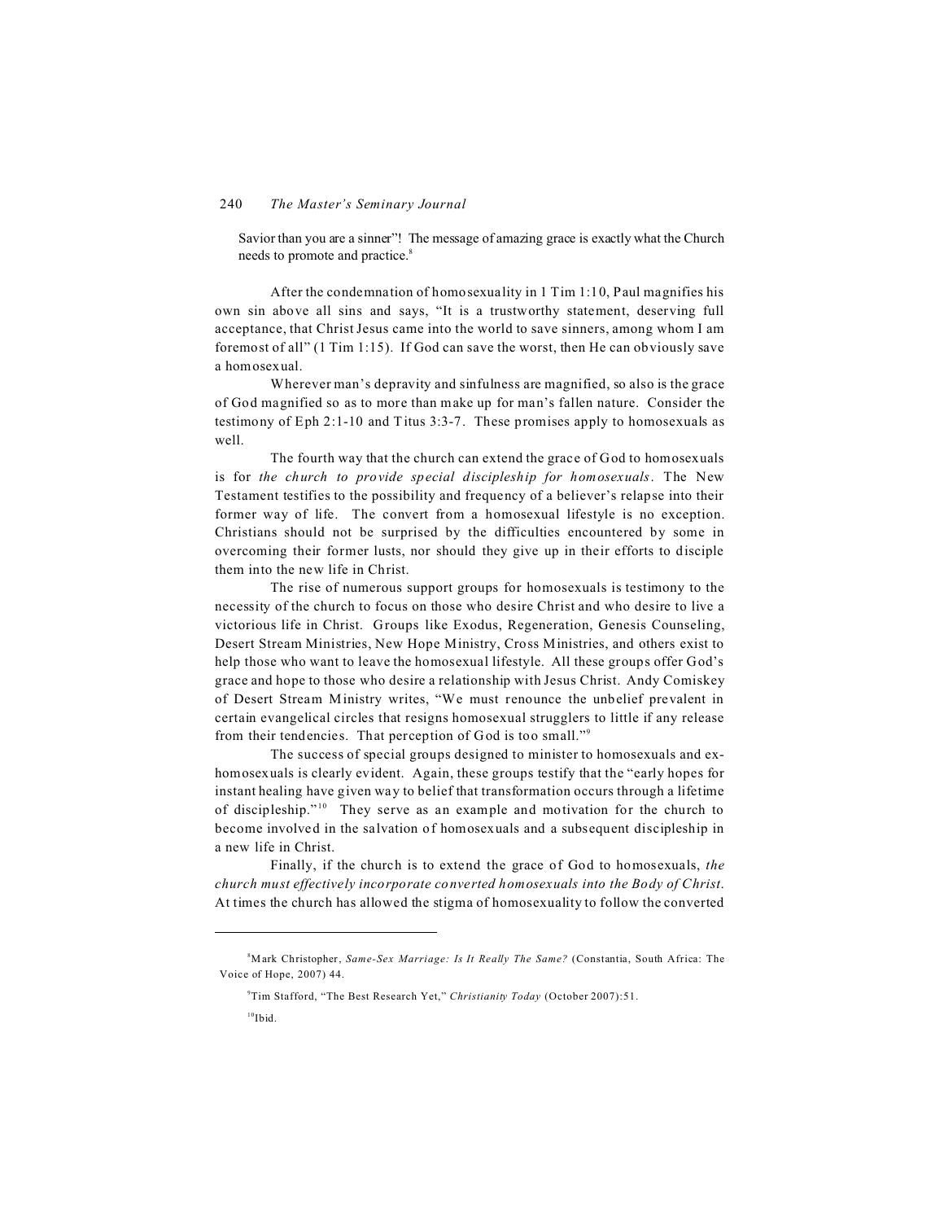Savior than you are a sinner"! The message of amazing grace is exactly what the Church needs to promote and practice.[8]

After the condemnation of homosexuality in 1 Tim 1:10, Paul magnifies his own sin above all sins and says, "It is a trustworthy statement, deserving full acceptance, that Christ Jesus came into the world to save sinners, among whom I am foremost of all" (1 Tim 1:15). If God can save the worst, then He can obviously save a homosexual.

Wherever man's depravity and sinfulness are magnified, so also is the grace of God magnified so as to more than make up for man's fallen nature. Consider the testimony of Eph 2:1-10 and Titus 3:3-7. These promises apply to homosexuals as well.

The fourth way that the church can extend the grace of God to homosexuals is for *the church to provide special discipleship for homosexuals*. The New Testament testifies to the possibility and frequency of a believer's relapse into their former way of life. The convert from a homosexual lifestyle is no exception. Christians should not be surprised by the difficulties encountered by some in overcoming their former lusts, nor should they give up in their efforts to disciple them into the new life in Christ.

The rise of numerous support groups for homosexuals is testimony to the necessity of the church to focus on those who desire Christ and who desire to live a victorious life in Christ. Groups like Exodus, Regeneration, Genesis Counseling, Desert Stream Ministries, New Hope Ministry, Cross Ministries, and others exist to help those who want to leave the homosexual lifestyle. All these groups offer God's grace and hope to those who desire a relationship with Jesus Christ. Andy Comiskey of Desert Stream Ministry writes, "We must renounce the unbelief prevalent in certain evangelical circles that resigns homosexual strugglers to little if any release from their tendencies. That perception of God is too small."[9]

The success of special groups designed to minister to homosexuals and ex-homosexuals is clearly evident. Again, these groups testify that the "early hopes for instant healing have given way to belief that transformation occurs through a lifetime of discipleship."[10] They serve as an example and motivation for the church to become involved in the salvation of homosexuals and a subsequent discipleship in a new life in Christ.

Finally, if the church is to extend the grace of God to homosexuals, *the church must effectively incorporate converted homosexuals into the Body of Christ*. At times the church has allowed the stigma of homosexuality to follow the converted

---

[8]Mark Christopher, *Same-Sex Marriage: Is It Really The Same?* (Constantia, South Africa: The Voice of Hope, 2007) 44.

[9]Tim Stafford, "The Best Research Yet," *Christianity Today* (October 2007):51.

[10]Ibid.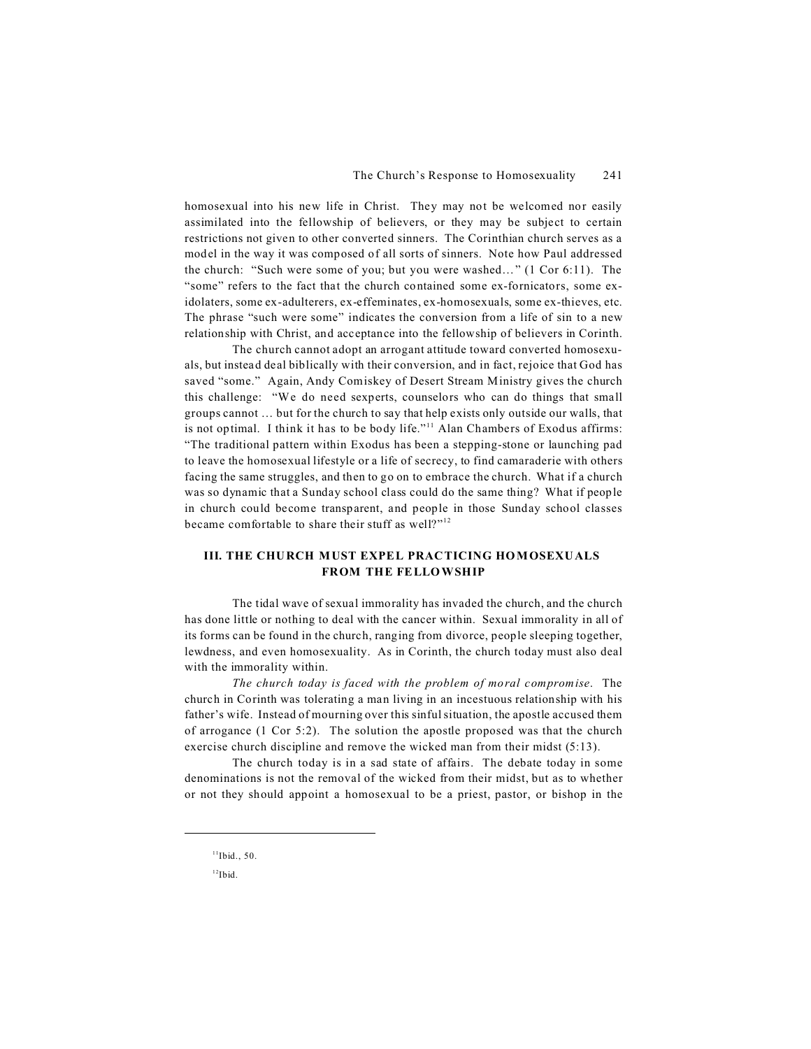homosexual into his new life in Christ. They may not be welcomed nor easily assimilated into the fellowship of believers, or they may be subject to certain restrictions not given to other converted sinners. The Corinthian church serves as a model in the way it was composed of all sorts of sinners. Note how Paul addressed the church: "Such were some of you; but you were washed…" (1 Cor 6:11). The "some" refers to the fact that the church contained some ex-fornicators, some ex-idolaters, some ex-adulterers, ex-effeminates, ex-homosexuals, some ex-thieves, etc. The phrase "such were some" indicates the conversion from a life of sin to a new relationship with Christ, and acceptance into the fellowship of believers in Corinth.

The church cannot adopt an arrogant attitude toward converted homosexuals, but instead deal biblically with their conversion, and in fact, rejoice that God has saved "some." Again, Andy Comiskey of Desert Stream Ministry gives the church this challenge: "We do need sexperts, counselors who can do things that small groups cannot … but for the church to say that help exists only outside our walls, that is not optimal. I think it has to be body life."[11] Alan Chambers of Exodus affirms: "The traditional pattern within Exodus has been a stepping-stone or launching pad to leave the homosexual lifestyle or a life of secrecy, to find camaraderie with others facing the same struggles, and then to go on to embrace the church. What if a church was so dynamic that a Sunday school class could do the same thing? What if people in church could become transparent, and people in those Sunday school classes became comfortable to share their stuff as well?"[12]

## III. THE CHURCH MUST EXPEL PRACTICING HOMOSEXUALS FROM THE FELLOWSHIP

The tidal wave of sexual immorality has invaded the church, and the church has done little or nothing to deal with the cancer within. Sexual immorality in all of its forms can be found in the church, ranging from divorce, people sleeping together, lewdness, and even homosexuality. As in Corinth, the church today must also deal with the immorality within.

*The church today is faced with the problem of moral compromise*. The church in Corinth was tolerating a man living in an incestuous relationship with his father's wife. Instead of mourning over this sinful situation, the apostle accused them of arrogance (1 Cor 5:2). The solution the apostle proposed was that the church exercise church discipline and remove the wicked man from their midst (5:13).

The church today is in a sad state of affairs. The debate today in some denominations is not the removal of the wicked from their midst, but as to whether or not they should appoint a homosexual to be a priest, pastor, or bishop in the

---

[11] Ibid., 50.

[12] Ibid.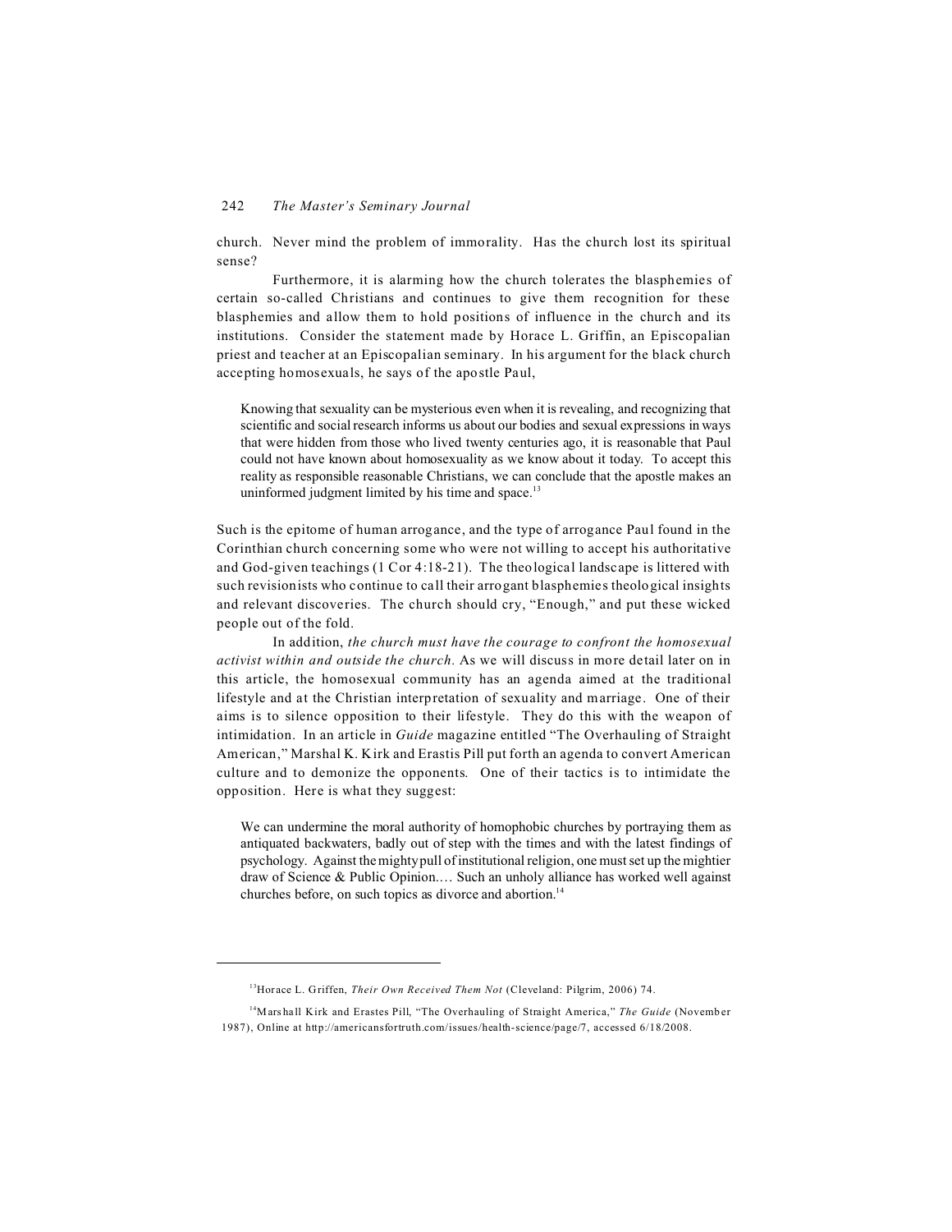church. Never mind the problem of immorality. Has the church lost its spiritual sense?

Furthermore, it is alarming how the church tolerates the blasphemies of certain so-called Christians and continues to give them recognition for these blasphemies and allow them to hold positions of influence in the church and its institutions. Consider the statement made by Horace L. Griffin, an Episcopalian priest and teacher at an Episcopalian seminary. In his argument for the black church accepting homosexuals, he says of the apostle Paul,

> Knowing that sexuality can be mysterious even when it is revealing, and recognizing that scientific and social research informs us about our bodies and sexual expressions in ways that were hidden from those who lived twenty centuries ago, it is reasonable that Paul could not have known about homosexuality as we know about it today. To accept this reality as responsible reasonable Christians, we can conclude that the apostle makes an uninformed judgment limited by his time and space.[13]

Such is the epitome of human arrogance, and the type of arrogance Paul found in the Corinthian church concerning some who were not willing to accept his authoritative and God-given teachings (1 Cor 4:18-21). The theological landscape is littered with such revisionists who continue to call their arrogant blasphemies theological insights and relevant discoveries. The church should cry, "Enough," and put these wicked people out of the fold.

In addition, *the church must have the courage to confront the homosexual activist within and outside the church.* As we will discuss in more detail later on in this article, the homosexual community has an agenda aimed at the traditional lifestyle and at the Christian interpretation of sexuality and marriage. One of their aims is to silence opposition to their lifestyle. They do this with the weapon of intimidation. In an article in *Guide* magazine entitled "The Overhauling of Straight American," Marshal K. Kirk and Erastis Pill put forth an agenda to convert American culture and to demonize the opponents. One of their tactics is to intimidate the opposition. Here is what they suggest:

> We can undermine the moral authority of homophobic churches by portraying them as antiquated backwaters, badly out of step with the times and with the latest findings of psychology. Against the mighty pull of institutional religion, one must set up the mightier draw of Science & Public Opinion.… Such an unholy alliance has worked well against churches before, on such topics as divorce and abortion.[14]

---

[13] Horace L. Griffen, *Their Own Received Them Not* (Cleveland: Pilgrim, 2006) 74.

[14] Marshall Kirk and Erastes Pill, "The Overhauling of Straight America," *The Guide* (November 1987), Online at http://americansfortruth.com/issues/health-science/page/7, accessed 6/18/2008.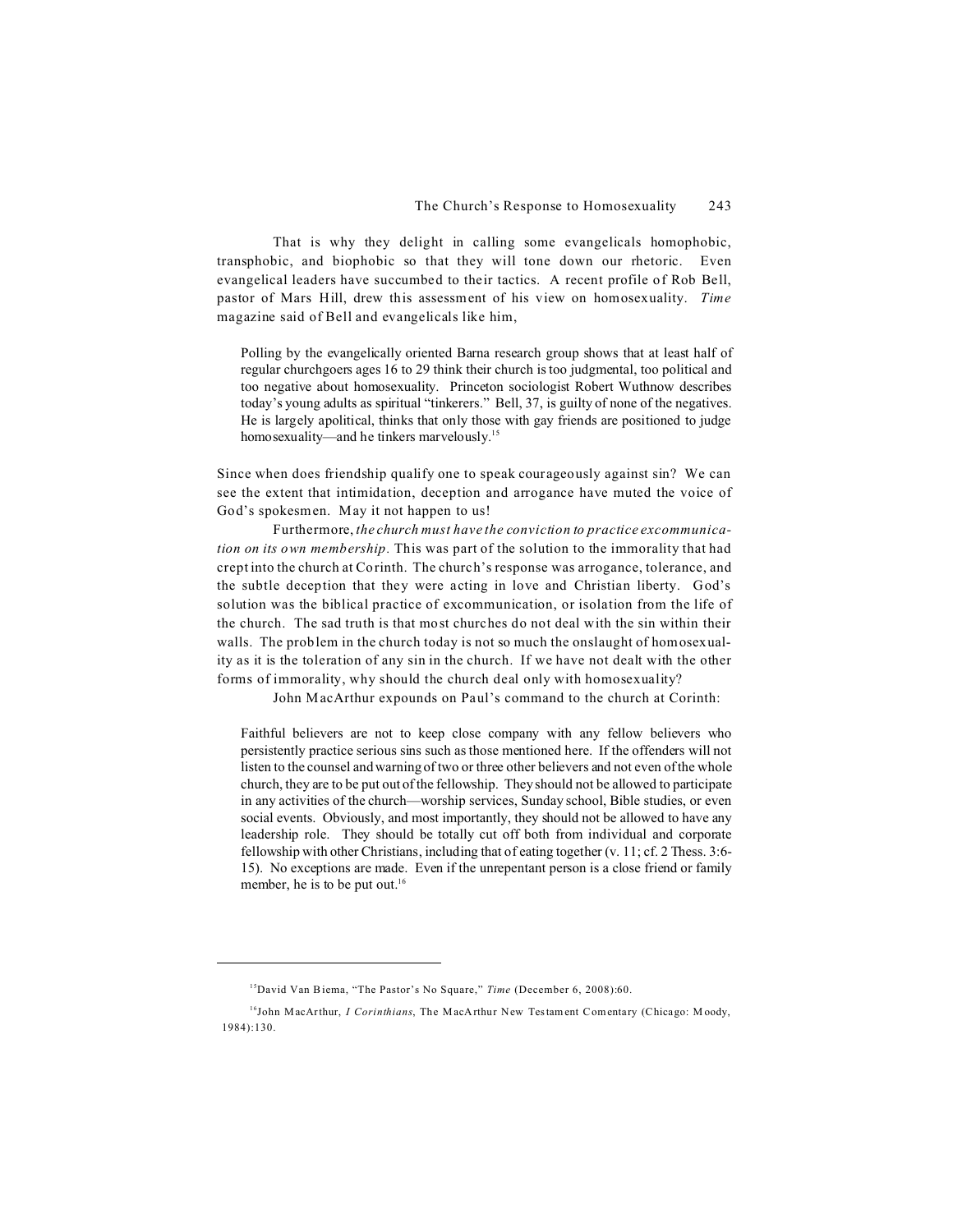That is why they delight in calling some evangelicals homophobic, transphobic, and biophobic so that they will tone down our rhetoric. Even evangelical leaders have succumbed to their tactics. A recent profile of Rob Bell, pastor of Mars Hill, drew this assessment of his view on homosexuality. *Time* magazine said of Bell and evangelicals like him,

> Polling by the evangelically oriented Barna research group shows that at least half of regular churchgoers ages 16 to 29 think their church is too judgmental, too political and too negative about homosexuality. Princeton sociologist Robert Wuthnow describes today's young adults as spiritual "tinkerers." Bell, 37, is guilty of none of the negatives. He is largely apolitical, thinks that only those with gay friends are positioned to judge homosexuality—and he tinkers marvelously.[15]

Since when does friendship qualify one to speak courageously against sin? We can see the extent that intimidation, deception and arrogance have muted the voice of God's spokesmen. May it not happen to us!

Furthermore, *the church must have the conviction to practice excommunication on its own membership.* This was part of the solution to the immorality that had crept into the church at Corinth. The church's response was arrogance, tolerance, and the subtle deception that they were acting in love and Christian liberty. God's solution was the biblical practice of excommunication, or isolation from the life of the church. The sad truth is that most churches do not deal with the sin within their walls. The problem in the church today is not so much the onslaught of homosexuality as it is the toleration of any sin in the church. If we have not dealt with the other forms of immorality, why should the church deal only with homosexuality?

John MacArthur expounds on Paul's command to the church at Corinth:

> Faithful believers are not to keep close company with any fellow believers who persistently practice serious sins such as those mentioned here. If the offenders will not listen to the counsel and warning of two or three other believers and not even of the whole church, they are to be put out of the fellowship. They should not be allowed to participate in any activities of the church—worship services, Sunday school, Bible studies, or even social events. Obviously, and most importantly, they should not be allowed to have any leadership role. They should be totally cut off both from individual and corporate fellowship with other Christians, including that of eating together (v. 11; cf. 2 Thess. 3:6-15). No exceptions are made. Even if the unrepentant person is a close friend or family member, he is to be put out.[16]

---

[15] David Van Biema, "The Pastor's No Square," *Time* (December 6, 2008):60.

[16] John MacArthur, *I Corinthians*, The MacArthur New Testament Comentary (Chicago: Moody, 1984):130.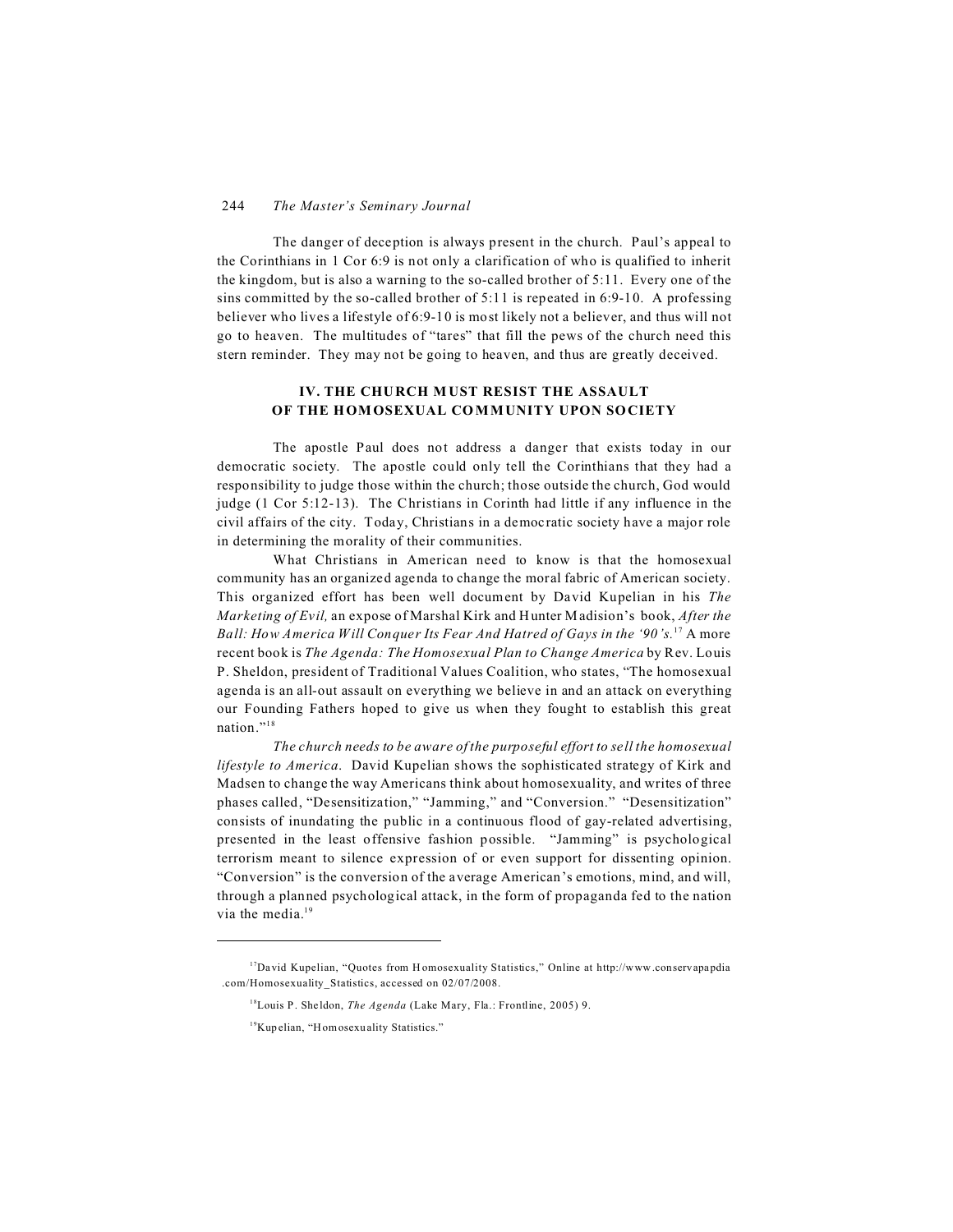The danger of deception is always present in the church. Paul's appeal to the Corinthians in 1 Cor 6:9 is not only a clarification of who is qualified to inherit the kingdom, but is also a warning to the so-called brother of 5:11. Every one of the sins committed by the so-called brother of 5:11 is repeated in 6:9-10. A professing believer who lives a lifestyle of 6:9-10 is most likely not a believer, and thus will not go to heaven. The multitudes of "tares" that fill the pews of the church need this stern reminder. They may not be going to heaven, and thus are greatly deceived.

## IV. THE CHURCH MUST RESIST THE ASSAULT OF THE HOMOSEXUAL COMMUNITY UPON SOCIETY

The apostle Paul does not address a danger that exists today in our democratic society. The apostle could only tell the Corinthians that they had a responsibility to judge those within the church; those outside the church, God would judge (1 Cor 5:12-13). The Christians in Corinth had little if any influence in the civil affairs of the city. Today, Christians in a democratic society have a major role in determining the morality of their communities.

What Christians in American need to know is that the homosexual community has an organized agenda to change the moral fabric of American society. This organized effort has been well document by David Kupelian in his *The Marketing of Evil,* an expose of Marshal Kirk and Hunter Madision's book, *After the Ball: How America Will Conquer Its Fear And Hatred of Gays in the '90's.*[17] A more recent book is *The Agenda: The Homosexual Plan to Change America* by Rev. Louis P. Sheldon, president of Traditional Values Coalition, who states, "The homosexual agenda is an all-out assault on everything we believe in and an attack on everything our Founding Fathers hoped to give us when they fought to establish this great nation."[18]

*The church needs to be aware of the purposeful effort to sell the homosexual lifestyle to America.* David Kupelian shows the sophisticated strategy of Kirk and Madsen to change the way Americans think about homosexuality, and writes of three phases called, "Desensitization," "Jamming," and "Conversion." "Desensitization" consists of inundating the public in a continuous flood of gay-related advertising, presented in the least offensive fashion possible. "Jamming" is psychological terrorism meant to silence expression of or even support for dissenting opinion. "Conversion" is the conversion of the average American's emotions, mind, and will, through a planned psychological attack, in the form of propaganda fed to the nation via the media.[19]

---

[17]David Kupelian, "Quotes from Homosexuality Statistics," Online at http://www.conservapapdia.com/Homosexuality_Statistics, accessed on 02/07/2008.

[18]Louis P. Sheldon, *The Agenda* (Lake Mary, Fla.: Frontline, 2005) 9.

[19]Kupelian, "Homosexuality Statistics."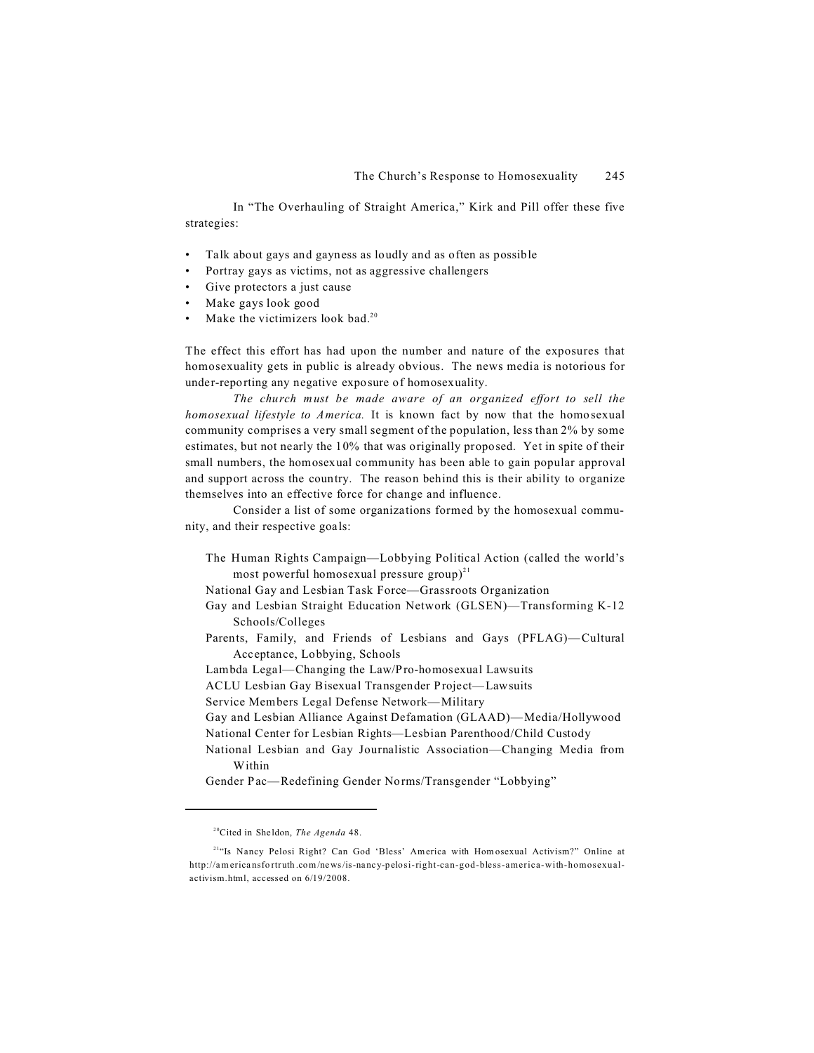In "The Overhauling of Straight America," Kirk and Pill offer these five strategies:

- Talk about gays and gayness as loudly and as often as possible
- Portray gays as victims, not as aggressive challengers
- Give protectors a just cause
- Make gays look good
- Make the victimizers look bad.[20]

The effect this effort has had upon the number and nature of the exposures that homosexuality gets in public is already obvious. The news media is notorious for under-reporting any negative exposure of homosexuality.

*The church must be made aware of an organized effort to sell the homosexual lifestyle to America.* It is known fact by now that the homosexual community comprises a very small segment of the population, less than 2% by some estimates, but not nearly the 10% that was originally proposed. Yet in spite of their small numbers, the homosexual community has been able to gain popular approval and support across the country. The reason behind this is their ability to organize themselves into an effective force for change and influence.

Consider a list of some organizations formed by the homosexual community, and their respective goals:

The Human Rights Campaign—Lobbying Political Action (called the world's most powerful homosexual pressure group)[21]
National Gay and Lesbian Task Force—Grassroots Organization
Gay and Lesbian Straight Education Network (GLSEN)—Transforming K-12 Schools/Colleges
Parents, Family, and Friends of Lesbians and Gays (PFLAG)—Cultural Acceptance, Lobbying, Schools
Lambda Legal—Changing the Law/Pro-homosexual Lawsuits
ACLU Lesbian Gay Bisexual Transgender Project—Lawsuits
Service Members Legal Defense Network—Military
Gay and Lesbian Alliance Against Defamation (GLAAD)—Media/Hollywood
National Center for Lesbian Rights—Lesbian Parenthood/Child Custody
National Lesbian and Gay Journalistic Association—Changing Media from Within
Gender Pac—Redefining Gender Norms/Transgender "Lobbying"

---

[20] Cited in Sheldon, *The Agenda* 48.

[21] "Is Nancy Pelosi Right? Can God 'Bless' America with Homosexual Activism?" Online at http://americansfortruth.com/news/is-nancy-pelosi-right-can-god-bless-america-with-homosexual-activism.html, accessed on 6/19/2008.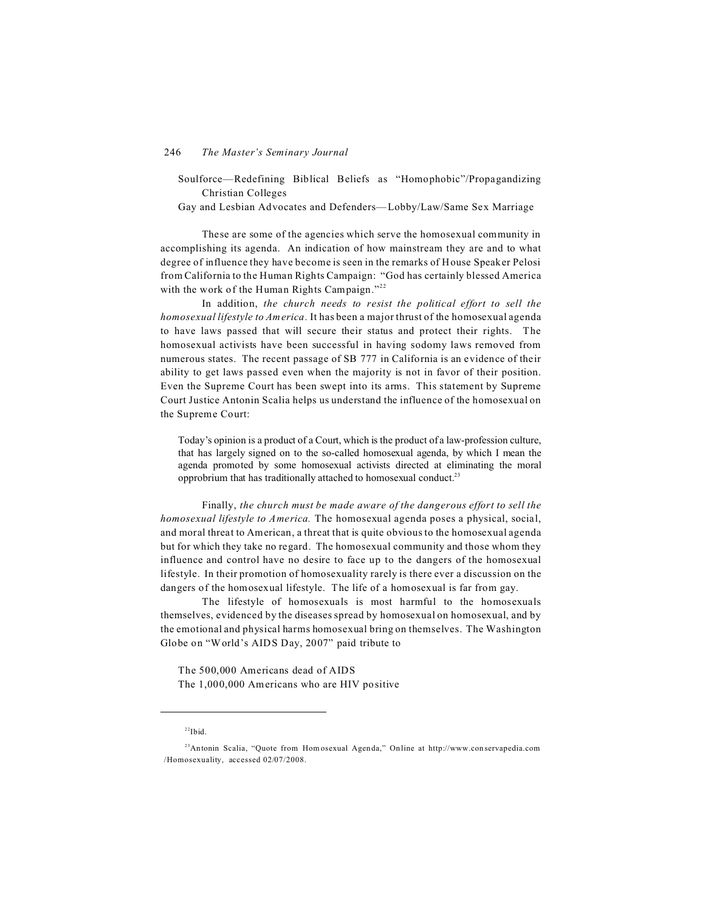Soulforce—Redefining Biblical Beliefs as "Homophobic"/Propagandizing Christian Colleges
Gay and Lesbian Advocates and Defenders—Lobby/Law/Same Sex Marriage

These are some of the agencies which serve the homosexual community in accomplishing its agenda. An indication of how mainstream they are and to what degree of influence they have become is seen in the remarks of House Speaker Pelosi from California to the Human Rights Campaign: "God has certainly blessed America with the work of the Human Rights Campaign."[22]

In addition, *the church needs to resist the political effort to sell the homosexual lifestyle to America.* It has been a major thrust of the homosexual agenda to have laws passed that will secure their status and protect their rights. The homosexual activists have been successful in having sodomy laws removed from numerous states. The recent passage of SB 777 in California is an evidence of their ability to get laws passed even when the majority is not in favor of their position. Even the Supreme Court has been swept into its arms. This statement by Supreme Court Justice Antonin Scalia helps us understand the influence of the homosexual on the Supreme Court:

> Today's opinion is a product of a Court, which is the product of a law-profession culture, that has largely signed on to the so-called homosexual agenda, by which I mean the agenda promoted by some homosexual activists directed at eliminating the moral opprobrium that has traditionally attached to homosexual conduct.[23]

Finally, *the church must be made aware of the dangerous effort to sell the homosexual lifestyle to America.* The homosexual agenda poses a physical, social, and moral threat to American, a threat that is quite obvious to the homosexual agenda but for which they take no regard. The homosexual community and those whom they influence and control have no desire to face up to the dangers of the homosexual lifestyle. In their promotion of homosexuality rarely is there ever a discussion on the dangers of the homosexual lifestyle. The life of a homosexual is far from gay.

The lifestyle of homosexuals is most harmful to the homosexuals themselves, evidenced by the diseases spread by homosexual on homosexual, and by the emotional and physical harms homosexual bring on themselves. The Washington Globe on "World's AIDS Day, 2007" paid tribute to

> The 500,000 Americans dead of AIDS
> The 1,000,000 Americans who are HIV positive

---

[22]Ibid.

[23]Antonin Scalia, "Quote from Homosexual Agenda," Online at http://www.conservapedia.com/Homosexuality, accessed 02/07/2008.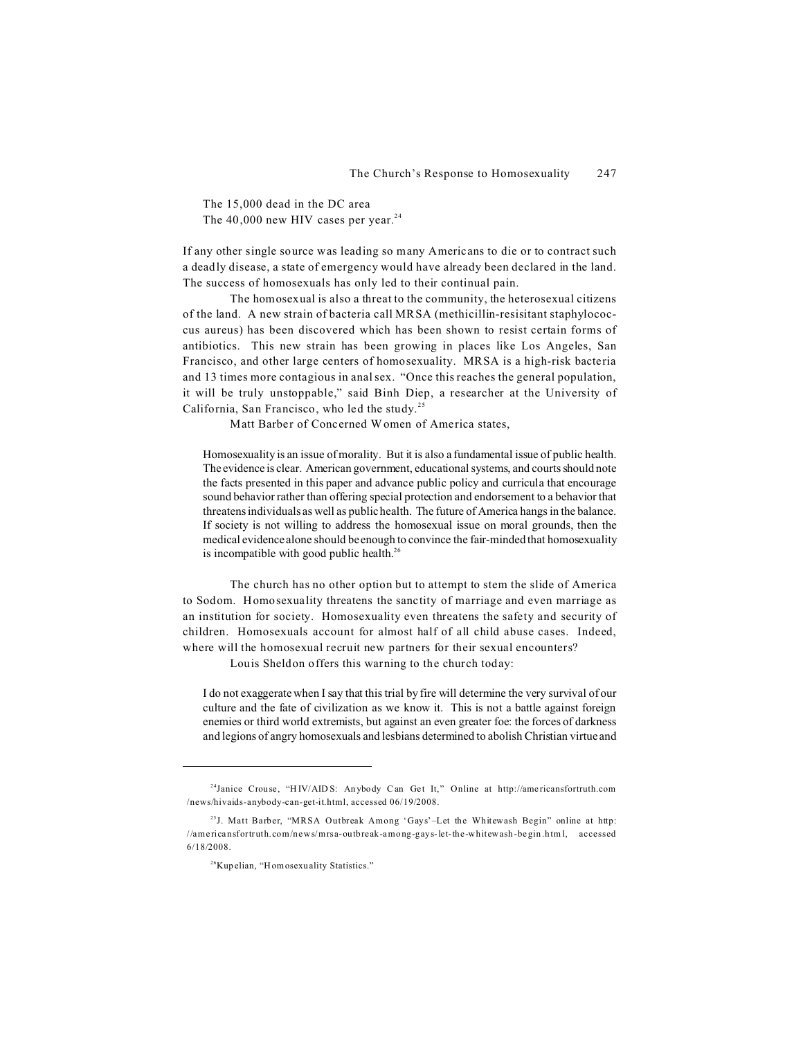The 15,000 dead in the DC area
The 40,000 new HIV cases per year.[24]

If any other single source was leading so many Americans to die or to contract such a deadly disease, a state of emergency would have already been declared in the land. The success of homosexuals has only led to their continual pain.

The homosexual is also a threat to the community, the heterosexual citizens of the land. A new strain of bacteria call MRSA (methicillin-resisitant staphylococcus aureus) has been discovered which has been shown to resist certain forms of antibiotics. This new strain has been growing in places like Los Angeles, San Francisco, and other large centers of homosexuality. MRSA is a high-risk bacteria and 13 times more contagious in anal sex. "Once this reaches the general population, it will be truly unstoppable," said Binh Diep, a researcher at the University of California, San Francisco, who led the study.[25]

Matt Barber of Concerned Women of America states,

> Homosexuality is an issue of morality. But it is also a fundamental issue of public health. The evidence is clear. American government, educational systems, and courts should note the facts presented in this paper and advance public policy and curricula that encourage sound behavior rather than offering special protection and endorsement to a behavior that threatens individuals as well as public health. The future of America hangs in the balance. If society is not willing to address the homosexual issue on moral grounds, then the medical evidence alone should be enough to convince the fair-minded that homosexuality is incompatible with good public health.[26]

The church has no other option but to attempt to stem the slide of America to Sodom. Homosexuality threatens the sanctity of marriage and even marriage as an institution for society. Homosexuality even threatens the safety and security of children. Homosexuals account for almost half of all child abuse cases. Indeed, where will the homosexual recruit new partners for their sexual encounters?

Louis Sheldon offers this warning to the church today:

> I do not exaggerate when I say that this trial by fire will determine the very survival of our culture and the fate of civilization as we know it. This is not a battle against foreign enemies or third world extremists, but against an even greater foe: the forces of darkness and legions of angry homosexuals and lesbians determined to abolish Christian virtue and

---

[24] Janice Crouse, "HIV/AIDS: Anybody Can Get It," Online at http://americansfortruth.com/news/hivaids-anybody-can-get-it.html, accessed 06/19/2008.

[25] J. Matt Barber, "MRSA Outbreak Among 'Gays'–Let the Whitewash Begin" online at http://americansfortruth.com/news/mrsa-outbreak-among-gays-let-the-whitewash-begin.html, accessed 6/18/2008.

[26] Kupelian, "Homosexuality Statistics."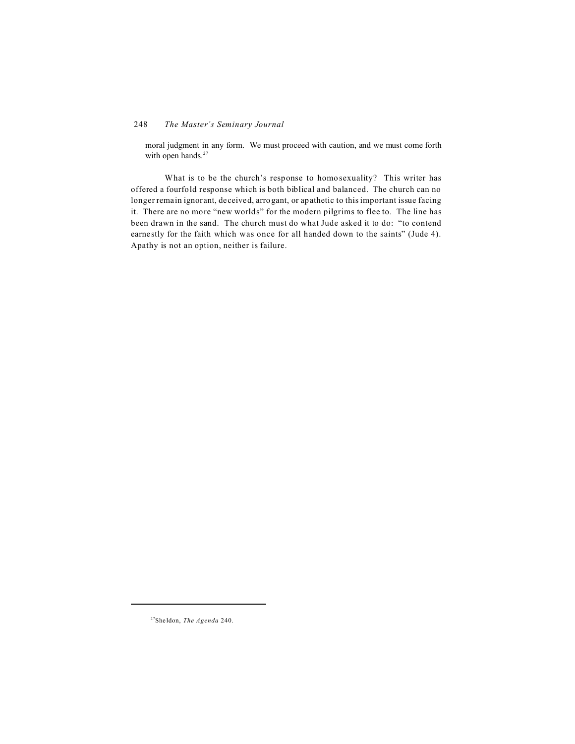moral judgment in any form. We must proceed with caution, and we must come forth with open hands.[27]

What is to be the church's response to homosexuality? This writer has offered a fourfold response which is both biblical and balanced. The church can no longer remain ignorant, deceived, arrogant, or apathetic to this important issue facing it. There are no more "new worlds" for the modern pilgrims to flee to. The line has been drawn in the sand. The church must do what Jude asked it to do: "to contend earnestly for the faith which was once for all handed down to the saints" (Jude 4). Apathy is not an option, neither is failure.

---

[27]Sheldon, *The Agenda* 240.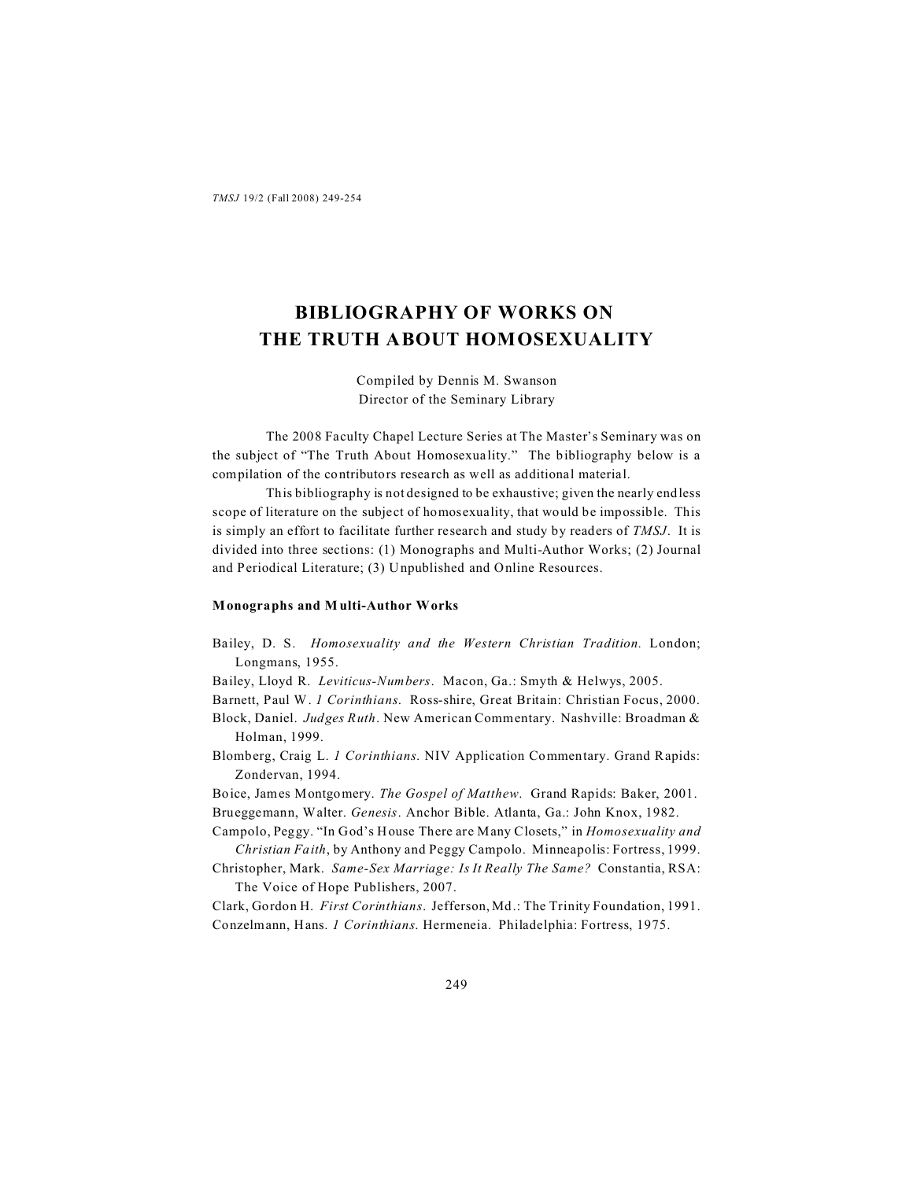# BIBLIOGRAPHY OF WORKS ON THE TRUTH ABOUT HOMOSEXUALITY

Compiled by Dennis M. Swanson
Director of the Seminary Library

The 2008 Faculty Chapel Lecture Series at The Master's Seminary was on the subject of "The Truth About Homosexuality." The bibliography below is a compilation of the contributors research as well as additional material.

This bibliography is not designed to be exhaustive; given the nearly endless scope of literature on the subject of homosexuality, that would be impossible. This is simply an effort to facilitate further research and study by readers of *TMSJ*. It is divided into three sections: (1) Monographs and Multi-Author Works; (2) Journal and Periodical Literature; (3) Unpublished and Online Resources.

### Monographs and Multi-Author Works

Bailey, D. S. *Homosexuality and the Western Christian Tradition.* London; Longmans, 1955.

Bailey, Lloyd R. *Leviticus-Numbers*. Macon, Ga.: Smyth & Helwys, 2005.

Barnett, Paul W. *1 Corinthians.* Ross-shire, Great Britain: Christian Focus, 2000.

Block, Daniel. *Judges Ruth*. New American Commentary. Nashville: Broadman & Holman, 1999.

Blomberg, Craig L. *1 Corinthians.* NIV Application Commentary. Grand Rapids: Zondervan, 1994.

Boice, James Montgomery. *The Gospel of Matthew*. Grand Rapids: Baker, 2001.

Brueggemann, Walter. *Genesis*. Anchor Bible. Atlanta, Ga.: John Knox, 1982.

Campolo, Peggy. "In God's House There are Many Closets," in *Homosexuality and Christian Faith*, by Anthony and Peggy Campolo. Minneapolis: Fortress, 1999.

Christopher, Mark. *Same-Sex Marriage: Is It Really The Same?* Constantia, RSA: The Voice of Hope Publishers, 2007.

Clark, Gordon H. *First Corinthians.* Jefferson, Md.: The Trinity Foundation, 1991.

Conzelmann, Hans. *1 Corinthians*. Hermeneia. Philadelphia: Fortress, 1975.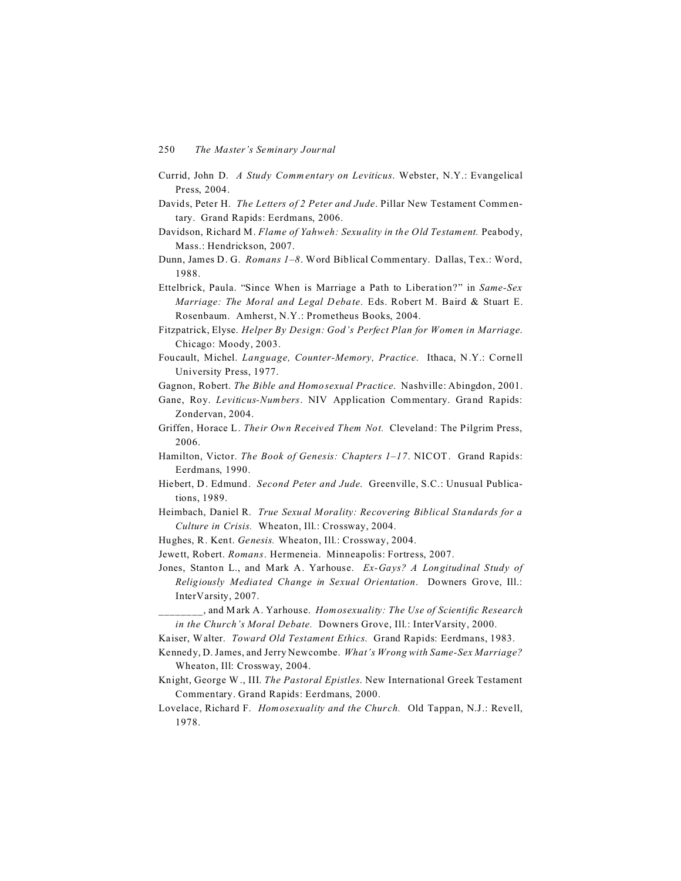Currid, John D. *A Study Commentary on Leviticus*. Webster, N.Y.: Evangelical Press, 2004.

Davids, Peter H. *The Letters of 2 Peter and Jude*. Pillar New Testament Commentary. Grand Rapids: Eerdmans, 2006.

Davidson, Richard M. *Flame of Yahweh: Sexuality in the Old Testament.* Peabody, Mass.: Hendrickson, 2007.

Dunn, James D. G. *Romans 1–8*. Word Biblical Commentary. Dallas, Tex.: Word, 1988.

Ettelbrick, Paula. "Since When is Marriage a Path to Liberation?" in *Same-Sex Marriage: The Moral and Legal Debate*. Eds. Robert M. Baird & Stuart E. Rosenbaum. Amherst, N.Y.: Prometheus Books, 2004.

Fitzpatrick, Elyse. *Helper By Design: God's Perfect Plan for Women in Marriage*. Chicago: Moody, 2003.

Foucault, Michel. *Language, Counter-Memory, Practice*. Ithaca, N.Y.: Cornell University Press, 1977.

Gagnon, Robert. *The Bible and Homosexual Practice*. Nashville: Abingdon, 2001.

Gane, Roy. *Leviticus-Numbers*. NIV Application Commentary. Grand Rapids: Zondervan, 2004.

Griffen, Horace L. *Their Own Received Them Not.* Cleveland: The Pilgrim Press, 2006.

Hamilton, Victor. *The Book of Genesis: Chapters 1–17*. NICOT. Grand Rapids: Eerdmans, 1990.

Hiebert, D. Edmund. *Second Peter and Jude.* Greenville, S.C.: Unusual Publications, 1989.

Heimbach, Daniel R. *True Sexual Morality: Recovering Biblical Standards for a Culture in Crisis.* Wheaton, Ill.: Crossway, 2004.

Hughes, R. Kent. *Genesis.* Wheaton, Ill.: Crossway, 2004.

Jewett, Robert. *Romans*. Hermeneia. Minneapolis: Fortress, 2007.

Jones, Stanton L., and Mark A. Yarhouse. *Ex-Gays? A Longitudinal Study of Religiously Mediated Change in Sexual Orientation*. Downers Grove, Ill.: InterVarsity, 2007.

________, and Mark A. Yarhouse. *Homosexuality: The Use of Scientific Research in the Church's Moral Debate.* Downers Grove, Ill.: InterVarsity, 2000.

Kaiser, Walter. *Toward Old Testament Ethics.* Grand Rapids: Eerdmans, 1983.

Kennedy, D. James, and Jerry Newcombe. *What's Wrong with Same-Sex Marriage?* Wheaton, Ill: Crossway, 2004.

Knight, George W., III. *The Pastoral Epistles.* New International Greek Testament Commentary. Grand Rapids: Eerdmans, 2000.

Lovelace, Richard F. *Homosexuality and the Church.* Old Tappan, N.J.: Revell, 1978.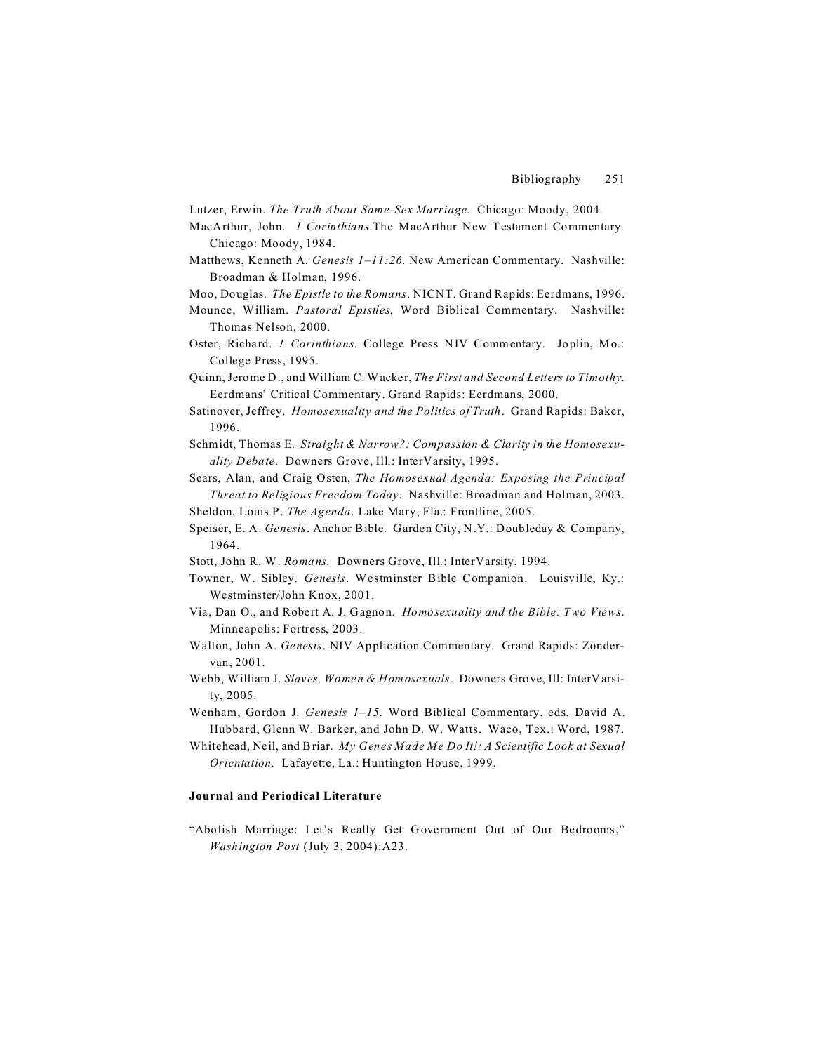Lutzer, Erwin. *The Truth About Same-Sex Marriage.* Chicago: Moody, 2004.

MacArthur, John. *1 Corinthians*.The MacArthur New Testament Commentary. Chicago: Moody, 1984.

Matthews, Kenneth A. *Genesis 1–11:26*. New American Commentary. Nashville: Broadman & Holman, 1996.

Moo, Douglas. *The Epistle to the Romans*. NICNT. Grand Rapids: Eerdmans, 1996.

Mounce, William. *Pastoral Epistles*, Word Biblical Commentary. Nashville: Thomas Nelson, 2000.

Oster, Richard. *1 Corinthians*. College Press NIV Commentary. Joplin, Mo.: College Press, 1995.

Quinn, Jerome D., and William C. Wacker, *The First and Second Letters to Timothy*. Eerdmans' Critical Commentary. Grand Rapids: Eerdmans, 2000.

Satinover, Jeffrey. *Homosexuality and the Politics of Truth*. Grand Rapids: Baker, 1996.

Schmidt, Thomas E. *Straight & Narrow?: Compassion & Clarity in the Homosexuality Debate*. Downers Grove, Ill.: InterVarsity, 1995.

Sears, Alan, and Craig Osten, *The Homosexual Agenda: Exposing the Principal Threat to Religious Freedom Today*. Nashville: Broadman and Holman, 2003.

Sheldon, Louis P. *The Agenda*. Lake Mary, Fla.: Frontline, 2005.

Speiser, E. A. *Genesis*. Anchor Bible. Garden City, N.Y.: Doubleday & Company, 1964.

Stott, John R. W. *Romans.* Downers Grove, Ill.: InterVarsity, 1994.

Towner, W. Sibley. *Genesis*. Westminster Bible Companion. Louisville, Ky.: Westminster/John Knox, 2001.

Via, Dan O., and Robert A. J. Gagnon. *Homosexuality and the Bible: Two Views*. Minneapolis: Fortress, 2003.

Walton, John A. *Genesis*. NIV Application Commentary. Grand Rapids: Zondervan, 2001.

Webb, William J. *Slaves, Women & Homosexuals*. Downers Grove, Ill: InterVarsity, 2005.

Wenham, Gordon J. *Genesis 1–15*. Word Biblical Commentary. eds. David A. Hubbard, Glenn W. Barker, and John D. W. Watts. Waco, Tex.: Word, 1987.

Whitehead, Neil, and Briar. *My Genes Made Me Do It!: A Scientific Look at Sexual Orientation.* Lafayette, La.: Huntington House, 1999.

### Journal and Periodical Literature

"Abolish Marriage: Let's Really Get Government Out of Our Bedrooms," *Washington Post* (July 3, 2004):A23.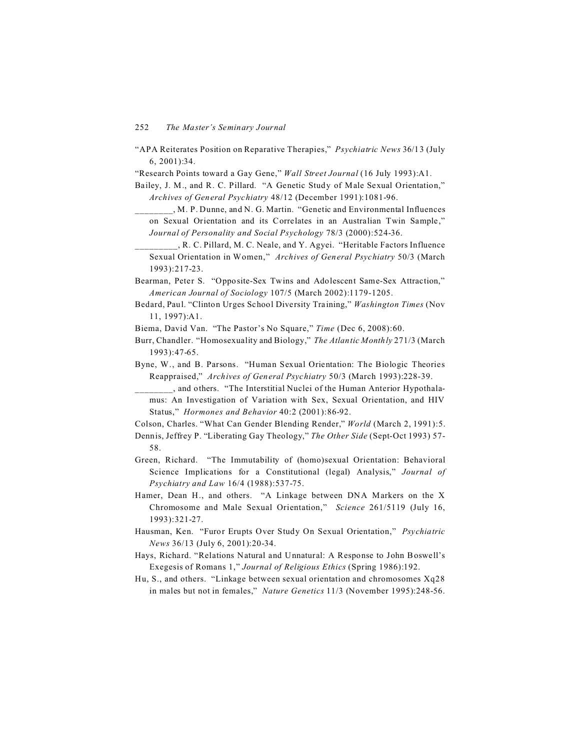"APA Reiterates Position on Reparative Therapies," *Psychiatric News* 36/13 (July 6, 2001):34.

"Research Points toward a Gay Gene," *Wall Street Journal* (16 July 1993):A1.

Bailey, J. M., and R. C. Pillard. "A Genetic Study of Male Sexual Orientation," *Archives of General Psychiatry* 48/12 (December 1991):1081-96.

________, M. P. Dunne, and N. G. Martin. "Genetic and Environmental Influences on Sexual Orientation and its Correlates in an Australian Twin Sample," *Journal of Personality and Social Psychology* 78/3 (2000):524-36.

_________, R. C. Pillard, M. C. Neale, and Y. Agyei. "Heritable Factors Influence Sexual Orientation in Women," *Archives of General Psychiatry* 50/3 (March 1993):217-23.

Bearman, Peter S. "Opposite-Sex Twins and Adolescent Same-Sex Attraction," *American Journal of Sociology* 107/5 (March 2002):1179-1205.

Bedard, Paul. "Clinton Urges School Diversity Training," *Washington Times* (Nov 11, 1997):A1.

Biema, David Van. "The Pastor's No Square," *Time* (Dec 6, 2008):60.

Burr, Chandler. "Homosexuality and Biology," *The Atlantic Monthly* 271/3 (March 1993):47-65.

Byne, W., and B. Parsons. "Human Sexual Orientation: The Biologic Theories Reappraised," *Archives of General Psychiatry* 50/3 (March 1993):228-39.

________, and others. "The Interstitial Nuclei of the Human Anterior Hypothalamus: An Investigation of Variation with Sex, Sexual Orientation, and HIV Status," *Hormones and Behavior* 40:2 (2001):86-92.

Colson, Charles. "What Can Gender Blending Render," *World* (March 2, 1991):5.

Dennis, Jeffrey P. "Liberating Gay Theology," *The Other Side* (Sept-Oct 1993) 57-58.

Green, Richard. "The Immutability of (homo)sexual Orientation: Behavioral Science Implications for a Constitutional (legal) Analysis," *Journal of Psychiatry and Law* 16/4 (1988):537-75.

Hamer, Dean H., and others. "A Linkage between DNA Markers on the X Chromosome and Male Sexual Orientation," *Science* 261/5119 (July 16, 1993):321-27.

Hausman, Ken. "Furor Erupts Over Study On Sexual Orientation," *Psychiatric News* 36/13 (July 6, 2001):20-34.

Hays, Richard. "Relations Natural and Unnatural: A Response to John Boswell's Exegesis of Romans 1," *Journal of Religious Ethics* (Spring 1986):192.

Hu, S., and others. "Linkage between sexual orientation and chromosomes Xq28 in males but not in females," *Nature Genetics* 11/3 (November 1995):248-56.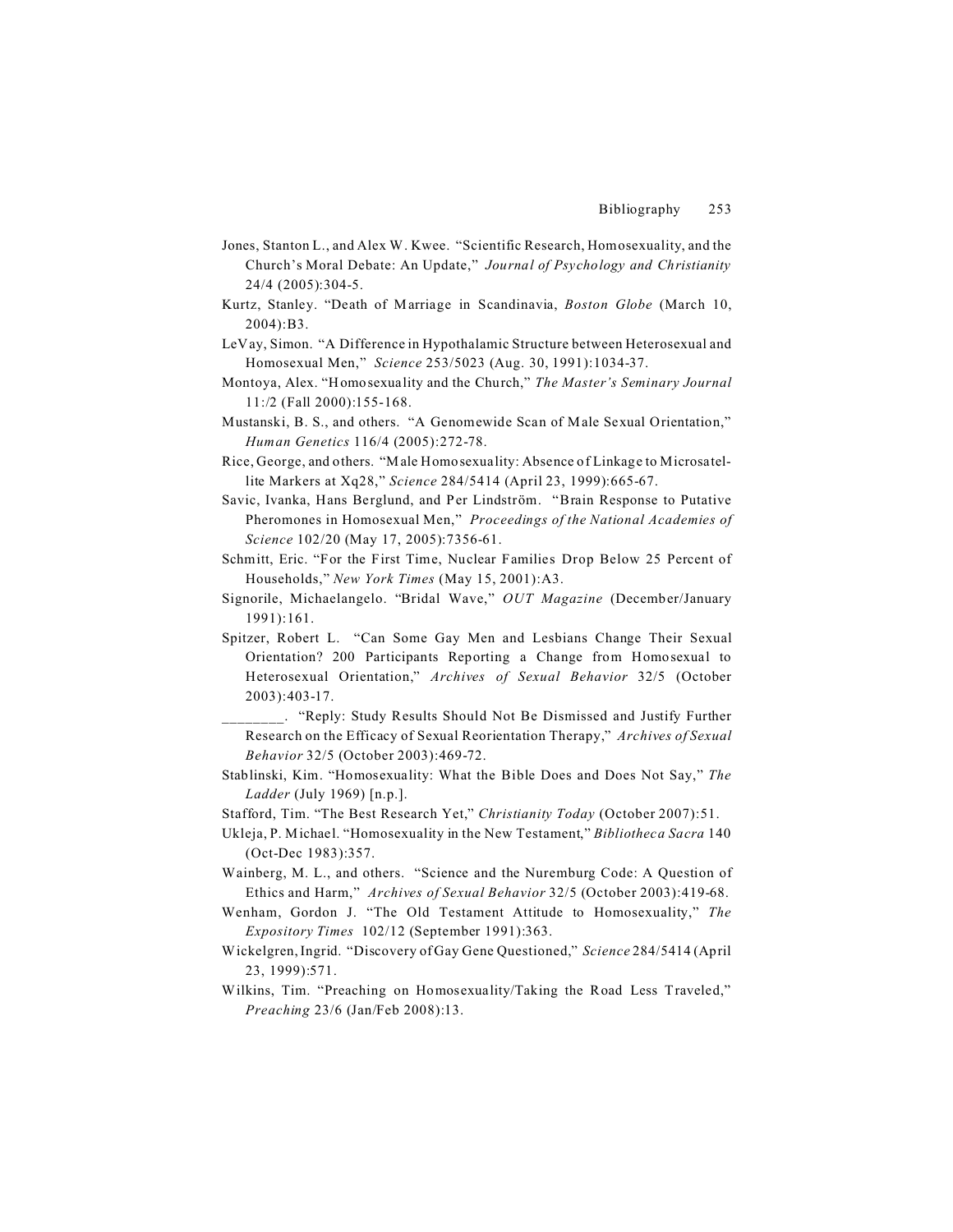Jones, Stanton L., and Alex W. Kwee. "Scientific Research, Homosexuality, and the Church's Moral Debate: An Update," *Journal of Psychology and Christianity* 24/4 (2005):304-5.

Kurtz, Stanley. "Death of Marriage in Scandinavia, *Boston Globe* (March 10, 2004):B3.

LeVay, Simon. "A Difference in Hypothalamic Structure between Heterosexual and Homosexual Men," *Science* 253/5023 (Aug. 30, 1991):1034-37.

Montoya, Alex. "Homosexuality and the Church," *The Master's Seminary Journal* 11:/2 (Fall 2000):155-168.

Mustanski, B. S., and others. "A Genomewide Scan of Male Sexual Orientation," *Human Genetics* 116/4 (2005):272-78.

Rice, George, and others. "Male Homosexuality: Absence of Linkage to Microsatellite Markers at Xq28," *Science* 284/5414 (April 23, 1999):665-67.

Savic, Ivanka, Hans Berglund, and Per Lindström. "Brain Response to Putative Pheromones in Homosexual Men," *Proceedings of the National Academies of Science* 102/20 (May 17, 2005):7356-61.

Schmitt, Eric. "For the First Time, Nuclear Families Drop Below 25 Percent of Households," *New York Times* (May 15, 2001):A3.

Signorile, Michaelangelo. "Bridal Wave," *OUT Magazine* (December/January 1991):161.

Spitzer, Robert L. "Can Some Gay Men and Lesbians Change Their Sexual Orientation? 200 Participants Reporting a Change from Homosexual to Heterosexual Orientation," *Archives of Sexual Behavior* 32/5 (October 2003):403-17.

________. "Reply: Study Results Should Not Be Dismissed and Justify Further Research on the Efficacy of Sexual Reorientation Therapy," *Archives of Sexual Behavior* 32/5 (October 2003):469-72.

Stablinski, Kim. "Homosexuality: What the Bible Does and Does Not Say," *The Ladder* (July 1969) [n.p.].

Stafford, Tim. "The Best Research Yet," *Christianity Today* (October 2007):51.

Ukleja, P. Michael. "Homosexuality in the New Testament," *Bibliotheca Sacra* 140 (Oct-Dec 1983):357.

Wainberg, M. L., and others. "Science and the Nuremburg Code: A Question of Ethics and Harm," *Archives of Sexual Behavior* 32/5 (October 2003):419-68.

Wenham, Gordon J. "The Old Testament Attitude to Homosexuality," *The Expository Times* 102/12 (September 1991):363.

Wickelgren, Ingrid. "Discovery of Gay Gene Questioned," *Science* 284/5414 (April 23, 1999):571.

Wilkins, Tim. "Preaching on Homosexuality/Taking the Road Less Traveled," *Preaching* 23/6 (Jan/Feb 2008):13.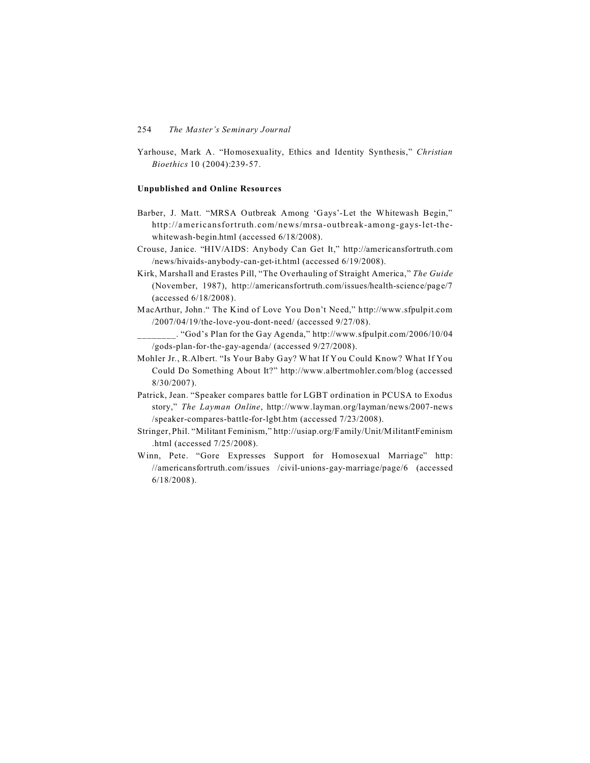Yarhouse, Mark A. "Homosexuality, Ethics and Identity Synthesis," *Christian Bioethics* 10 (2004):239-57.

**Unpublished and Online Resources**

Barber, J. Matt. "MRSA Outbreak Among 'Gays'-Let the Whitewash Begin," http://americansfortruth.com/news/mrsa-outbreak-among-gays-let-the-whitewash-begin.html (accessed 6/18/2008).

Crouse, Janice. "HIV/AIDS: Anybody Can Get It," http://americansfortruth.com/news/hivaids-anybody-can-get-it.html (accessed 6/19/2008).

Kirk, Marshall and Erastes Pill, "The Overhauling of Straight America," *The Guide* (November, 1987), http://americansfortruth.com/issues/health-science/page/7 (accessed 6/18/2008).

MacArthur, John." The Kind of Love You Don't Need," http://www.sfpulpit.com/2007/04/19/the-love-you-dont-need/ (accessed 9/27/08).

________. "God's Plan for the Gay Agenda," http://www.sfpulpit.com/2006/10/04/gods-plan-for-the-gay-agenda/ (accessed 9/27/2008).

Mohler Jr., R.Albert. "Is Your Baby Gay? What If You Could Know? What If You Could Do Something About It?" http://www.albertmohler.com/blog (accessed 8/30/2007).

Patrick, Jean. "Speaker compares battle for LGBT ordination in PCUSA to Exodus story," *The Layman Online*, http://www.layman.org/layman/news/2007-news/speaker-compares-battle-for-lgbt.htm (accessed 7/23/2008).

Stringer, Phil. "Militant Feminism," http://usiap.org/Family/Unit/MilitantFeminism.html (accessed 7/25/2008).

Winn, Pete. "Gore Expresses Support for Homosexual Marriage" http://americansfortruth.com/issues /civil-unions-gay-marriage/page/6 (accessed 6/18/2008).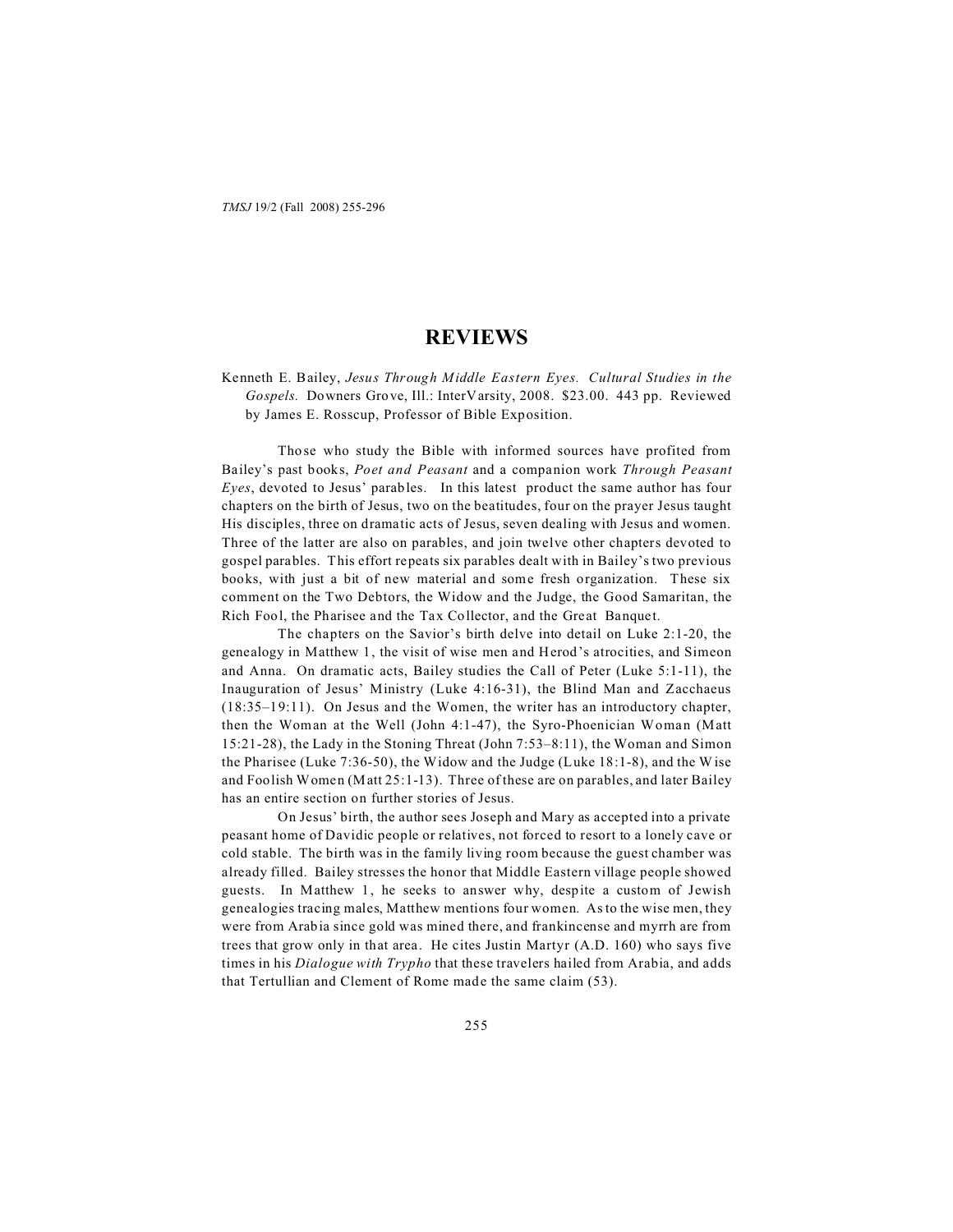# REVIEWS

Kenneth E. Bailey, *Jesus Through Middle Eastern Eyes. Cultural Studies in the Gospels.* Downers Grove, Ill.: InterVarsity, 2008. $23.00. 443 pp. Reviewed by James E. Rosscup, Professor of Bible Exposition.

Those who study the Bible with informed sources have profited from Bailey's past books, *Poet and Peasant* and a companion work *Through Peasant Eyes*, devoted to Jesus' parables. In this latest product the same author has four chapters on the birth of Jesus, two on the beatitudes, four on the prayer Jesus taught His disciples, three on dramatic acts of Jesus, seven dealing with Jesus and women. Three of the latter are also on parables, and join twelve other chapters devoted to gospel parables. This effort repeats six parables dealt with in Bailey's two previous books, with just a bit of new material and some fresh organization. These six comment on the Two Debtors, the Widow and the Judge, the Good Samaritan, the Rich Fool, the Pharisee and the Tax Collector, and the Great Banquet.

The chapters on the Savior's birth delve into detail on Luke 2:1-20, the genealogy in Matthew 1, the visit of wise men and Herod's atrocities, and Simeon and Anna. On dramatic acts, Bailey studies the Call of Peter (Luke 5:1-11), the Inauguration of Jesus' Ministry (Luke 4:16-31), the Blind Man and Zacchaeus (18:35–19:11). On Jesus and the Women, the writer has an introductory chapter, then the Woman at the Well (John 4:1-47), the Syro-Phoenician Woman (Matt 15:21-28), the Lady in the Stoning Threat (John 7:53–8:11), the Woman and Simon the Pharisee (Luke 7:36-50), the Widow and the Judge (Luke 18:1-8), and the Wise and Foolish Women (Matt 25:1-13). Three of these are on parables, and later Bailey has an entire section on further stories of Jesus.

On Jesus' birth, the author sees Joseph and Mary as accepted into a private peasant home of Davidic people or relatives, not forced to resort to a lonely cave or cold stable. The birth was in the family living room because the guest chamber was already filled. Bailey stresses the honor that Middle Eastern village people showed guests. In Matthew 1, he seeks to answer why, despite a custom of Jewish genealogies tracing males, Matthew mentions four women. As to the wise men, they were from Arabia since gold was mined there, and frankincense and myrrh are from trees that grow only in that area. He cites Justin Martyr (A.D. 160) who says five times in his *Dialogue with Trypho* that these travelers hailed from Arabia, and adds that Tertullian and Clement of Rome made the same claim (53).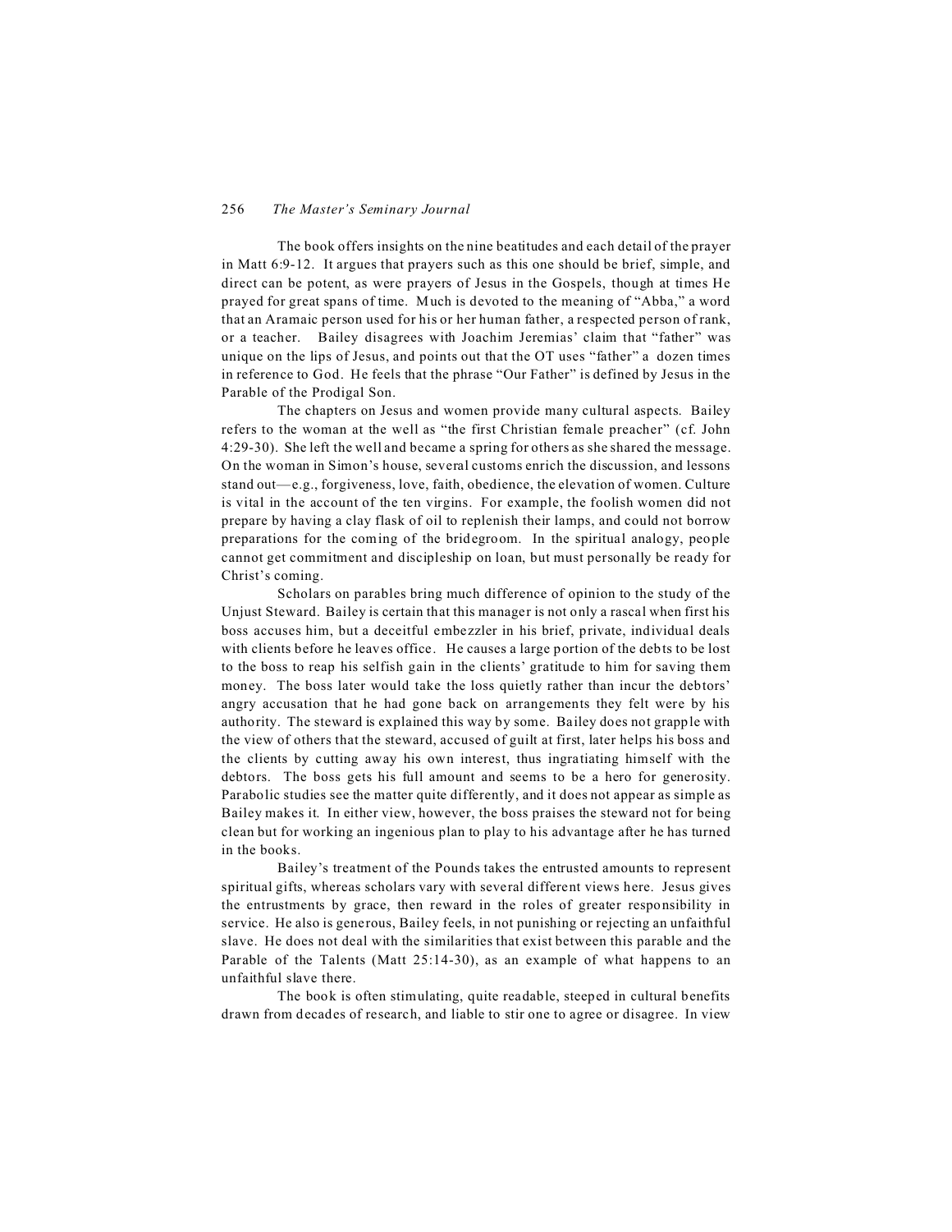The book offers insights on the nine beatitudes and each detail of the prayer in Matt 6:9-12. It argues that prayers such as this one should be brief, simple, and direct can be potent, as were prayers of Jesus in the Gospels, though at times He prayed for great spans of time. Much is devoted to the meaning of "Abba," a word that an Aramaic person used for his or her human father, a respected person of rank, or a teacher. Bailey disagrees with Joachim Jeremias' claim that "father" was unique on the lips of Jesus, and points out that the OT uses "father" a dozen times in reference to God. He feels that the phrase "Our Father" is defined by Jesus in the Parable of the Prodigal Son.

The chapters on Jesus and women provide many cultural aspects. Bailey refers to the woman at the well as "the first Christian female preacher" (cf. John 4:29-30). She left the well and became a spring for others as she shared the message. On the woman in Simon's house, several customs enrich the discussion, and lessons stand out—e.g., forgiveness, love, faith, obedience, the elevation of women. Culture is vital in the account of the ten virgins. For example, the foolish women did not prepare by having a clay flask of oil to replenish their lamps, and could not borrow preparations for the coming of the bridegroom. In the spiritual analogy, people cannot get commitment and discipleship on loan, but must personally be ready for Christ's coming.

Scholars on parables bring much difference of opinion to the study of the Unjust Steward. Bailey is certain that this manager is not only a rascal when first his boss accuses him, but a deceitful embezzler in his brief, private, individual deals with clients before he leaves office. He causes a large portion of the debts to be lost to the boss to reap his selfish gain in the clients' gratitude to him for saving them money. The boss later would take the loss quietly rather than incur the debtors' angry accusation that he had gone back on arrangements they felt were by his authority. The steward is explained this way by some. Bailey does not grapple with the view of others that the steward, accused of guilt at first, later helps his boss and the clients by cutting away his own interest, thus ingratiating himself with the debtors. The boss gets his full amount and seems to be a hero for generosity. Parabolic studies see the matter quite differently, and it does not appear as simple as Bailey makes it. In either view, however, the boss praises the steward not for being clean but for working an ingenious plan to play to his advantage after he has turned in the books.

Bailey's treatment of the Pounds takes the entrusted amounts to represent spiritual gifts, whereas scholars vary with several different views here. Jesus gives the entrustments by grace, then reward in the roles of greater responsibility in service. He also is generous, Bailey feels, in not punishing or rejecting an unfaithful slave. He does not deal with the similarities that exist between this parable and the Parable of the Talents (Matt 25:14-30), as an example of what happens to an unfaithful slave there.

The book is often stimulating, quite readable, steeped in cultural benefits drawn from decades of research, and liable to stir one to agree or disagree. In view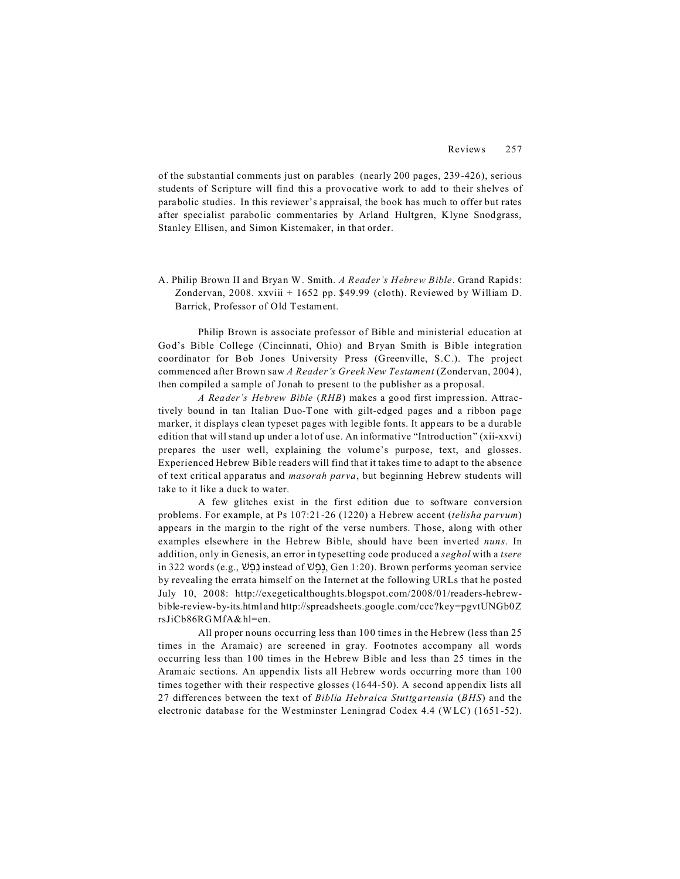of the substantial comments just on parables (nearly 200 pages, 239-426), serious students of Scripture will find this a provocative work to add to their shelves of parabolic studies. In this reviewer's appraisal, the book has much to offer but rates after specialist parabolic commentaries by Arland Hultgren, Klyne Snodgrass, Stanley Ellisen, and Simon Kistemaker, in that order.

A. Philip Brown II and Bryan W. Smith. *A Reader's Hebrew Bible*. Grand Rapids: Zondervan, 2008. xxviii + 1652 pp. $49.99 (cloth). Reviewed by William D. Barrick, Professor of Old Testament.

Philip Brown is associate professor of Bible and ministerial education at God's Bible College (Cincinnati, Ohio) and Bryan Smith is Bible integration coordinator for Bob Jones University Press (Greenville, S.C.). The project commenced after Brown saw *A Reader's Greek New Testament* (Zondervan, 2004), then compiled a sample of Jonah to present to the publisher as a proposal.

*A Reader's Hebrew Bible* (*RHB*) makes a good first impression. Attractively bound in tan Italian Duo-Tone with gilt-edged pages and a ribbon page marker, it displays clean typeset pages with legible fonts. It appears to be a durable edition that will stand up under a lot of use. An informative "Introduction" (xii-xxvi) prepares the user well, explaining the volume's purpose, text, and glosses. Experienced Hebrew Bible readers will find that it takes time to adapt to the absence of text critical apparatus and *masorah parva*, but beginning Hebrew students will take to it like a duck to water.

A few glitches exist in the first edition due to software conversion problems. For example, at Ps 107:21-26 (1220) a Hebrew accent (*telisha parvum*) appears in the margin to the right of the verse numbers. Those, along with other examples elsewhere in the Hebrew Bible, should have been inverted *nuns*. In addition, only in Genesis, an error in typesetting code produced a *seghol* with a *tsere* in 322 words (e.g., נֵֶפֶשׁ instead of נֶפֶשׁ, Gen 1:20). Brown performs yeoman service by revealing the errata himself on the Internet at the following URLs that he posted July 10, 2008: http://exegeticalthoughts.blogspot.com/2008/01/readers-hebrew-bible-review-by-its.html and http://spreadsheets.google.com/ccc?key=pgvtUNGb0ZrsJiCb86RGMfA&hl=en.

All proper nouns occurring less than 100 times in the Hebrew (less than 25 times in the Aramaic) are screened in gray. Footnotes accompany all words occurring less than 100 times in the Hebrew Bible and less than 25 times in the Aramaic sections. An appendix lists all Hebrew words occurring more than 100 times together with their respective glosses (1644-50). A second appendix lists all 27 differences between the text of *Biblia Hebraica Stuttgartensia* (*BHS*) and the electronic database for the Westminster Leningrad Codex 4.4 (WLC) (1651-52).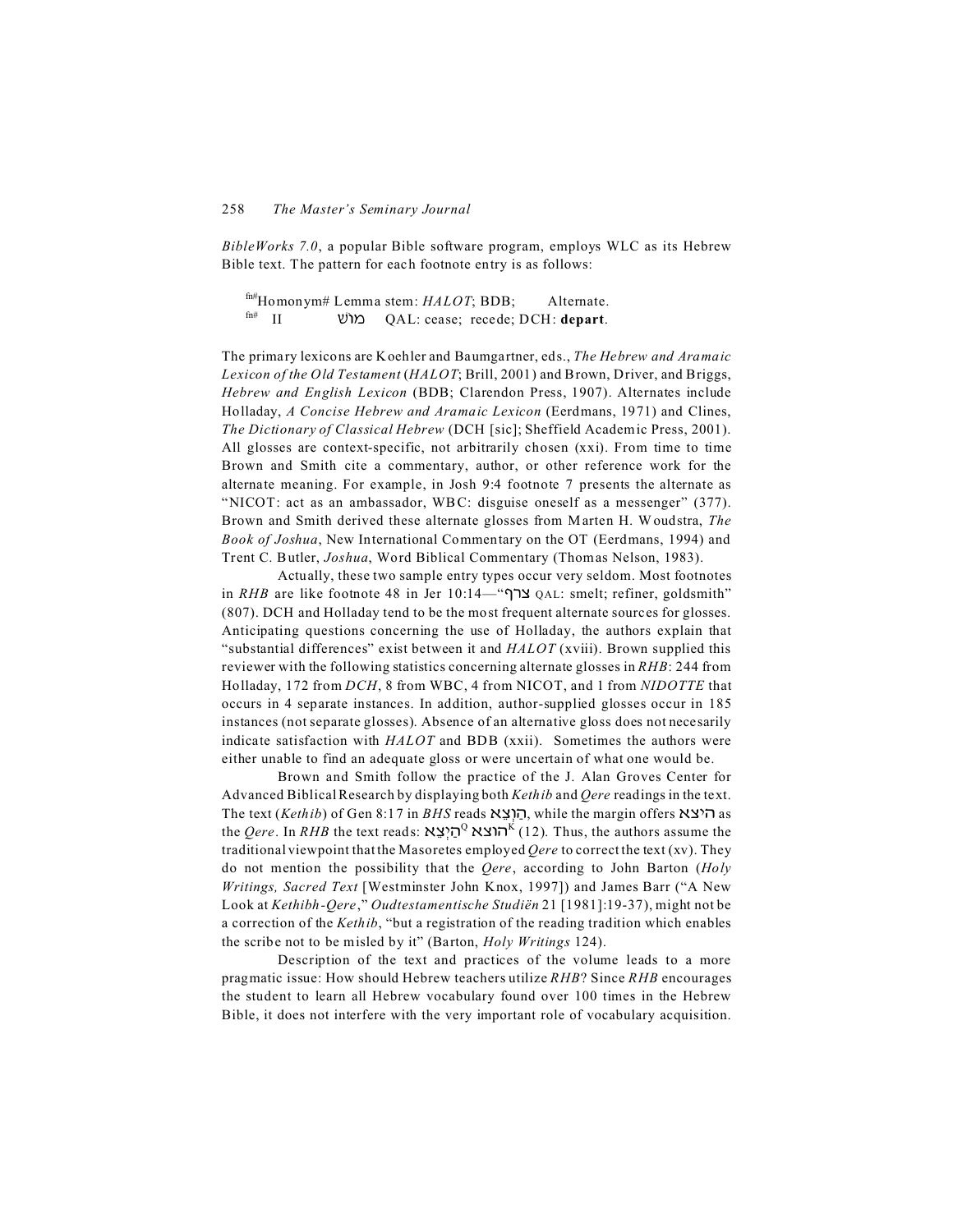*BibleWorks 7.0*, a popular Bible software program, employs WLC as its Hebrew Bible text. The pattern for each footnote entry is as follows:

> fn#Homonym# Lemma stem: *HALOT*; BDB; Alternate.
> fn# II מוּשׁ QAL: cease; recede; DCH: **depart**.

The primary lexicons are Koehler and Baumgartner, eds., *The Hebrew and Aramaic Lexicon of the Old Testament* (*HALOT*; Brill, 2001) and Brown, Driver, and Briggs, *Hebrew and English Lexicon* (BDB; Clarendon Press, 1907). Alternates include Holladay, *A Concise Hebrew and Aramaic Lexicon* (Eerdmans, 1971) and Clines, *The Dictionary of Classical Hebrew* (DCH [sic]; Sheffield Academic Press, 2001). All glosses are context-specific, not arbitrarily chosen (xxi). From time to time Brown and Smith cite a commentary, author, or other reference work for the alternate meaning. For example, in Josh 9:4 footnote 7 presents the alternate as "NICOT: act as an ambassador, WBC: disguise oneself as a messenger" (377). Brown and Smith derived these alternate glosses from Marten H. Woudstra, *The Book of Joshua*, New International Commentary on the OT (Eerdmans, 1994) and Trent C. Butler, *Joshua*, Word Biblical Commentary (Thomas Nelson, 1983).

Actually, these two sample entry types occur very seldom. Most footnotes in *RHB* are like footnote 48 in Jer 10:14—"צרף QAL: smelt; refiner, goldsmith" (807). DCH and Holladay tend to be the most frequent alternate sources for glosses. Anticipating questions concerning the use of Holladay, the authors explain that "substantial differences" exist between it and *HALOT* (xviii). Brown supplied this reviewer with the following statistics concerning alternate glosses in *RHB*: 244 from Holladay, 172 from *DCH*, 8 from WBC, 4 from NICOT, and 1 from *NIDOTTE* that occurs in 4 separate instances. In addition, author-supplied glosses occur in 185 instances (not separate glosses). Absence of an alternative gloss does not necesarily indicate satisfaction with *HALOT* and BDB (xxii). Sometimes the authors were either unable to find an adequate gloss or were uncertain of what one would be.

Brown and Smith follow the practice of the J. Alan Groves Center for Advanced Biblical Research by displaying both *Kethib* and *Qere* readings in the text. The text (*Kethib*) of Gen 8:17 in *BHS* reads הֽוֹצֵא, while the margin offers היצא as the *Qere*. In *RHB* the text reads: הוצא^K הַיְצֵא^Q (12). Thus, the authors assume the traditional viewpoint that the Masoretes employed *Qere* to correct the text (xv). They do not mention the possibility that the *Qere*, according to John Barton (*Holy Writings, Sacred Text* [Westminster John Knox, 1997]) and James Barr ("A New Look at *Kethibh-Qere*," *Oudtestamentische Studiën* 21 [1981]:19-37), might not be a correction of the *Kethib*, "but a registration of the reading tradition which enables the scribe not to be misled by it" (Barton, *Holy Writings* 124).

Description of the text and practices of the volume leads to a more pragmatic issue: How should Hebrew teachers utilize *RHB*? Since *RHB* encourages the student to learn all Hebrew vocabulary found over 100 times in the Hebrew Bible, it does not interfere with the very important role of vocabulary acquisition.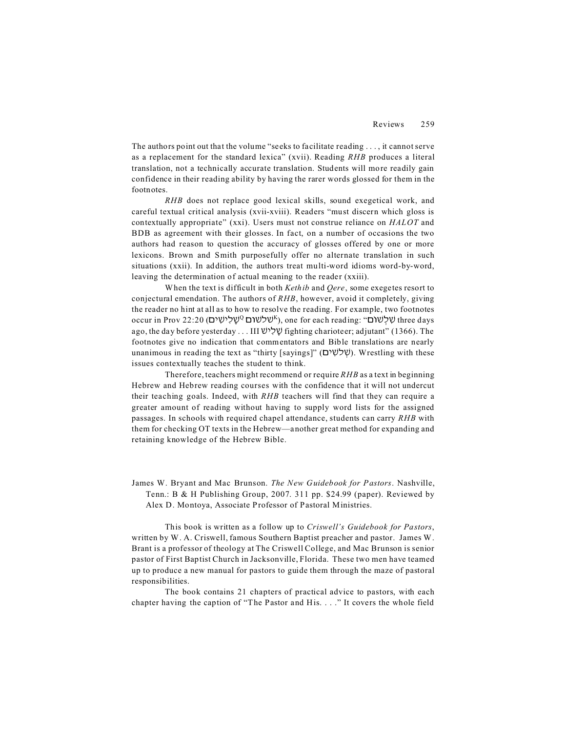The authors point out that the volume "seeks to facilitate reading . . . , it cannot serve as a replacement for the standard lexica" (xvii). Reading *RHB* produces a literal translation, not a technically accurate translation. Students will more readily gain confidence in their reading ability by having the rarer words glossed for them in the footnotes.

*RHB* does not replace good lexical skills, sound exegetical work, and careful textual critical analysis (xvii-xviii). Readers "must discern which gloss is contextually appropriate" (xxi). Users must not construe reliance on *HALOT* and BDB as agreement with their glosses. In fact, on a number of occasions the two authors had reason to question the accuracy of glosses offered by one or more lexicons. Brown and Smith purposefully offer no alternate translation in such situations (xxii). In addition, the authors treat multi-word idioms word-by-word, leaving the determination of actual meaning to the reader (xxiii).

When the text is difficult in both *Kethib* and *Qere*, some exegetes resort to conjectural emendation. The authors of *RHB*, however, avoid it completely, giving the reader no hint at all as to how to resolve the reading. For example, two footnotes occur in Prov 22:20 (שָׁלִישִׁים[Q] שלשום[K]), one for each reading: "שִׁלְשׁוֹם three days ago, the day before yesterday . . . III שָׁלִישׁ fighting charioteer; adjutant" (1366). The footnotes give no indication that commentators and Bible translations are nearly unanimous in reading the text as "thirty [sayings]" (שְׁלֹשִׁים). Wrestling with these issues contextually teaches the student to think.

Therefore, teachers might recommend or require *RHB* as a text in beginning Hebrew and Hebrew reading courses with the confidence that it will not undercut their teaching goals. Indeed, with *RHB* teachers will find that they can require a greater amount of reading without having to supply word lists for the assigned passages. In schools with required chapel attendance, students can carry *RHB* with them for checking OT texts in the Hebrew—another great method for expanding and retaining knowledge of the Hebrew Bible.

James W. Bryant and Mac Brunson. *The New Guidebook for Pastors*. Nashville, Tenn.: B & H Publishing Group, 2007. 311 pp. $24.99 (paper). Reviewed by Alex D. Montoya, Associate Professor of Pastoral Ministries.

This book is written as a follow up to *Criswell's Guidebook for Pastors*, written by W. A. Criswell, famous Southern Baptist preacher and pastor. James W. Brant is a professor of theology at The Criswell College, and Mac Brunson is senior pastor of First Baptist Church in Jacksonville, Florida. These two men have teamed up to produce a new manual for pastors to guide them through the maze of pastoral responsibilities.

The book contains 21 chapters of practical advice to pastors, with each chapter having the caption of "The Pastor and His. . . ." It covers the whole field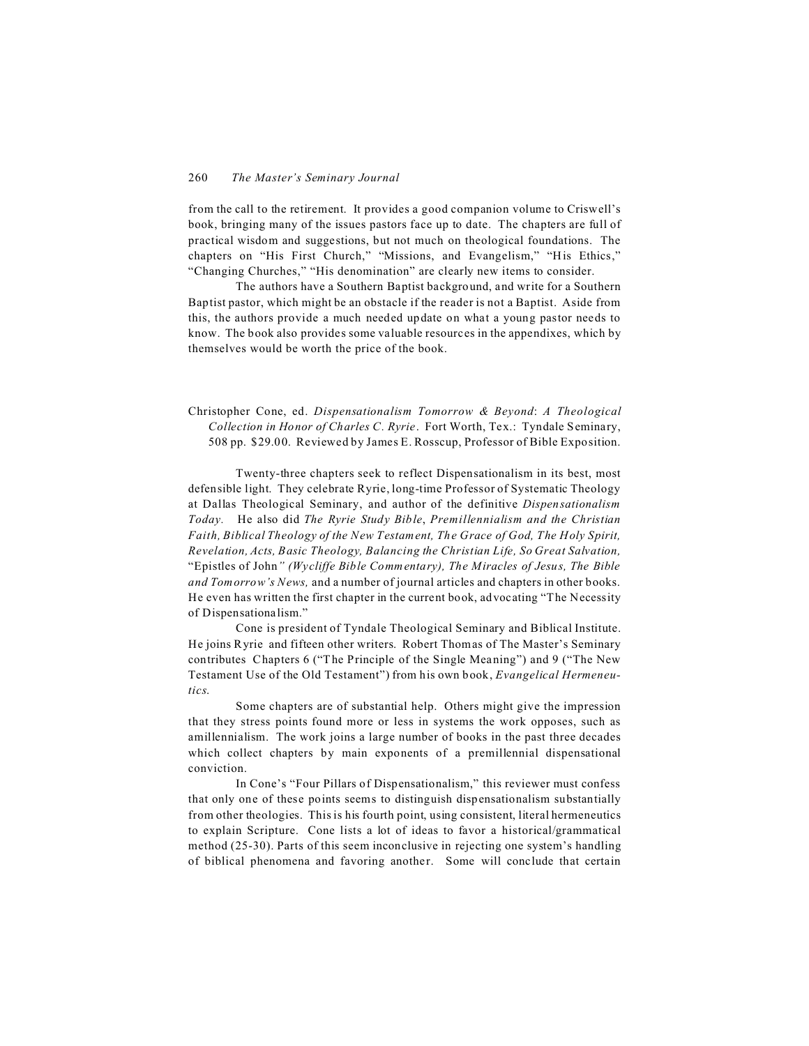from the call to the retirement. It provides a good companion volume to Criswell's book, bringing many of the issues pastors face up to date. The chapters are full of practical wisdom and suggestions, but not much on theological foundations. The chapters on "His First Church," "Missions, and Evangelism," "His Ethics," "Changing Churches," "His denomination" are clearly new items to consider.

The authors have a Southern Baptist background, and write for a Southern Baptist pastor, which might be an obstacle if the reader is not a Baptist. Aside from this, the authors provide a much needed update on what a young pastor needs to know. The book also provides some valuable resources in the appendixes, which by themselves would be worth the price of the book.

Christopher Cone, ed. *Dispensationalism Tomorrow & Beyond*: *A Theological Collection in Honor of Charles C. Ryrie*. Fort Worth, Tex.: Tyndale Seminary, 508 pp. $29.00. Reviewed by James E. Rosscup, Professor of Bible Exposition.

Twenty-three chapters seek to reflect Dispensationalism in its best, most defensible light. They celebrate Ryrie, long-time Professor of Systematic Theology at Dallas Theological Seminary, and author of the definitive *Dispensationalism Today.* He also did *The Ryrie Study Bible*, *Premillennialism and the Christian Faith, Biblical Theology of the New Testament, The Grace of God, The Holy Spirit, Revelation, Acts, Basic Theology, Balancing the Christian Life, So Great Salvation,* "Epistles of John*" (Wycliffe Bible Commentary), The Miracles of Jesus, The Bible and Tomorrow's News,* and a number of journal articles and chapters in other books. He even has written the first chapter in the current book, advocating "The Necessity of Dispensationalism."

Cone is president of Tyndale Theological Seminary and Biblical Institute. He joins Ryrie and fifteen other writers. Robert Thomas of The Master's Seminary contributes Chapters 6 ("The Principle of the Single Meaning") and 9 ("The New Testament Use of the Old Testament") from his own book, *Evangelical Hermeneutics.*

Some chapters are of substantial help. Others might give the impression that they stress points found more or less in systems the work opposes, such as amillennialism. The work joins a large number of books in the past three decades which collect chapters by main exponents of a premillennial dispensational conviction.

In Cone's "Four Pillars of Dispensationalism," this reviewer must confess that only one of these points seems to distinguish dispensationalism substantially from other theologies. This is his fourth point, using consistent, literal hermeneutics to explain Scripture. Cone lists a lot of ideas to favor a historical/grammatical method (25-30). Parts of this seem inconclusive in rejecting one system's handling of biblical phenomena and favoring another. Some will conclude that certain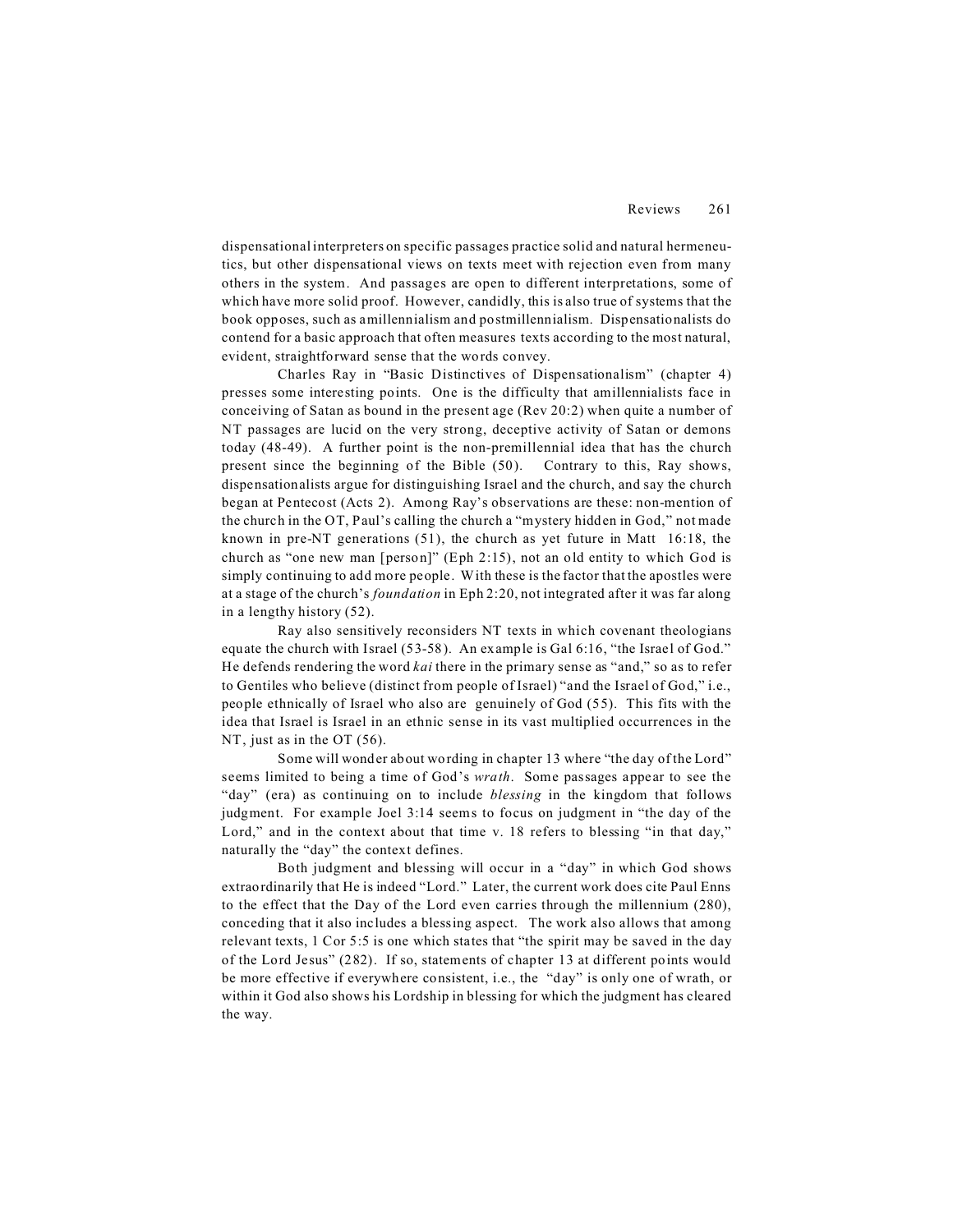dispensational interpreters on specific passages practice solid and natural hermeneutics, but other dispensational views on texts meet with rejection even from many others in the system. And passages are open to different interpretations, some of which have more solid proof. However, candidly, this is also true of systems that the book opposes, such as amillennialism and postmillennialism. Dispensationalists do contend for a basic approach that often measures texts according to the most natural, evident, straightforward sense that the words convey.

Charles Ray in "Basic Distinctives of Dispensationalism" (chapter 4) presses some interesting points. One is the difficulty that amillennialists face in conceiving of Satan as bound in the present age (Rev 20:2) when quite a number of NT passages are lucid on the very strong, deceptive activity of Satan or demons today (48-49). A further point is the non-premillennial idea that has the church present since the beginning of the Bible (50). Contrary to this, Ray shows, dispensationalists argue for distinguishing Israel and the church, and say the church began at Pentecost (Acts 2). Among Ray's observations are these: non-mention of the church in the OT, Paul's calling the church a "mystery hidden in God," not made known in pre-NT generations (51), the church as yet future in Matt 16:18, the church as "one new man [person]" (Eph 2:15), not an old entity to which God is simply continuing to add more people. With these is the factor that the apostles were at a stage of the church's *foundation* in Eph 2:20, not integrated after it was far along in a lengthy history (52).

Ray also sensitively reconsiders NT texts in which covenant theologians equate the church with Israel (53-58). An example is Gal 6:16, "the Israel of God." He defends rendering the word *kai* there in the primary sense as "and," so as to refer to Gentiles who believe (distinct from people of Israel) "and the Israel of God," i.e., people ethnically of Israel who also are genuinely of God (55). This fits with the idea that Israel is Israel in an ethnic sense in its vast multiplied occurrences in the NT, just as in the OT (56).

Some will wonder about wording in chapter 13 where "the day of the Lord" seems limited to being a time of God's *wrath*. Some passages appear to see the "day" (era) as continuing on to include *blessing* in the kingdom that follows judgment. For example Joel 3:14 seems to focus on judgment in "the day of the Lord," and in the context about that time v. 18 refers to blessing "in that day," naturally the "day" the context defines.

Both judgment and blessing will occur in a "day" in which God shows extraordinarily that He is indeed "Lord." Later, the current work does cite Paul Enns to the effect that the Day of the Lord even carries through the millennium (280), conceding that it also includes a blessing aspect. The work also allows that among relevant texts, 1 Cor 5:5 is one which states that "the spirit may be saved in the day of the Lord Jesus" (282). If so, statements of chapter 13 at different points would be more effective if everywhere consistent, i.e., the "day" is only one of wrath, or within it God also shows his Lordship in blessing for which the judgment has cleared the way.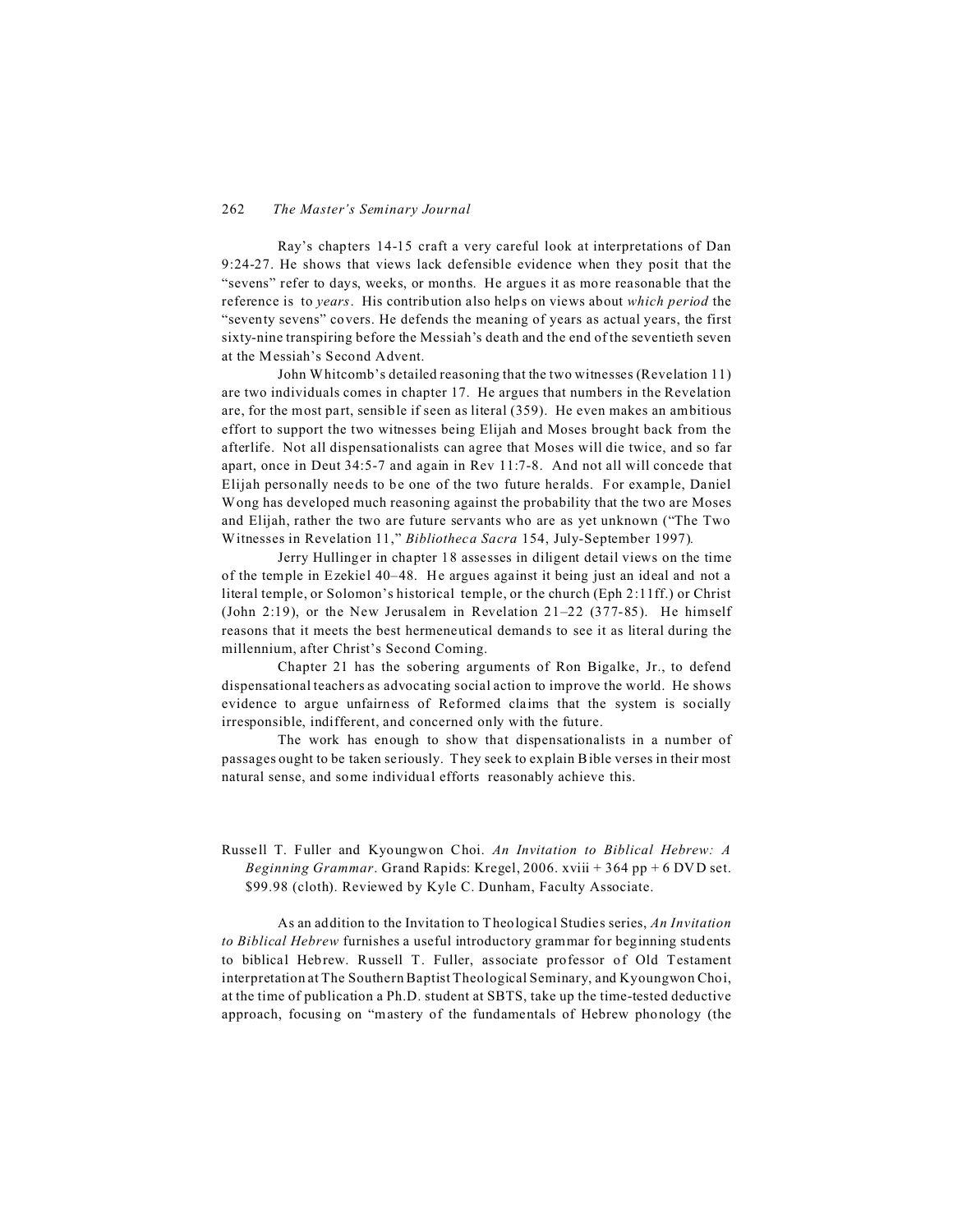Ray's chapters 14-15 craft a very careful look at interpretations of Dan 9:24-27. He shows that views lack defensible evidence when they posit that the "sevens" refer to days, weeks, or months. He argues it as more reasonable that the reference is to *years*. His contribution also helps on views about *which period* the "seventy sevens" covers. He defends the meaning of years as actual years, the first sixty-nine transpiring before the Messiah's death and the end of the seventieth seven at the Messiah's Second Advent.

John Whitcomb's detailed reasoning that the two witnesses (Revelation 11) are two individuals comes in chapter 17. He argues that numbers in the Revelation are, for the most part, sensible if seen as literal (359). He even makes an ambitious effort to support the two witnesses being Elijah and Moses brought back from the afterlife. Not all dispensationalists can agree that Moses will die twice, and so far apart, once in Deut 34:5-7 and again in Rev 11:7-8. And not all will concede that Elijah personally needs to be one of the two future heralds. For example, Daniel Wong has developed much reasoning against the probability that the two are Moses and Elijah, rather the two are future servants who are as yet unknown ("The Two Witnesses in Revelation 11," *Bibliotheca Sacra* 154, July-September 1997).

Jerry Hullinger in chapter 18 assesses in diligent detail views on the time of the temple in Ezekiel 40–48. He argues against it being just an ideal and not a literal temple, or Solomon's historical temple, or the church (Eph 2:11ff.) or Christ (John 2:19), or the New Jerusalem in Revelation 21–22 (377-85). He himself reasons that it meets the best hermeneutical demands to see it as literal during the millennium, after Christ's Second Coming.

Chapter 21 has the sobering arguments of Ron Bigalke, Jr., to defend dispensational teachers as advocating social action to improve the world. He shows evidence to argue unfairness of Reformed claims that the system is socially irresponsible, indifferent, and concerned only with the future.

The work has enough to show that dispensationalists in a number of passages ought to be taken seriously. They seek to explain Bible verses in their most natural sense, and some individual efforts reasonably achieve this.

Russell T. Fuller and Kyoungwon Choi. *An Invitation to Biblical Hebrew: A Beginning Grammar*. Grand Rapids: Kregel, 2006. xviii + 364 pp + 6 DVD set. $99.98 (cloth). Reviewed by Kyle C. Dunham, Faculty Associate.

As an addition to the Invitation to Theological Studies series, *An Invitation to Biblical Hebrew* furnishes a useful introductory grammar for beginning students to biblical Hebrew. Russell T. Fuller, associate professor of Old Testament interpretation at The Southern Baptist Theological Seminary, and Kyoungwon Choi, at the time of publication a Ph.D. student at SBTS, take up the time-tested deductive approach, focusing on "mastery of the fundamentals of Hebrew phonology (the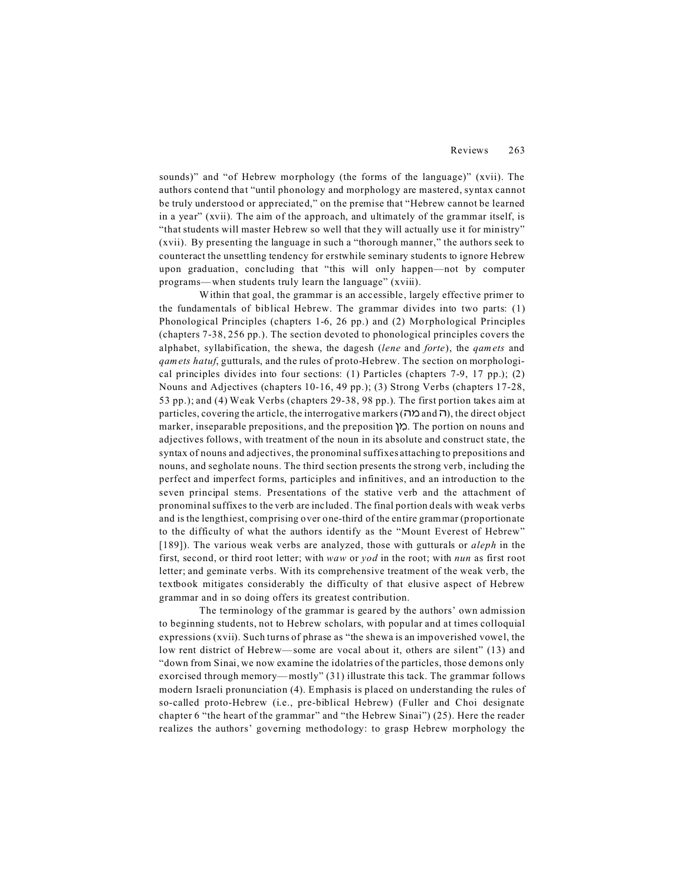sounds)" and "of Hebrew morphology (the forms of the language)" (xvii). The authors contend that "until phonology and morphology are mastered, syntax cannot be truly understood or appreciated," on the premise that "Hebrew cannot be learned in a year" (xvii). The aim of the approach, and ultimately of the grammar itself, is "that students will master Hebrew so well that they will actually use it for ministry" (xvii). By presenting the language in such a "thorough manner," the authors seek to counteract the unsettling tendency for erstwhile seminary students to ignore Hebrew upon graduation, concluding that "this will only happen—not by computer programs—when students truly learn the language" (xviii).

Within that goal, the grammar is an accessible, largely effective primer to the fundamentals of biblical Hebrew. The grammar divides into two parts: (1) Phonological Principles (chapters 1-6, 26 pp.) and (2) Morphological Principles (chapters 7-38, 256 pp.). The section devoted to phonological principles covers the alphabet, syllabification, the shewa, the dagesh (*lene* and *forte*), the *qamets* and *qamets hatuf*, gutturals, and the rules of proto-Hebrew. The section on morphological principles divides into four sections: (1) Particles (chapters 7-9, 17 pp.); (2) Nouns and Adjectives (chapters 10-16, 49 pp.); (3) Strong Verbs (chapters 17-28, 53 pp.); and (4) Weak Verbs (chapters 29-38, 98 pp.). The first portion takes aim at particles, covering the article, the interrogative markers (מה and ה), the direct object marker, inseparable prepositions, and the preposition מן. The portion on nouns and adjectives follows, with treatment of the noun in its absolute and construct state, the syntax of nouns and adjectives, the pronominal suffixes attaching to prepositions and nouns, and segholate nouns. The third section presents the strong verb, including the perfect and imperfect forms, participles and infinitives, and an introduction to the seven principal stems. Presentations of the stative verb and the attachment of pronominal suffixes to the verb are included. The final portion deals with weak verbs and is the lengthiest, comprising over one-third of the entire grammar (proportionate to the difficulty of what the authors identify as the "Mount Everest of Hebrew" [189]). The various weak verbs are analyzed, those with gutturals or *aleph* in the first, second, or third root letter; with *waw* or *yod* in the root; with *nun* as first root letter; and geminate verbs. With its comprehensive treatment of the weak verb, the textbook mitigates considerably the difficulty of that elusive aspect of Hebrew grammar and in so doing offers its greatest contribution.

The terminology of the grammar is geared by the authors' own admission to beginning students, not to Hebrew scholars, with popular and at times colloquial expressions (xvii). Such turns of phrase as "the shewa is an impoverished vowel, the low rent district of Hebrew—some are vocal about it, others are silent" (13) and "down from Sinai, we now examine the idolatries of the particles, those demons only exorcised through memory—mostly" (31) illustrate this tack. The grammar follows modern Israeli pronunciation (4). Emphasis is placed on understanding the rules of so-called proto-Hebrew (i.e., pre-biblical Hebrew) (Fuller and Choi designate chapter 6 "the heart of the grammar" and "the Hebrew Sinai") (25). Here the reader realizes the authors' governing methodology: to grasp Hebrew morphology the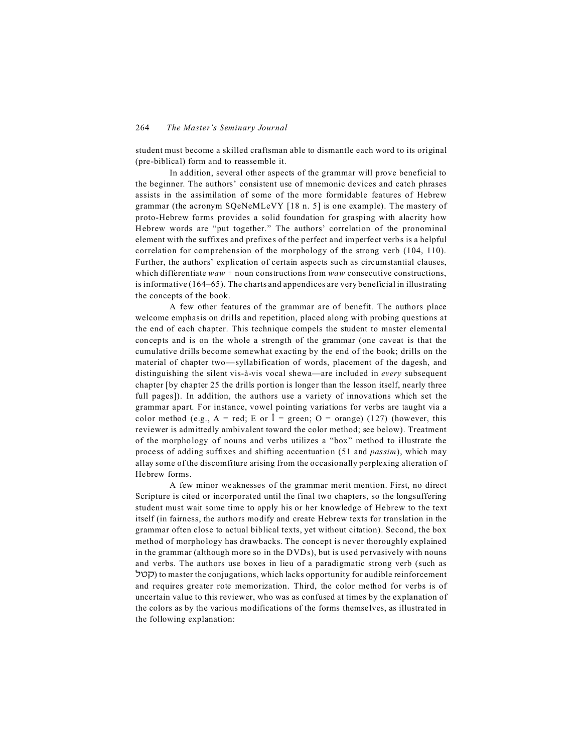student must become a skilled craftsman able to dismantle each word to its original (pre-biblical) form and to reassemble it.

In addition, several other aspects of the grammar will prove beneficial to the beginner. The authors' consistent use of mnemonic devices and catch phrases assists in the assimilation of some of the more formidable features of Hebrew grammar (the acronym SQeNeMLeVY [18 n. 5] is one example). The mastery of proto-Hebrew forms provides a solid foundation for grasping with alacrity how Hebrew words are "put together." The authors' correlation of the pronominal element with the suffixes and prefixes of the perfect and imperfect verbs is a helpful correlation for comprehension of the morphology of the strong verb (104, 110). Further, the authors' explication of certain aspects such as circumstantial clauses, which differentiate *waw* + noun constructions from *waw* consecutive constructions, is informative (164–65). The charts and appendices are very beneficial in illustrating the concepts of the book.

A few other features of the grammar are of benefit. The authors place welcome emphasis on drills and repetition, placed along with probing questions at the end of each chapter. This technique compels the student to master elemental concepts and is on the whole a strength of the grammar (one caveat is that the cumulative drills become somewhat exacting by the end of the book; drills on the material of chapter two—syllabification of words, placement of the dagesh, and distinguishing the silent vis-à-vis vocal shewa—are included in *every* subsequent chapter [by chapter 25 the drills portion is longer than the lesson itself, nearly three full pages]). In addition, the authors use a variety of innovations which set the grammar apart. For instance, vowel pointing variations for verbs are taught via a color method (e.g., A = red; E or Î = green; O = orange) (127) (however, this reviewer is admittedly ambivalent toward the color method; see below). Treatment of the morphology of nouns and verbs utilizes a "box" method to illustrate the process of adding suffixes and shifting accentuation (51 and *passim*), which may allay some of the discomfiture arising from the occasionally perplexing alteration of Hebrew forms.

A few minor weaknesses of the grammar merit mention. First, no direct Scripture is cited or incorporated until the final two chapters, so the longsuffering student must wait some time to apply his or her knowledge of Hebrew to the text itself (in fairness, the authors modify and create Hebrew texts for translation in the grammar often close to actual biblical texts, yet without citation). Second, the box method of morphology has drawbacks. The concept is never thoroughly explained in the grammar (although more so in the DVDs), but is used pervasively with nouns and verbs. The authors use boxes in lieu of a paradigmatic strong verb (such as קטל) to master the conjugations, which lacks opportunity for audible reinforcement and requires greater rote memorization. Third, the color method for verbs is of uncertain value to this reviewer, who was as confused at times by the explanation of the colors as by the various modifications of the forms themselves, as illustrated in the following explanation: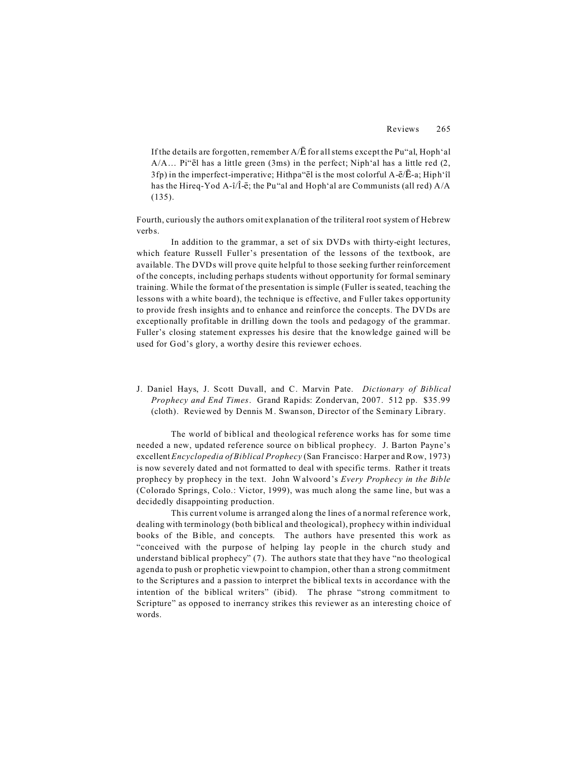> If the details are forgotten, remember A/Ē for all stems except the Pu"al, Hoph'al A/A… Pi"ēl has a little green (3ms) in the perfect; Niph'al has a little red (2, 3fp) in the imperfect-imperative; Hithpa"ēl is the most colorful A-ē/Ē-a; Hiph'îl has the Hireq-Yod A-î/Î-ē; the Pu"al and Hoph'al are Communists (all red) A/A (135).

Fourth, curiously the authors omit explanation of the triliteral root system of Hebrew verbs.

In addition to the grammar, a set of six DVDs with thirty-eight lectures, which feature Russell Fuller's presentation of the lessons of the textbook, are available. The DVDs will prove quite helpful to those seeking further reinforcement of the concepts, including perhaps students without opportunity for formal seminary training. While the format of the presentation is simple (Fuller is seated, teaching the lessons with a white board), the technique is effective, and Fuller takes opportunity to provide fresh insights and to enhance and reinforce the concepts. The DVDs are exceptionally profitable in drilling down the tools and pedagogy of the grammar. Fuller's closing statement expresses his desire that the knowledge gained will be used for God's glory, a worthy desire this reviewer echoes.

J. Daniel Hays, J. Scott Duvall, and C. Marvin Pate. *Dictionary of Biblical Prophecy and End Times*. Grand Rapids: Zondervan, 2007. 512 pp. $35.99 (cloth). Reviewed by Dennis M. Swanson, Director of the Seminary Library.

The world of biblical and theological reference works has for some time needed a new, updated reference source on biblical prophecy. J. Barton Payne's excellent *Encyclopedia of Biblical Prophecy* (San Francisco: Harper and Row, 1973) is now severely dated and not formatted to deal with specific terms. Rather it treats prophecy by prophecy in the text. John Walvoord's *Every Prophecy in the Bible* (Colorado Springs, Colo.: Victor, 1999), was much along the same line, but was a decidedly disappointing production.

This current volume is arranged along the lines of a normal reference work, dealing with terminology (both biblical and theological), prophecy within individual books of the Bible, and concepts. The authors have presented this work as "conceived with the purpose of helping lay people in the church study and understand biblical prophecy" (7). The authors state that they have "no theological agenda to push or prophetic viewpoint to champion, other than a strong commitment to the Scriptures and a passion to interpret the biblical texts in accordance with the intention of the biblical writers" (ibid). The phrase "strong commitment to Scripture" as opposed to inerrancy strikes this reviewer as an interesting choice of words.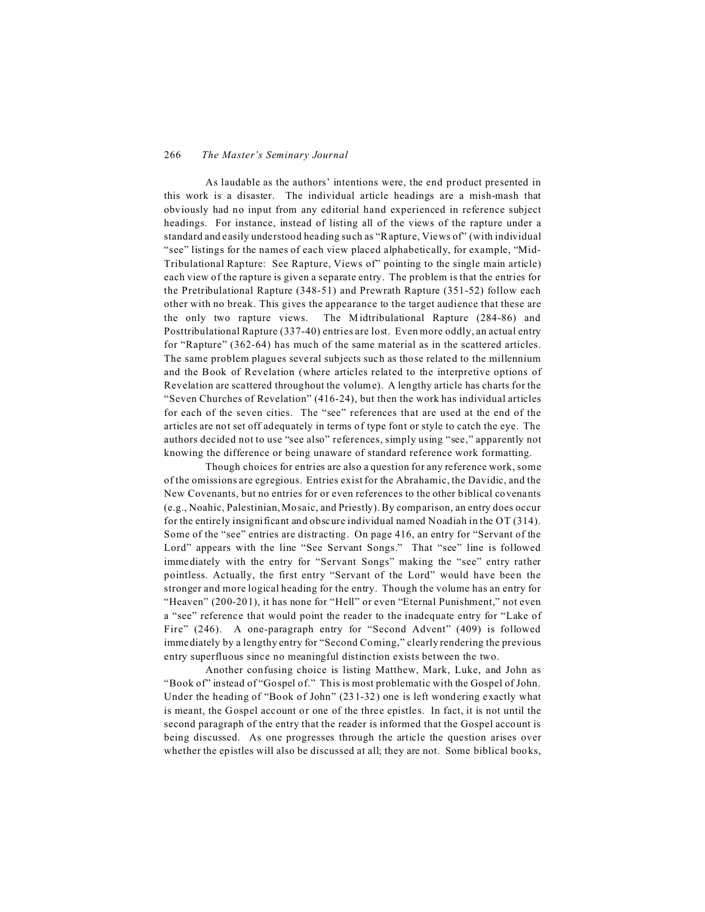As laudable as the authors' intentions were, the end product presented in this work is a disaster. The individual article headings are a mish-mash that obviously had no input from any editorial hand experienced in reference subject headings. For instance, instead of listing all of the views of the rapture under a standard and easily understood heading such as "Rapture, Views of" (with individual "see" listings for the names of each view placed alphabetically, for example, "Mid-Tribulational Rapture: See Rapture, Views of" pointing to the single main article) each view of the rapture is given a separate entry. The problem is that the entries for the Pretribulational Rapture (348-51) and Prewrath Rapture (351-52) follow each other with no break. This gives the appearance to the target audience that these are the only two rapture views. The Midtribulational Rapture (284-86) and Posttribulational Rapture (337-40) entries are lost. Even more oddly, an actual entry for "Rapture" (362-64) has much of the same material as in the scattered articles. The same problem plagues several subjects such as those related to the millennium and the Book of Revelation (where articles related to the interpretive options of Revelation are scattered throughout the volume). A lengthy article has charts for the "Seven Churches of Revelation" (416-24), but then the work has individual articles for each of the seven cities. The "see" references that are used at the end of the articles are not set off adequately in terms of type font or style to catch the eye. The authors decided not to use "see also" references, simply using "see," apparently not knowing the difference or being unaware of standard reference work formatting.

Though choices for entries are also a question for any reference work, some of the omissions are egregious. Entries exist for the Abrahamic, the Davidic, and the New Covenants, but no entries for or even references to the other biblical covenants (e.g., Noahic, Palestinian, Mosaic, and Priestly). By comparison, an entry does occur for the entirely insignificant and obscure individual named Noadiah in the OT (314). Some of the "see" entries are distracting. On page 416, an entry for "Servant of the Lord" appears with the line "See Servant Songs." That "see" line is followed immediately with the entry for "Servant Songs" making the "see" entry rather pointless. Actually, the first entry "Servant of the Lord" would have been the stronger and more logical heading for the entry. Though the volume has an entry for "Heaven" (200-201), it has none for "Hell" or even "Eternal Punishment," not even a "see" reference that would point the reader to the inadequate entry for "Lake of Fire" (246). A one-paragraph entry for "Second Advent" (409) is followed immediately by a lengthy entry for "Second Coming," clearly rendering the previous entry superfluous since no meaningful distinction exists between the two.

Another confusing choice is listing Matthew, Mark, Luke, and John as "Book of" instead of "Gospel of." This is most problematic with the Gospel of John. Under the heading of "Book of John" (231-32) one is left wondering exactly what is meant, the Gospel account or one of the three epistles. In fact, it is not until the second paragraph of the entry that the reader is informed that the Gospel account is being discussed. As one progresses through the article the question arises over whether the epistles will also be discussed at all; they are not. Some biblical books,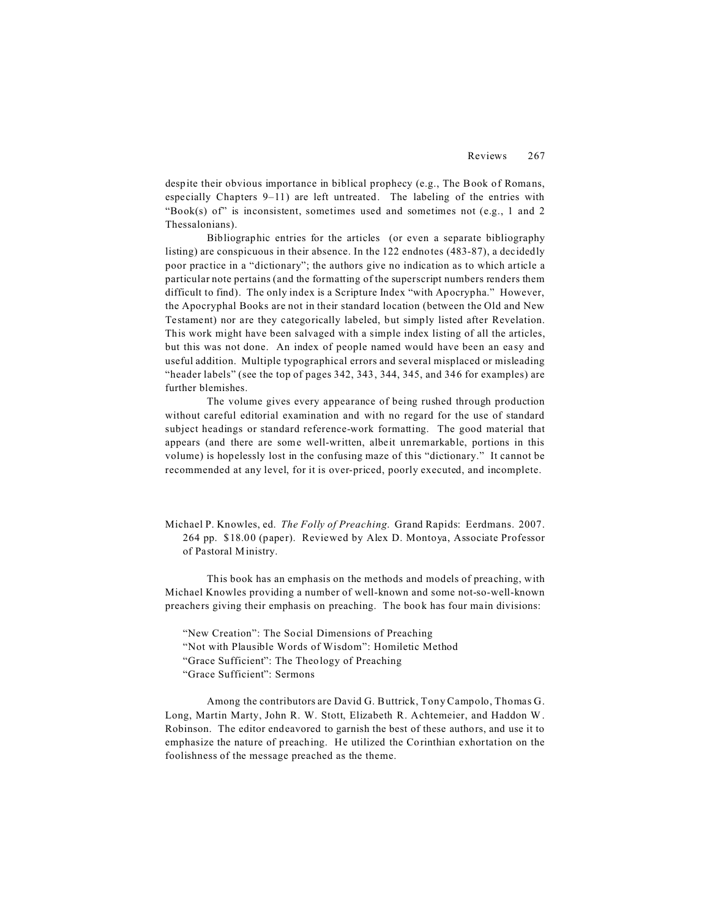despite their obvious importance in biblical prophecy (e.g., The Book of Romans, especially Chapters 9–11) are left untreated. The labeling of the entries with "Book(s) of" is inconsistent, sometimes used and sometimes not (e.g., 1 and 2 Thessalonians).

Bibliographic entries for the articles (or even a separate bibliography listing) are conspicuous in their absence. In the 122 endnotes (483-87), a decidedly poor practice in a "dictionary"; the authors give no indication as to which article a particular note pertains (and the formatting of the superscript numbers renders them difficult to find). The only index is a Scripture Index "with Apocrypha." However, the Apocryphal Books are not in their standard location (between the Old and New Testament) nor are they categorically labeled, but simply listed after Revelation. This work might have been salvaged with a simple index listing of all the articles, but this was not done. An index of people named would have been an easy and useful addition. Multiple typographical errors and several misplaced or misleading "header labels" (see the top of pages 342, 343, 344, 345, and 346 for examples) are further blemishes.

The volume gives every appearance of being rushed through production without careful editorial examination and with no regard for the use of standard subject headings or standard reference-work formatting. The good material that appears (and there are some well-written, albeit unremarkable, portions in this volume) is hopelessly lost in the confusing maze of this "dictionary." It cannot be recommended at any level, for it is over-priced, poorly executed, and incomplete.

Michael P. Knowles, ed. *The Folly of Preaching.* Grand Rapids: Eerdmans. 2007. 264 pp. $18.00 (paper). Reviewed by Alex D. Montoya, Associate Professor of Pastoral Ministry.

This book has an emphasis on the methods and models of preaching, with Michael Knowles providing a number of well-known and some not-so-well-known preachers giving their emphasis on preaching. The book has four main divisions:

"New Creation": The Social Dimensions of Preaching
"Not with Plausible Words of Wisdom": Homiletic Method
"Grace Sufficient": The Theology of Preaching
"Grace Sufficient": Sermons

Among the contributors are David G. Buttrick, Tony Campolo, Thomas G. Long, Martin Marty, John R. W. Stott, Elizabeth R. Achtemeier, and Haddon W. Robinson. The editor endeavored to garnish the best of these authors, and use it to emphasize the nature of preaching. He utilized the Corinthian exhortation on the foolishness of the message preached as the theme.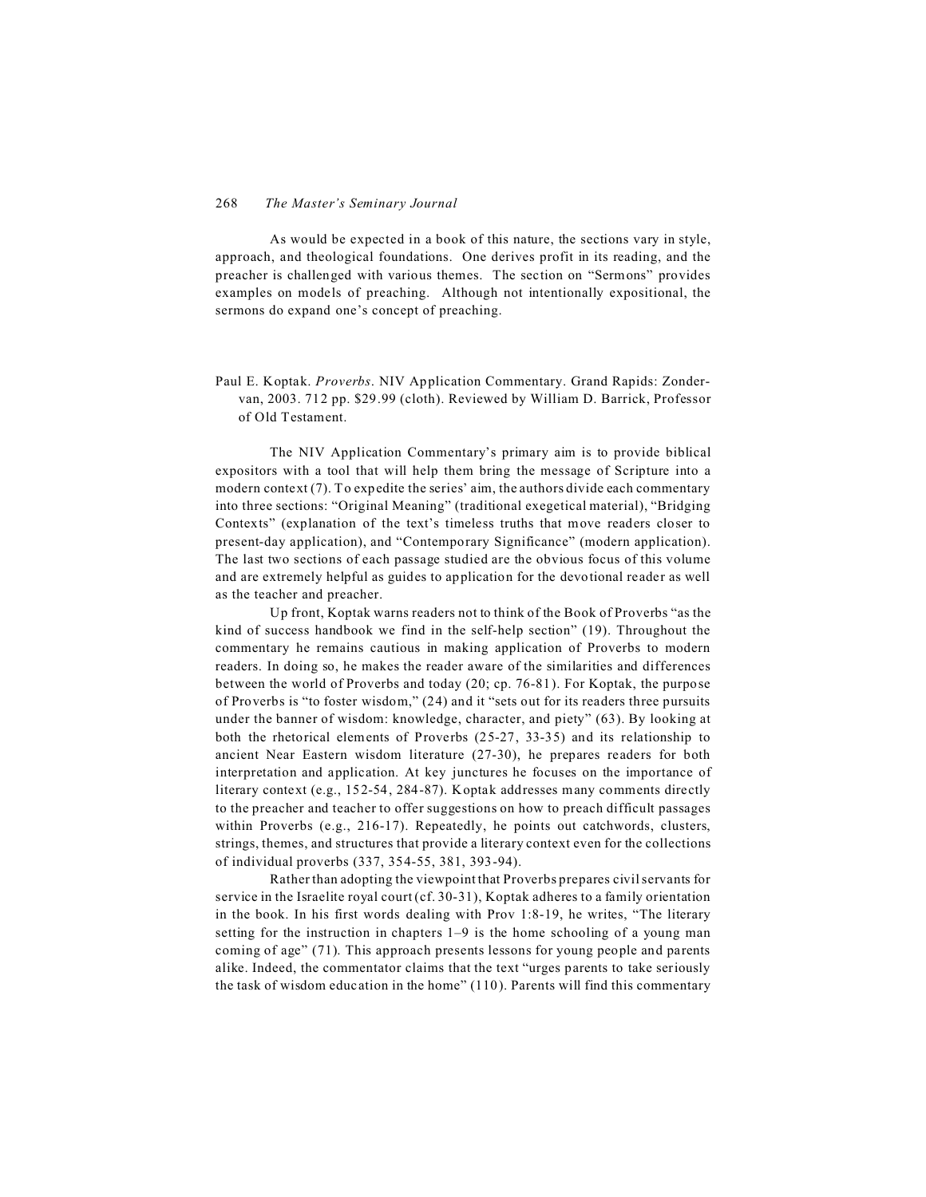As would be expected in a book of this nature, the sections vary in style, approach, and theological foundations. One derives profit in its reading, and the preacher is challenged with various themes. The section on "Sermons" provides examples on models of preaching. Although not intentionally expositional, the sermons do expand one's concept of preaching.

Paul E. Koptak. *Proverbs*. NIV Application Commentary. Grand Rapids: Zondervan, 2003. 712 pp. $29.99 (cloth). Reviewed by William D. Barrick, Professor of Old Testament.

The NIV Application Commentary's primary aim is to provide biblical expositors with a tool that will help them bring the message of Scripture into a modern context (7). To expedite the series' aim, the authors divide each commentary into three sections: "Original Meaning" (traditional exegetical material), "Bridging Contexts" (explanation of the text's timeless truths that move readers closer to present-day application), and "Contemporary Significance" (modern application). The last two sections of each passage studied are the obvious focus of this volume and are extremely helpful as guides to application for the devotional reader as well as the teacher and preacher.

Up front, Koptak warns readers not to think of the Book of Proverbs "as the kind of success handbook we find in the self-help section" (19). Throughout the commentary he remains cautious in making application of Proverbs to modern readers. In doing so, he makes the reader aware of the similarities and differences between the world of Proverbs and today (20; cp. 76-81). For Koptak, the purpose of Proverbs is "to foster wisdom," (24) and it "sets out for its readers three pursuits under the banner of wisdom: knowledge, character, and piety" (63). By looking at both the rhetorical elements of Proverbs (25-27, 33-35) and its relationship to ancient Near Eastern wisdom literature (27-30), he prepares readers for both interpretation and application. At key junctures he focuses on the importance of literary context (e.g., 152-54, 284-87). Koptak addresses many comments directly to the preacher and teacher to offer suggestions on how to preach difficult passages within Proverbs (e.g., 216-17). Repeatedly, he points out catchwords, clusters, strings, themes, and structures that provide a literary context even for the collections of individual proverbs (337, 354-55, 381, 393-94).

Rather than adopting the viewpoint that Proverbs prepares civil servants for service in the Israelite royal court (cf. 30-31), Koptak adheres to a family orientation in the book. In his first words dealing with Prov 1:8-19, he writes, "The literary setting for the instruction in chapters 1–9 is the home schooling of a young man coming of age" (71). This approach presents lessons for young people and parents alike. Indeed, the commentator claims that the text "urges parents to take seriously the task of wisdom education in the home" (110). Parents will find this commentary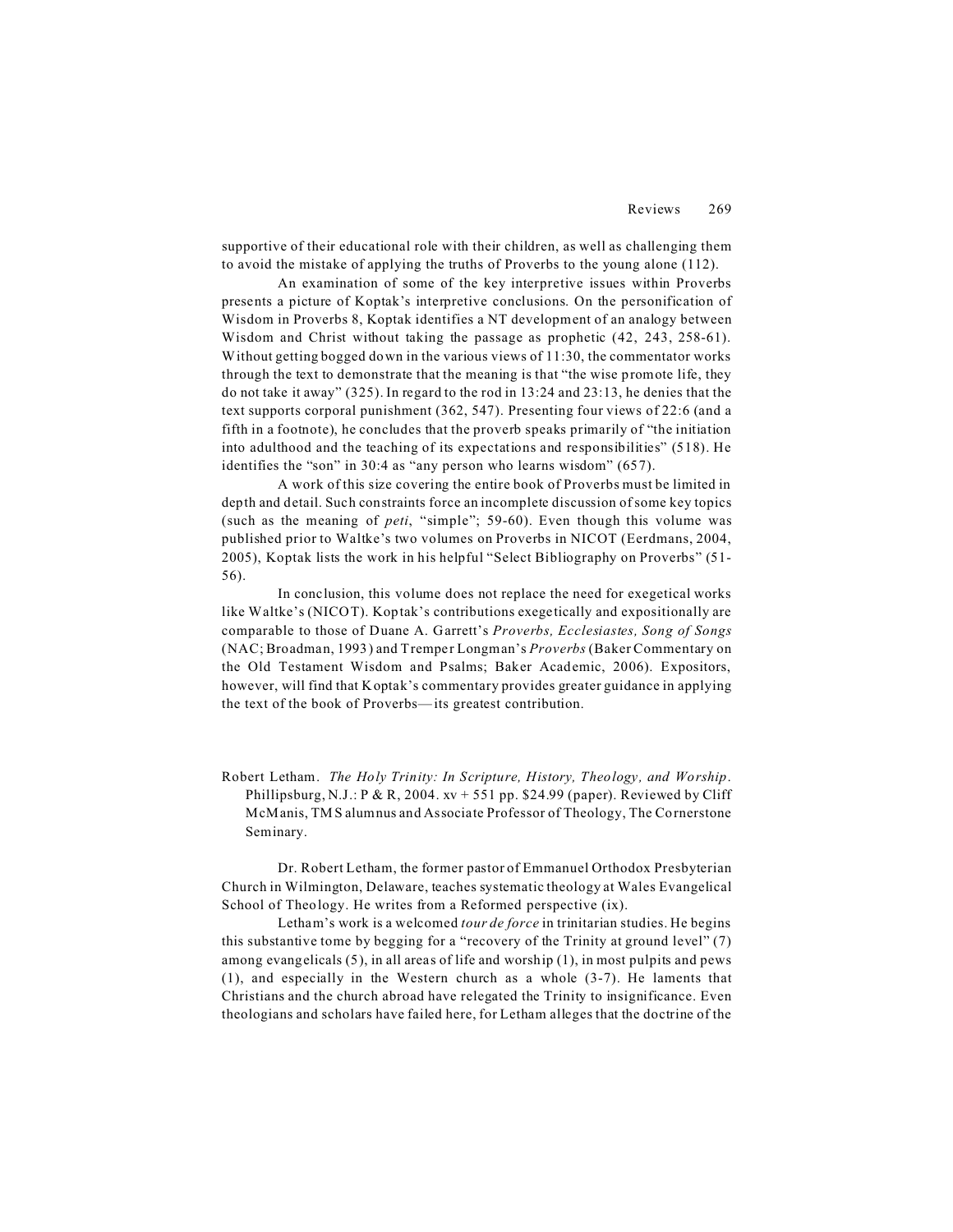supportive of their educational role with their children, as well as challenging them to avoid the mistake of applying the truths of Proverbs to the young alone (112).

An examination of some of the key interpretive issues within Proverbs presents a picture of Koptak's interpretive conclusions. On the personification of Wisdom in Proverbs 8, Koptak identifies a NT development of an analogy between Wisdom and Christ without taking the passage as prophetic (42, 243, 258-61). Without getting bogged down in the various views of 11:30, the commentator works through the text to demonstrate that the meaning is that "the wise promote life, they do not take it away" (325). In regard to the rod in 13:24 and 23:13, he denies that the text supports corporal punishment (362, 547). Presenting four views of 22:6 (and a fifth in a footnote), he concludes that the proverb speaks primarily of "the initiation into adulthood and the teaching of its expectations and responsibilities" (518). He identifies the "son" in 30:4 as "any person who learns wisdom" (657).

A work of this size covering the entire book of Proverbs must be limited in depth and detail. Such constraints force an incomplete discussion of some key topics (such as the meaning of *peti*, "simple"; 59-60). Even though this volume was published prior to Waltke's two volumes on Proverbs in NICOT (Eerdmans, 2004, 2005), Koptak lists the work in his helpful "Select Bibliography on Proverbs" (51-56).

In conclusion, this volume does not replace the need for exegetical works like Waltke's (NICOT). Koptak's contributions exegetically and expositionally are comparable to those of Duane A. Garrett's *Proverbs, Ecclesiastes, Song of Songs* (NAC; Broadman, 1993) and Tremper Longman's *Proverbs* (Baker Commentary on the Old Testament Wisdom and Psalms; Baker Academic, 2006). Expositors, however, will find that Koptak's commentary provides greater guidance in applying the text of the book of Proverbs—its greatest contribution.

Robert Letham. *The Holy Trinity: In Scripture, History, Theology, and Worship*. Phillipsburg, N.J.: P & R, 2004. xv + 551 pp. $24.99 (paper). Reviewed by Cliff McManis, TMS alumnus and Associate Professor of Theology, The Cornerstone Seminary.

Dr. Robert Letham, the former pastor of Emmanuel Orthodox Presbyterian Church in Wilmington, Delaware, teaches systematic theology at Wales Evangelical School of Theology. He writes from a Reformed perspective (ix).

Letham's work is a welcomed *tour de force* in trinitarian studies. He begins this substantive tome by begging for a "recovery of the Trinity at ground level" (7) among evangelicals (5), in all areas of life and worship (1), in most pulpits and pews (1), and especially in the Western church as a whole (3-7). He laments that Christians and the church abroad have relegated the Trinity to insignificance. Even theologians and scholars have failed here, for Letham alleges that the doctrine of the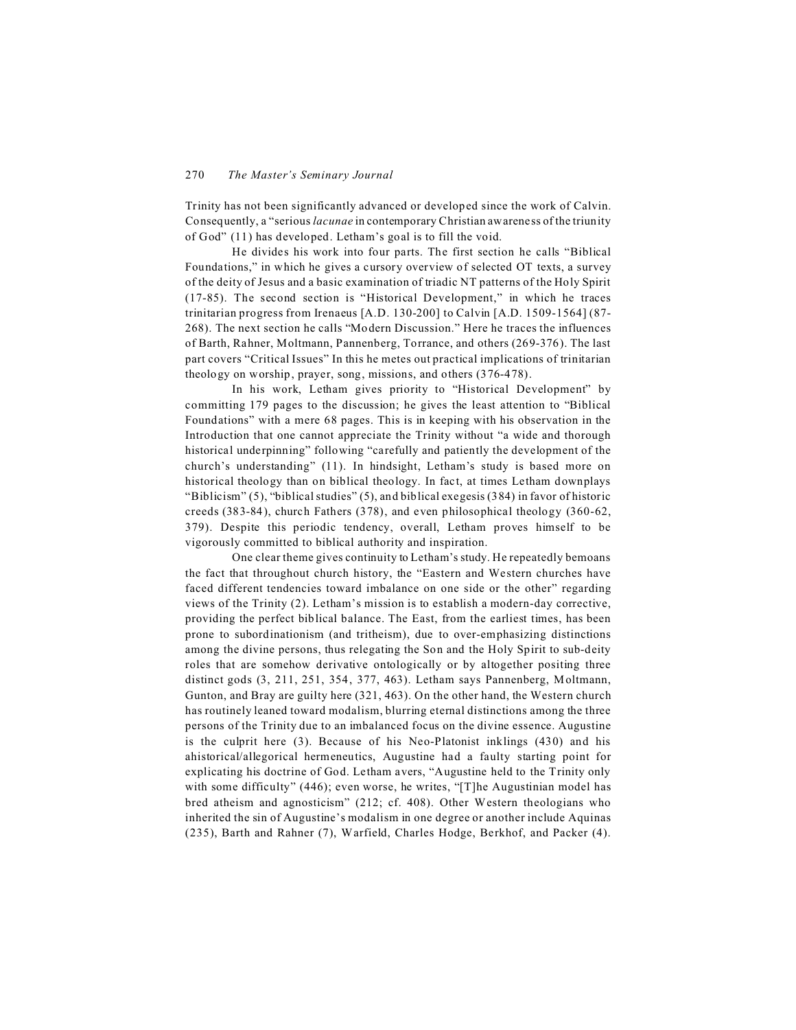Trinity has not been significantly advanced or developed since the work of Calvin. Consequently, a "serious *lacunae* in contemporary Christian awareness of the triunity of God" (11) has developed. Letham's goal is to fill the void.

He divides his work into four parts. The first section he calls "Biblical Foundations," in which he gives a cursory overview of selected OT texts, a survey of the deity of Jesus and a basic examination of triadic NT patterns of the Holy Spirit (17-85). The second section is "Historical Development," in which he traces trinitarian progress from Irenaeus [A.D. 130-200] to Calvin [A.D. 1509-1564] (87-268). The next section he calls "Modern Discussion." Here he traces the influences of Barth, Rahner, Moltmann, Pannenberg, Torrance, and others (269-376). The last part covers "Critical Issues" In this he metes out practical implications of trinitarian theology on worship, prayer, song, missions, and others (376-478).

In his work, Letham gives priority to "Historical Development" by committing 179 pages to the discussion; he gives the least attention to "Biblical Foundations" with a mere 68 pages. This is in keeping with his observation in the Introduction that one cannot appreciate the Trinity without "a wide and thorough historical underpinning" following "carefully and patiently the development of the church's understanding" (11). In hindsight, Letham's study is based more on historical theology than on biblical theology. In fact, at times Letham downplays "Biblicism" (5), "biblical studies" (5), and biblical exegesis (384) in favor of historic creeds (383-84), church Fathers (378), and even philosophical theology (360-62, 379). Despite this periodic tendency, overall, Letham proves himself to be vigorously committed to biblical authority and inspiration.

One clear theme gives continuity to Letham's study. He repeatedly bemoans the fact that throughout church history, the "Eastern and Western churches have faced different tendencies toward imbalance on one side or the other" regarding views of the Trinity (2). Letham's mission is to establish a modern-day corrective, providing the perfect biblical balance. The East, from the earliest times, has been prone to subordinationism (and tritheism), due to over-emphasizing distinctions among the divine persons, thus relegating the Son and the Holy Spirit to sub-deity roles that are somehow derivative ontologically or by altogether positing three distinct gods (3, 211, 251, 354, 377, 463). Letham says Pannenberg, Moltmann, Gunton, and Bray are guilty here (321, 463). On the other hand, the Western church has routinely leaned toward modalism, blurring eternal distinctions among the three persons of the Trinity due to an imbalanced focus on the divine essence. Augustine is the culprit here (3). Because of his Neo-Platonist inklings (430) and his ahistorical/allegorical hermeneutics, Augustine had a faulty starting point for explicating his doctrine of God. Letham avers, "Augustine held to the Trinity only with some difficulty" (446); even worse, he writes, "[T]he Augustinian model has bred atheism and agnosticism" (212; cf. 408). Other Western theologians who inherited the sin of Augustine's modalism in one degree or another include Aquinas (235), Barth and Rahner (7), Warfield, Charles Hodge, Berkhof, and Packer (4).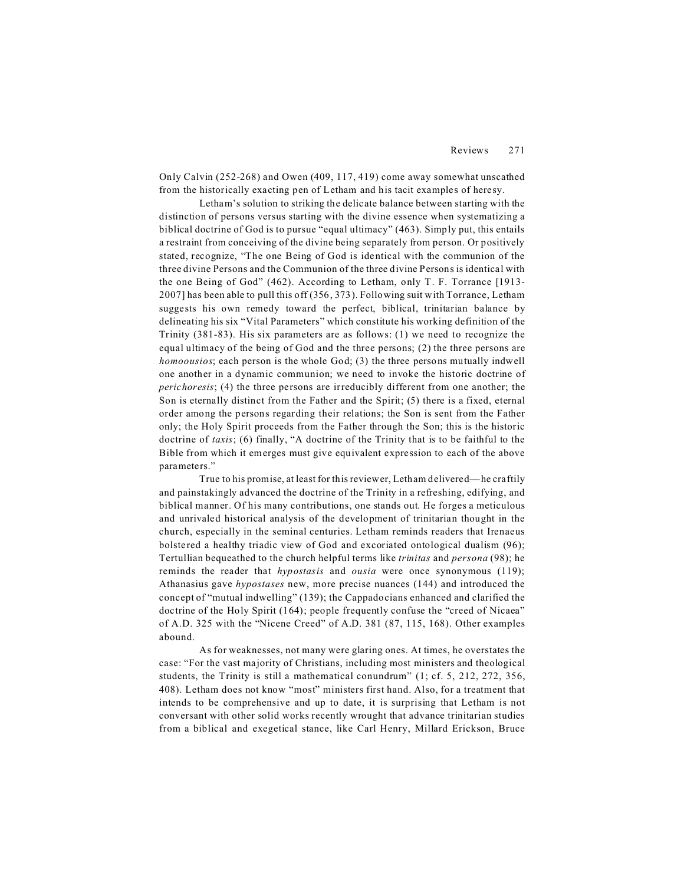Only Calvin (252-268) and Owen (409, 117, 419) come away somewhat unscathed from the historically exacting pen of Letham and his tacit examples of heresy.

Letham's solution to striking the delicate balance between starting with the distinction of persons versus starting with the divine essence when systematizing a biblical doctrine of God is to pursue "equal ultimacy" (463). Simply put, this entails a restraint from conceiving of the divine being separately from person. Or positively stated, recognize, "The one Being of God is identical with the communion of the three divine Persons and the Communion of the three divine Persons is identical with the one Being of God" (462). According to Letham, only T. F. Torrance [1913-2007] has been able to pull this off (356, 373). Following suit with Torrance, Letham suggests his own remedy toward the perfect, biblical, trinitarian balance by delineating his six "Vital Parameters" which constitute his working definition of the Trinity (381-83). His six parameters are as follows: (1) we need to recognize the equal ultimacy of the being of God and the three persons; (2) the three persons are *homoousios*; each person is the whole God; (3) the three persons mutually indwell one another in a dynamic communion; we need to invoke the historic doctrine of *perichoresis*; (4) the three persons are irreducibly different from one another; the Son is eternally distinct from the Father and the Spirit; (5) there is a fixed, eternal order among the persons regarding their relations; the Son is sent from the Father only; the Holy Spirit proceeds from the Father through the Son; this is the historic doctrine of *taxis*; (6) finally, "A doctrine of the Trinity that is to be faithful to the Bible from which it emerges must give equivalent expression to each of the above parameters."

True to his promise, at least for this reviewer, Letham delivered—he craftily and painstakingly advanced the doctrine of the Trinity in a refreshing, edifying, and biblical manner. Of his many contributions, one stands out. He forges a meticulous and unrivaled historical analysis of the development of trinitarian thought in the church, especially in the seminal centuries. Letham reminds readers that Irenaeus bolstered a healthy triadic view of God and excoriated ontological dualism (96); Tertullian bequeathed to the church helpful terms like *trinitas* and *persona* (98); he reminds the reader that *hypostasis* and *ousia* were once synonymous (119); Athanasius gave *hypostases* new, more precise nuances (144) and introduced the concept of "mutual indwelling" (139); the Cappadocians enhanced and clarified the doctrine of the Holy Spirit (164); people frequently confuse the "creed of Nicaea" of A.D. 325 with the "Nicene Creed" of A.D. 381 (87, 115, 168). Other examples abound.

As for weaknesses, not many were glaring ones. At times, he overstates the case: "For the vast majority of Christians, including most ministers and theological students, the Trinity is still a mathematical conundrum" (1; cf. 5, 212, 272, 356, 408). Letham does not know "most" ministers first hand. Also, for a treatment that intends to be comprehensive and up to date, it is surprising that Letham is not conversant with other solid works recently wrought that advance trinitarian studies from a biblical and exegetical stance, like Carl Henry, Millard Erickson, Bruce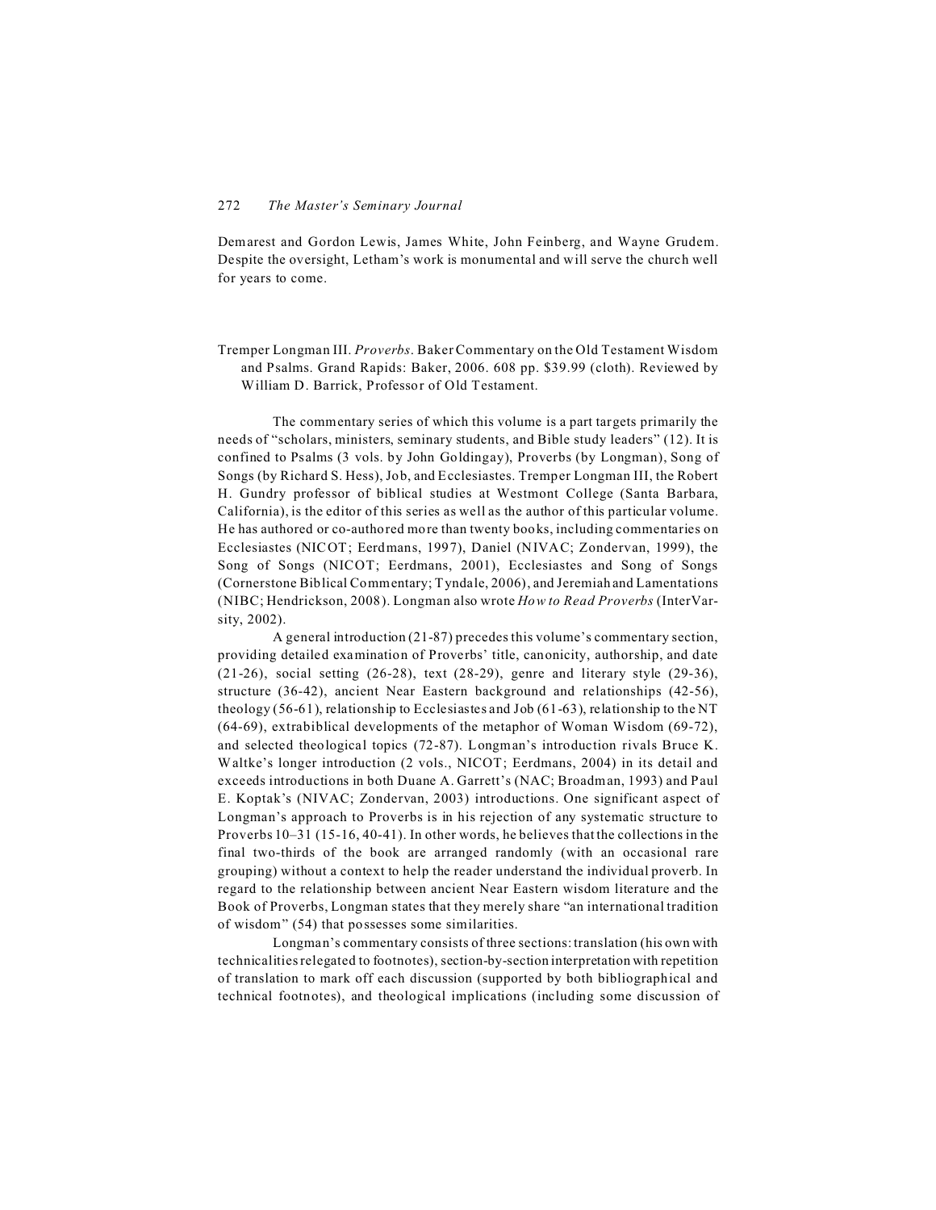Demarest and Gordon Lewis, James White, John Feinberg, and Wayne Grudem. Despite the oversight, Letham's work is monumental and will serve the church well for years to come.

Tremper Longman III. *Proverbs*. Baker Commentary on the Old Testament Wisdom and Psalms. Grand Rapids: Baker, 2006. 608 pp. $39.99 (cloth). Reviewed by William D. Barrick, Professor of Old Testament.

The commentary series of which this volume is a part targets primarily the needs of "scholars, ministers, seminary students, and Bible study leaders" (12). It is confined to Psalms (3 vols. by John Goldingay), Proverbs (by Longman), Song of Songs (by Richard S. Hess), Job, and Ecclesiastes. Tremper Longman III, the Robert H. Gundry professor of biblical studies at Westmont College (Santa Barbara, California), is the editor of this series as well as the author of this particular volume. He has authored or co-authored more than twenty books, including commentaries on Ecclesiastes (NICOT; Eerdmans, 1997), Daniel (NIVAC; Zondervan, 1999), the Song of Songs (NICOT; Eerdmans, 2001), Ecclesiastes and Song of Songs (Cornerstone Biblical Commentary; Tyndale, 2006), and Jeremiah and Lamentations (NIBC; Hendrickson, 2008). Longman also wrote *How to Read Proverbs* (InterVarsity, 2002).

A general introduction (21-87) precedes this volume's commentary section, providing detailed examination of Proverbs' title, canonicity, authorship, and date (21-26), social setting (26-28), text (28-29), genre and literary style (29-36), structure (36-42), ancient Near Eastern background and relationships (42-56), theology (56-61), relationship to Ecclesiastes and Job (61-63), relationship to the NT (64-69), extrabiblical developments of the metaphor of Woman Wisdom (69-72), and selected theological topics (72-87). Longman's introduction rivals Bruce K. Waltke's longer introduction (2 vols., NICOT; Eerdmans, 2004) in its detail and exceeds introductions in both Duane A. Garrett's (NAC; Broadman, 1993) and Paul E. Koptak's (NIVAC; Zondervan, 2003) introductions. One significant aspect of Longman's approach to Proverbs is in his rejection of any systematic structure to Proverbs 10–31 (15-16, 40-41). In other words, he believes that the collections in the final two-thirds of the book are arranged randomly (with an occasional rare grouping) without a context to help the reader understand the individual proverb. In regard to the relationship between ancient Near Eastern wisdom literature and the Book of Proverbs, Longman states that they merely share "an international tradition of wisdom" (54) that possesses some similarities.

Longman's commentary consists of three sections: translation (his own with technicalities relegated to footnotes), section-by-section interpretation with repetition of translation to mark off each discussion (supported by both bibliographical and technical footnotes), and theological implications (including some discussion of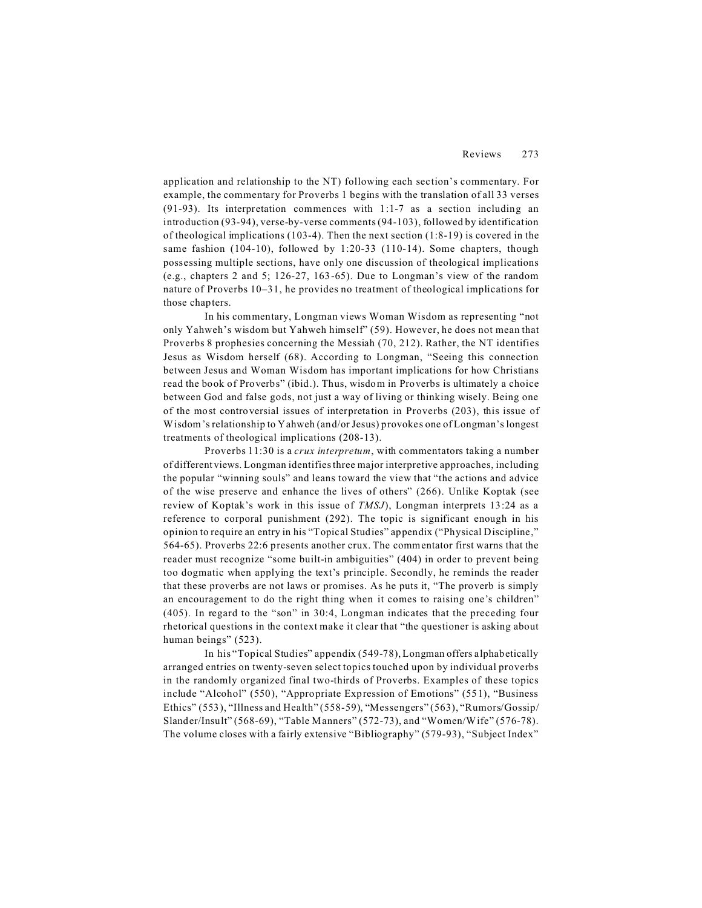application and relationship to the NT) following each section's commentary. For example, the commentary for Proverbs 1 begins with the translation of all 33 verses (91-93). Its interpretation commences with 1:1-7 as a section including an introduction (93-94), verse-by-verse comments (94-103), followed by identification of theological implications (103-4). Then the next section (1:8-19) is covered in the same fashion (104-10), followed by 1:20-33 (110-14). Some chapters, though possessing multiple sections, have only one discussion of theological implications (e.g., chapters 2 and 5; 126-27, 163-65). Due to Longman's view of the random nature of Proverbs 10–31, he provides no treatment of theological implications for those chapters.

In his commentary, Longman views Woman Wisdom as representing "not only Yahweh's wisdom but Yahweh himself" (59). However, he does not mean that Proverbs 8 prophesies concerning the Messiah (70, 212). Rather, the NT identifies Jesus as Wisdom herself (68). According to Longman, "Seeing this connection between Jesus and Woman Wisdom has important implications for how Christians read the book of Proverbs" (ibid.). Thus, wisdom in Proverbs is ultimately a choice between God and false gods, not just a way of living or thinking wisely. Being one of the most controversial issues of interpretation in Proverbs (203), this issue of Wisdom's relationship to Yahweh (and/or Jesus) provokes one of Longman's longest treatments of theological implications (208-13).

Proverbs 11:30 is a *crux interpretum*, with commentators taking a number of different views. Longman identifies three major interpretive approaches, including the popular "winning souls" and leans toward the view that "the actions and advice of the wise preserve and enhance the lives of others" (266). Unlike Koptak (see review of Koptak's work in this issue of *TMSJ*), Longman interprets 13:24 as a reference to corporal punishment (292). The topic is significant enough in his opinion to require an entry in his "Topical Studies" appendix ("Physical Discipline," 564-65). Proverbs 22:6 presents another crux. The commentator first warns that the reader must recognize "some built-in ambiguities" (404) in order to prevent being too dogmatic when applying the text's principle. Secondly, he reminds the reader that these proverbs are not laws or promises. As he puts it, "The proverb is simply an encouragement to do the right thing when it comes to raising one's children" (405). In regard to the "son" in 30:4, Longman indicates that the preceding four rhetorical questions in the context make it clear that "the questioner is asking about human beings" (523).

In his "Topical Studies" appendix (549-78), Longman offers alphabetically arranged entries on twenty-seven select topics touched upon by individual proverbs in the randomly organized final two-thirds of Proverbs. Examples of these topics include "Alcohol" (550), "Appropriate Expression of Emotions" (551), "Business Ethics" (553), "Illness and Health" (558-59), "Messengers" (563), "Rumors/Gossip/Slander/Insult" (568-69), "Table Manners" (572-73), and "Women/Wife" (576-78). The volume closes with a fairly extensive "Bibliography" (579-93), "Subject Index"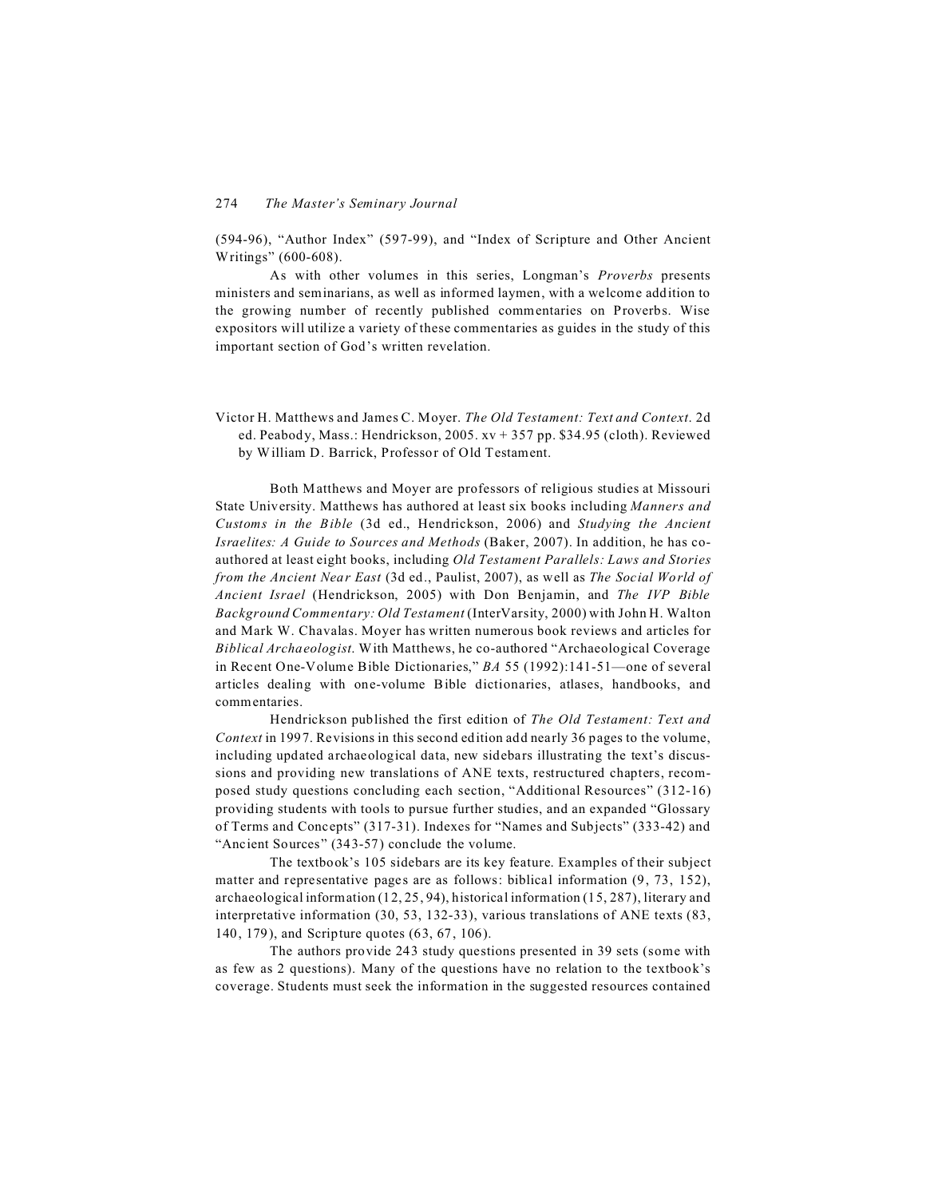(594-96), "Author Index" (597-99), and "Index of Scripture and Other Ancient Writings" (600-608).

As with other volumes in this series, Longman's *Proverbs* presents ministers and seminarians, as well as informed laymen, with a welcome addition to the growing number of recently published commentaries on Proverbs. Wise expositors will utilize a variety of these commentaries as guides in the study of this important section of God's written revelation.

Victor H. Matthews and James C. Moyer. *The Old Testament: Text and Context*. 2d ed. Peabody, Mass.: Hendrickson, 2005. xv + 357 pp. $34.95 (cloth). Reviewed by William D. Barrick, Professor of Old Testament.

Both Matthews and Moyer are professors of religious studies at Missouri State University. Matthews has authored at least six books including *Manners and Customs in the Bible* (3d ed., Hendrickson, 2006) and *Studying the Ancient Israelites: A Guide to Sources and Methods* (Baker, 2007). In addition, he has co-authored at least eight books, including *Old Testament Parallels: Laws and Stories from the Ancient Near East* (3d ed., Paulist, 2007), as well as *The Social World of Ancient Israel* (Hendrickson, 2005) with Don Benjamin, and *The IVP Bible Background Commentary: Old Testament* (InterVarsity, 2000) with John H. Walton and Mark W. Chavalas. Moyer has written numerous book reviews and articles for *Biblical Archaeologist*. With Matthews, he co-authored "Archaeological Coverage in Recent One-Volume Bible Dictionaries," *BA* 55 (1992):141-51—one of several articles dealing with one-volume Bible dictionaries, atlases, handbooks, and commentaries.

Hendrickson published the first edition of *The Old Testament: Text and Context* in 1997. Revisions in this second edition add nearly 36 pages to the volume, including updated archaeological data, new sidebars illustrating the text's discussions and providing new translations of ANE texts, restructured chapters, recomposed study questions concluding each section, "Additional Resources" (312-16) providing students with tools to pursue further studies, and an expanded "Glossary of Terms and Concepts" (317-31). Indexes for "Names and Subjects" (333-42) and "Ancient Sources" (343-57) conclude the volume.

The textbook's 105 sidebars are its key feature. Examples of their subject matter and representative pages are as follows: biblical information (9, 73, 152), archaeological information (12, 25, 94), historical information (15, 287), literary and interpretative information (30, 53, 132-33), various translations of ANE texts (83, 140, 179), and Scripture quotes (63, 67, 106).

The authors provide 243 study questions presented in 39 sets (some with as few as 2 questions). Many of the questions have no relation to the textbook's coverage. Students must seek the information in the suggested resources contained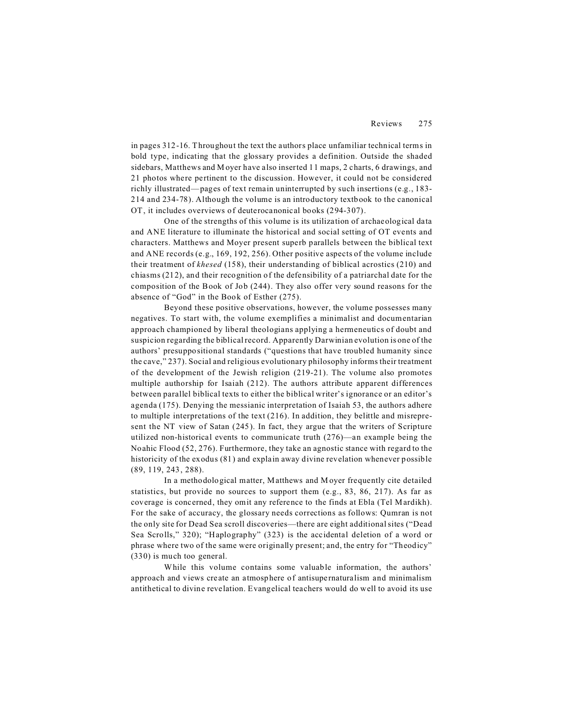in pages 312-16. Throughout the text the authors place unfamiliar technical terms in bold type, indicating that the glossary provides a definition. Outside the shaded sidebars, Matthews and Moyer have also inserted 11 maps, 2 charts, 6 drawings, and 21 photos where pertinent to the discussion. However, it could not be considered richly illustrated—pages of text remain uninterrupted by such insertions (e.g., 183-214 and 234-78). Although the volume is an introductory textbook to the canonical OT, it includes overviews of deuterocanonical books (294-307).

One of the strengths of this volume is its utilization of archaeological data and ANE literature to illuminate the historical and social setting of OT events and characters. Matthews and Moyer present superb parallels between the biblical text and ANE records (e.g., 169, 192, 256). Other positive aspects of the volume include their treatment of *khesed* (158), their understanding of biblical acrostics (210) and chiasms (212), and their recognition of the defensibility of a patriarchal date for the composition of the Book of Job (244). They also offer very sound reasons for the absence of "God" in the Book of Esther (275).

Beyond these positive observations, however, the volume possesses many negatives. To start with, the volume exemplifies a minimalist and documentarian approach championed by liberal theologians applying a hermeneutics of doubt and suspicion regarding the biblical record. Apparently Darwinian evolution is one of the authors' presuppositional standards ("questions that have troubled humanity since the cave," 237). Social and religious evolutionary philosophy informs their treatment of the development of the Jewish religion (219-21). The volume also promotes multiple authorship for Isaiah (212). The authors attribute apparent differences between parallel biblical texts to either the biblical writer's ignorance or an editor's agenda (175). Denying the messianic interpretation of Isaiah 53, the authors adhere to multiple interpretations of the text (216). In addition, they belittle and misrepresent the NT view of Satan (245). In fact, they argue that the writers of Scripture utilized non-historical events to communicate truth (276)—an example being the Noahic Flood (52, 276). Furthermore, they take an agnostic stance with regard to the historicity of the exodus (81) and explain away divine revelation whenever possible (89, 119, 243, 288).

In a methodological matter, Matthews and Moyer frequently cite detailed statistics, but provide no sources to support them (e.g., 83, 86, 217). As far as coverage is concerned, they omit any reference to the finds at Ebla (Tel Mardikh). For the sake of accuracy, the glossary needs corrections as follows: Qumran is not the only site for Dead Sea scroll discoveries—there are eight additional sites ("Dead Sea Scrolls," 320); "Haplography" (323) is the accidental deletion of a word or phrase where two of the same were originally present; and, the entry for "Theodicy" (330) is much too general.

While this volume contains some valuable information, the authors' approach and views create an atmosphere of antisupernaturalism and minimalism antithetical to divine revelation. Evangelical teachers would do well to avoid its use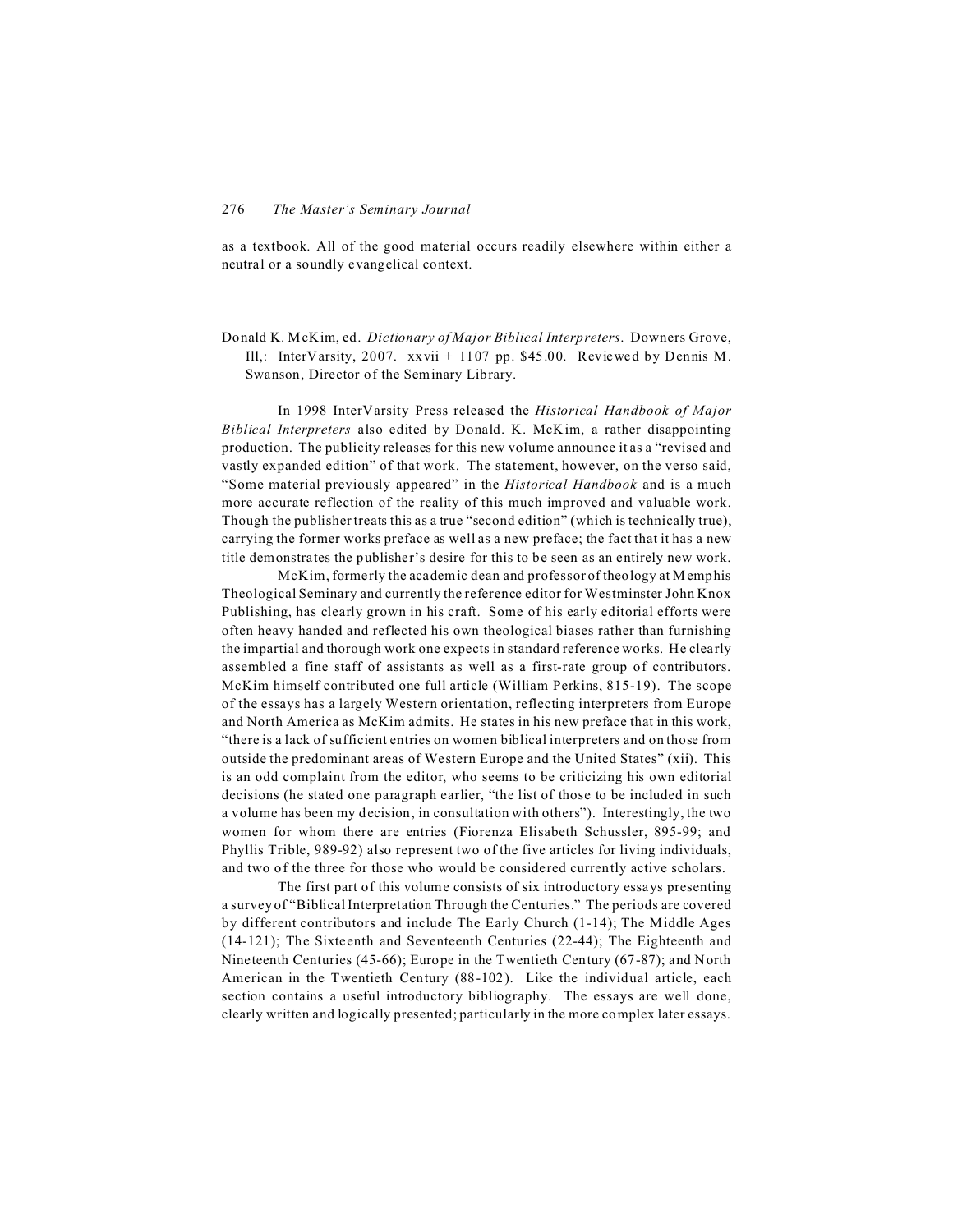as a textbook. All of the good material occurs readily elsewhere within either a neutral or a soundly evangelical context.

Donald K. McKim, ed. *Dictionary of Major Biblical Interpreters*. Downers Grove, Ill,: InterVarsity, 2007. xxvii + 1107 pp. $45.00. Reviewed by Dennis M. Swanson, Director of the Seminary Library.

In 1998 InterVarsity Press released the *Historical Handbook of Major Biblical Interpreters* also edited by Donald. K. McKim, a rather disappointing production. The publicity releases for this new volume announce it as a "revised and vastly expanded edition" of that work. The statement, however, on the verso said, "Some material previously appeared" in the *Historical Handbook* and is a much more accurate reflection of the reality of this much improved and valuable work. Though the publisher treats this as a true "second edition" (which is technically true), carrying the former works preface as well as a new preface; the fact that it has a new title demonstrates the publisher's desire for this to be seen as an entirely new work.

McKim, formerly the academic dean and professor of theology at Memphis Theological Seminary and currently the reference editor for Westminster John Knox Publishing, has clearly grown in his craft. Some of his early editorial efforts were often heavy handed and reflected his own theological biases rather than furnishing the impartial and thorough work one expects in standard reference works. He clearly assembled a fine staff of assistants as well as a first-rate group of contributors. McKim himself contributed one full article (William Perkins, 815-19). The scope of the essays has a largely Western orientation, reflecting interpreters from Europe and North America as McKim admits. He states in his new preface that in this work, "there is a lack of sufficient entries on women biblical interpreters and on those from outside the predominant areas of Western Europe and the United States" (xii). This is an odd complaint from the editor, who seems to be criticizing his own editorial decisions (he stated one paragraph earlier, "the list of those to be included in such a volume has been my decision, in consultation with others"). Interestingly, the two women for whom there are entries (Fiorenza Elisabeth Schussler, 895-99; and Phyllis Trible, 989-92) also represent two of the five articles for living individuals, and two of the three for those who would be considered currently active scholars.

The first part of this volume consists of six introductory essays presenting a survey of "Biblical Interpretation Through the Centuries." The periods are covered by different contributors and include The Early Church (1-14); The Middle Ages (14-121); The Sixteenth and Seventeenth Centuries (22-44); The Eighteenth and Nineteenth Centuries (45-66); Europe in the Twentieth Century (67-87); and North American in the Twentieth Century (88-102). Like the individual article, each section contains a useful introductory bibliography. The essays are well done, clearly written and logically presented; particularly in the more complex later essays.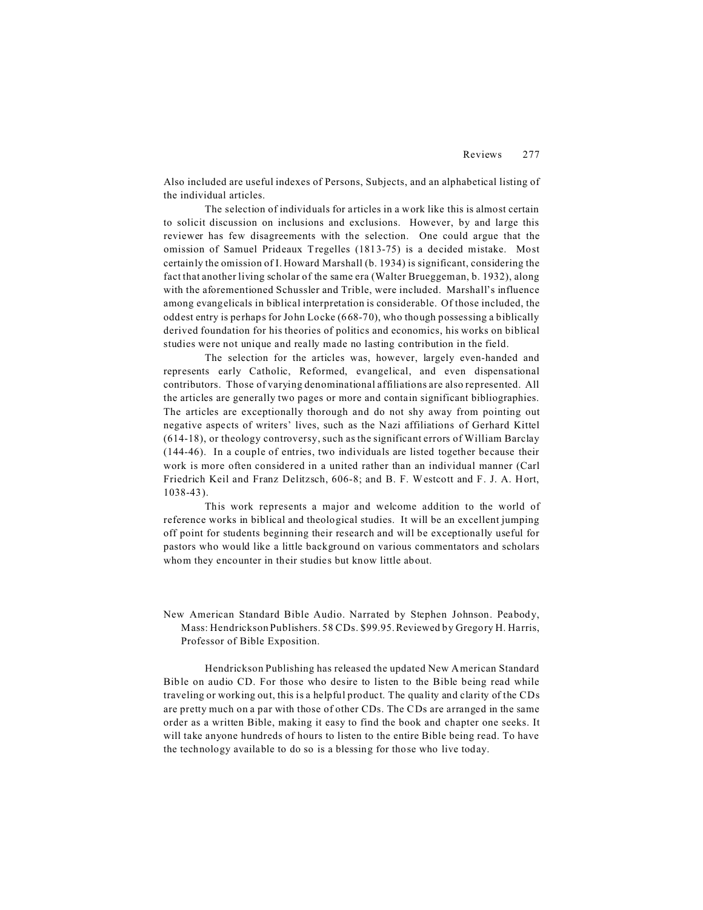Also included are useful indexes of Persons, Subjects, and an alphabetical listing of the individual articles.

The selection of individuals for articles in a work like this is almost certain to solicit discussion on inclusions and exclusions. However, by and large this reviewer has few disagreements with the selection. One could argue that the omission of Samuel Prideaux Tregelles (1813-75) is a decided mistake. Most certainly the omission of I. Howard Marshall (b. 1934) is significant, considering the fact that another living scholar of the same era (Walter Brueggeman, b. 1932), along with the aforementioned Schussler and Trible, were included. Marshall's influence among evangelicals in biblical interpretation is considerable. Of those included, the oddest entry is perhaps for John Locke (668-70), who though possessing a biblically derived foundation for his theories of politics and economics, his works on biblical studies were not unique and really made no lasting contribution in the field.

The selection for the articles was, however, largely even-handed and represents early Catholic, Reformed, evangelical, and even dispensational contributors. Those of varying denominational affiliations are also represented. All the articles are generally two pages or more and contain significant bibliographies. The articles are exceptionally thorough and do not shy away from pointing out negative aspects of writers' lives, such as the Nazi affiliations of Gerhard Kittel (614-18), or theology controversy, such as the significant errors of William Barclay (144-46). In a couple of entries, two individuals are listed together because their work is more often considered in a united rather than an individual manner (Carl Friedrich Keil and Franz Delitzsch, 606-8; and B. F. Westcott and F. J. A. Hort, 1038-43).

This work represents a major and welcome addition to the world of reference works in biblical and theological studies. It will be an excellent jumping off point for students beginning their research and will be exceptionally useful for pastors who would like a little background on various commentators and scholars whom they encounter in their studies but know little about.

New American Standard Bible Audio. Narrated by Stephen Johnson. Peabody, Mass: Hendrickson Publishers. 58 CDs. $99.95. Reviewed by Gregory H. Harris, Professor of Bible Exposition.

Hendrickson Publishing has released the updated New American Standard Bible on audio CD. For those who desire to listen to the Bible being read while traveling or working out, this is a helpful product. The quality and clarity of the CDs are pretty much on a par with those of other CDs. The CDs are arranged in the same order as a written Bible, making it easy to find the book and chapter one seeks. It will take anyone hundreds of hours to listen to the entire Bible being read. To have the technology available to do so is a blessing for those who live today.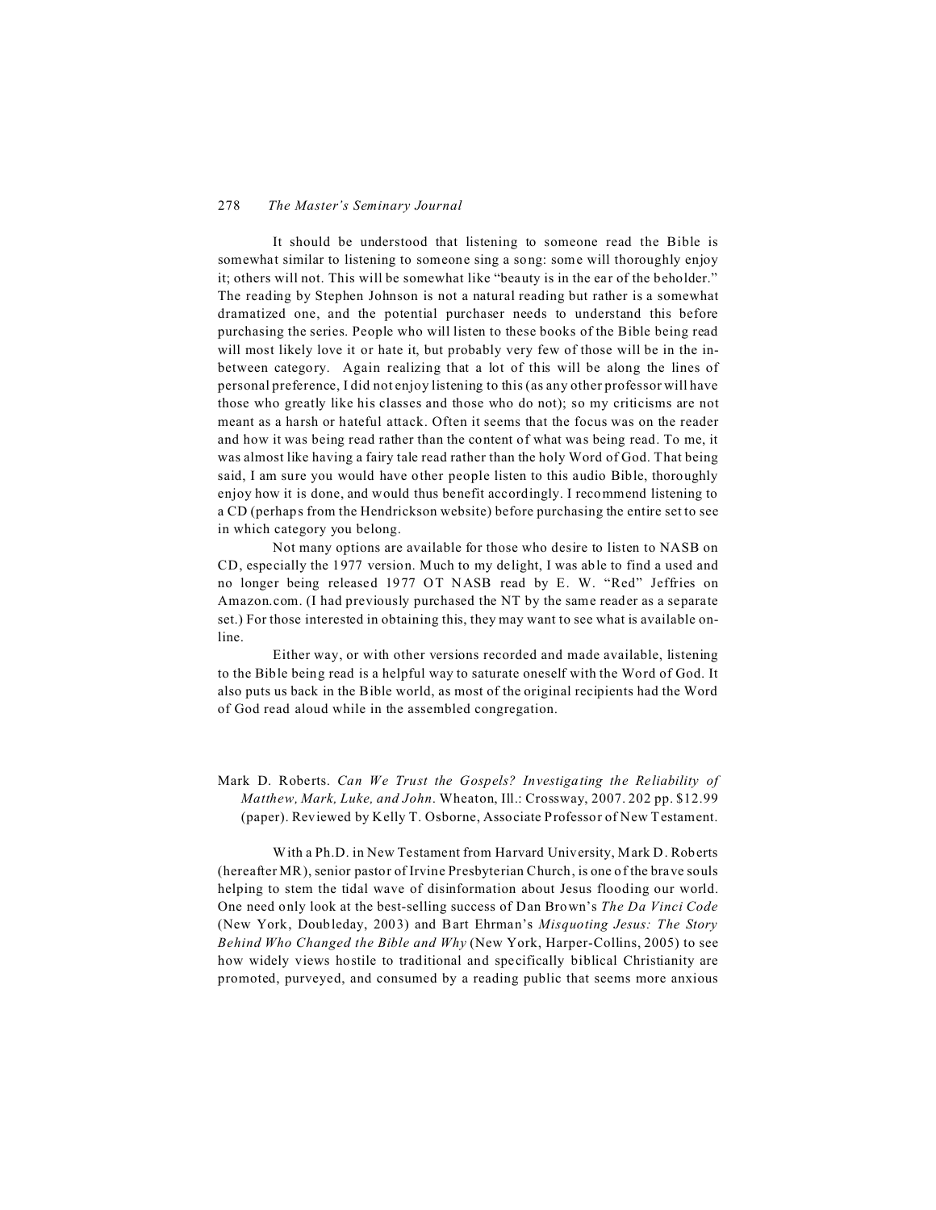It should be understood that listening to someone read the Bible is somewhat similar to listening to someone sing a song: some will thoroughly enjoy it; others will not. This will be somewhat like "beauty is in the ear of the beholder." The reading by Stephen Johnson is not a natural reading but rather is a somewhat dramatized one, and the potential purchaser needs to understand this before purchasing the series. People who will listen to these books of the Bible being read will most likely love it or hate it, but probably very few of those will be in the in-between category. Again realizing that a lot of this will be along the lines of personal preference, I did not enjoy listening to this (as any other professor will have those who greatly like his classes and those who do not); so my criticisms are not meant as a harsh or hateful attack. Often it seems that the focus was on the reader and how it was being read rather than the content of what was being read. To me, it was almost like having a fairy tale read rather than the holy Word of God. That being said, I am sure you would have other people listen to this audio Bible, thoroughly enjoy how it is done, and would thus benefit accordingly. I recommend listening to a CD (perhaps from the Hendrickson website) before purchasing the entire set to see in which category you belong.

Not many options are available for those who desire to listen to NASB on CD, especially the 1977 version. Much to my delight, I was able to find a used and no longer being released 1977 OT NASB read by E. W. "Red" Jeffries on Amazon.com. (I had previously purchased the NT by the same reader as a separate set.) For those interested in obtaining this, they may want to see what is available on-line.

Either way, or with other versions recorded and made available, listening to the Bible being read is a helpful way to saturate oneself with the Word of God. It also puts us back in the Bible world, as most of the original recipients had the Word of God read aloud while in the assembled congregation.

Mark D. Roberts. *Can We Trust the Gospels? Investigating the Reliability of Matthew, Mark, Luke, and John*. Wheaton, Ill.: Crossway, 2007. 202 pp. $12.99 (paper). Reviewed by Kelly T. Osborne, Associate Professor of New Testament.

With a Ph.D. in New Testament from Harvard University, Mark D. Roberts (hereafter MR), senior pastor of Irvine Presbyterian Church, is one of the brave souls helping to stem the tidal wave of disinformation about Jesus flooding our world. One need only look at the best-selling success of Dan Brown's *The Da Vinci Code* (New York, Doubleday, 2003) and Bart Ehrman's *Misquoting Jesus: The Story Behind Who Changed the Bible and Why* (New York, Harper-Collins, 2005) to see how widely views hostile to traditional and specifically biblical Christianity are promoted, purveyed, and consumed by a reading public that seems more anxious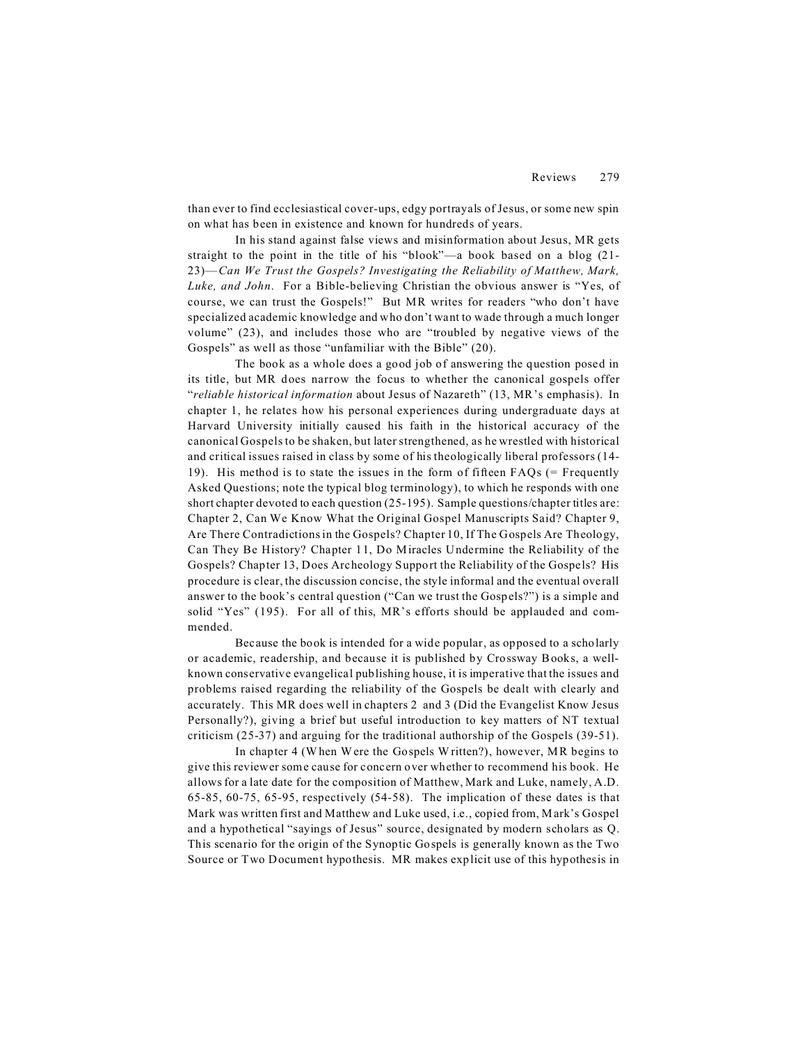than ever to find ecclesiastical cover-ups, edgy portrayals of Jesus, or some new spin on what has been in existence and known for hundreds of years.

In his stand against false views and misinformation about Jesus, MR gets straight to the point in the title of his "blook"—a book based on a blog (21-23)—*Can We Trust the Gospels? Investigating the Reliability of Matthew, Mark, Luke, and John*. For a Bible-believing Christian the obvious answer is "Yes, of course, we can trust the Gospels!" But MR writes for readers "who don't have specialized academic knowledge and who don't want to wade through a much longer volume" (23), and includes those who are "troubled by negative views of the Gospels" as well as those "unfamiliar with the Bible" (20).

The book as a whole does a good job of answering the question posed in its title, but MR does narrow the focus to whether the canonical gospels offer "*reliable historical information* about Jesus of Nazareth" (13, MR's emphasis). In chapter 1, he relates how his personal experiences during undergraduate days at Harvard University initially caused his faith in the historical accuracy of the canonical Gospels to be shaken, but later strengthened, as he wrestled with historical and critical issues raised in class by some of his theologically liberal professors (14-19). His method is to state the issues in the form of fifteen FAQs (= Frequently Asked Questions; note the typical blog terminology), to which he responds with one short chapter devoted to each question (25-195). Sample questions/chapter titles are: Chapter 2, Can We Know What the Original Gospel Manuscripts Said? Chapter 9, Are There Contradictions in the Gospels? Chapter 10, If The Gospels Are Theology, Can They Be History? Chapter 11, Do Miracles Undermine the Reliability of the Gospels? Chapter 13, Does Archeology Support the Reliability of the Gospels? His procedure is clear, the discussion concise, the style informal and the eventual overall answer to the book's central question ("Can we trust the Gospels?") is a simple and solid "Yes" (195). For all of this, MR's efforts should be applauded and commended.

Because the book is intended for a wide popular, as opposed to a scholarly or academic, readership, and because it is published by Crossway Books, a well-known conservative evangelical publishing house, it is imperative that the issues and problems raised regarding the reliability of the Gospels be dealt with clearly and accurately. This MR does well in chapters 2 and 3 (Did the Evangelist Know Jesus Personally?), giving a brief but useful introduction to key matters of NT textual criticism (25-37) and arguing for the traditional authorship of the Gospels (39-51).

In chapter 4 (When Were the Gospels Written?), however, MR begins to give this reviewer some cause for concern over whether to recommend his book. He allows for a late date for the composition of Matthew, Mark and Luke, namely, A.D. 65-85, 60-75, 65-95, respectively (54-58). The implication of these dates is that Mark was written first and Matthew and Luke used, i.e., copied from, Mark's Gospel and a hypothetical "sayings of Jesus" source, designated by modern scholars as Q. This scenario for the origin of the Synoptic Gospels is generally known as the Two Source or Two Document hypothesis. MR makes explicit use of this hypothesis in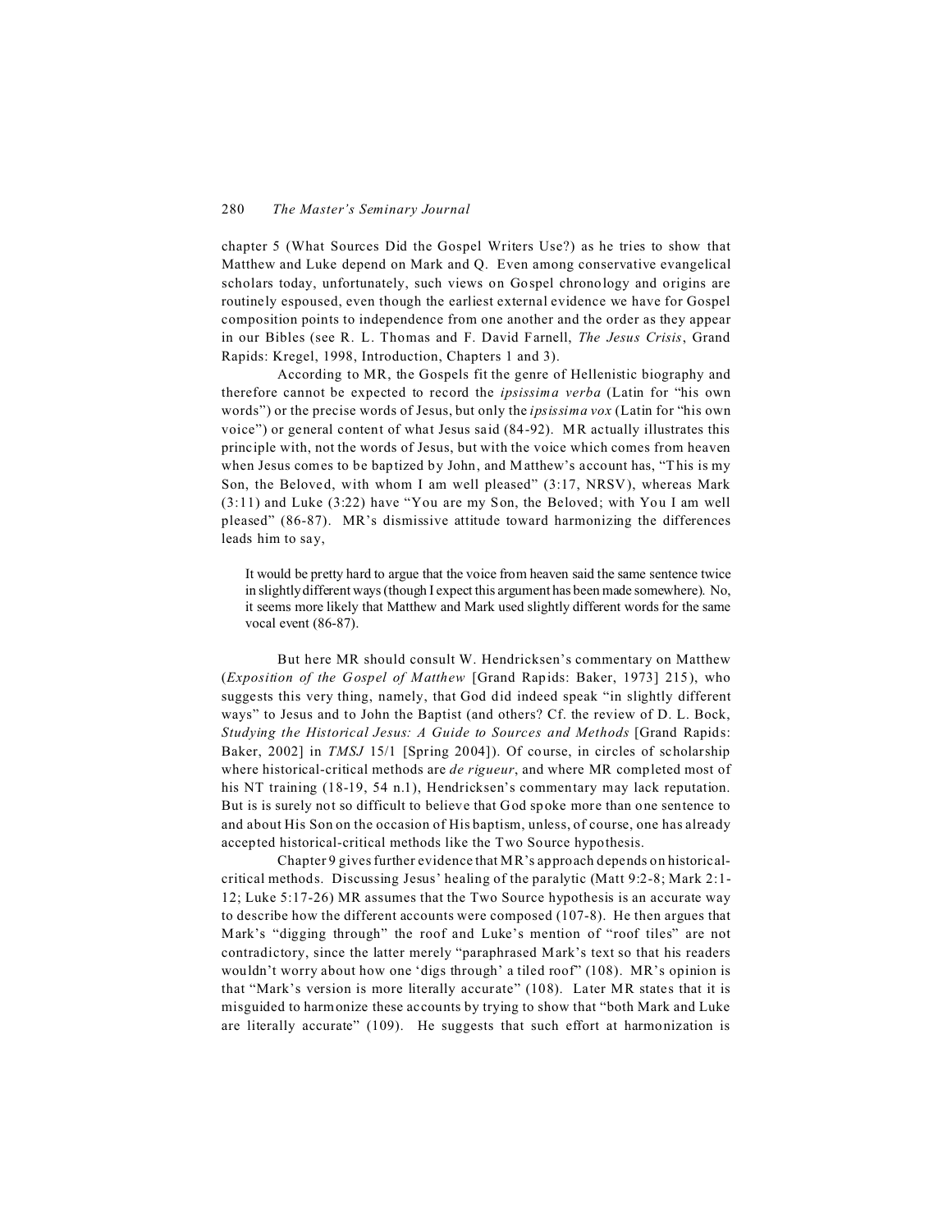chapter 5 (What Sources Did the Gospel Writers Use?) as he tries to show that Matthew and Luke depend on Mark and Q. Even among conservative evangelical scholars today, unfortunately, such views on Gospel chronology and origins are routinely espoused, even though the earliest external evidence we have for Gospel composition points to independence from one another and the order as they appear in our Bibles (see R. L. Thomas and F. David Farnell, *The Jesus Crisis*, Grand Rapids: Kregel, 1998, Introduction, Chapters 1 and 3).

According to MR, the Gospels fit the genre of Hellenistic biography and therefore cannot be expected to record the *ipsissima verba* (Latin for "his own words") or the precise words of Jesus, but only the *ipsissima vox* (Latin for "his own voice") or general content of what Jesus said (84-92). MR actually illustrates this principle with, not the words of Jesus, but with the voice which comes from heaven when Jesus comes to be baptized by John, and Matthew's account has, "This is my Son, the Beloved, with whom I am well pleased" (3:17, NRSV), whereas Mark (3:11) and Luke (3:22) have "You are my Son, the Beloved; with You I am well pleased" (86-87). MR's dismissive attitude toward harmonizing the differences leads him to say,

> It would be pretty hard to argue that the voice from heaven said the same sentence twice in slightly different ways (though I expect this argument has been made somewhere). No, it seems more likely that Matthew and Mark used slightly different words for the same vocal event (86-87).

But here MR should consult W. Hendricksen's commentary on Matthew (*Exposition of the Gospel of Matthew* [Grand Rapids: Baker, 1973] 215), who suggests this very thing, namely, that God did indeed speak "in slightly different ways" to Jesus and to John the Baptist (and others? Cf. the review of D. L. Bock, *Studying the Historical Jesus: A Guide to Sources and Methods* [Grand Rapids: Baker, 2002] in *TMSJ* 15/1 [Spring 2004]). Of course, in circles of scholarship where historical-critical methods are *de rigueur*, and where MR completed most of his NT training (18-19, 54 n.1), Hendricksen's commentary may lack reputation. But is is surely not so difficult to believe that God spoke more than one sentence to and about His Son on the occasion of His baptism, unless, of course, one has already accepted historical-critical methods like the Two Source hypothesis.

Chapter 9 gives further evidence that MR's approach depends on historical-critical methods. Discussing Jesus' healing of the paralytic (Matt 9:2-8; Mark 2:1-12; Luke 5:17-26) MR assumes that the Two Source hypothesis is an accurate way to describe how the different accounts were composed (107-8). He then argues that Mark's "digging through" the roof and Luke's mention of "roof tiles" are not contradictory, since the latter merely "paraphrased Mark's text so that his readers wouldn't worry about how one 'digs through' a tiled roof" (108). MR's opinion is that "Mark's version is more literally accurate" (108). Later MR states that it is misguided to harmonize these accounts by trying to show that "both Mark and Luke are literally accurate" (109). He suggests that such effort at harmonization is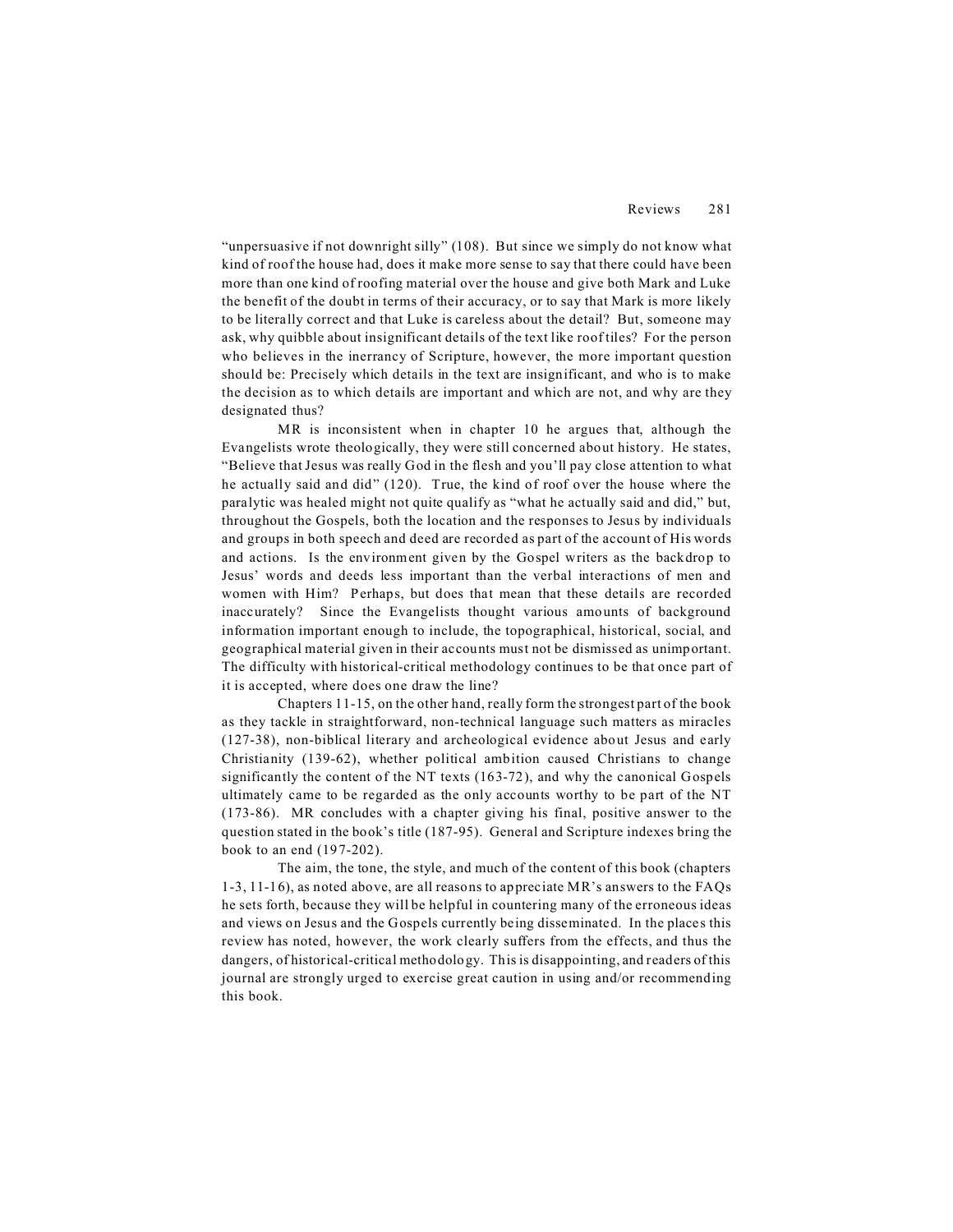"unpersuasive if not downright silly" (108). But since we simply do not know what kind of roof the house had, does it make more sense to say that there could have been more than one kind of roofing material over the house and give both Mark and Luke the benefit of the doubt in terms of their accuracy, or to say that Mark is more likely to be literally correct and that Luke is careless about the detail? But, someone may ask, why quibble about insignificant details of the text like roof tiles? For the person who believes in the inerrancy of Scripture, however, the more important question should be: Precisely which details in the text are insignificant, and who is to make the decision as to which details are important and which are not, and why are they designated thus?

MR is inconsistent when in chapter 10 he argues that, although the Evangelists wrote theologically, they were still concerned about history. He states, "Believe that Jesus was really God in the flesh and you'll pay close attention to what he actually said and did" (120). True, the kind of roof over the house where the paralytic was healed might not quite qualify as "what he actually said and did," but, throughout the Gospels, both the location and the responses to Jesus by individuals and groups in both speech and deed are recorded as part of the account of His words and actions. Is the environment given by the Gospel writers as the backdrop to Jesus' words and deeds less important than the verbal interactions of men and women with Him? Perhaps, but does that mean that these details are recorded inaccurately? Since the Evangelists thought various amounts of background information important enough to include, the topographical, historical, social, and geographical material given in their accounts must not be dismissed as unimportant. The difficulty with historical-critical methodology continues to be that once part of it is accepted, where does one draw the line?

Chapters 11-15, on the other hand, really form the strongest part of the book as they tackle in straightforward, non-technical language such matters as miracles (127-38), non-biblical literary and archeological evidence about Jesus and early Christianity (139-62), whether political ambition caused Christians to change significantly the content of the NT texts (163-72), and why the canonical Gospels ultimately came to be regarded as the only accounts worthy to be part of the NT (173-86). MR concludes with a chapter giving his final, positive answer to the question stated in the book's title (187-95). General and Scripture indexes bring the book to an end (197-202).

The aim, the tone, the style, and much of the content of this book (chapters 1-3, 11-16), as noted above, are all reasons to appreciate MR's answers to the FAQs he sets forth, because they will be helpful in countering many of the erroneous ideas and views on Jesus and the Gospels currently being disseminated. In the places this review has noted, however, the work clearly suffers from the effects, and thus the dangers, of historical-critical methodology. This is disappointing, and readers of this journal are strongly urged to exercise great caution in using and/or recommending this book.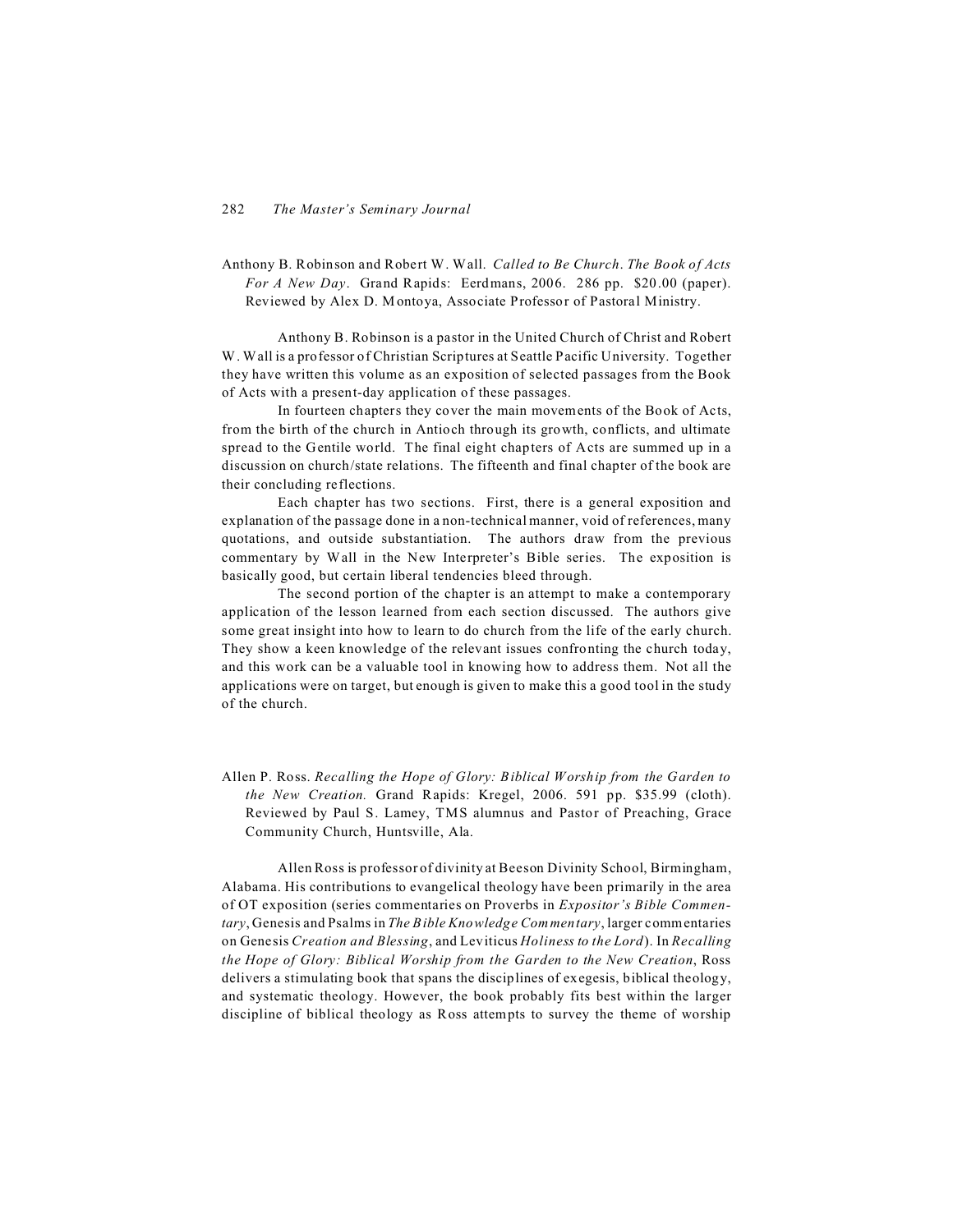Anthony B. Robinson and Robert W. Wall. *Called to Be Church. The Book of Acts For A New Day*. Grand Rapids: Eerdmans, 2006. 286 pp. $20.00 (paper). Reviewed by Alex D. Montoya, Associate Professor of Pastoral Ministry.

Anthony B. Robinson is a pastor in the United Church of Christ and Robert W. Wall is a professor of Christian Scriptures at Seattle Pacific University. Together they have written this volume as an exposition of selected passages from the Book of Acts with a present-day application of these passages.

In fourteen chapters they cover the main movements of the Book of Acts, from the birth of the church in Antioch through its growth, conflicts, and ultimate spread to the Gentile world. The final eight chapters of Acts are summed up in a discussion on church/state relations. The fifteenth and final chapter of the book are their concluding reflections.

Each chapter has two sections. First, there is a general exposition and explanation of the passage done in a non-technical manner, void of references, many quotations, and outside substantiation. The authors draw from the previous commentary by Wall in the New Interpreter's Bible series. The exposition is basically good, but certain liberal tendencies bleed through.

The second portion of the chapter is an attempt to make a contemporary application of the lesson learned from each section discussed. The authors give some great insight into how to learn to do church from the life of the early church. They show a keen knowledge of the relevant issues confronting the church today, and this work can be a valuable tool in knowing how to address them. Not all the applications were on target, but enough is given to make this a good tool in the study of the church.

Allen P. Ross. *Recalling the Hope of Glory: Biblical Worship from the Garden to the New Creation.* Grand Rapids: Kregel, 2006. 591 pp. $35.99 (cloth). Reviewed by Paul S. Lamey, TMS alumnus and Pastor of Preaching, Grace Community Church, Huntsville, Ala.

Allen Ross is professor of divinity at Beeson Divinity School, Birmingham, Alabama. His contributions to evangelical theology have been primarily in the area of OT exposition (series commentaries on Proverbs in *Expositor's Bible Commentary*, Genesis and Psalms in *The Bible Knowledge Commentary*, larger commentaries on Genesis *Creation and Blessing*, and Leviticus *Holiness to the Lord*). In *Recalling the Hope of Glory: Biblical Worship from the Garden to the New Creation*, Ross delivers a stimulating book that spans the disciplines of exegesis, biblical theology, and systematic theology. However, the book probably fits best within the larger discipline of biblical theology as Ross attempts to survey the theme of worship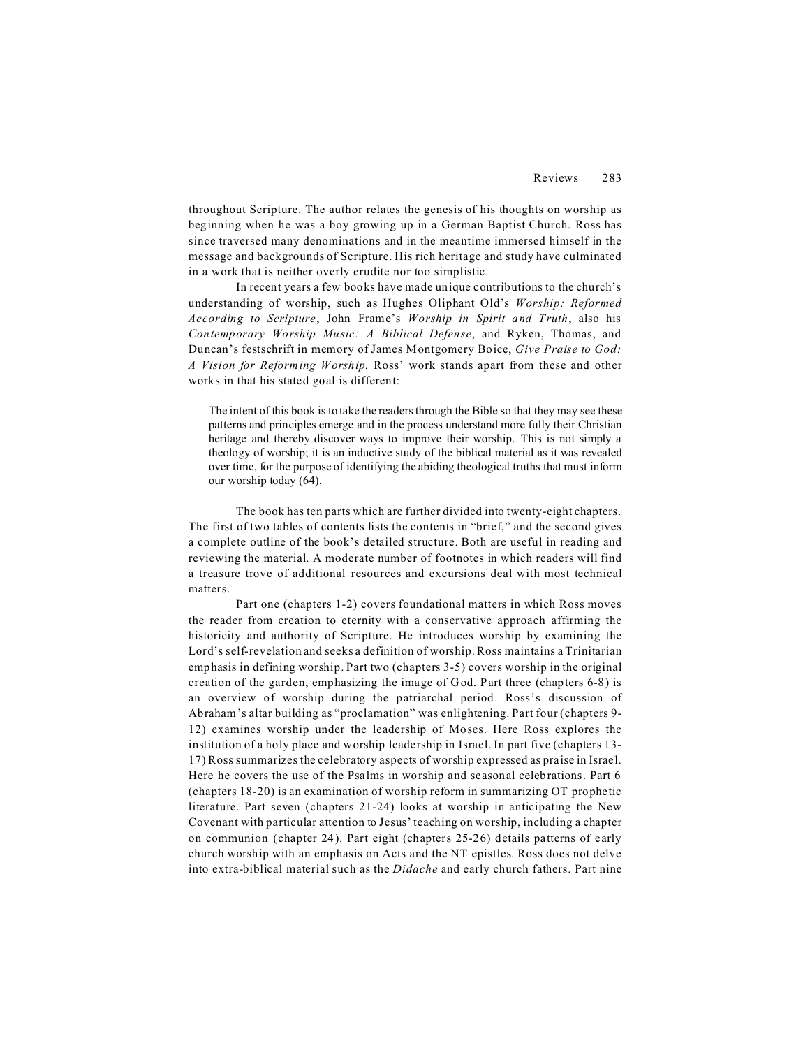throughout Scripture. The author relates the genesis of his thoughts on worship as beginning when he was a boy growing up in a German Baptist Church. Ross has since traversed many denominations and in the meantime immersed himself in the message and backgrounds of Scripture. His rich heritage and study have culminated in a work that is neither overly erudite nor too simplistic.

In recent years a few books have made unique contributions to the church's understanding of worship, such as Hughes Oliphant Old's *Worship: Reformed According to Scripture*, John Frame's *Worship in Spirit and Truth*, also his *Contemporary Worship Music: A Biblical Defense*, and Ryken, Thomas, and Duncan's festschrift in memory of James Montgomery Boice, *Give Praise to God: A Vision for Reforming Worship.* Ross' work stands apart from these and other works in that his stated goal is different:

> The intent of this book is to take the readers through the Bible so that they may see these patterns and principles emerge and in the process understand more fully their Christian heritage and thereby discover ways to improve their worship. This is not simply a theology of worship; it is an inductive study of the biblical material as it was revealed over time, for the purpose of identifying the abiding theological truths that must inform our worship today (64).

The book has ten parts which are further divided into twenty-eight chapters. The first of two tables of contents lists the contents in "brief," and the second gives a complete outline of the book's detailed structure. Both are useful in reading and reviewing the material. A moderate number of footnotes in which readers will find a treasure trove of additional resources and excursions deal with most technical matters.

Part one (chapters 1-2) covers foundational matters in which Ross moves the reader from creation to eternity with a conservative approach affirming the historicity and authority of Scripture. He introduces worship by examining the Lord's self-revelation and seeks a definition of worship. Ross maintains a Trinitarian emphasis in defining worship. Part two (chapters 3-5) covers worship in the original creation of the garden, emphasizing the image of God. Part three (chapters 6-8) is an overview of worship during the patriarchal period. Ross's discussion of Abraham's altar building as "proclamation" was enlightening. Part four (chapters 9-12) examines worship under the leadership of Moses. Here Ross explores the institution of a holy place and worship leadership in Israel. In part five (chapters 13-17) Ross summarizes the celebratory aspects of worship expressed as praise in Israel. Here he covers the use of the Psalms in worship and seasonal celebrations. Part 6 (chapters 18-20) is an examination of worship reform in summarizing OT prophetic literature. Part seven (chapters 21-24) looks at worship in anticipating the New Covenant with particular attention to Jesus' teaching on worship, including a chapter on communion (chapter 24). Part eight (chapters 25-26) details patterns of early church worship with an emphasis on Acts and the NT epistles. Ross does not delve into extra-biblical material such as the *Didache* and early church fathers. Part nine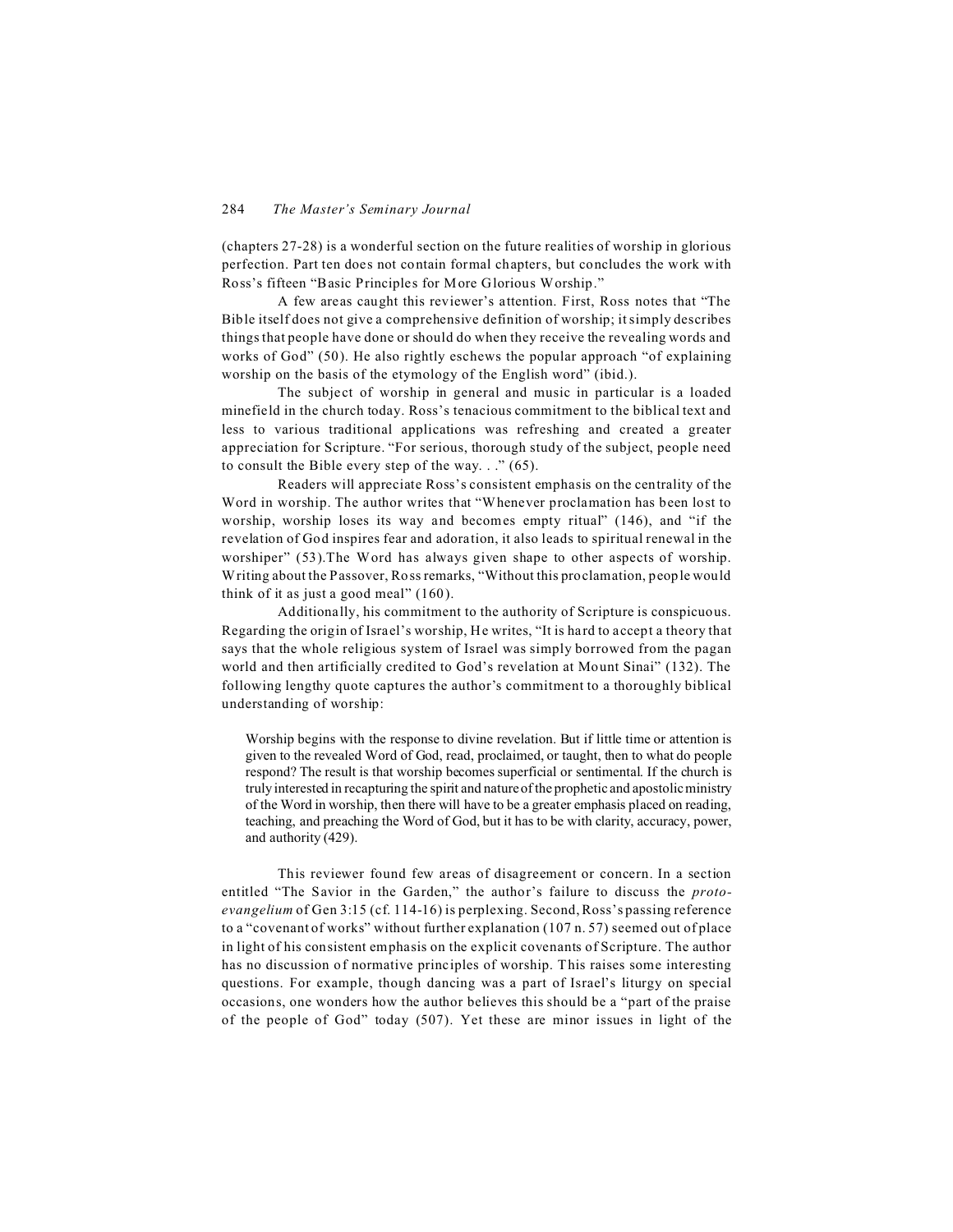(chapters 27-28) is a wonderful section on the future realities of worship in glorious perfection. Part ten does not contain formal chapters, but concludes the work with Ross's fifteen "Basic Principles for More Glorious Worship."

A few areas caught this reviewer's attention. First, Ross notes that "The Bible itself does not give a comprehensive definition of worship; it simply describes things that people have done or should do when they receive the revealing words and works of God" (50). He also rightly eschews the popular approach "of explaining worship on the basis of the etymology of the English word" (ibid.).

The subject of worship in general and music in particular is a loaded minefield in the church today. Ross's tenacious commitment to the biblical text and less to various traditional applications was refreshing and created a greater appreciation for Scripture. "For serious, thorough study of the subject, people need to consult the Bible every step of the way. . ." (65).

Readers will appreciate Ross's consistent emphasis on the centrality of the Word in worship. The author writes that "Whenever proclamation has been lost to worship, worship loses its way and becomes empty ritual" (146), and "if the revelation of God inspires fear and adoration, it also leads to spiritual renewal in the worshiper" (53).The Word has always given shape to other aspects of worship. Writing about the Passover, Ross remarks, "Without this proclamation, people would think of it as just a good meal" (160).

Additionally, his commitment to the authority of Scripture is conspicuous. Regarding the origin of Israel's worship, He writes, "It is hard to accept a theory that says that the whole religious system of Israel was simply borrowed from the pagan world and then artificially credited to God's revelation at Mount Sinai" (132). The following lengthy quote captures the author's commitment to a thoroughly biblical understanding of worship:

> Worship begins with the response to divine revelation. But if little time or attention is given to the revealed Word of God, read, proclaimed, or taught, then to what do people respond? The result is that worship becomes superficial or sentimental. If the church is truly interested in recapturing the spirit and nature of the prophetic and apostolic ministry of the Word in worship, then there will have to be a greater emphasis placed on reading, teaching, and preaching the Word of God, but it has to be with clarity, accuracy, power, and authority (429).

This reviewer found few areas of disagreement or concern. In a section entitled "The Savior in the Garden," the author's failure to discuss the *proto-evangelium* of Gen 3:15 (cf. 114-16) is perplexing. Second, Ross's passing reference to a "covenant of works" without further explanation (107 n. 57) seemed out of place in light of his consistent emphasis on the explicit covenants of Scripture. The author has no discussion of normative principles of worship. This raises some interesting questions. For example, though dancing was a part of Israel's liturgy on special occasions, one wonders how the author believes this should be a "part of the praise of the people of God" today (507). Yet these are minor issues in light of the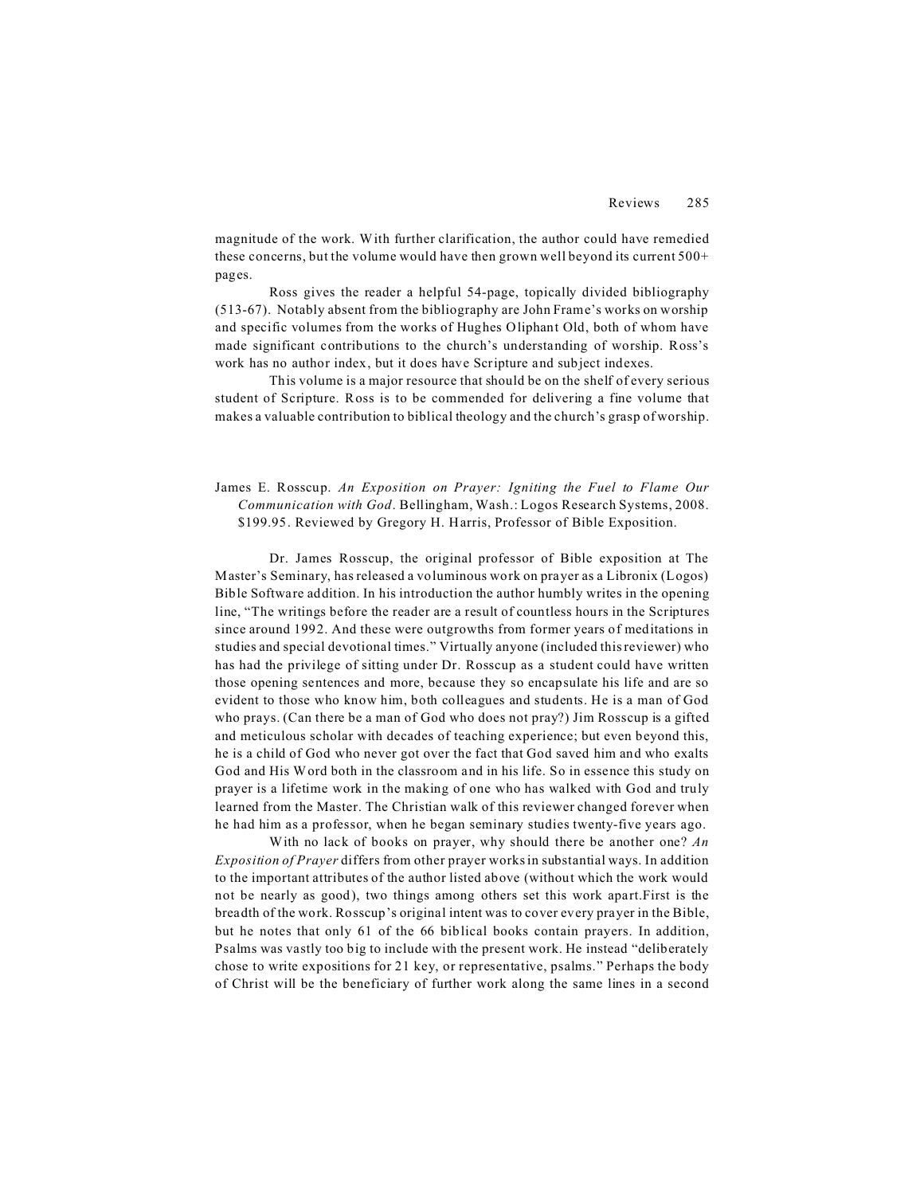magnitude of the work. With further clarification, the author could have remedied these concerns, but the volume would have then grown well beyond its current 500+ pages.

Ross gives the reader a helpful 54-page, topically divided bibliography (513-67). Notably absent from the bibliography are John Frame's works on worship and specific volumes from the works of Hughes Oliphant Old, both of whom have made significant contributions to the church's understanding of worship. Ross's work has no author index, but it does have Scripture and subject indexes.

This volume is a major resource that should be on the shelf of every serious student of Scripture. Ross is to be commended for delivering a fine volume that makes a valuable contribution to biblical theology and the church's grasp of worship.

James E. Rosscup. *An Exposition on Prayer: Igniting the Fuel to Flame Our Communication with God*. Bellingham, Wash.: Logos Research Systems, 2008. $199.95. Reviewed by Gregory H. Harris, Professor of Bible Exposition.

Dr. James Rosscup, the original professor of Bible exposition at The Master's Seminary, has released a voluminous work on prayer as a Libronix (Logos) Bible Software addition. In his introduction the author humbly writes in the opening line, "The writings before the reader are a result of countless hours in the Scriptures since around 1992. And these were outgrowths from former years of meditations in studies and special devotional times." Virtually anyone (included this reviewer) who has had the privilege of sitting under Dr. Rosscup as a student could have written those opening sentences and more, because they so encapsulate his life and are so evident to those who know him, both colleagues and students. He is a man of God who prays. (Can there be a man of God who does not pray?) Jim Rosscup is a gifted and meticulous scholar with decades of teaching experience; but even beyond this, he is a child of God who never got over the fact that God saved him and who exalts God and His Word both in the classroom and in his life. So in essence this study on prayer is a lifetime work in the making of one who has walked with God and truly learned from the Master. The Christian walk of this reviewer changed forever when he had him as a professor, when he began seminary studies twenty-five years ago.

With no lack of books on prayer, why should there be another one? *An Exposition of Prayer* differs from other prayer works in substantial ways. In addition to the important attributes of the author listed above (without which the work would not be nearly as good), two things among others set this work apart.First is the breadth of the work. Rosscup's original intent was to cover every prayer in the Bible, but he notes that only 61 of the 66 biblical books contain prayers. In addition, Psalms was vastly too big to include with the present work. He instead "deliberately chose to write expositions for 21 key, or representative, psalms." Perhaps the body of Christ will be the beneficiary of further work along the same lines in a second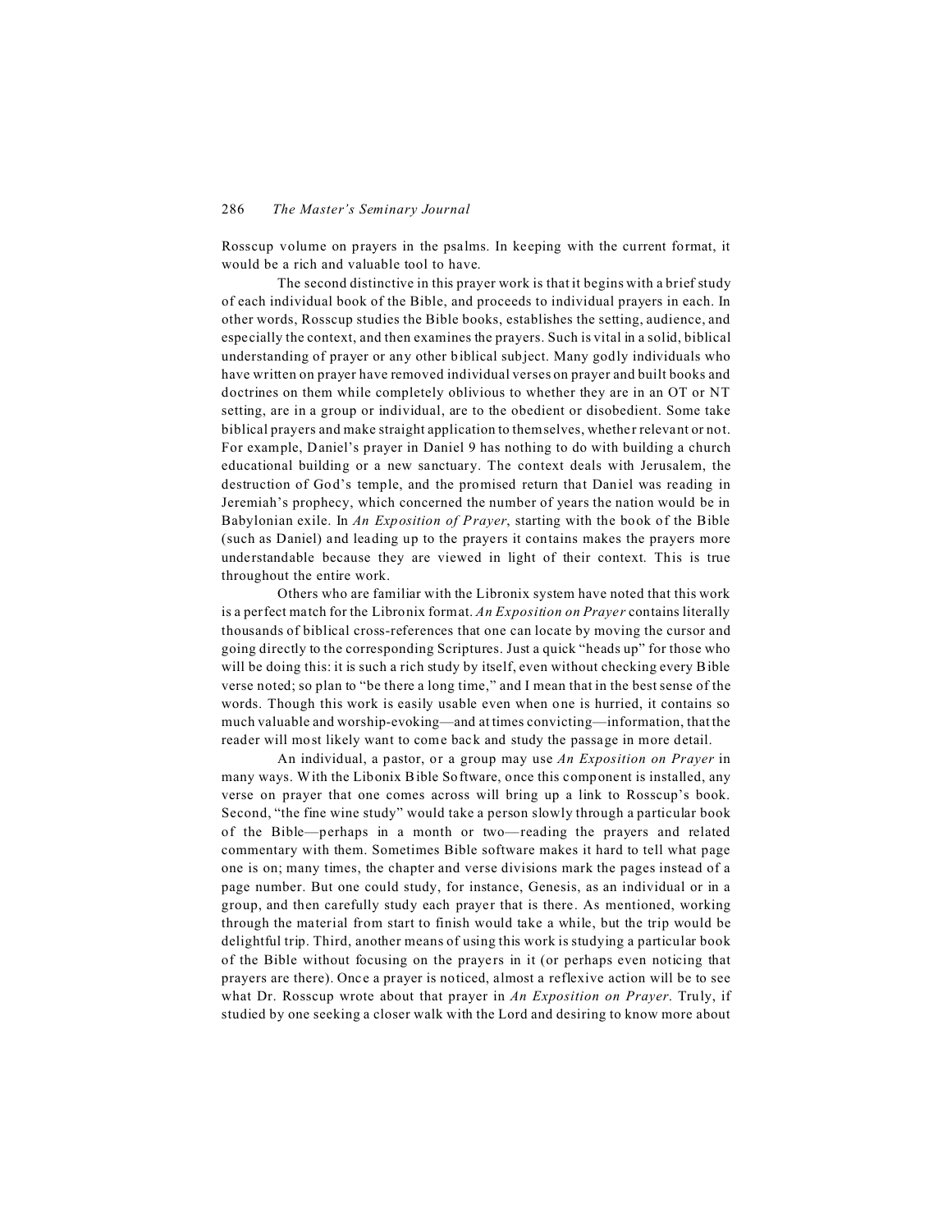Rosscup volume on prayers in the psalms. In keeping with the current format, it would be a rich and valuable tool to have.

The second distinctive in this prayer work is that it begins with a brief study of each individual book of the Bible, and proceeds to individual prayers in each. In other words, Rosscup studies the Bible books, establishes the setting, audience, and especially the context, and then examines the prayers. Such is vital in a solid, biblical understanding of prayer or any other biblical subject. Many godly individuals who have written on prayer have removed individual verses on prayer and built books and doctrines on them while completely oblivious to whether they are in an OT or NT setting, are in a group or individual, are to the obedient or disobedient. Some take biblical prayers and make straight application to themselves, whether relevant or not. For example, Daniel's prayer in Daniel 9 has nothing to do with building a church educational building or a new sanctuary. The context deals with Jerusalem, the destruction of God's temple, and the promised return that Daniel was reading in Jeremiah's prophecy, which concerned the number of years the nation would be in Babylonian exile. In *An Exposition of Prayer*, starting with the book of the Bible (such as Daniel) and leading up to the prayers it contains makes the prayers more understandable because they are viewed in light of their context. This is true throughout the entire work.

Others who are familiar with the Libronix system have noted that this work is a perfect match for the Libronix format. *An Exposition on Prayer* contains literally thousands of biblical cross-references that one can locate by moving the cursor and going directly to the corresponding Scriptures. Just a quick "heads up" for those who will be doing this: it is such a rich study by itself, even without checking every Bible verse noted; so plan to "be there a long time," and I mean that in the best sense of the words. Though this work is easily usable even when one is hurried, it contains so much valuable and worship-evoking—and at times convicting—information, that the reader will most likely want to come back and study the passage in more detail.

An individual, a pastor, or a group may use *An Exposition on Prayer* in many ways. With the Libonix Bible Software, once this component is installed, any verse on prayer that one comes across will bring up a link to Rosscup's book. Second, "the fine wine study" would take a person slowly through a particular book of the Bible—perhaps in a month or two—reading the prayers and related commentary with them. Sometimes Bible software makes it hard to tell what page one is on; many times, the chapter and verse divisions mark the pages instead of a page number. But one could study, for instance, Genesis, as an individual or in a group, and then carefully study each prayer that is there. As mentioned, working through the material from start to finish would take a while, but the trip would be delightful trip. Third, another means of using this work is studying a particular book of the Bible without focusing on the prayers in it (or perhaps even noticing that prayers are there). Once a prayer is noticed, almost a reflexive action will be to see what Dr. Rosscup wrote about that prayer in *An Exposition on Prayer*. Truly, if studied by one seeking a closer walk with the Lord and desiring to know more about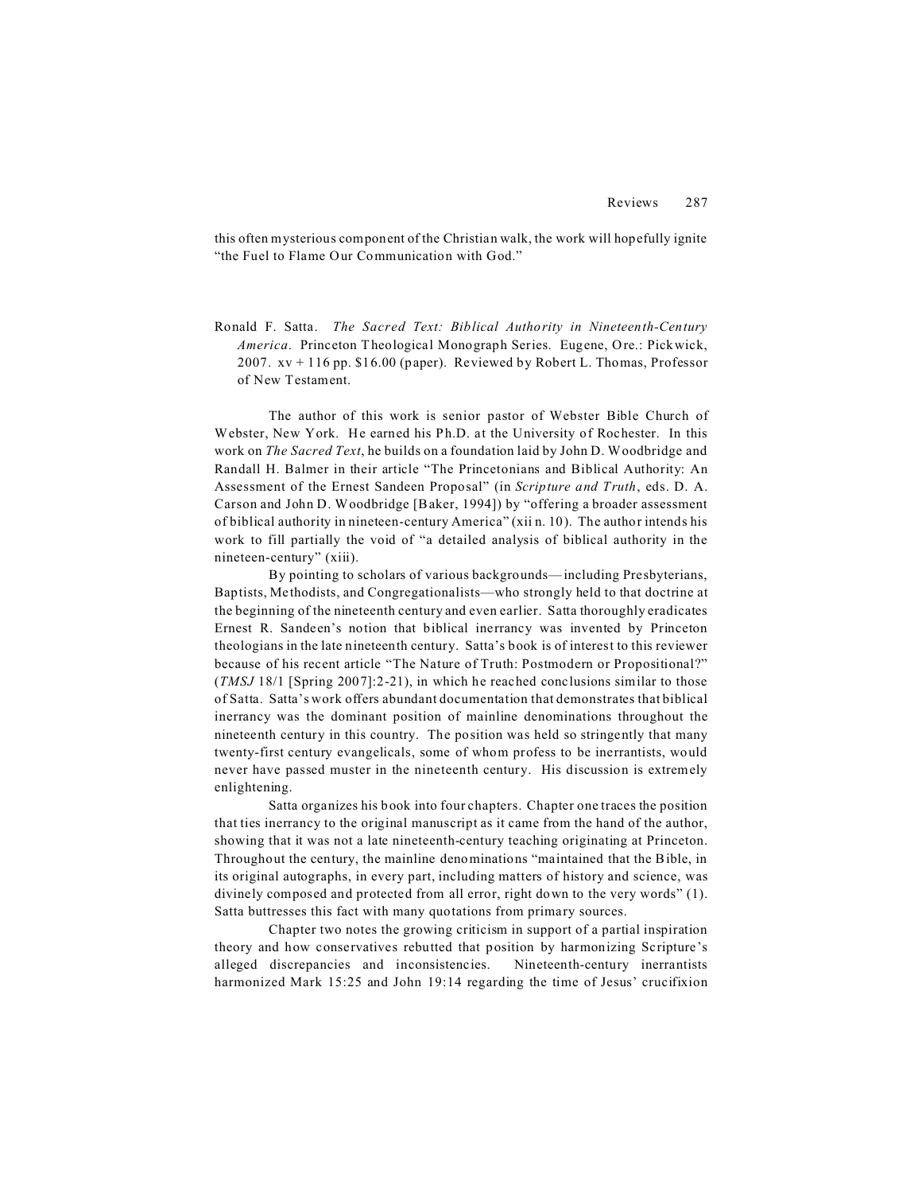this often mysterious component of the Christian walk, the work will hopefully ignite "the Fuel to Flame Our Communication with God."

Ronald F. Satta. *The Sacred Text: Biblical Authority in Nineteenth-Century America*. Princeton Theological Monograph Series. Eugene, Ore.: Pickwick, 2007. xv + 116 pp. $16.00 (paper). Reviewed by Robert L. Thomas, Professor of New Testament.

The author of this work is senior pastor of Webster Bible Church of Webster, New York. He earned his Ph.D. at the University of Rochester. In this work on *The Sacred Text*, he builds on a foundation laid by John D. Woodbridge and Randall H. Balmer in their article "The Princetonians and Biblical Authority: An Assessment of the Ernest Sandeen Proposal" (in *Scripture and Truth*, eds. D. A. Carson and John D. Woodbridge [Baker, 1994]) by "offering a broader assessment of biblical authority in nineteen-century America" (xii n. 10). The author intends his work to fill partially the void of "a detailed analysis of biblical authority in the nineteen-century" (xiii).

By pointing to scholars of various backgrounds—including Presbyterians, Baptists, Methodists, and Congregationalists—who strongly held to that doctrine at the beginning of the nineteenth century and even earlier. Satta thoroughly eradicates Ernest R. Sandeen's notion that biblical inerrancy was invented by Princeton theologians in the late nineteenth century. Satta's book is of interest to this reviewer because of his recent article "The Nature of Truth: Postmodern or Propositional?" (*TMSJ* 18/1 [Spring 2007]:2-21), in which he reached conclusions similar to those of Satta. Satta's work offers abundant documentation that demonstrates that biblical inerrancy was the dominant position of mainline denominations throughout the nineteenth century in this country. The position was held so stringently that many twenty-first century evangelicals, some of whom profess to be inerrantists, would never have passed muster in the nineteenth century. His discussion is extremely enlightening.

Satta organizes his book into four chapters. Chapter one traces the position that ties inerrancy to the original manuscript as it came from the hand of the author, showing that it was not a late nineteenth-century teaching originating at Princeton. Throughout the century, the mainline denominations "maintained that the Bible, in its original autographs, in every part, including matters of history and science, was divinely composed and protected from all error, right down to the very words" (1). Satta buttresses this fact with many quotations from primary sources.

Chapter two notes the growing criticism in support of a partial inspiration theory and how conservatives rebutted that position by harmonizing Scripture's alleged discrepancies and inconsistencies. Nineteenth-century inerrantists harmonized Mark 15:25 and John 19:14 regarding the time of Jesus' crucifixion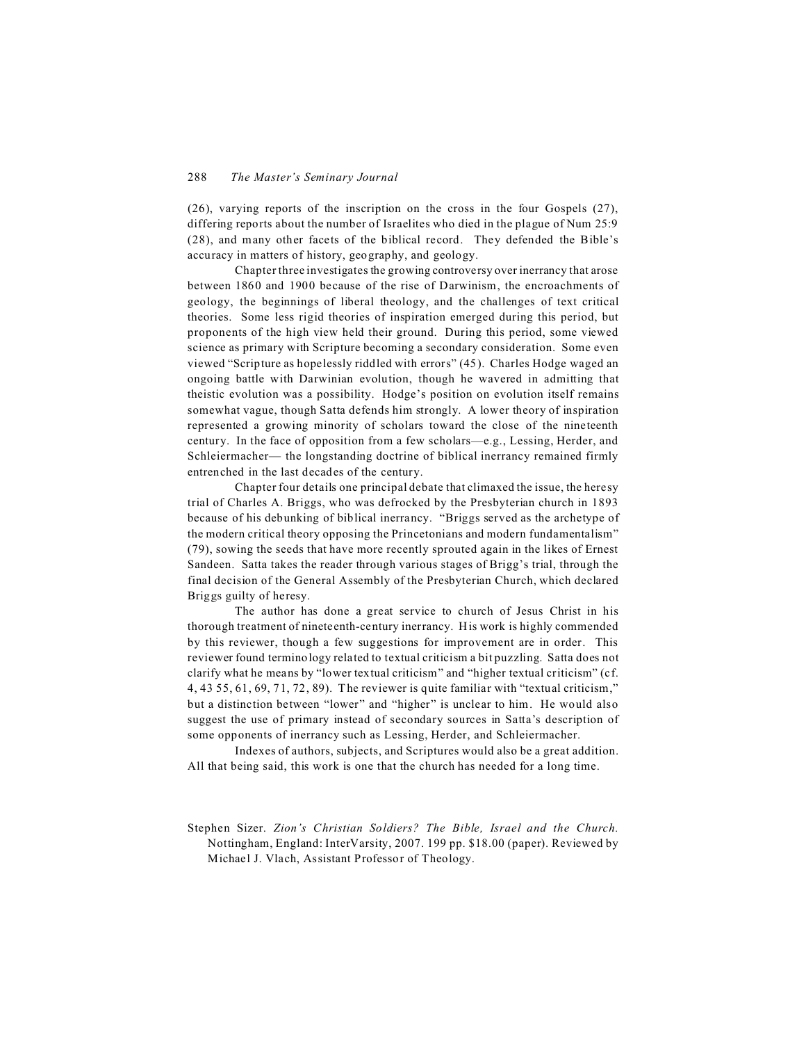(26), varying reports of the inscription on the cross in the four Gospels (27), differing reports about the number of Israelites who died in the plague of Num 25:9 (28), and many other facets of the biblical record. They defended the Bible's accuracy in matters of history, geography, and geology.

Chapter three investigates the growing controversy over inerrancy that arose between 1860 and 1900 because of the rise of Darwinism, the encroachments of geology, the beginnings of liberal theology, and the challenges of text critical theories. Some less rigid theories of inspiration emerged during this period, but proponents of the high view held their ground. During this period, some viewed science as primary with Scripture becoming a secondary consideration. Some even viewed "Scripture as hopelessly riddled with errors" (45). Charles Hodge waged an ongoing battle with Darwinian evolution, though he wavered in admitting that theistic evolution was a possibility. Hodge's position on evolution itself remains somewhat vague, though Satta defends him strongly. A lower theory of inspiration represented a growing minority of scholars toward the close of the nineteenth century. In the face of opposition from a few scholars—e.g., Lessing, Herder, and Schleiermacher— the longstanding doctrine of biblical inerrancy remained firmly entrenched in the last decades of the century.

Chapter four details one principal debate that climaxed the issue, the heresy trial of Charles A. Briggs, who was defrocked by the Presbyterian church in 1893 because of his debunking of biblical inerrancy. "Briggs served as the archetype of the modern critical theory opposing the Princetonians and modern fundamentalism" (79), sowing the seeds that have more recently sprouted again in the likes of Ernest Sandeen. Satta takes the reader through various stages of Brigg's trial, through the final decision of the General Assembly of the Presbyterian Church, which declared Briggs guilty of heresy.

The author has done a great service to church of Jesus Christ in his thorough treatment of nineteenth-century inerrancy. His work is highly commended by this reviewer, though a few suggestions for improvement are in order. This reviewer found terminology related to textual criticism a bit puzzling. Satta does not clarify what he means by "lower textual criticism" and "higher textual criticism" (cf. 4, 43 55, 61, 69, 71, 72, 89). The reviewer is quite familiar with "textual criticism," but a distinction between "lower" and "higher" is unclear to him. He would also suggest the use of primary instead of secondary sources in Satta's description of some opponents of inerrancy such as Lessing, Herder, and Schleiermacher.

Indexes of authors, subjects, and Scriptures would also be a great addition. All that being said, this work is one that the church has needed for a long time.

Stephen Sizer. *Zion's Christian Soldiers? The Bible, Israel and the Church.* Nottingham, England: InterVarsity, 2007. 199 pp. $18.00 (paper). Reviewed by Michael J. Vlach, Assistant Professor of Theology.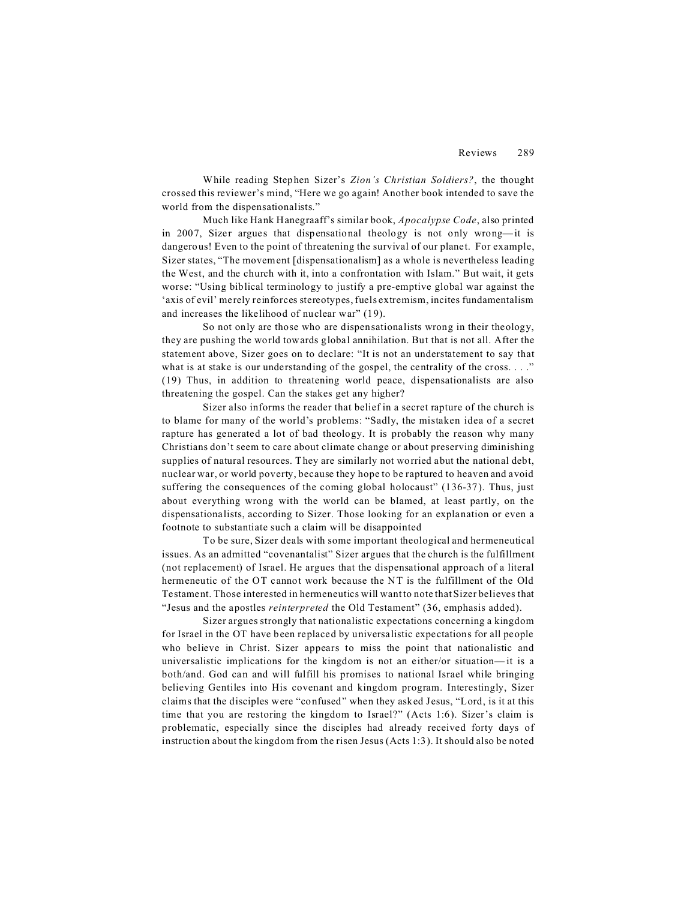While reading Stephen Sizer's *Zion's Christian Soldiers?*, the thought crossed this reviewer's mind, "Here we go again! Another book intended to save the world from the dispensationalists."

Much like Hank Hanegraaff's similar book, *Apocalypse Code*, also printed in 2007, Sizer argues that dispensational theology is not only wrong—it is dangerous! Even to the point of threatening the survival of our planet. For example, Sizer states, "The movement [dispensationalism] as a whole is nevertheless leading the West, and the church with it, into a confrontation with Islam." But wait, it gets worse: "Using biblical terminology to justify a pre-emptive global war against the 'axis of evil' merely reinforces stereotypes, fuels extremism, incites fundamentalism and increases the likelihood of nuclear war" (19).

So not only are those who are dispensationalists wrong in their theology, they are pushing the world towards global annihilation. But that is not all. After the statement above, Sizer goes on to declare: "It is not an understatement to say that what is at stake is our understanding of the gospel, the centrality of the cross. . . ." (19) Thus, in addition to threatening world peace, dispensationalists are also threatening the gospel. Can the stakes get any higher?

Sizer also informs the reader that belief in a secret rapture of the church is to blame for many of the world's problems: "Sadly, the mistaken idea of a secret rapture has generated a lot of bad theology. It is probably the reason why many Christians don't seem to care about climate change or about preserving diminishing supplies of natural resources. They are similarly not worried abut the national debt, nuclear war, or world poverty, because they hope to be raptured to heaven and avoid suffering the consequences of the coming global holocaust" (136-37). Thus, just about everything wrong with the world can be blamed, at least partly, on the dispensationalists, according to Sizer. Those looking for an explanation or even a footnote to substantiate such a claim will be disappointed

To be sure, Sizer deals with some important theological and hermeneutical issues. As an admitted "covenantalist" Sizer argues that the church is the fulfillment (not replacement) of Israel. He argues that the dispensational approach of a literal hermeneutic of the OT cannot work because the NT is the fulfillment of the Old Testament. Those interested in hermeneutics will want to note that Sizer believes that "Jesus and the apostles *reinterpreted* the Old Testament" (36, emphasis added).

Sizer argues strongly that nationalistic expectations concerning a kingdom for Israel in the OT have been replaced by universalistic expectations for all people who believe in Christ. Sizer appears to miss the point that nationalistic and universalistic implications for the kingdom is not an either/or situation—it is a both/and. God can and will fulfill his promises to national Israel while bringing believing Gentiles into His covenant and kingdom program. Interestingly, Sizer claims that the disciples were "confused" when they asked Jesus, "Lord, is it at this time that you are restoring the kingdom to Israel?" (Acts 1:6). Sizer's claim is problematic, especially since the disciples had already received forty days of instruction about the kingdom from the risen Jesus (Acts 1:3). It should also be noted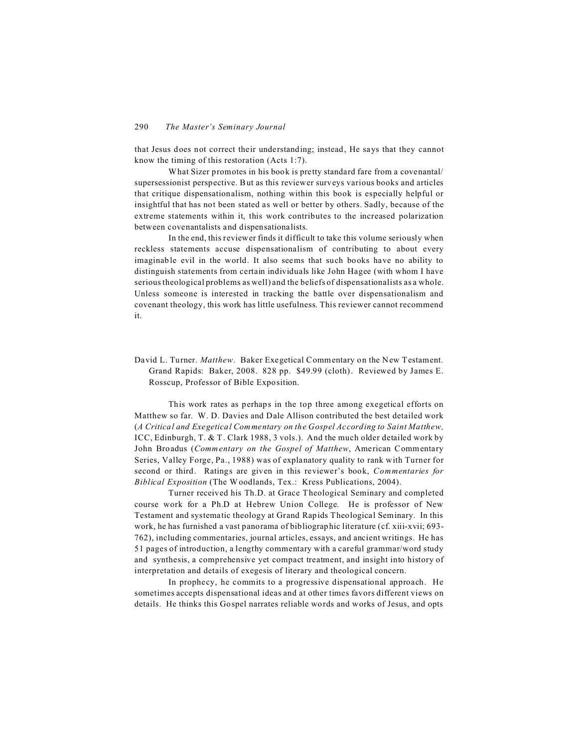that Jesus does not correct their understanding; instead, He says that they cannot know the timing of this restoration (Acts 1:7).

What Sizer promotes in his book is pretty standard fare from a covenantal/supersessionist perspective. But as this reviewer surveys various books and articles that critique dispensationalism, nothing within this book is especially helpful or insightful that has not been stated as well or better by others. Sadly, because of the extreme statements within it, this work contributes to the increased polarization between covenantalists and dispensationalists.

In the end, this reviewer finds it difficult to take this volume seriously when reckless statements accuse dispensationalism of contributing to about every imaginable evil in the world. It also seems that such books have no ability to distinguish statements from certain individuals like John Hagee (with whom I have serious theological problems as well) and the beliefs of dispensationalists as a whole. Unless someone is interested in tracking the battle over dispensationalism and covenant theology, this work has little usefulness. This reviewer cannot recommend it.

David L. Turner. *Matthew*. Baker Exegetical Commentary on the New Testament. Grand Rapids: Baker, 2008. 828 pp. $49.99 (cloth). Reviewed by James E. Rosscup, Professor of Bible Exposition.

This work rates as perhaps in the top three among exegetical efforts on Matthew so far. W. D. Davies and Dale Allison contributed the best detailed work (*A Critical and Exegetical Commentary on the Gospel According to Saint Matthew,* ICC, Edinburgh, T. & T. Clark 1988, 3 vols.). And the much older detailed work by John Broadus (*Commentary on the Gospel of Matthew*, American Commentary Series, Valley Forge, Pa., 1988) was of explanatory quality to rank with Turner for second or third. Ratings are given in this reviewer's book, *Commentaries for Biblical Exposition* (The Woodlands, Tex.: Kress Publications, 2004).

Turner received his Th.D. at Grace Theological Seminary and completed course work for a Ph.D at Hebrew Union College. He is professor of New Testament and systematic theology at Grand Rapids Theological Seminary. In this work, he has furnished a vast panorama of bibliographic literature (cf. xiii-xvii; 693-762), including commentaries, journal articles, essays, and ancient writings. He has 51 pages of introduction, a lengthy commentary with a careful grammar/word study and synthesis, a comprehensive yet compact treatment, and insight into history of interpretation and details of exegesis of literary and theological concern.

In prophecy, he commits to a progressive dispensational approach. He sometimes accepts dispensational ideas and at other times favors different views on details. He thinks this Gospel narrates reliable words and works of Jesus, and opts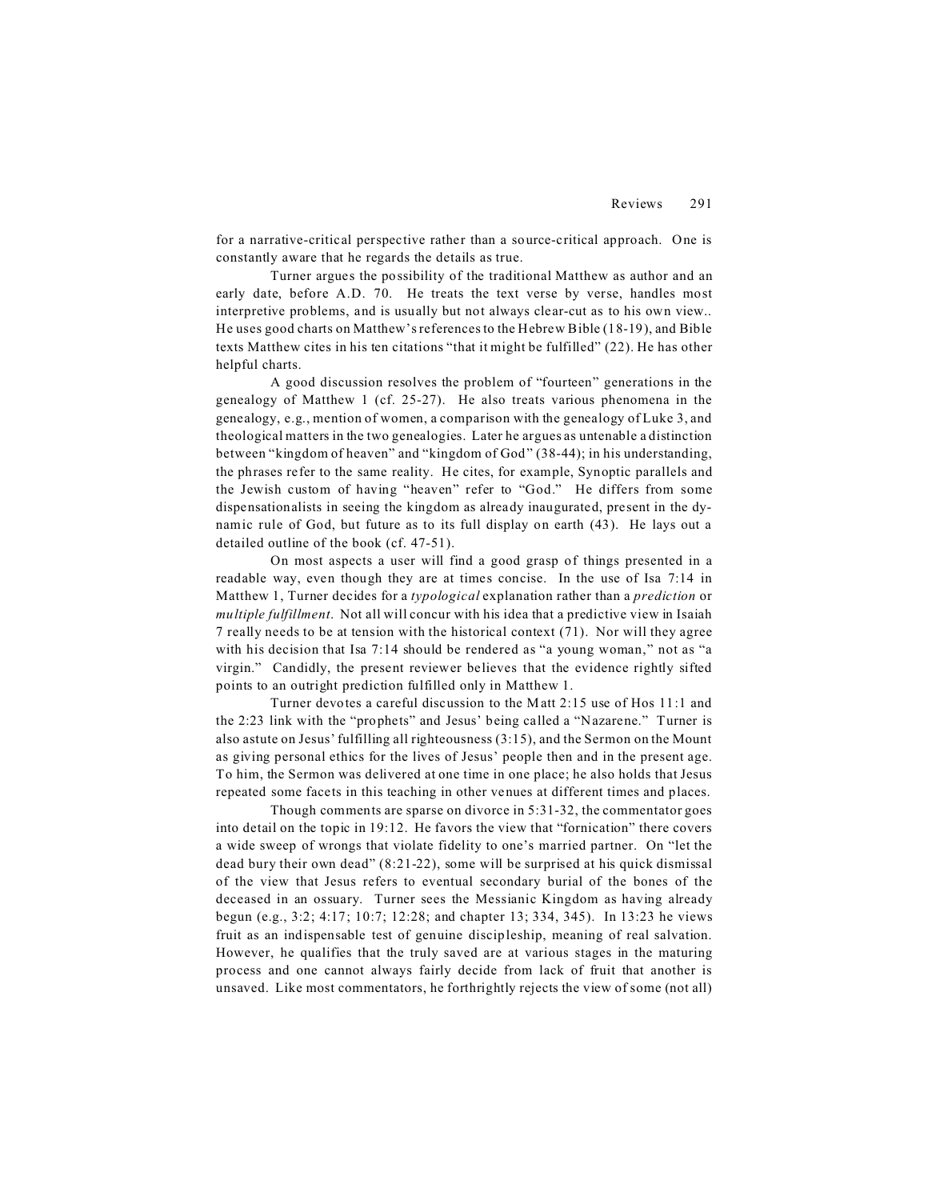for a narrative-critical perspective rather than a source-critical approach. One is constantly aware that he regards the details as true.

Turner argues the possibility of the traditional Matthew as author and an early date, before A.D. 70. He treats the text verse by verse, handles most interpretive problems, and is usually but not always clear-cut as to his own view.. He uses good charts on Matthew's references to the Hebrew Bible (18-19), and Bible texts Matthew cites in his ten citations "that it might be fulfilled" (22). He has other helpful charts.

A good discussion resolves the problem of "fourteen" generations in the genealogy of Matthew 1 (cf. 25-27). He also treats various phenomena in the genealogy, e.g., mention of women, a comparison with the genealogy of Luke 3, and theological matters in the two genealogies. Later he argues as untenable a distinction between "kingdom of heaven" and "kingdom of God" (38-44); in his understanding, the phrases refer to the same reality. He cites, for example, Synoptic parallels and the Jewish custom of having "heaven" refer to "God." He differs from some dispensationalists in seeing the kingdom as already inaugurated, present in the dynamic rule of God, but future as to its full display on earth (43). He lays out a detailed outline of the book (cf. 47-51).

On most aspects a user will find a good grasp of things presented in a readable way, even though they are at times concise. In the use of Isa 7:14 in Matthew 1, Turner decides for a *typological* explanation rather than a *prediction* or *multiple fulfillment*. Not all will concur with his idea that a predictive view in Isaiah 7 really needs to be at tension with the historical context (71). Nor will they agree with his decision that Isa 7:14 should be rendered as "a young woman," not as "a virgin." Candidly, the present reviewer believes that the evidence rightly sifted points to an outright prediction fulfilled only in Matthew 1.

Turner devotes a careful discussion to the Matt 2:15 use of Hos 11:1 and the 2:23 link with the "prophets" and Jesus' being called a "Nazarene." Turner is also astute on Jesus' fulfilling all righteousness (3:15), and the Sermon on the Mount as giving personal ethics for the lives of Jesus' people then and in the present age. To him, the Sermon was delivered at one time in one place; he also holds that Jesus repeated some facets in this teaching in other venues at different times and places.

Though comments are sparse on divorce in 5:31-32, the commentator goes into detail on the topic in 19:12. He favors the view that "fornication" there covers a wide sweep of wrongs that violate fidelity to one's married partner. On "let the dead bury their own dead" (8:21-22), some will be surprised at his quick dismissal of the view that Jesus refers to eventual secondary burial of the bones of the deceased in an ossuary. Turner sees the Messianic Kingdom as having already begun (e.g., 3:2; 4:17; 10:7; 12:28; and chapter 13; 334, 345). In 13:23 he views fruit as an indispensable test of genuine discipleship, meaning of real salvation. However, he qualifies that the truly saved are at various stages in the maturing process and one cannot always fairly decide from lack of fruit that another is unsaved. Like most commentators, he forthrightly rejects the view of some (not all)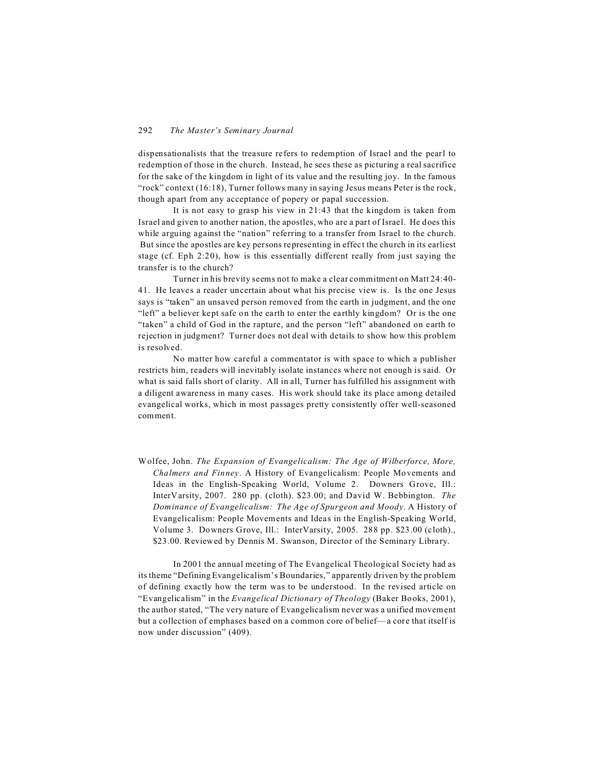dispensationalists that the treasure refers to redemption of Israel and the pearl to redemption of those in the church. Instead, he sees these as picturing a real sacrifice for the sake of the kingdom in light of its value and the resulting joy. In the famous "rock" context (16:18), Turner follows many in saying Jesus means Peter is the rock, though apart from any acceptance of popery or papal succession.

It is not easy to grasp his view in 21:43 that the kingdom is taken from Israel and given to another nation, the apostles, who are a part of Israel. He does this while arguing against the "nation" referring to a transfer from Israel to the church. But since the apostles are key persons representing in effect the church in its earliest stage (cf. Eph 2:20), how is this essentially different really from just saying the transfer is to the church?

Turner in his brevity seems not to make a clear commitment on Matt 24:40-41. He leaves a reader uncertain about what his precise view is. Is the one Jesus says is "taken" an unsaved person removed from the earth in judgment, and the one "left" a believer kept safe on the earth to enter the earthly kingdom? Or is the one "taken" a child of God in the rapture, and the person "left" abandoned on earth to rejection in judgment? Turner does not deal with details to show how this problem is resolved.

No matter how careful a commentator is with space to which a publisher restricts him, readers will inevitably isolate instances where not enough is said. Or what is said falls short of clarity. All in all, Turner has fulfilled his assignment with a diligent awareness in many cases. His work should take its place among detailed evangelical works, which in most passages pretty consistently offer well-seasoned comment.

Wolfee, John. *The Expansion of Evangelicalism: The Age of Wilberforce, More, Chalmers and Finney*. A History of Evangelicalism: People Movements and Ideas in the English-Speaking World, Volume 2. Downers Grove, Ill.: InterVarsity, 2007. 280 pp. (cloth). $23.00; and David W. Bebbington. *The Dominance of Evangelicalism: The Age of Spurgeon and Moody*. A History of Evangelicalism: People Movements and Ideas in the English-Speaking World, Volume 3. Downers Grove, Ill.: InterVarsity, 2005. 288 pp. $23.00 (cloth)., $23.00. Reviewed by Dennis M. Swanson, Director of the Seminary Library.

In 2001 the annual meeting of The Evangelical Theological Society had as its theme "Defining Evangelicalism's Boundaries," apparently driven by the problem of defining exactly how the term was to be understood. In the revised article on "Evangelicalism" in the *Evangelical Dictionary of Theology* (Baker Books, 2001), the author stated, "The very nature of Evangelicalism never was a unified movement but a collection of emphases based on a common core of belief—a core that itself is now under discussion" (409).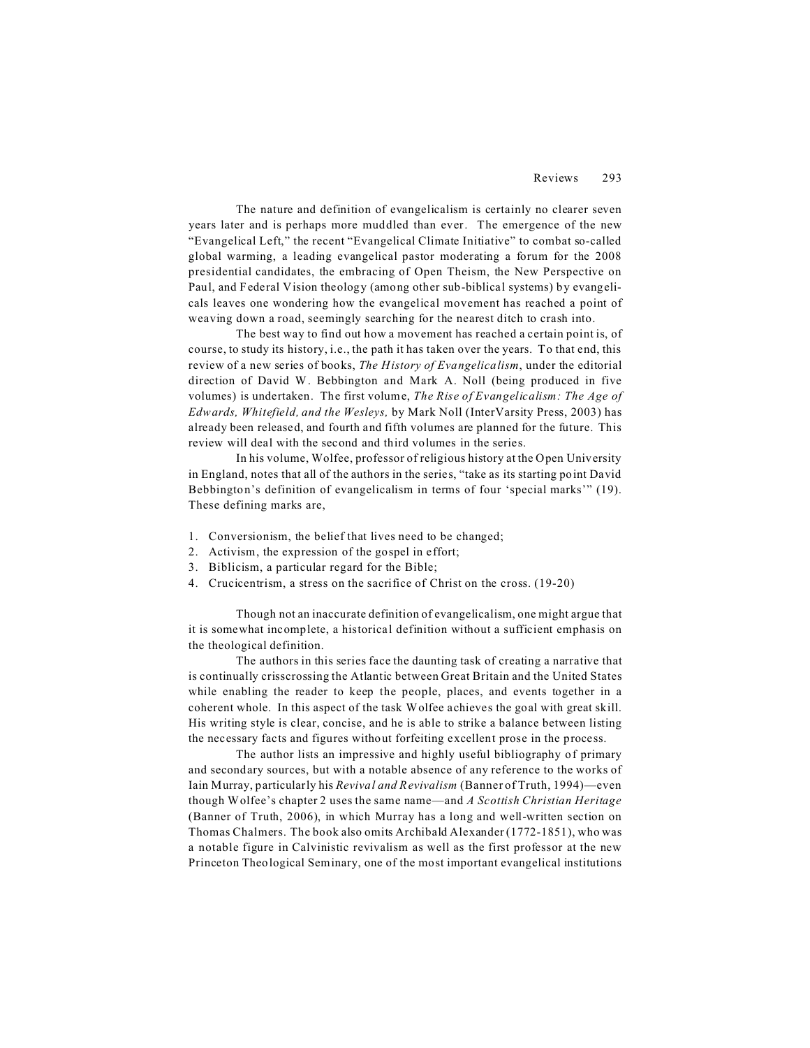The nature and definition of evangelicalism is certainly no clearer seven years later and is perhaps more muddled than ever. The emergence of the new "Evangelical Left," the recent "Evangelical Climate Initiative" to combat so-called global warming, a leading evangelical pastor moderating a forum for the 2008 presidential candidates, the embracing of Open Theism, the New Perspective on Paul, and Federal Vision theology (among other sub-biblical systems) by evangelicals leaves one wondering how the evangelical movement has reached a point of weaving down a road, seemingly searching for the nearest ditch to crash into.

The best way to find out how a movement has reached a certain point is, of course, to study its history, i.e., the path it has taken over the years. To that end, this review of a new series of books, *The History of Evangelicalism*, under the editorial direction of David W. Bebbington and Mark A. Noll (being produced in five volumes) is undertaken. The first volume, *The Rise of Evangelicalism: The Age of Edwards, Whitefield, and the Wesleys,* by Mark Noll (InterVarsity Press, 2003) has already been released, and fourth and fifth volumes are planned for the future. This review will deal with the second and third volumes in the series.

In his volume, Wolfee, professor of religious history at the Open University in England, notes that all of the authors in the series, "take as its starting point David Bebbington's definition of evangelicalism in terms of four 'special marks'" (19). These defining marks are,

1. Conversionism, the belief that lives need to be changed;
2. Activism, the expression of the gospel in effort;
3. Biblicism, a particular regard for the Bible;
4. Crucicentrism, a stress on the sacrifice of Christ on the cross. (19-20)

Though not an inaccurate definition of evangelicalism, one might argue that it is somewhat incomplete, a historical definition without a sufficient emphasis on the theological definition.

The authors in this series face the daunting task of creating a narrative that is continually crisscrossing the Atlantic between Great Britain and the United States while enabling the reader to keep the people, places, and events together in a coherent whole. In this aspect of the task Wolfee achieves the goal with great skill. His writing style is clear, concise, and he is able to strike a balance between listing the necessary facts and figures without forfeiting excellent prose in the process.

The author lists an impressive and highly useful bibliography of primary and secondary sources, but with a notable absence of any reference to the works of Iain Murray, particularly his *Revival and Revivalism* (Banner of Truth, 1994)—even though Wolfee's chapter 2 uses the same name—and *A Scottish Christian Heritage* (Banner of Truth, 2006), in which Murray has a long and well-written section on Thomas Chalmers. The book also omits Archibald Alexander (1772-1851), who was a notable figure in Calvinistic revivalism as well as the first professor at the new Princeton Theological Seminary, one of the most important evangelical institutions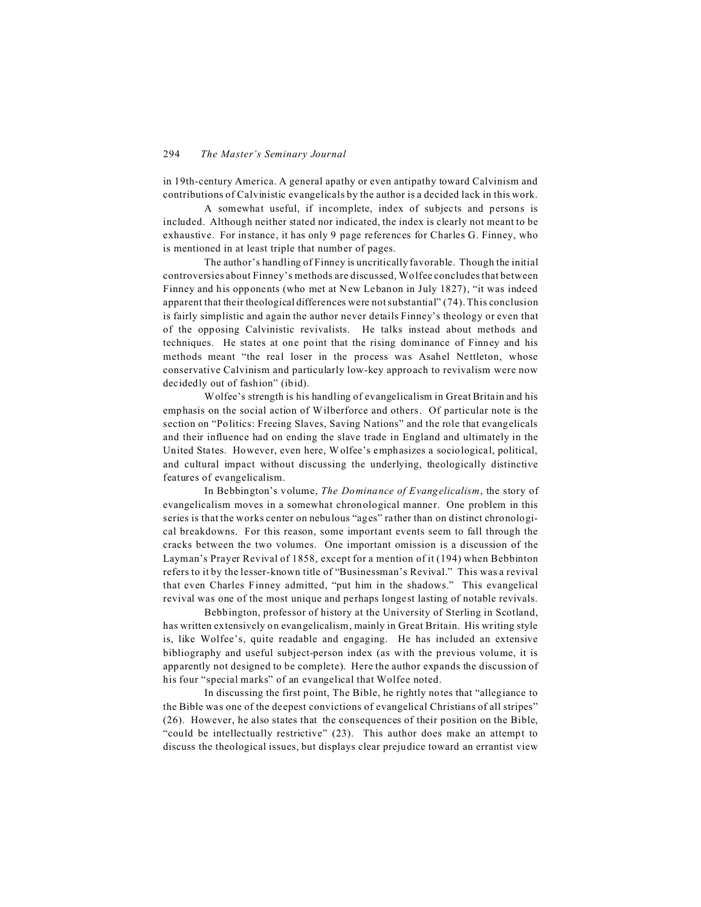in 19th-century America. A general apathy or even antipathy toward Calvinism and contributions of Calvinistic evangelicals by the author is a decided lack in this work.

A somewhat useful, if incomplete, index of subjects and persons is included. Although neither stated nor indicated, the index is clearly not meant to be exhaustive. For instance, it has only 9 page references for Charles G. Finney, who is mentioned in at least triple that number of pages.

The author's handling of Finney is uncritically favorable. Though the initial controversies about Finney's methods are discussed, Wolfee concludes that between Finney and his opponents (who met at New Lebanon in July 1827), "it was indeed apparent that their theological differences were not substantial" (74). This conclusion is fairly simplistic and again the author never details Finney's theology or even that of the opposing Calvinistic revivalists. He talks instead about methods and techniques. He states at one point that the rising dominance of Finney and his methods meant "the real loser in the process was Asahel Nettleton, whose conservative Calvinism and particularly low-key approach to revivalism were now decidedly out of fashion" (ibid).

Wolfee's strength is his handling of evangelicalism in Great Britain and his emphasis on the social action of Wilberforce and others. Of particular note is the section on "Politics: Freeing Slaves, Saving Nations" and the role that evangelicals and their influence had on ending the slave trade in England and ultimately in the United States. However, even here, Wolfee's emphasizes a sociological, political, and cultural impact without discussing the underlying, theologically distinctive features of evangelicalism.

In Bebbington's volume, *The Dominance of Evangelicalism*, the story of evangelicalism moves in a somewhat chronological manner. One problem in this series is that the works center on nebulous "ages" rather than on distinct chronological breakdowns. For this reason, some important events seem to fall through the cracks between the two volumes. One important omission is a discussion of the Layman's Prayer Revival of 1858, except for a mention of it (194) when Bebbinton refers to it by the lesser-known title of "Businessman's Revival." This was a revival that even Charles Finney admitted, "put him in the shadows." This evangelical revival was one of the most unique and perhaps longest lasting of notable revivals.

Bebbington, professor of history at the University of Sterling in Scotland, has written extensively on evangelicalism, mainly in Great Britain. His writing style is, like Wolfee's, quite readable and engaging. He has included an extensive bibliography and useful subject-person index (as with the previous volume, it is apparently not designed to be complete). Here the author expands the discussion of his four "special marks" of an evangelical that Wolfee noted.

In discussing the first point, The Bible, he rightly notes that "allegiance to the Bible was one of the deepest convictions of evangelical Christians of all stripes" (26). However, he also states that the consequences of their position on the Bible, "could be intellectually restrictive" (23). This author does make an attempt to discuss the theological issues, but displays clear prejudice toward an errantist view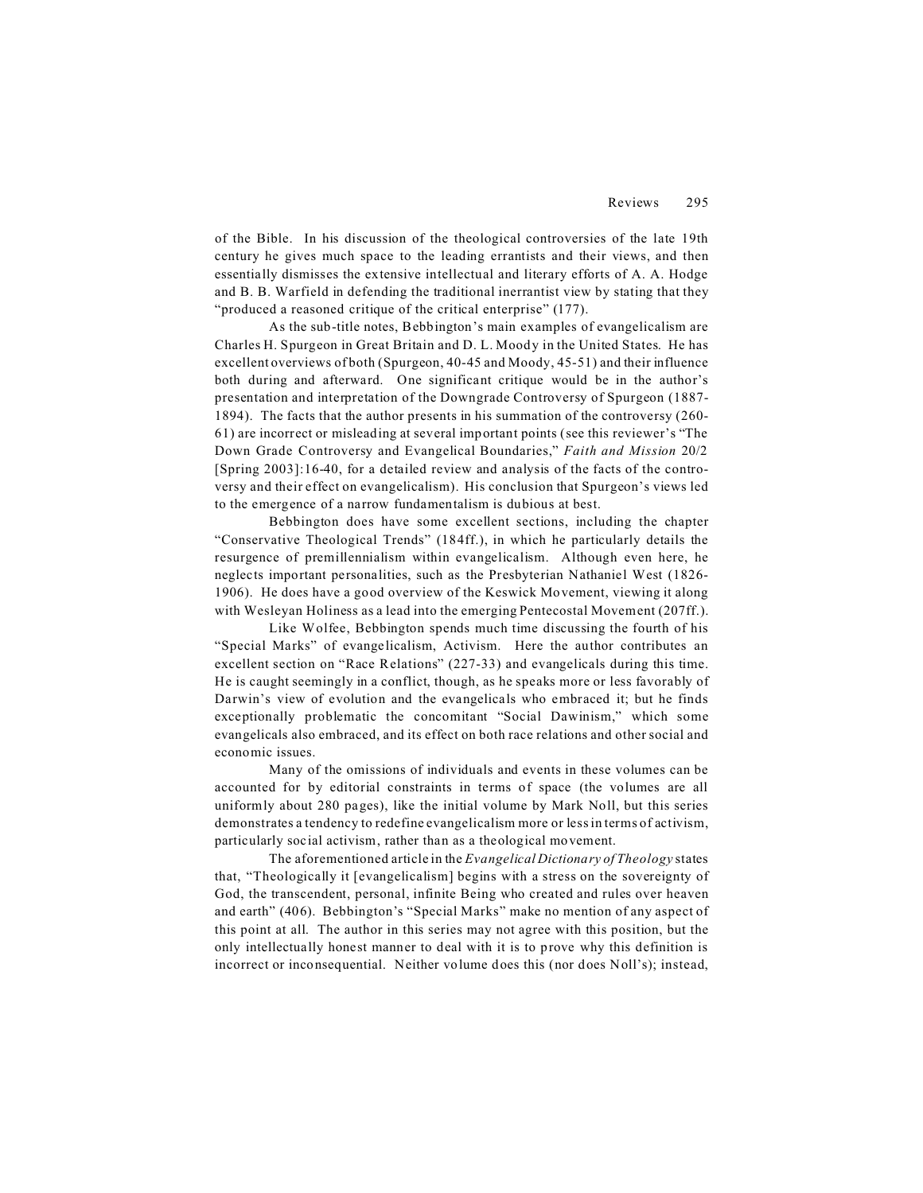of the Bible. In his discussion of the theological controversies of the late 19th century he gives much space to the leading errantists and their views, and then essentially dismisses the extensive intellectual and literary efforts of A. A. Hodge and B. B. Warfield in defending the traditional inerrantist view by stating that they "produced a reasoned critique of the critical enterprise" (177).

As the sub-title notes, Bebbington's main examples of evangelicalism are Charles H. Spurgeon in Great Britain and D. L. Moody in the United States. He has excellent overviews of both (Spurgeon, 40-45 and Moody, 45-51) and their influence both during and afterward. One significant critique would be in the author's presentation and interpretation of the Downgrade Controversy of Spurgeon (1887-1894). The facts that the author presents in his summation of the controversy (260-61) are incorrect or misleading at several important points (see this reviewer's "The Down Grade Controversy and Evangelical Boundaries," *Faith and Mission* 20/2 [Spring 2003]:16-40, for a detailed review and analysis of the facts of the controversy and their effect on evangelicalism). His conclusion that Spurgeon's views led to the emergence of a narrow fundamentalism is dubious at best.

Bebbington does have some excellent sections, including the chapter "Conservative Theological Trends" (184ff.), in which he particularly details the resurgence of premillennialism within evangelicalism. Although even here, he neglects important personalities, such as the Presbyterian Nathaniel West (1826-1906). He does have a good overview of the Keswick Movement, viewing it along with Wesleyan Holiness as a lead into the emerging Pentecostal Movement (207ff.).

Like Wolfee, Bebbington spends much time discussing the fourth of his "Special Marks" of evangelicalism, Activism. Here the author contributes an excellent section on "Race Relations" (227-33) and evangelicals during this time. He is caught seemingly in a conflict, though, as he speaks more or less favorably of Darwin's view of evolution and the evangelicals who embraced it; but he finds exceptionally problematic the concomitant "Social Dawinism," which some evangelicals also embraced, and its effect on both race relations and other social and economic issues.

Many of the omissions of individuals and events in these volumes can be accounted for by editorial constraints in terms of space (the volumes are all uniformly about 280 pages), like the initial volume by Mark Noll, but this series demonstrates a tendency to redefine evangelicalism more or less in terms of activism, particularly social activism, rather than as a theological movement.

The aforementioned article in the *Evangelical Dictionary of Theology* states that, "Theologically it [evangelicalism] begins with a stress on the sovereignty of God, the transcendent, personal, infinite Being who created and rules over heaven and earth" (406). Bebbington's "Special Marks" make no mention of any aspect of this point at all. The author in this series may not agree with this position, but the only intellectually honest manner to deal with it is to prove why this definition is incorrect or inconsequential. Neither volume does this (nor does Noll's); instead,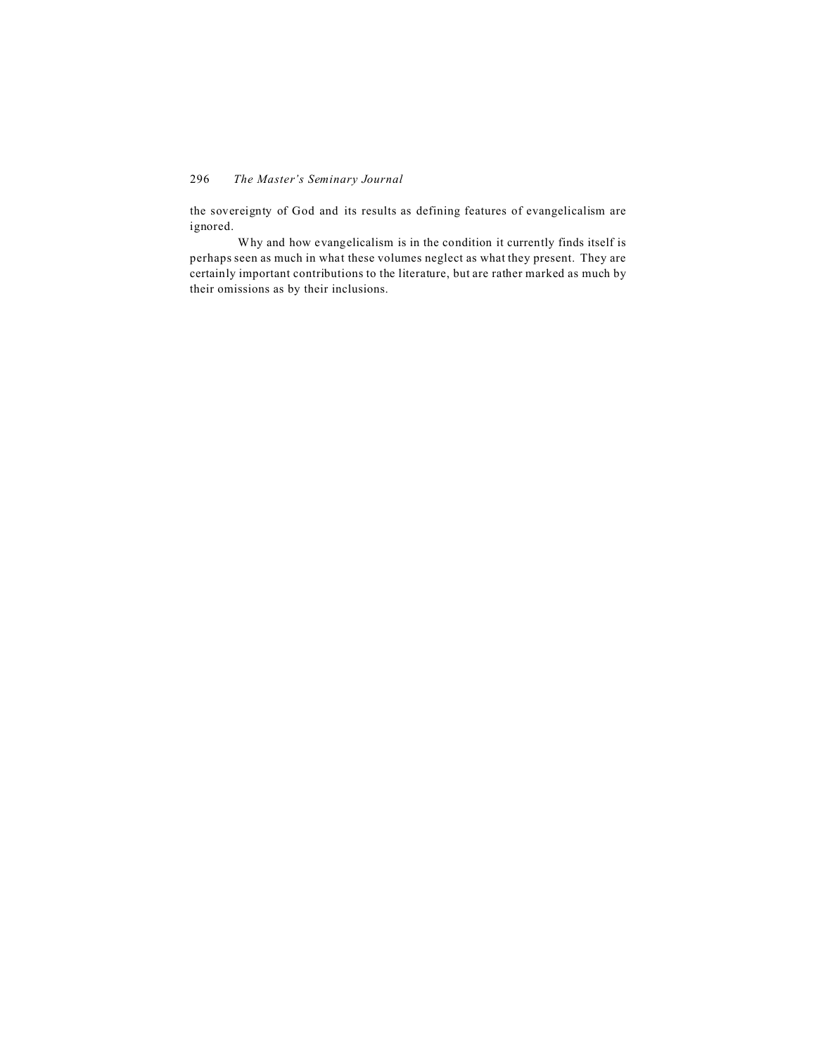the sovereignty of God and its results as defining features of evangelicalism are ignored.

Why and how evangelicalism is in the condition it currently finds itself is perhaps seen as much in what these volumes neglect as what they present. They are certainly important contributions to the literature, but are rather marked as much by their omissions as by their inclusions.